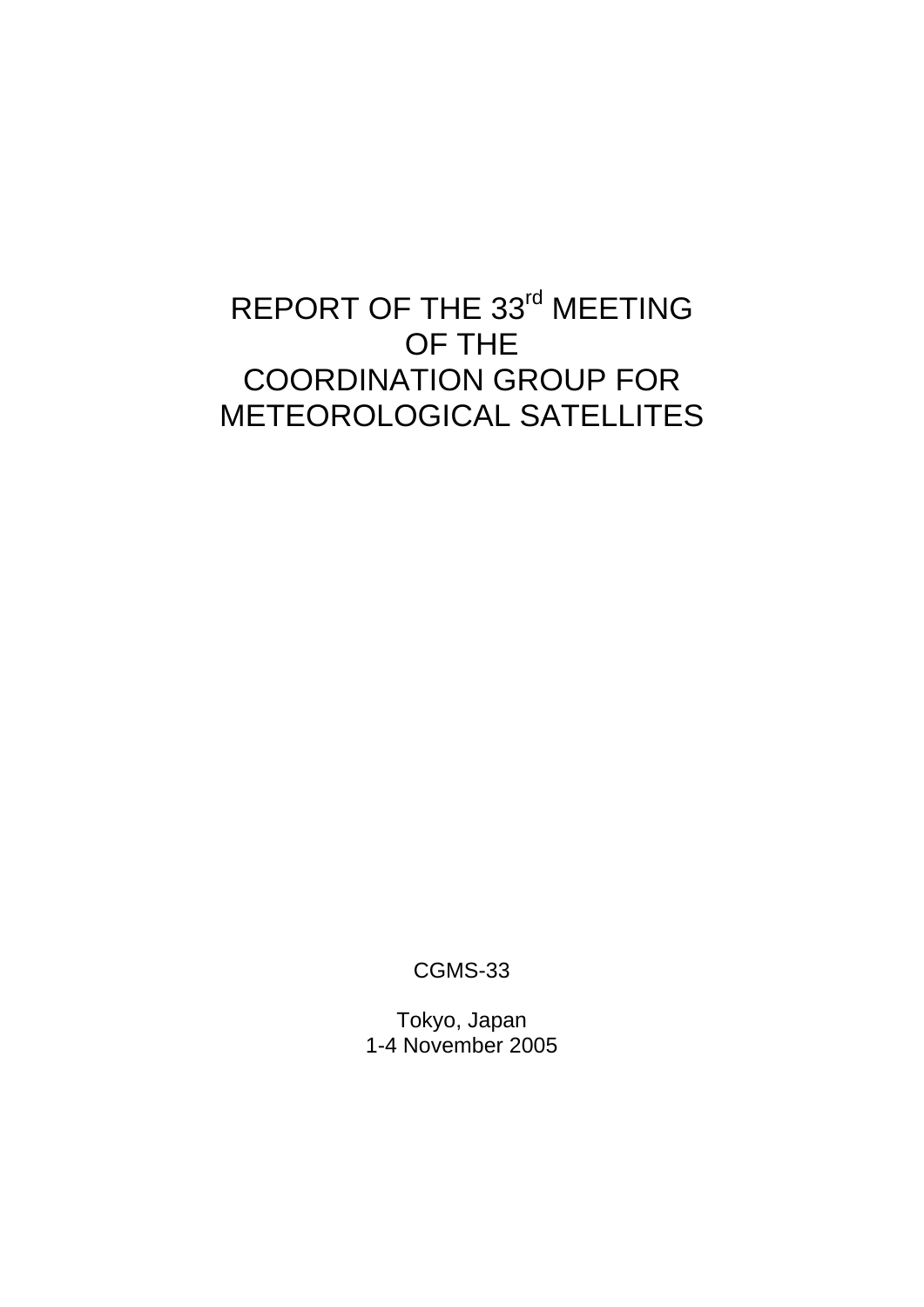# REPORT OF THE 33rd MEETING OF THE COORDINATION GROUP FOR METEOROLOGICAL SATELLITES

CGMS-33

Tokyo, Japan
1-4 November 2005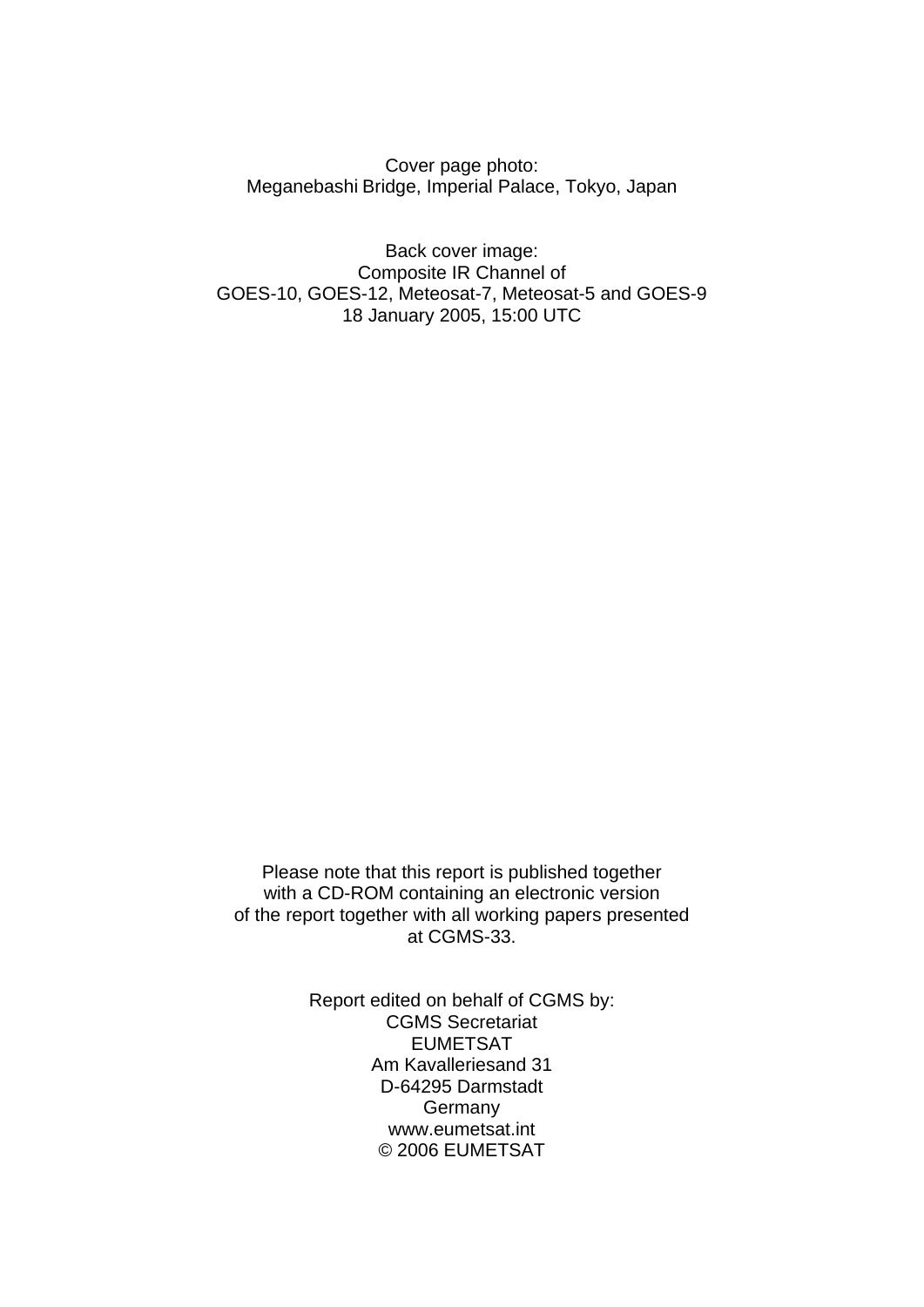Cover page photo:
Meganebashi Bridge, Imperial Palace, Tokyo, Japan

Back cover image:
Composite IR Channel of
GOES-10, GOES-12, Meteosat-7, Meteosat-5 and GOES-9
18 January 2005, 15:00 UTC

Please note that this report is published together
with a CD-ROM containing an electronic version
of the report together with all working papers presented
at CGMS-33.

Report edited on behalf of CGMS by:
CGMS Secretariat
EUMETSAT
Am Kavalleriesand 31
D-64295 Darmstadt
Germany
www.eumetsat.int
© 2006 EUMETSAT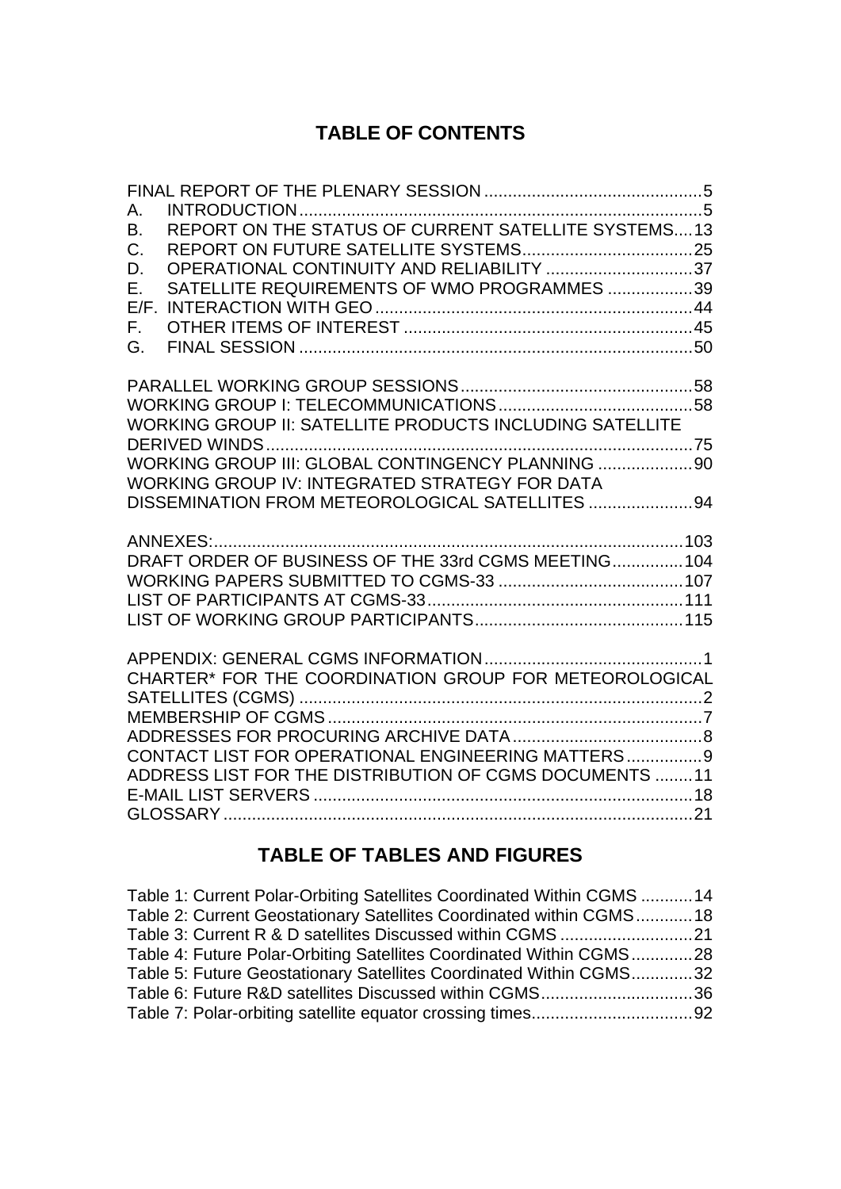# TABLE OF CONTENTS

FINAL REPORT OF THE PLENARY SESSION .............................................5
A. INTRODUCTION .....................................................................................5
B. REPORT ON THE STATUS OF CURRENT SATELLITE SYSTEMS....13
C. REPORT ON FUTURE SATELLITE SYSTEMS....................................25
D. OPERATIONAL CONTINUITY AND RELIABILITY ...............................37
E. SATELLITE REQUIREMENTS OF WMO PROGRAMMES ..................39
E/F. INTERACTION WITH GEO ..................................................................44
F. OTHER ITEMS OF INTEREST .............................................................45
G. FINAL SESSION ...................................................................................50

PARALLEL WORKING GROUP SESSIONS.................................................58
WORKING GROUP I: TELECOMMUNICATIONS.........................................58
WORKING GROUP II: SATELLITE PRODUCTS INCLUDING SATELLITE DERIVED WINDS..........................................................................................75
WORKING GROUP III: GLOBAL CONTINGENCY PLANNING ....................90
WORKING GROUP IV: INTEGRATED STRATEGY FOR DATA DISSEMINATION FROM METEOROLOGICAL SATELLITES ......................94

ANNEXES:...................................................................................................103
DRAFT ORDER OF BUSINESS OF THE 33rd CGMS MEETING...............104
WORKING PAPERS SUBMITTED TO CGMS-33 .......................................107
LIST OF PARTICIPANTS AT CGMS-33......................................................111
LIST OF WORKING GROUP PARTICIPANTS............................................115

APPENDIX: GENERAL CGMS INFORMATION..............................................1
CHARTER* FOR THE COORDINATION GROUP FOR METEOROLOGICAL SATELLITES (CGMS) .....................................................................................2
MEMBERSHIP OF CGMS...............................................................................7
ADDRESSES FOR PROCURING ARCHIVE DATA........................................8
CONTACT LIST FOR OPERATIONAL ENGINEERING MATTERS................9
ADDRESS LIST FOR THE DISTRIBUTION OF CGMS DOCUMENTS ........11
E-MAIL LIST SERVERS ................................................................................18
GLOSSARY ...................................................................................................21

# TABLE OF TABLES AND FIGURES

Table 1: Current Polar-Orbiting Satellites Coordinated Within CGMS ...........14
Table 2: Current Geostationary Satellites Coordinated within CGMS............18
Table 3: Current R & D satellites Discussed within CGMS ............................21
Table 4: Future Polar-Orbiting Satellites Coordinated Within CGMS.............28
Table 5: Future Geostationary Satellites Coordinated Within CGMS.............32
Table 6: Future R&D satellites Discussed within CGMS................................36
Table 7: Polar-orbiting satellite equator crossing times..................................92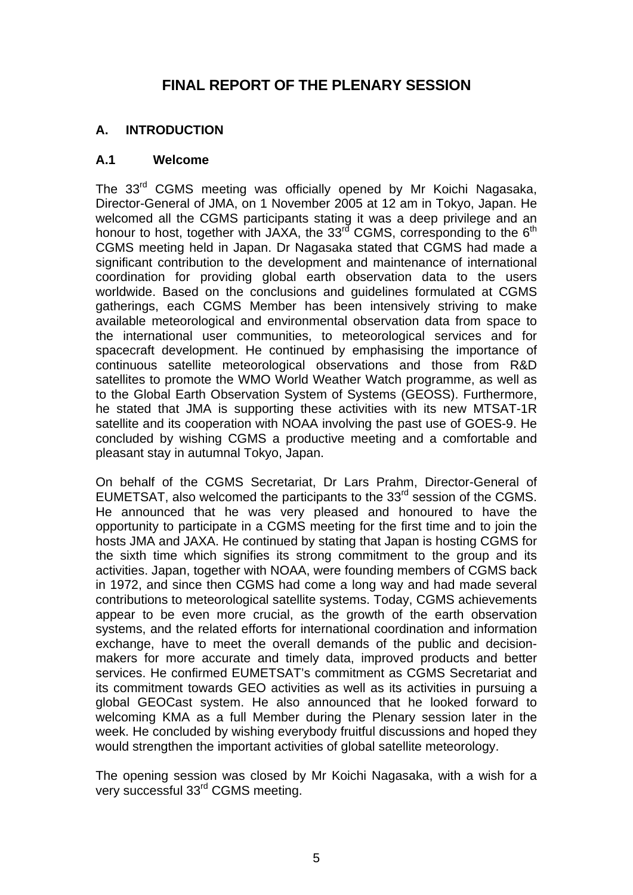# FINAL REPORT OF THE PLENARY SESSION

## A. INTRODUCTION

### A.1 Welcome

The 33rd CGMS meeting was officially opened by Mr Koichi Nagasaka, Director-General of JMA, on 1 November 2005 at 12 am in Tokyo, Japan. He welcomed all the CGMS participants stating it was a deep privilege and an honour to host, together with JAXA, the 33rd CGMS, corresponding to the 6th CGMS meeting held in Japan. Dr Nagasaka stated that CGMS had made a significant contribution to the development and maintenance of international coordination for providing global earth observation data to the users worldwide. Based on the conclusions and guidelines formulated at CGMS gatherings, each CGMS Member has been intensively striving to make available meteorological and environmental observation data from space to the international user communities, to meteorological services and for spacecraft development. He continued by emphasising the importance of continuous satellite meteorological observations and those from R&D satellites to promote the WMO World Weather Watch programme, as well as to the Global Earth Observation System of Systems (GEOSS). Furthermore, he stated that JMA is supporting these activities with its new MTSAT-1R satellite and its cooperation with NOAA involving the past use of GOES-9. He concluded by wishing CGMS a productive meeting and a comfortable and pleasant stay in autumnal Tokyo, Japan.

On behalf of the CGMS Secretariat, Dr Lars Prahm, Director-General of EUMETSAT, also welcomed the participants to the 33rd session of the CGMS. He announced that he was very pleased and honoured to have the opportunity to participate in a CGMS meeting for the first time and to join the hosts JMA and JAXA. He continued by stating that Japan is hosting CGMS for the sixth time which signifies its strong commitment to the group and its activities. Japan, together with NOAA, were founding members of CGMS back in 1972, and since then CGMS had come a long way and had made several contributions to meteorological satellite systems. Today, CGMS achievements appear to be even more crucial, as the growth of the earth observation systems, and the related efforts for international coordination and information exchange, have to meet the overall demands of the public and decision-makers for more accurate and timely data, improved products and better services. He confirmed EUMETSAT's commitment as CGMS Secretariat and its commitment towards GEO activities as well as its activities in pursuing a global GEOCast system. He also announced that he looked forward to welcoming KMA as a full Member during the Plenary session later in the week. He concluded by wishing everybody fruitful discussions and hoped they would strengthen the important activities of global satellite meteorology.

The opening session was closed by Mr Koichi Nagasaka, with a wish for a very successful 33rd CGMS meeting.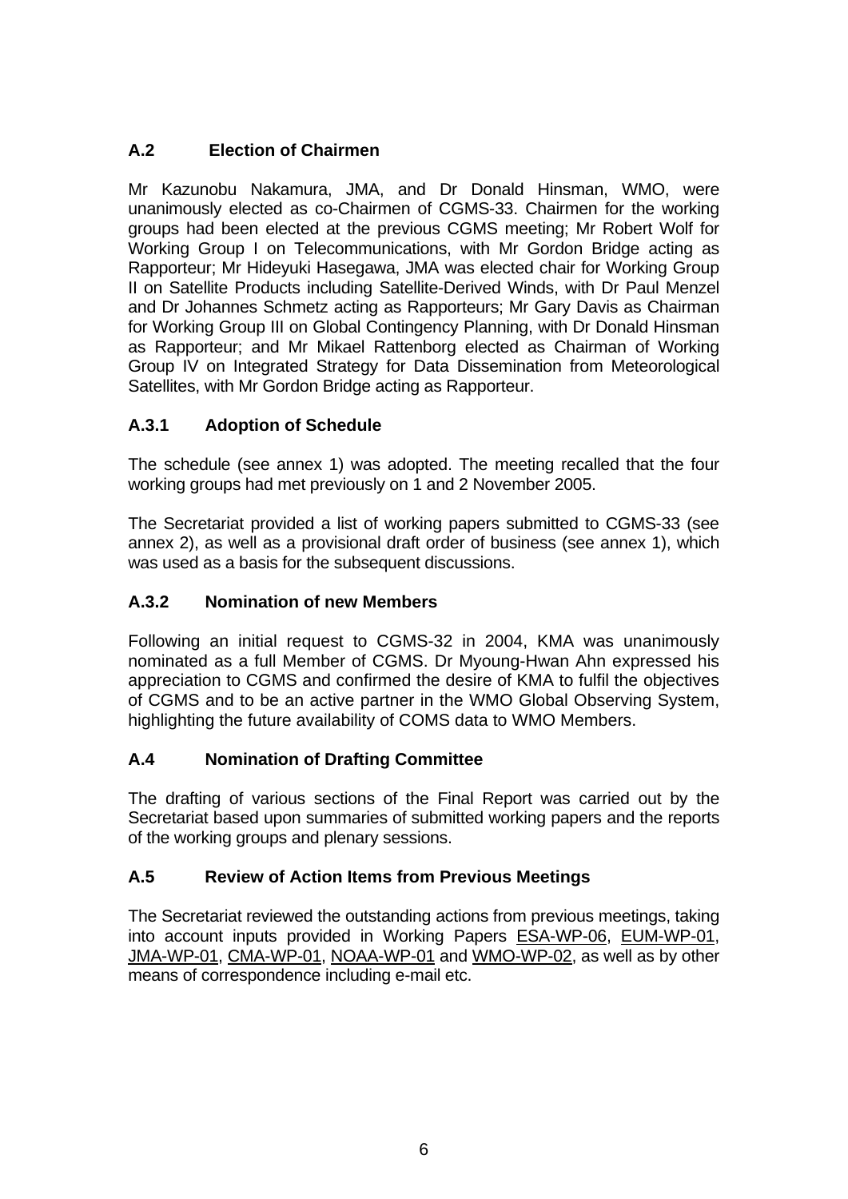## A.2 Election of Chairmen

Mr Kazunobu Nakamura, JMA, and Dr Donald Hinsman, WMO, were unanimously elected as co-Chairmen of CGMS-33. Chairmen for the working groups had been elected at the previous CGMS meeting; Mr Robert Wolf for Working Group I on Telecommunications, with Mr Gordon Bridge acting as Rapporteur; Mr Hideyuki Hasegawa, JMA was elected chair for Working Group II on Satellite Products including Satellite-Derived Winds, with Dr Paul Menzel and Dr Johannes Schmetz acting as Rapporteurs; Mr Gary Davis as Chairman for Working Group III on Global Contingency Planning, with Dr Donald Hinsman as Rapporteur; and Mr Mikael Rattenborg elected as Chairman of Working Group IV on Integrated Strategy for Data Dissemination from Meteorological Satellites, with Mr Gordon Bridge acting as Rapporteur.

## A.3.1 Adoption of Schedule

The schedule (see annex 1) was adopted. The meeting recalled that the four working groups had met previously on 1 and 2 November 2005.

The Secretariat provided a list of working papers submitted to CGMS-33 (see annex 2), as well as a provisional draft order of business (see annex 1), which was used as a basis for the subsequent discussions.

## A.3.2 Nomination of new Members

Following an initial request to CGMS-32 in 2004, KMA was unanimously nominated as a full Member of CGMS. Dr Myoung-Hwan Ahn expressed his appreciation to CGMS and confirmed the desire of KMA to fulfil the objectives of CGMS and to be an active partner in the WMO Global Observing System, highlighting the future availability of COMS data to WMO Members.

## A.4 Nomination of Drafting Committee

The drafting of various sections of the Final Report was carried out by the Secretariat based upon summaries of submitted working papers and the reports of the working groups and plenary sessions.

## A.5 Review of Action Items from Previous Meetings

The Secretariat reviewed the outstanding actions from previous meetings, taking into account inputs provided in Working Papers ESA-WP-06, EUM-WP-01, JMA-WP-01, CMA-WP-01, NOAA-WP-01 and WMO-WP-02, as well as by other means of correspondence including e-mail etc.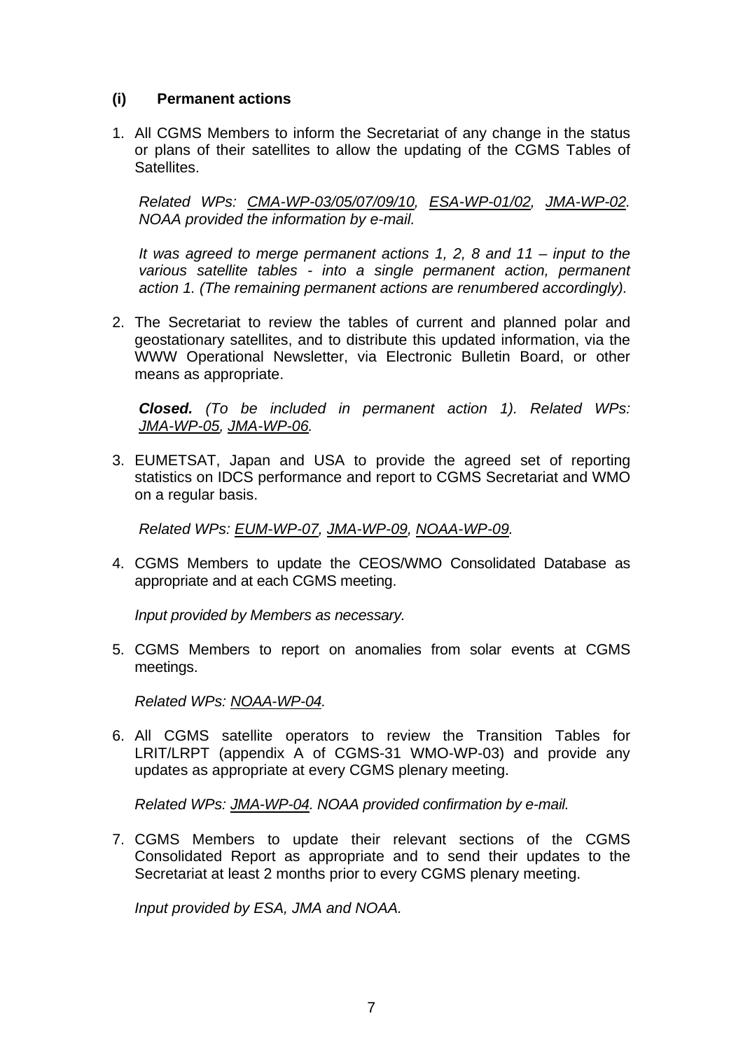### (i) Permanent actions

1. All CGMS Members to inform the Secretariat of any change in the status or plans of their satellites to allow the updating of the CGMS Tables of Satellites.

   *Related WPs: CMA-WP-03/05/07/09/10, ESA-WP-01/02, JMA-WP-02. NOAA provided the information by e-mail.*

   *It was agreed to merge permanent actions 1, 2, 8 and 11 – input to the various satellite tables - into a single permanent action, permanent action 1. (The remaining permanent actions are renumbered accordingly).*

2. The Secretariat to review the tables of current and planned polar and geostationary satellites, and to distribute this updated information, via the WWW Operational Newsletter, via Electronic Bulletin Board, or other means as appropriate.

   ***Closed.*** *(To be included in permanent action 1). Related WPs: JMA-WP-05, JMA-WP-06.*

3. EUMETSAT, Japan and USA to provide the agreed set of reporting statistics on IDCS performance and report to CGMS Secretariat and WMO on a regular basis.

   *Related WPs: EUM-WP-07, JMA-WP-09, NOAA-WP-09.*

4. CGMS Members to update the CEOS/WMO Consolidated Database as appropriate and at each CGMS meeting.

   *Input provided by Members as necessary.*

5. CGMS Members to report on anomalies from solar events at CGMS meetings.

   *Related WPs: NOAA-WP-04.*

6. All CGMS satellite operators to review the Transition Tables for LRIT/LRPT (appendix A of CGMS-31 WMO-WP-03) and provide any updates as appropriate at every CGMS plenary meeting.

   *Related WPs: JMA-WP-04. NOAA provided confirmation by e-mail.*

7. CGMS Members to update their relevant sections of the CGMS Consolidated Report as appropriate and to send their updates to the Secretariat at least 2 months prior to every CGMS plenary meeting.

   *Input provided by ESA, JMA and NOAA.*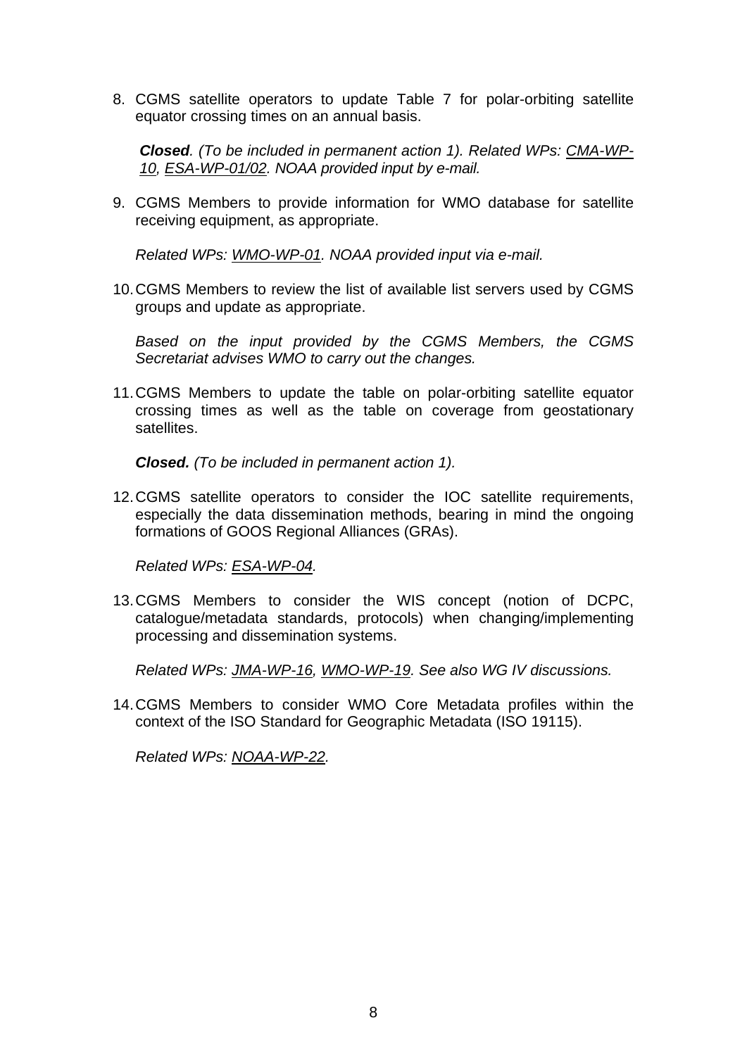8. CGMS satellite operators to update Table 7 for polar-orbiting satellite equator crossing times on an annual basis.

   ***Closed****. (To be included in permanent action 1). Related WPs: CMA-WP-10, ESA-WP-01/02. NOAA provided input by e-mail.*

9. CGMS Members to provide information for WMO database for satellite receiving equipment, as appropriate.

   *Related WPs: WMO-WP-01. NOAA provided input via e-mail.*

10. CGMS Members to review the list of available list servers used by CGMS groups and update as appropriate.

    *Based on the input provided by the CGMS Members, the CGMS Secretariat advises WMO to carry out the changes.*

11. CGMS Members to update the table on polar-orbiting satellite equator crossing times as well as the table on coverage from geostationary satellites.

    ***Closed.*** *(To be included in permanent action 1).*

12. CGMS satellite operators to consider the IOC satellite requirements, especially the data dissemination methods, bearing in mind the ongoing formations of GOOS Regional Alliances (GRAs).

    *Related WPs: ESA-WP-04.*

13. CGMS Members to consider the WIS concept (notion of DCPC, catalogue/metadata standards, protocols) when changing/implementing processing and dissemination systems.

    *Related WPs: JMA-WP-16, WMO-WP-19. See also WG IV discussions.*

14. CGMS Members to consider WMO Core Metadata profiles within the context of the ISO Standard for Geographic Metadata (ISO 19115).

    *Related WPs: NOAA-WP-22.*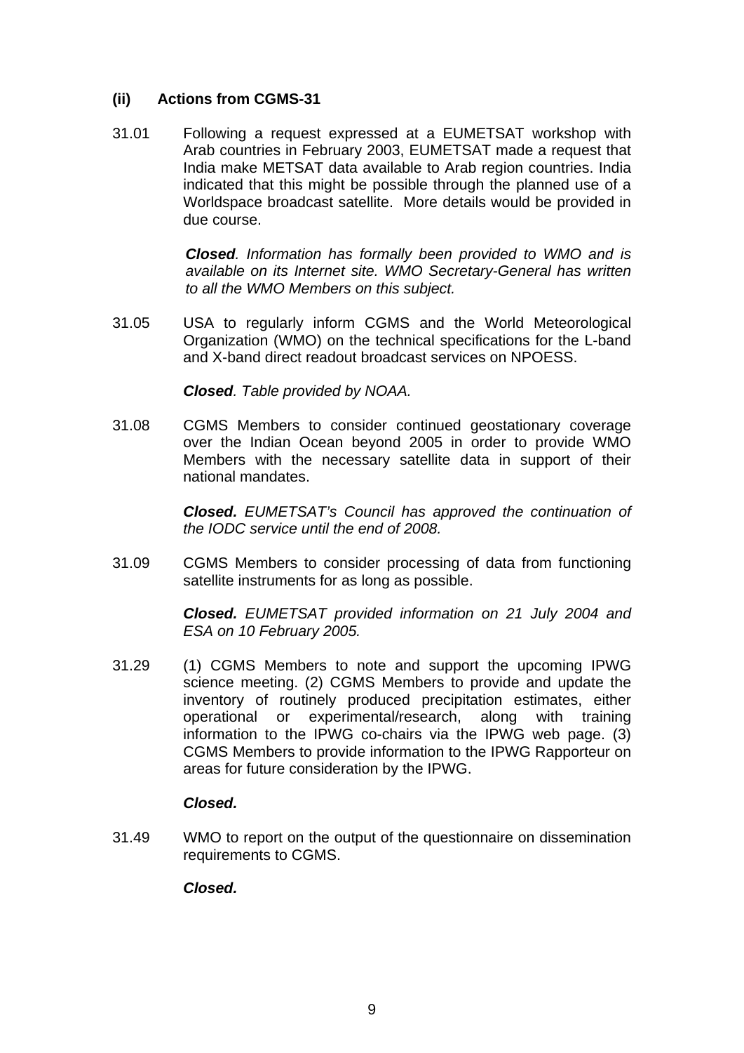### (ii) Actions from CGMS-31

31.01 Following a request expressed at a EUMETSAT workshop with Arab countries in February 2003, EUMETSAT made a request that India make METSAT data available to Arab region countries. India indicated that this might be possible through the planned use of a Worldspace broadcast satellite. More details would be provided in due course.

***Closed**. Information has formally been provided to WMO and is available on its Internet site. WMO Secretary-General has written to all the WMO Members on this subject.*

31.05 USA to regularly inform CGMS and the World Meteorological Organization (WMO) on the technical specifications for the L-band and X-band direct readout broadcast services on NPOESS.

***Closed**. Table provided by NOAA.*

31.08 CGMS Members to consider continued geostationary coverage over the Indian Ocean beyond 2005 in order to provide WMO Members with the necessary satellite data in support of their national mandates.

***Closed.** EUMETSAT's Council has approved the continuation of the IODC service until the end of 2008.*

31.09 CGMS Members to consider processing of data from functioning satellite instruments for as long as possible.

***Closed.** EUMETSAT provided information on 21 July 2004 and ESA on 10 February 2005.*

31.29 (1) CGMS Members to note and support the upcoming IPWG science meeting. (2) CGMS Members to provide and update the inventory of routinely produced precipitation estimates, either operational or experimental/research, along with training information to the IPWG co-chairs via the IPWG web page. (3) CGMS Members to provide information to the IPWG Rapporteur on areas for future consideration by the IPWG.

***Closed.***

31.49 WMO to report on the output of the questionnaire on dissemination requirements to CGMS.

***Closed.***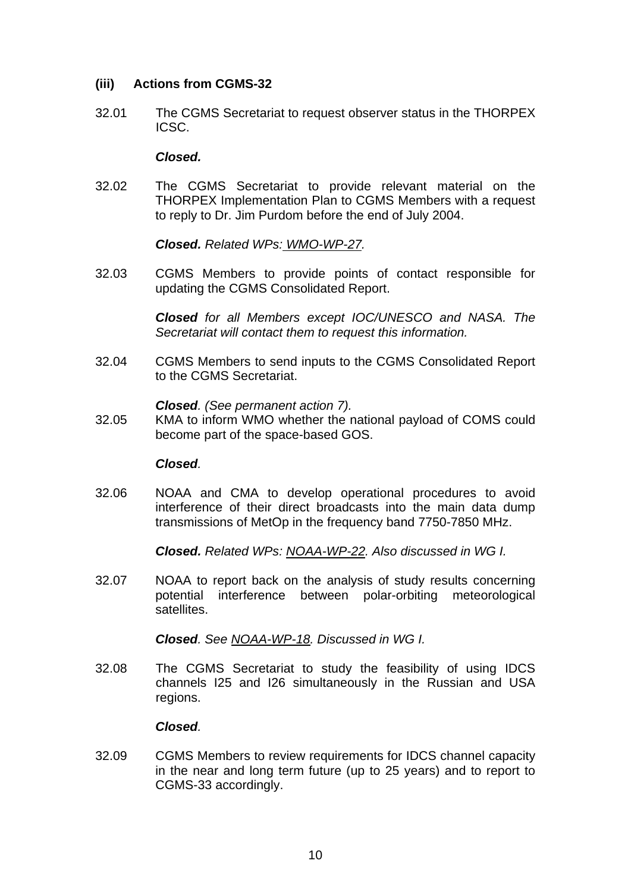### (iii) Actions from CGMS-32

32.01 The CGMS Secretariat to request observer status in the THORPEX ICSC.

***Closed.***

32.02 The CGMS Secretariat to provide relevant material on the THORPEX Implementation Plan to CGMS Members with a request to reply to Dr. Jim Purdom before the end of July 2004.

***Closed.*** *Related WPs: WMO-WP-27.*

32.03 CGMS Members to provide points of contact responsible for updating the CGMS Consolidated Report.

***Closed*** *for all Members except IOC/UNESCO and NASA. The Secretariat will contact them to request this information.*

32.04 CGMS Members to send inputs to the CGMS Consolidated Report to the CGMS Secretariat.

***Closed****. (See permanent action 7).*

32.05 KMA to inform WMO whether the national payload of COMS could become part of the space-based GOS.

***Closed****.*

32.06 NOAA and CMA to develop operational procedures to avoid interference of their direct broadcasts into the main data dump transmissions of MetOp in the frequency band 7750-7850 MHz.

***Closed.*** *Related WPs: NOAA-WP-22. Also discussed in WG I.*

32.07 NOAA to report back on the analysis of study results concerning potential interference between polar-orbiting meteorological satellites.

***Closed****. See NOAA-WP-18. Discussed in WG I.*

32.08 The CGMS Secretariat to study the feasibility of using IDCS channels I25 and I26 simultaneously in the Russian and USA regions.

***Closed****.*

32.09 CGMS Members to review requirements for IDCS channel capacity in the near and long term future (up to 25 years) and to report to CGMS-33 accordingly.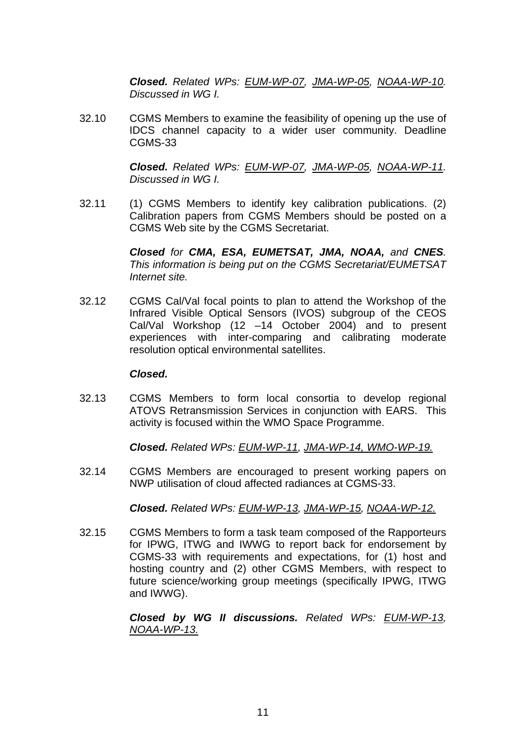***Closed.*** *Related WPs: EUM-WP-07, JMA-WP-05, NOAA-WP-10. Discussed in WG I.*

32.10 CGMS Members to examine the feasibility of opening up the use of IDCS channel capacity to a wider user community. Deadline CGMS-33

***Closed.*** *Related WPs: EUM-WP-07, JMA-WP-05, NOAA-WP-11. Discussed in WG I.*

32.11 (1) CGMS Members to identify key calibration publications. (2) Calibration papers from CGMS Members should be posted on a CGMS Web site by the CGMS Secretariat.

***Closed*** *for* ***CMA, ESA, EUMETSAT, JMA, NOAA,*** *and* ***CNES****. This information is being put on the CGMS Secretariat/EUMETSAT Internet site.*

32.12 CGMS Cal/Val focal points to plan to attend the Workshop of the Infrared Visible Optical Sensors (IVOS) subgroup of the CEOS Cal/Val Workshop (12 –14 October 2004) and to present experiences with inter-comparing and calibrating moderate resolution optical environmental satellites.

***Closed.***

32.13 CGMS Members to form local consortia to develop regional ATOVS Retransmission Services in conjunction with EARS. This activity is focused within the WMO Space Programme.

***Closed.*** *Related WPs: EUM-WP-11, JMA-WP-14, WMO-WP-19.*

32.14 CGMS Members are encouraged to present working papers on NWP utilisation of cloud affected radiances at CGMS-33.

***Closed.*** *Related WPs: EUM-WP-13, JMA-WP-15, NOAA-WP-12.*

32.15 CGMS Members to form a task team composed of the Rapporteurs for IPWG, ITWG and IWWG to report back for endorsement by CGMS-33 with requirements and expectations, for (1) host and hosting country and (2) other CGMS Members, with respect to future science/working group meetings (specifically IPWG, ITWG and IWWG).

***Closed by WG II discussions.*** *Related WPs: EUM-WP-13, NOAA-WP-13.*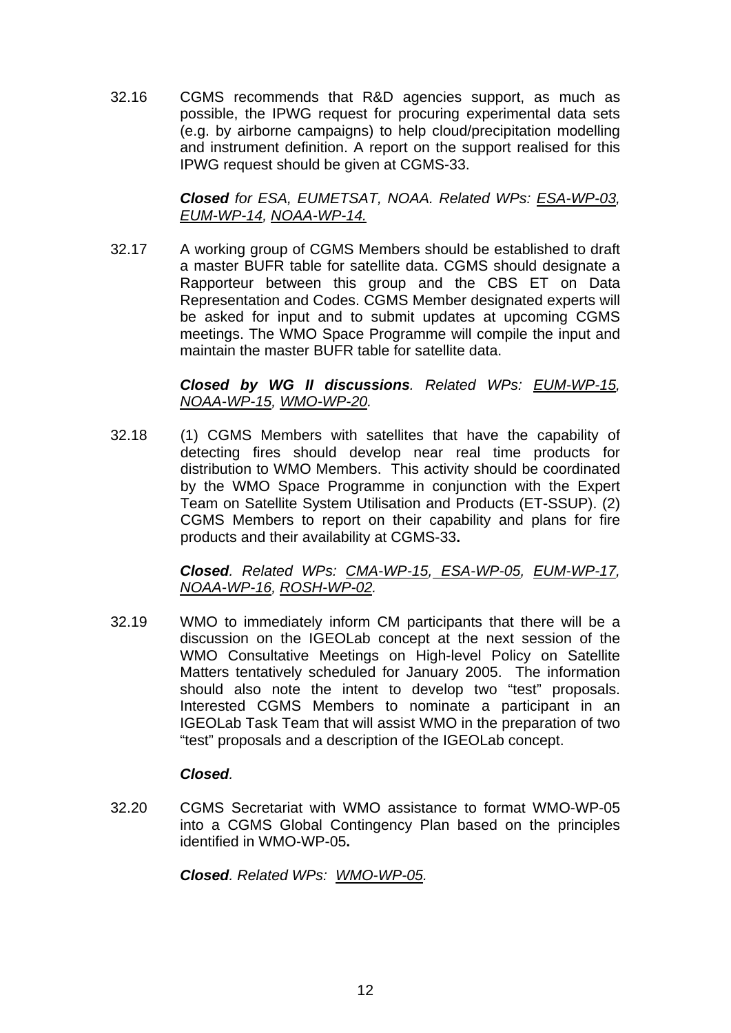32.16 CGMS recommends that R&D agencies support, as much as possible, the IPWG request for procuring experimental data sets (e.g. by airborne campaigns) to help cloud/precipitation modelling and instrument definition. A report on the support realised for this IPWG request should be given at CGMS-33.

***Closed*** *for ESA, EUMETSAT, NOAA. Related WPs:* *ESA-WP-03, EUM-WP-14, NOAA-WP-14.*

32.17 A working group of CGMS Members should be established to draft a master BUFR table for satellite data. CGMS should designate a Rapporteur between this group and the CBS ET on Data Representation and Codes. CGMS Member designated experts will be asked for input and to submit updates at upcoming CGMS meetings. The WMO Space Programme will compile the input and maintain the master BUFR table for satellite data.

***Closed by WG II discussions****. Related WPs: EUM-WP-15, NOAA-WP-15, WMO-WP-20.*

32.18 (1) CGMS Members with satellites that have the capability of detecting fires should develop near real time products for distribution to WMO Members. This activity should be coordinated by the WMO Space Programme in conjunction with the Expert Team on Satellite System Utilisation and Products (ET-SSUP). (2) CGMS Members to report on their capability and plans for fire products and their availability at CGMS-33**.**

***Closed****. Related WPs: CMA-WP-15, ESA-WP-05, EUM-WP-17, NOAA-WP-16, ROSH-WP-02.*

32.19 WMO to immediately inform CM participants that there will be a discussion on the IGEOLab concept at the next session of the WMO Consultative Meetings on High-level Policy on Satellite Matters tentatively scheduled for January 2005. The information should also note the intent to develop two "test" proposals. Interested CGMS Members to nominate a participant in an IGEOLab Task Team that will assist WMO in the preparation of two "test" proposals and a description of the IGEOLab concept.

***Closed****.*

32.20 CGMS Secretariat with WMO assistance to format WMO-WP-05 into a CGMS Global Contingency Plan based on the principles identified in WMO-WP-05**.**

***Closed****. Related WPs: WMO-WP-05.*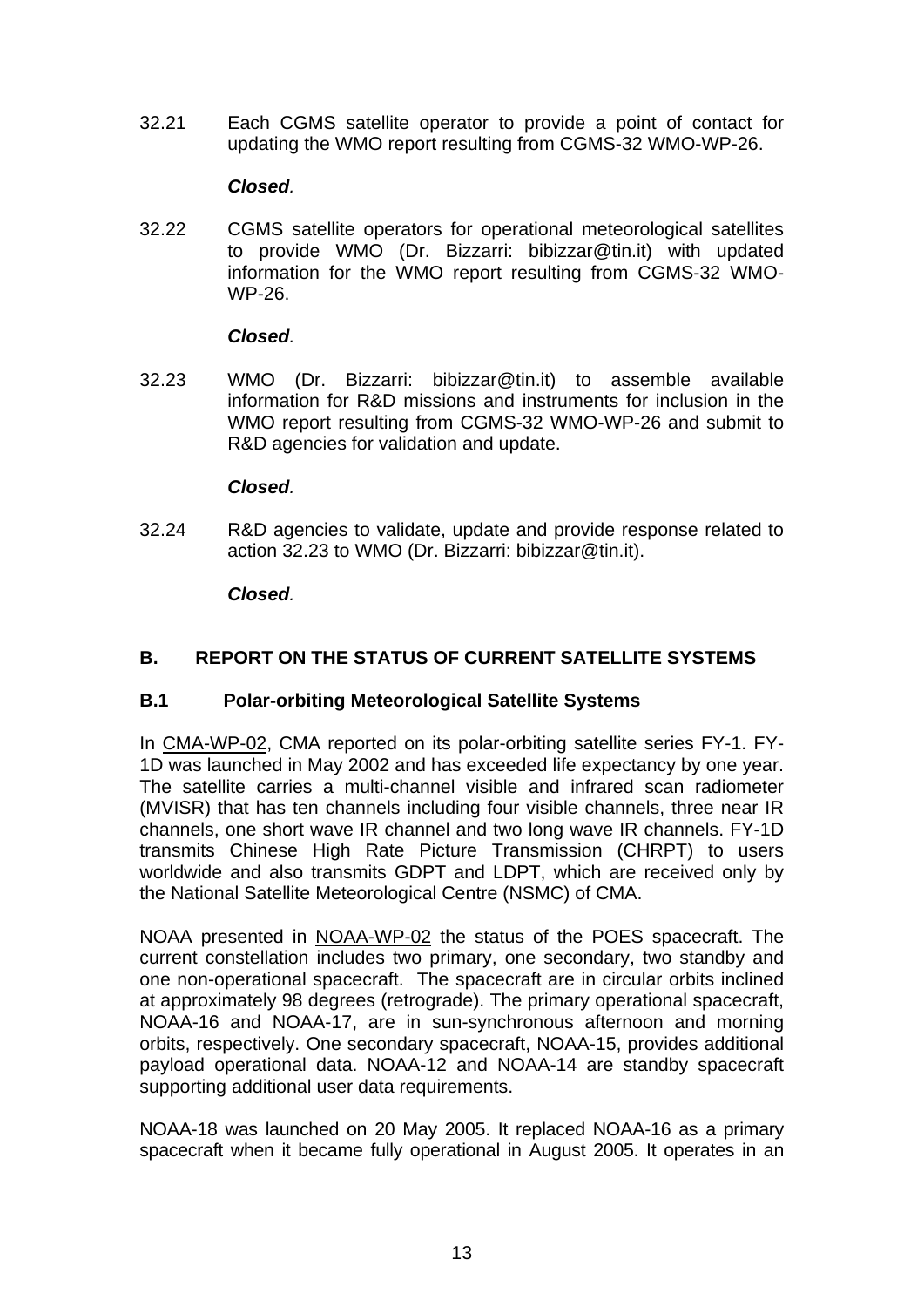32.21 Each CGMS satellite operator to provide a point of contact for updating the WMO report resulting from CGMS-32 WMO-WP-26.

***Closed*.**

32.22 CGMS satellite operators for operational meteorological satellites to provide WMO (Dr. Bizzarri: bibizzar@tin.it) with updated information for the WMO report resulting from CGMS-32 WMO-WP-26.

***Closed*.**

32.23 WMO (Dr. Bizzarri: bibizzar@tin.it) to assemble available information for R&D missions and instruments for inclusion in the WMO report resulting from CGMS-32 WMO-WP-26 and submit to R&D agencies for validation and update.

***Closed*.**

32.24 R&D agencies to validate, update and provide response related to action 32.23 to WMO (Dr. Bizzarri: bibizzar@tin.it).

***Closed*.**

## B. REPORT ON THE STATUS OF CURRENT SATELLITE SYSTEMS

### B.1 Polar-orbiting Meteorological Satellite Systems

In CMA-WP-02, CMA reported on its polar-orbiting satellite series FY-1. FY-1D was launched in May 2002 and has exceeded life expectancy by one year. The satellite carries a multi-channel visible and infrared scan radiometer (MVISR) that has ten channels including four visible channels, three near IR channels, one short wave IR channel and two long wave IR channels. FY-1D transmits Chinese High Rate Picture Transmission (CHRPT) to users worldwide and also transmits GDPT and LDPT, which are received only by the National Satellite Meteorological Centre (NSMC) of CMA.

NOAA presented in NOAA-WP-02 the status of the POES spacecraft. The current constellation includes two primary, one secondary, two standby and one non-operational spacecraft. The spacecraft are in circular orbits inclined at approximately 98 degrees (retrograde). The primary operational spacecraft, NOAA-16 and NOAA-17, are in sun-synchronous afternoon and morning orbits, respectively. One secondary spacecraft, NOAA-15, provides additional payload operational data. NOAA-12 and NOAA-14 are standby spacecraft supporting additional user data requirements.

NOAA-18 was launched on 20 May 2005. It replaced NOAA-16 as a primary spacecraft when it became fully operational in August 2005. It operates in an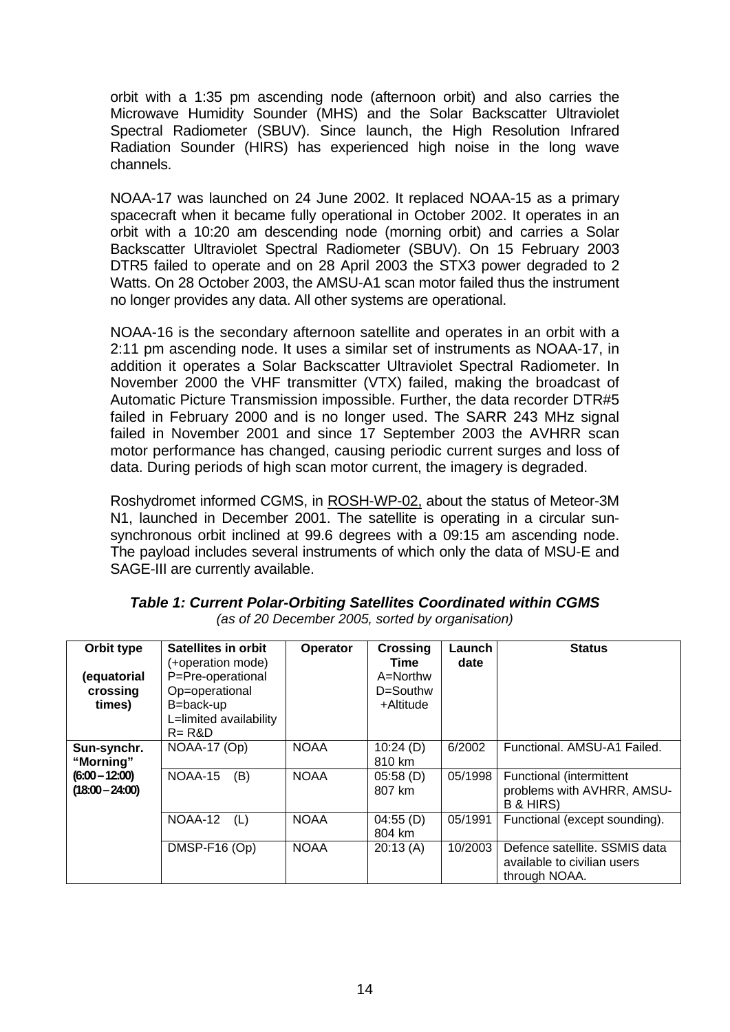orbit with a 1:35 pm ascending node (afternoon orbit) and also carries the Microwave Humidity Sounder (MHS) and the Solar Backscatter Ultraviolet Spectral Radiometer (SBUV). Since launch, the High Resolution Infrared Radiation Sounder (HIRS) has experienced high noise in the long wave channels.

NOAA-17 was launched on 24 June 2002. It replaced NOAA-15 as a primary spacecraft when it became fully operational in October 2002. It operates in an orbit with a 10:20 am descending node (morning orbit) and carries a Solar Backscatter Ultraviolet Spectral Radiometer (SBUV). On 15 February 2003 DTR5 failed to operate and on 28 April 2003 the STX3 power degraded to 2 Watts. On 28 October 2003, the AMSU-A1 scan motor failed thus the instrument no longer provides any data. All other systems are operational.

NOAA-16 is the secondary afternoon satellite and operates in an orbit with a 2:11 pm ascending node. It uses a similar set of instruments as NOAA-17, in addition it operates a Solar Backscatter Ultraviolet Spectral Radiometer. In November 2000 the VHF transmitter (VTX) failed, making the broadcast of Automatic Picture Transmission impossible. Further, the data recorder DTR#5 failed in February 2000 and is no longer used. The SARR 243 MHz signal failed in November 2001 and since 17 September 2003 the AVHRR scan motor performance has changed, causing periodic current surges and loss of data. During periods of high scan motor current, the imagery is degraded.

Roshydromet informed CGMS, in ROSH-WP-02, about the status of Meteor-3M N1, launched in December 2001. The satellite is operating in a circular sun-synchronous orbit inclined at 99.6 degrees with a 09:15 am ascending node. The payload includes several instruments of which only the data of MSU-E and SAGE-III are currently available.

***Table 1: Current Polar-Orbiting Satellites Coordinated within CGMS***
*(as of 20 December 2005, sorted by organisation)*

| **Orbit type** **(equatorial crossing times)** | **Satellites in orbit** (+operation mode) P=Pre-operational Op=operational B=back-up L=limited availability R= R&D | **Operator** | **Crossing Time** A=Northw D=Southw +Altitude | **Launch date** | **Status** |
|---|---|---|---|---|---|
| **Sun-synchr. "Morning"** **(6:00 – 12:00)** **(18:00 – 24:00)** | NOAA-17 (Op) | NOAA | 10:24 (D) 810 km | 6/2002 | Functional. AMSU-A1 Failed. |
| | NOAA-15 (B) | NOAA | 05:58 (D) 807 km | 05/1998 | Functional (intermittent problems with AVHRR, AMSU-B & HIRS) |
| | NOAA-12 (L) | NOAA | 04:55 (D) 804 km | 05/1991 | Functional (except sounding). |
| | DMSP-F16 (Op) | NOAA | 20:13 (A) | 10/2003 | Defence satellite. SSMIS data available to civilian users through NOAA. |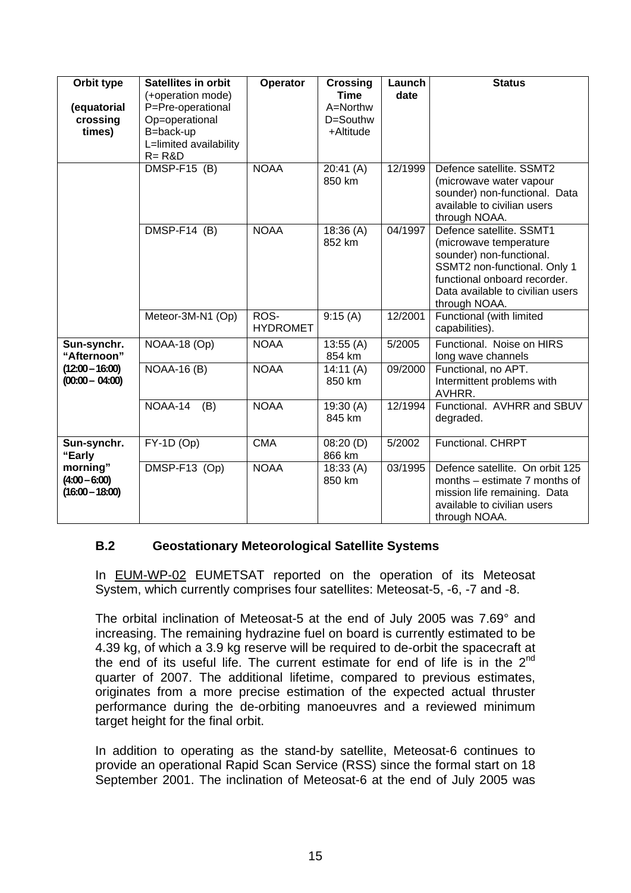| Orbit type (equatorial crossing times) | Satellites in orbit (+operation mode) P=Pre-operational Op=operational B=back-up L=limited availability R= R&D | Operator | Crossing Time A=Northw D=Southw +Altitude | Launch date | Status |
|---|---|---|---|---|---|
| | DMSP-F15 (B) | NOAA | 20:41 (A) 850 km | 12/1999 | Defence satellite. SSMT2 (microwave water vapour sounder) non-functional. Data available to civilian users through NOAA. |
| | DMSP-F14 (B) | NOAA | 18:36 (A) 852 km | 04/1997 | Defence satellite. SSMT1 (microwave temperature sounder) non-functional. SSMT2 non-functional. Only 1 functional onboard recorder. Data available to civilian users through NOAA. |
| | Meteor-3M-N1 (Op) | ROS-HYDROMET | 9:15 (A) | 12/2001 | Functional (with limited capabilities). |
| **Sun-synchr. "Afternoon" (12:00 – 16:00) (00:00 – 04:00)** | NOAA-18 (Op) | NOAA | 13:55 (A) 854 km | 5/2005 | Functional. Noise on HIRS long wave channels |
| | NOAA-16 (B) | NOAA | 14:11 (A) 850 km | 09/2000 | Functional, no APT. Intermittent problems with AVHRR. |
| | NOAA-14 (B) | NOAA | 19:30 (A) 845 km | 12/1994 | Functional. AVHRR and SBUV degraded. |
| **Sun-synchr. "Early morning" (4:00 – 6:00) (16:00 – 18:00)** | FY-1D (Op) | CMA | 08:20 (D) 866 km | 5/2002 | Functional. CHRPT |
| | DMSP-F13 (Op) | NOAA | 18:33 (A) 850 km | 03/1995 | Defence satellite. On orbit 125 months – estimate 7 months of mission life remaining. Data available to civilian users through NOAA. |

## B.2 Geostationary Meteorological Satellite Systems

In EUM-WP-02 EUMETSAT reported on the operation of its Meteosat System, which currently comprises four satellites: Meteosat-5, -6, -7 and -8.

The orbital inclination of Meteosat-5 at the end of July 2005 was 7.69° and increasing. The remaining hydrazine fuel on board is currently estimated to be 4.39 kg, of which a 3.9 kg reserve will be required to de-orbit the spacecraft at the end of its useful life. The current estimate for end of life is in the 2nd quarter of 2007. The additional lifetime, compared to previous estimates, originates from a more precise estimation of the expected actual thruster performance during the de-orbiting manoeuvres and a reviewed minimum target height for the final orbit.

In addition to operating as the stand-by satellite, Meteosat-6 continues to provide an operational Rapid Scan Service (RSS) since the formal start on 18 September 2001. The inclination of Meteosat-6 at the end of July 2005 was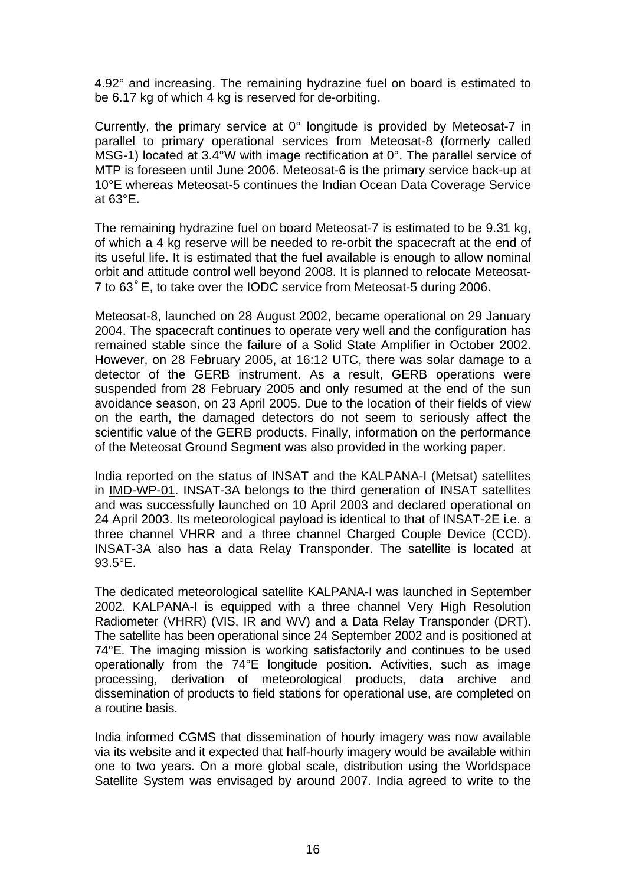4.92° and increasing. The remaining hydrazine fuel on board is estimated to be 6.17 kg of which 4 kg is reserved for de-orbiting.

Currently, the primary service at 0° longitude is provided by Meteosat-7 in parallel to primary operational services from Meteosat-8 (formerly called MSG-1) located at 3.4°W with image rectification at 0°. The parallel service of MTP is foreseen until June 2006. Meteosat-6 is the primary service back-up at 10°E whereas Meteosat-5 continues the Indian Ocean Data Coverage Service at 63°E.

The remaining hydrazine fuel on board Meteosat-7 is estimated to be 9.31 kg, of which a 4 kg reserve will be needed to re-orbit the spacecraft at the end of its useful life. It is estimated that the fuel available is enough to allow nominal orbit and attitude control well beyond 2008. It is planned to relocate Meteosat-7 to 63˚E, to take over the IODC service from Meteosat-5 during 2006.

Meteosat-8, launched on 28 August 2002, became operational on 29 January 2004. The spacecraft continues to operate very well and the configuration has remained stable since the failure of a Solid State Amplifier in October 2002. However, on 28 February 2005, at 16:12 UTC, there was solar damage to a detector of the GERB instrument. As a result, GERB operations were suspended from 28 February 2005 and only resumed at the end of the sun avoidance season, on 23 April 2005. Due to the location of their fields of view on the earth, the damaged detectors do not seem to seriously affect the scientific value of the GERB products. Finally, information on the performance of the Meteosat Ground Segment was also provided in the working paper.

India reported on the status of INSAT and the KALPANA-I (Metsat) satellites in IMD-WP-01. INSAT-3A belongs to the third generation of INSAT satellites and was successfully launched on 10 April 2003 and declared operational on 24 April 2003. Its meteorological payload is identical to that of INSAT-2E i.e. a three channel VHRR and a three channel Charged Couple Device (CCD). INSAT-3A also has a data Relay Transponder. The satellite is located at 93.5°E.

The dedicated meteorological satellite KALPANA-I was launched in September 2002. KALPANA-I is equipped with a three channel Very High Resolution Radiometer (VHRR) (VIS, IR and WV) and a Data Relay Transponder (DRT). The satellite has been operational since 24 September 2002 and is positioned at 74°E. The imaging mission is working satisfactorily and continues to be used operationally from the 74°E longitude position. Activities, such as image processing, derivation of meteorological products, data archive and dissemination of products to field stations for operational use, are completed on a routine basis.

India informed CGMS that dissemination of hourly imagery was now available via its website and it expected that half-hourly imagery would be available within one to two years. On a more global scale, distribution using the Worldspace Satellite System was envisaged by around 2007. India agreed to write to the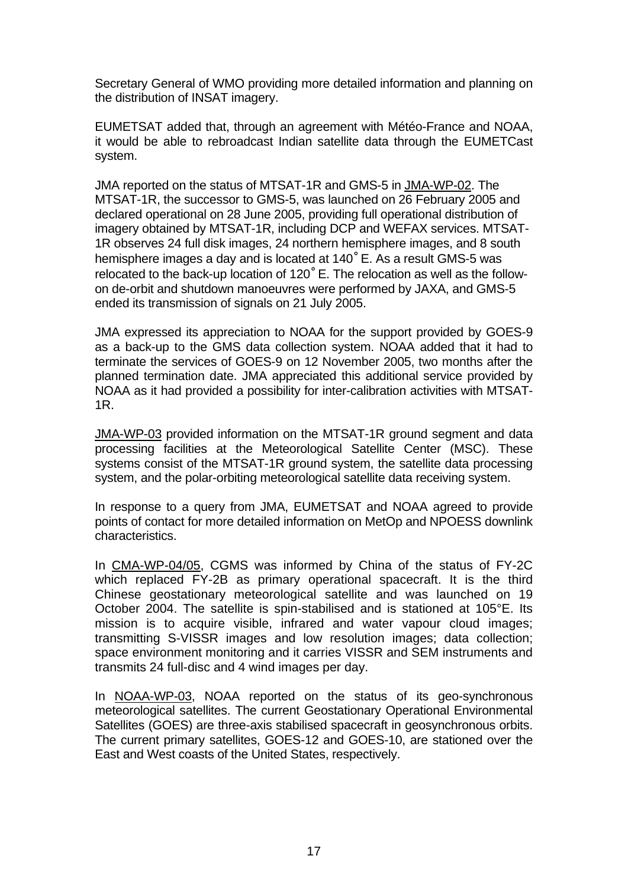Secretary General of WMO providing more detailed information and planning on the distribution of INSAT imagery.

EUMETSAT added that, through an agreement with Météo-France and NOAA, it would be able to rebroadcast Indian satellite data through the EUMETCast system.

JMA reported on the status of MTSAT-1R and GMS-5 in JMA-WP-02. The MTSAT-1R, the successor to GMS-5, was launched on 26 February 2005 and declared operational on 28 June 2005, providing full operational distribution of imagery obtained by MTSAT-1R, including DCP and WEFAX services. MTSAT-1R observes 24 full disk images, 24 northern hemisphere images, and 8 south hemisphere images a day and is located at 140˚E. As a result GMS-5 was relocated to the back-up location of 120˚E. The relocation as well as the follow-on de-orbit and shutdown manoeuvres were performed by JAXA, and GMS-5 ended its transmission of signals on 21 July 2005.

JMA expressed its appreciation to NOAA for the support provided by GOES-9 as a back-up to the GMS data collection system. NOAA added that it had to terminate the services of GOES-9 on 12 November 2005, two months after the planned termination date. JMA appreciated this additional service provided by NOAA as it had provided a possibility for inter-calibration activities with MTSAT-1R.

JMA-WP-03 provided information on the MTSAT-1R ground segment and data processing facilities at the Meteorological Satellite Center (MSC). These systems consist of the MTSAT-1R ground system, the satellite data processing system, and the polar-orbiting meteorological satellite data receiving system.

In response to a query from JMA, EUMETSAT and NOAA agreed to provide points of contact for more detailed information on MetOp and NPOESS downlink characteristics.

In CMA-WP-04/05, CGMS was informed by China of the status of FY-2C which replaced FY-2B as primary operational spacecraft. It is the third Chinese geostationary meteorological satellite and was launched on 19 October 2004. The satellite is spin-stabilised and is stationed at 105°E. Its mission is to acquire visible, infrared and water vapour cloud images; transmitting S-VISSR images and low resolution images; data collection; space environment monitoring and it carries VISSR and SEM instruments and transmits 24 full-disc and 4 wind images per day.

In NOAA-WP-03, NOAA reported on the status of its geo-synchronous meteorological satellites. The current Geostationary Operational Environmental Satellites (GOES) are three-axis stabilised spacecraft in geosynchronous orbits. The current primary satellites, GOES-12 and GOES-10, are stationed over the East and West coasts of the United States, respectively.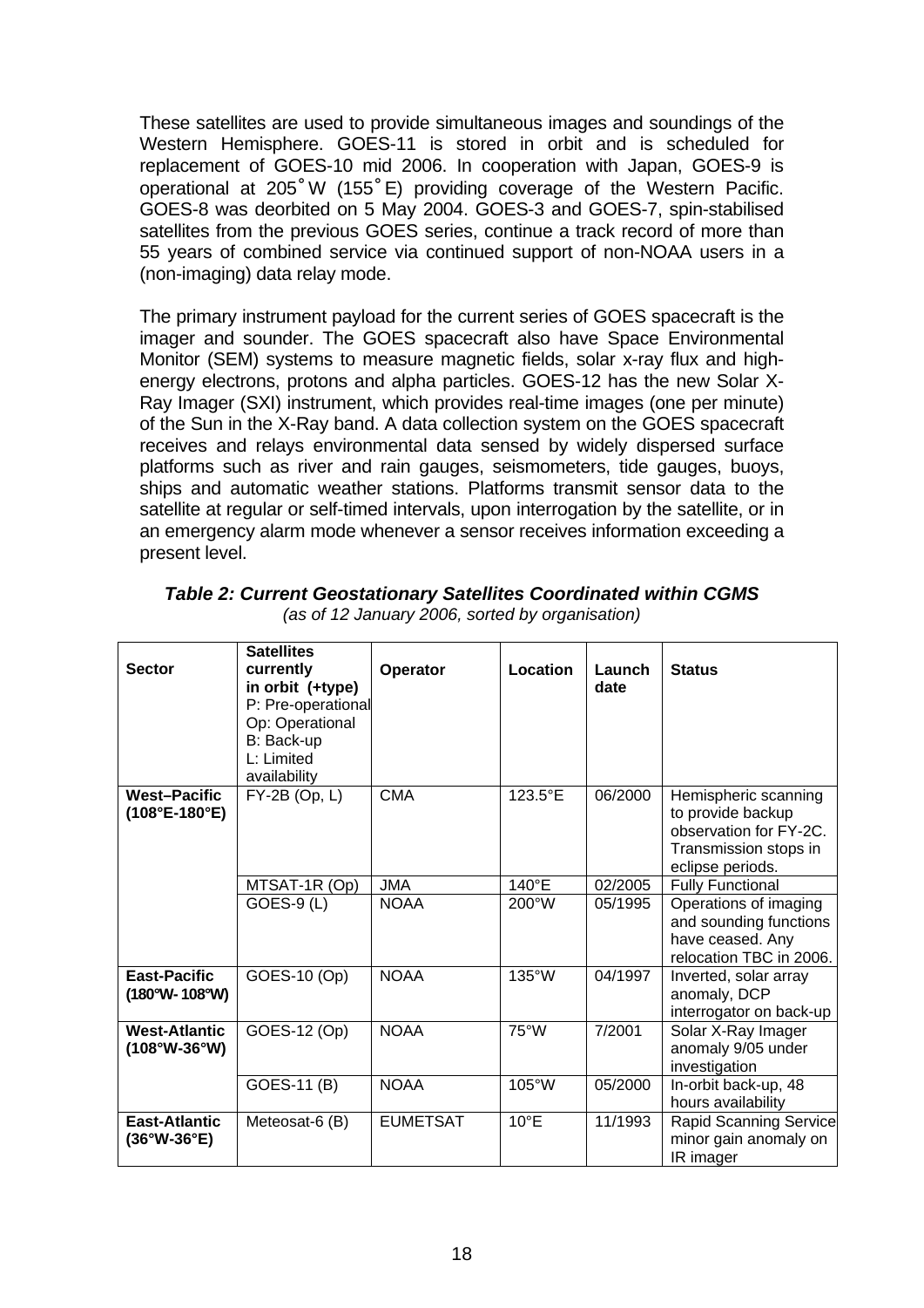These satellites are used to provide simultaneous images and soundings of the Western Hemisphere. GOES-11 is stored in orbit and is scheduled for replacement of GOES-10 mid 2006. In cooperation with Japan, GOES-9 is operational at 205˚W (155˚E) providing coverage of the Western Pacific. GOES-8 was deorbited on 5 May 2004. GOES-3 and GOES-7, spin-stabilised satellites from the previous GOES series, continue a track record of more than 55 years of combined service via continued support of non-NOAA users in a (non-imaging) data relay mode.

The primary instrument payload for the current series of GOES spacecraft is the imager and sounder. The GOES spacecraft also have Space Environmental Monitor (SEM) systems to measure magnetic fields, solar x-ray flux and high-energy electrons, protons and alpha particles. GOES-12 has the new Solar X-Ray Imager (SXI) instrument, which provides real-time images (one per minute) of the Sun in the X-Ray band. A data collection system on the GOES spacecraft receives and relays environmental data sensed by widely dispersed surface platforms such as river and rain gauges, seismometers, tide gauges, buoys, ships and automatic weather stations. Platforms transmit sensor data to the satellite at regular or self-timed intervals, upon interrogation by the satellite, or in an emergency alarm mode whenever a sensor receives information exceeding a present level.

***Table 2: Current Geostationary Satellites Coordinated within CGMS***

*(as of 12 January 2006, sorted by organisation)*

| Sector | Satellites currently in orbit (+type) P: Pre-operational Op: Operational B: Back-up L: Limited availability | Operator | Location | Launch date | Status |
|---|---|---|---|---|---|
| **West–Pacific (108°E-180°E)** | FY-2B (Op, L) | CMA | 123.5°E | 06/2000 | Hemispheric scanning to provide backup observation for FY-2C. Transmission stops in eclipse periods. |
| | MTSAT-1R (Op) | JMA | 140°E | 02/2005 | Fully Functional |
| | GOES-9 (L) | NOAA | 200°W | 05/1995 | Operations of imaging and sounding functions have ceased. Any relocation TBC in 2006. |
| **East-Pacific (180°W- 108°W)** | GOES-10 (Op) | NOAA | 135°W | 04/1997 | Inverted, solar array anomaly, DCP interrogator on back-up |
| **West-Atlantic (108°W-36°W)** | GOES-12 (Op) | NOAA | 75°W | 7/2001 | Solar X-Ray Imager anomaly 9/05 under investigation |
| | GOES-11 (B) | NOAA | 105°W | 05/2000 | In-orbit back-up, 48 hours availability |
| **East-Atlantic (36°W-36°E)** | Meteosat-6 (B) | EUMETSAT | 10°E | 11/1993 | Rapid Scanning Service minor gain anomaly on IR imager |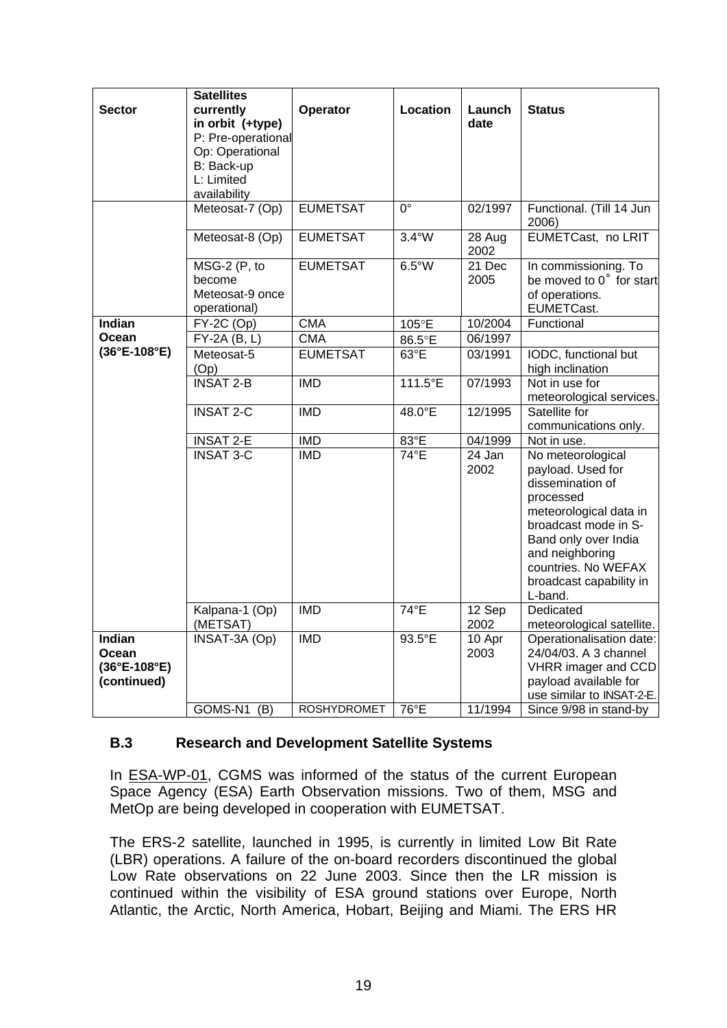| Sector | Satellites currently in orbit (+type) P: Pre-operational Op: Operational B: Back-up L: Limited availability | Operator | Location | Launch date | Status |
|---|---|---|---|---|---|
| | Meteosat-7 (Op) | EUMETSAT | 0° | 02/1997 | Functional. (Till 14 Jun 2006) |
| | Meteosat-8 (Op) | EUMETSAT | 3.4°W | 28 Aug 2002 | EUMETCast, no LRIT |
| | MSG-2 (P, to become Meteosat-9 once operational) | EUMETSAT | 6.5°W | 21 Dec 2005 | In commissioning. To be moved to 0° for start of operations. EUMETCast. |
| **Indian Ocean (36°E-108°E)** | FY-2C (Op) | CMA | 105°E | 10/2004 | Functional |
| | FY-2A (B, L) | CMA | 86.5°E | 06/1997 | |
| | Meteosat-5 (Op) | EUMETSAT | 63°E | 03/1991 | IODC, functional but high inclination |
| | INSAT 2-B | IMD | 111.5°E | 07/1993 | Not in use for meteorological services. |
| | INSAT 2-C | IMD | 48.0°E | 12/1995 | Satellite for communications only. |
| | INSAT 2-E | IMD | 83°E | 04/1999 | Not in use. |
| | INSAT 3-C | IMD | 74°E | 24 Jan 2002 | No meteorological payload. Used for dissemination of processed meteorological data in broadcast mode in S-Band only over India and neighboring countries. No WEFAX broadcast capability in L-band. |
| | Kalpana-1 (Op) (METSAT) | IMD | 74°E | 12 Sep 2002 | Dedicated meteorological satellite. |
| **Indian Ocean (36°E-108°E) (continued)** | INSAT-3A (Op) | IMD | 93.5°E | 10 Apr 2003 | Operationalisation date: 24/04/03. A 3 channel VHRR imager and CCD payload available for use similar to INSAT-2-E. |
| | GOMS-N1 (B) | ROSHYDROMET | 76°E | 11/1994 | Since 9/98 in stand-by |

### B.3 Research and Development Satellite Systems

In ESA-WP-01, CGMS was informed of the status of the current European Space Agency (ESA) Earth Observation missions. Two of them, MSG and MetOp are being developed in cooperation with EUMETSAT.

The ERS-2 satellite, launched in 1995, is currently in limited Low Bit Rate (LBR) operations. A failure of the on-board recorders discontinued the global Low Rate observations on 22 June 2003. Since then the LR mission is continued within the visibility of ESA ground stations over Europe, North Atlantic, the Arctic, North America, Hobart, Beijing and Miami. The ERS HR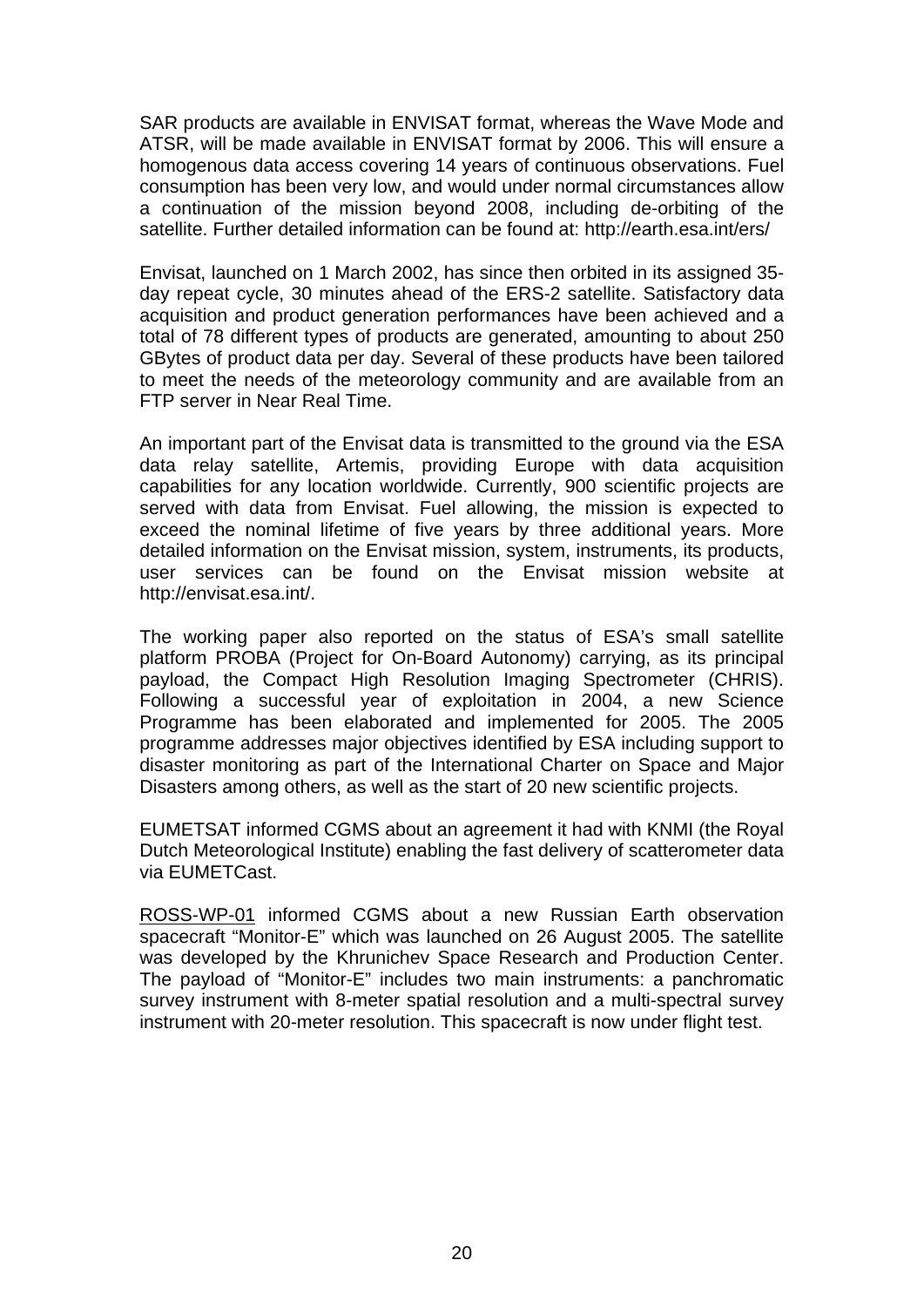SAR products are available in ENVISAT format, whereas the Wave Mode and ATSR, will be made available in ENVISAT format by 2006. This will ensure a homogenous data access covering 14 years of continuous observations. Fuel consumption has been very low, and would under normal circumstances allow a continuation of the mission beyond 2008, including de-orbiting of the satellite. Further detailed information can be found at: http://earth.esa.int/ers/

Envisat, launched on 1 March 2002, has since then orbited in its assigned 35-day repeat cycle, 30 minutes ahead of the ERS-2 satellite. Satisfactory data acquisition and product generation performances have been achieved and a total of 78 different types of products are generated, amounting to about 250 GBytes of product data per day. Several of these products have been tailored to meet the needs of the meteorology community and are available from an FTP server in Near Real Time.

An important part of the Envisat data is transmitted to the ground via the ESA data relay satellite, Artemis, providing Europe with data acquisition capabilities for any location worldwide. Currently, 900 scientific projects are served with data from Envisat. Fuel allowing, the mission is expected to exceed the nominal lifetime of five years by three additional years. More detailed information on the Envisat mission, system, instruments, its products, user services can be found on the Envisat mission website at http://envisat.esa.int/.

The working paper also reported on the status of ESA's small satellite platform PROBA (Project for On-Board Autonomy) carrying, as its principal payload, the Compact High Resolution Imaging Spectrometer (CHRIS). Following a successful year of exploitation in 2004, a new Science Programme has been elaborated and implemented for 2005. The 2005 programme addresses major objectives identified by ESA including support to disaster monitoring as part of the International Charter on Space and Major Disasters among others, as well as the start of 20 new scientific projects.

EUMETSAT informed CGMS about an agreement it had with KNMI (the Royal Dutch Meteorological Institute) enabling the fast delivery of scatterometer data via EUMETCast.

ROSS-WP-01 informed CGMS about a new Russian Earth observation spacecraft "Monitor-E" which was launched on 26 August 2005. The satellite was developed by the Khrunichev Space Research and Production Center. The payload of "Monitor-E" includes two main instruments: a panchromatic survey instrument with 8-meter spatial resolution and a multi-spectral survey instrument with 20-meter resolution. This spacecraft is now under flight test.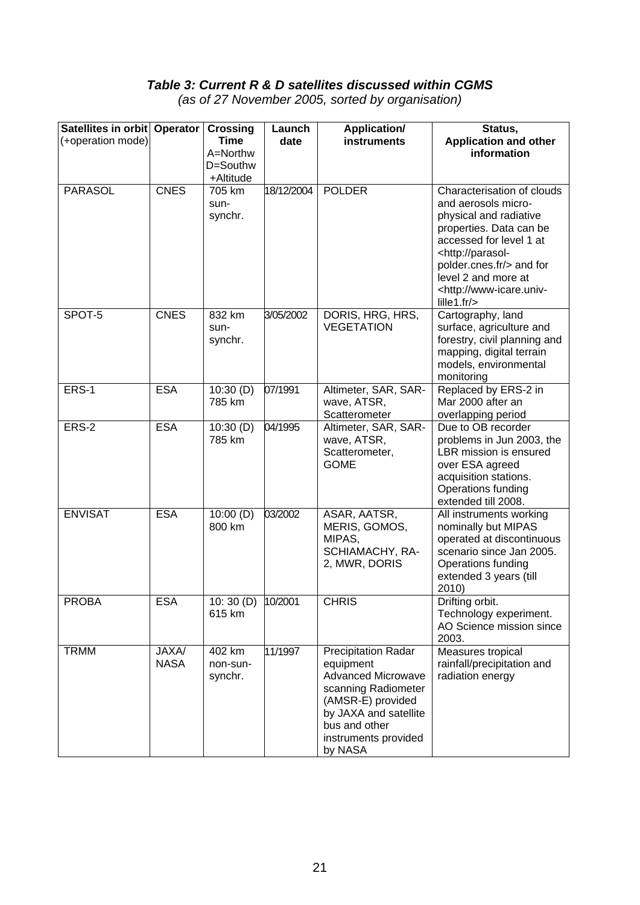***Table 3: Current R & D satellites discussed within CGMS***

*(as of 27 November 2005, sorted by organisation)*

| **Satellites in orbit** (+operation mode) | **Operator** | **Crossing Time** A=Northw D=Southw +Altitude | **Launch date** | **Application/ instruments** | **Status, Application and other information** |
|---|---|---|---|---|---|
| PARASOL | CNES | 705 km sun-synchr. | 18/12/2004 | POLDER | Characterisation of clouds and aerosols micro-physical and radiative properties. Data can be accessed for level 1 at <http://parasol-polder.cnes.fr/> and for level 2 and more at <http://www-icare.univ-lille1.fr/> |
| SPOT-5 | CNES | 832 km sun-synchr. | 3/05/2002 | DORIS, HRG, HRS, VEGETATION | Cartography, land surface, agriculture and forestry, civil planning and mapping, digital terrain models, environmental monitoring |
| ERS-1 | ESA | 10:30 (D) 785 km | 07/1991 | Altimeter, SAR, SAR-wave, ATSR, Scatterometer | Replaced by ERS-2 in Mar 2000 after an overlapping period |
| ERS-2 | ESA | 10:30 (D) 785 km | 04/1995 | Altimeter, SAR, SAR-wave, ATSR, Scatterometer, GOME | Due to OB recorder problems in Jun 2003, the LBR mission is ensured over ESA agreed acquisition stations. Operations funding extended till 2008. |
| ENVISAT | ESA | 10:00 (D) 800 km | 03/2002 | ASAR, AATSR, MERIS, GOMOS, MIPAS, SCHIAMACHY, RA-2, MWR, DORIS | All instruments working nominally but MIPAS operated at discontinuous scenario since Jan 2005. Operations funding extended 3 years (till 2010) |
| PROBA | ESA | 10: 30 (D) 615 km | 10/2001 | CHRIS | Drifting orbit. Technology experiment. AO Science mission since 2003. |
| TRMM | JAXA/ NASA | 402 km non-sun-synchr. | 11/1997 | Precipitation Radar equipment Advanced Microwave scanning Radiometer (AMSR-E) provided by JAXA and satellite bus and other instruments provided by NASA | Measures tropical rainfall/precipitation and radiation energy |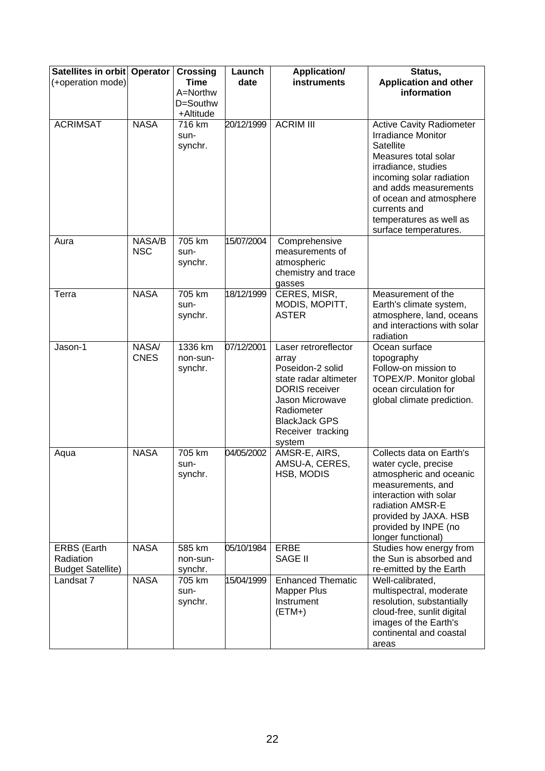| **Satellites in orbit** (+operation mode) | **Operator** | **Crossing Time** A=Northw D=Southw +Altitude | **Launch date** | **Application/ instruments** | **Status, Application and other information** |
|---|---|---|---|---|---|
| ACRIMSAT | NASA | 716 km sun-synchr. | 20/12/1999 | ACRIM III | Active Cavity Radiometer Irradiance Monitor Satellite Measures total solar irradiance, studies incoming solar radiation and adds measurements of ocean and atmosphere currents and temperatures as well as surface temperatures. |
| Aura | NASA/BNSC | 705 km sun-synchr. | 15/07/2004 | Comprehensive measurements of atmospheric chemistry and trace gasses | |
| Terra | NASA | 705 km sun-synchr. | 18/12/1999 | CERES, MISR, MODIS, MOPITT, ASTER | Measurement of the Earth's climate system, atmosphere, land, oceans and interactions with solar radiation |
| Jason-1 | NASA/ CNES | 1336 km non-sun-synchr. | 07/12/2001 | Laser retroreflector array Poseidon-2 solid state radar altimeter DORIS receiver Jason Microwave Radiometer BlackJack GPS Receiver tracking system | Ocean surface topography Follow-on mission to TOPEX/P. Monitor global ocean circulation for global climate prediction. |
| Aqua | NASA | 705 km sun-synchr. | 04/05/2002 | AMSR-E, AIRS, AMSU-A, CERES, HSB, MODIS | Collects data on Earth's water cycle, precise atmospheric and oceanic measurements, and interaction with solar radiation AMSR-E provided by JAXA. HSB provided by INPE (no longer functional) |
| ERBS (Earth Radiation Budget Satellite) | NASA | 585 km non-sun-synchr. | 05/10/1984 | ERBE SAGE II | Studies how energy from the Sun is absorbed and re-emitted by the Earth |
| Landsat 7 | NASA | 705 km sun-synchr. | 15/04/1999 | Enhanced Thematic Mapper Plus Instrument (ETM+) | Well-calibrated, multispectral, moderate resolution, substantially cloud-free, sunlit digital images of the Earth's continental and coastal areas |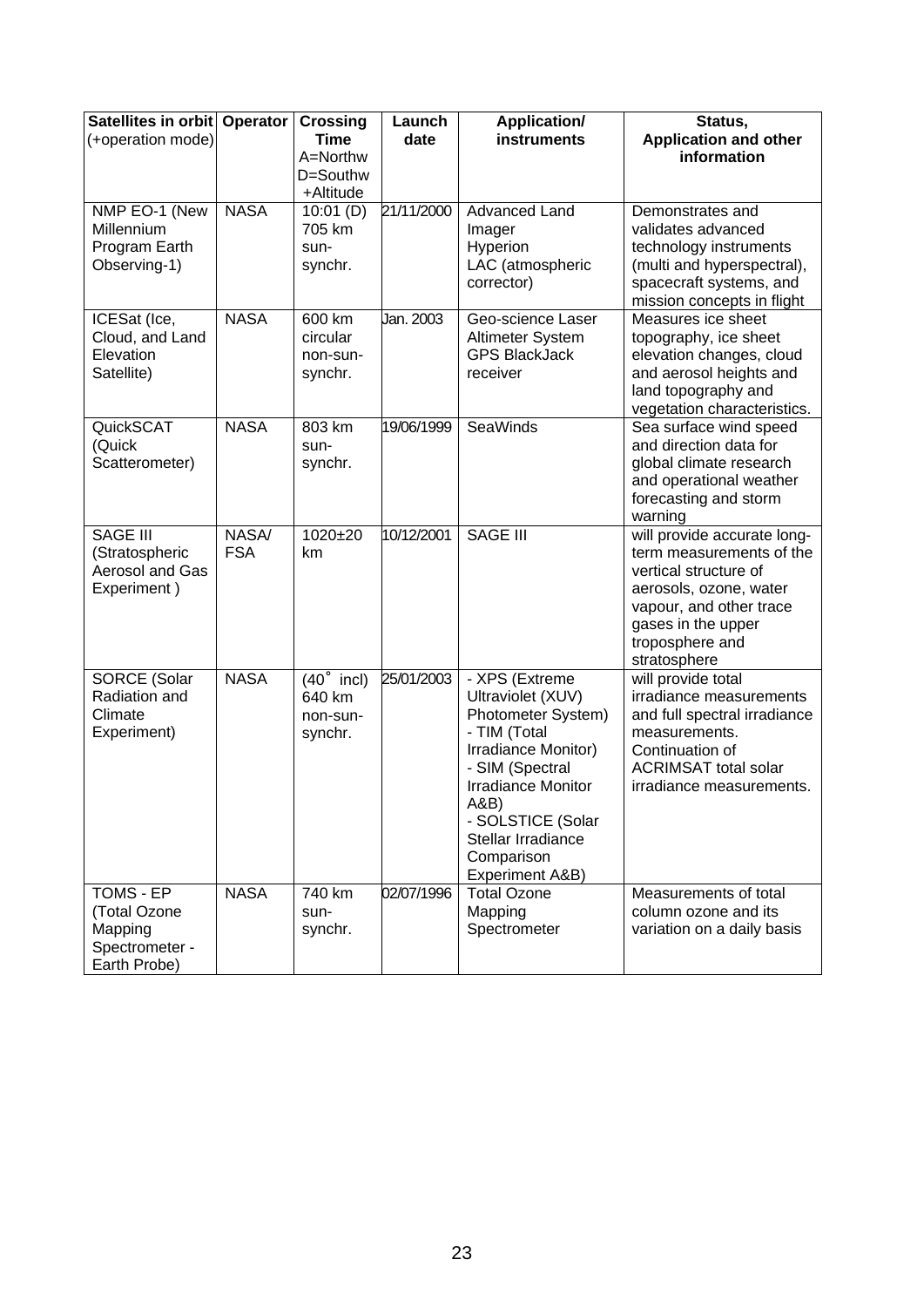| **Satellites in orbit** (+operation mode) | **Operator** | **Crossing Time** A=Northw D=Southw +Altitude | **Launch date** | **Application/ instruments** | **Status, Application and other information** |
|---|---|---|---|---|---|
| NMP EO-1 (New Millennium Program Earth Observing-1) | NASA | 10:01 (D) 705 km sun-synchr. | 21/11/2000 | Advanced Land Imager Hyperion LAC (atmospheric corrector) | Demonstrates and validates advanced technology instruments (multi and hyperspectral), spacecraft systems, and mission concepts in flight |
| ICESat (Ice, Cloud, and Land Elevation Satellite) | NASA | 600 km circular non-sun-synchr. | Jan. 2003 | Geo-science Laser Altimeter System GPS BlackJack receiver | Measures ice sheet topography, ice sheet elevation changes, cloud and aerosol heights and land topography and vegetation characteristics. |
| QuickSCAT (Quick Scatterometer) | NASA | 803 km sun-synchr. | 19/06/1999 | SeaWinds | Sea surface wind speed and direction data for global climate research and operational weather forecasting and storm warning |
| SAGE III (Stratospheric Aerosol and Gas Experiment ) | NASA/ FSA | 1020±20 km | 10/12/2001 | SAGE III | will provide accurate long-term measurements of the vertical structure of aerosols, ozone, water vapour, and other trace gases in the upper troposphere and stratosphere |
| SORCE (Solar Radiation and Climate Experiment) | NASA | (40° incl) 640 km non-sun-synchr. | 25/01/2003 | - XPS (Extreme Ultraviolet (XUV) Photometer System) - TIM (Total Irradiance Monitor) - SIM (Spectral Irradiance Monitor A&B) - SOLSTICE (Solar Stellar Irradiance Comparison Experiment A&B) | will provide total irradiance measurements and full spectral irradiance measurements. Continuation of ACRIMSAT total solar irradiance measurements. |
| TOMS - EP (Total Ozone Mapping Spectrometer - Earth Probe) | NASA | 740 km sun-synchr. | 02/07/1996 | Total Ozone Mapping Spectrometer | Measurements of total column ozone and its variation on a daily basis |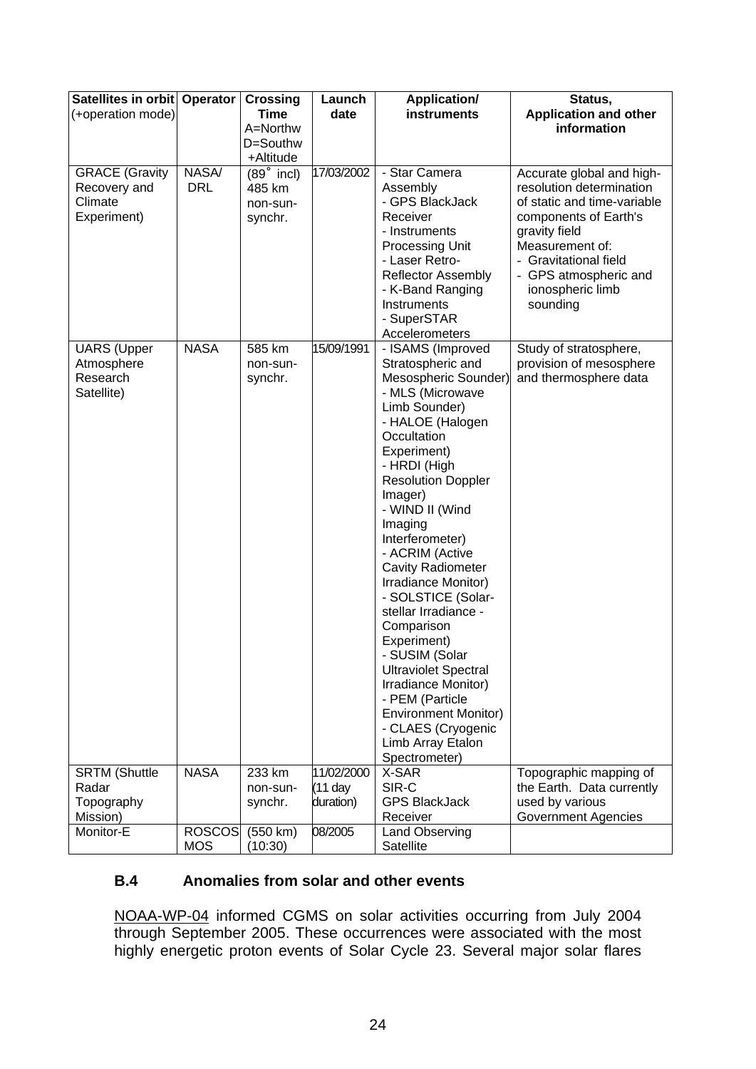| Satellites in orbit (+operation mode) | Operator | Crossing Time A=Northw D=Southw +Altitude | Launch date | Application/ instruments | Status, Application and other information |
|---|---|---|---|---|---|
| GRACE (Gravity Recovery and Climate Experiment) | NASA/ DRL | (89˚ incl) 485 km non-sun-synchr. | 17/03/2002 | - Star Camera Assembly<br>- GPS BlackJack Receiver<br>- Instruments Processing Unit<br>- Laser Retro-Reflector Assembly<br>- K-Band Ranging Instruments<br>- SuperSTAR Accelerometers | Accurate global and high-resolution determination of static and time-variable components of Earth's gravity field<br>Measurement of:<br>- Gravitational field<br>- GPS atmospheric and ionospheric limb sounding |
| UARS (Upper Atmosphere Research Satellite) | NASA | 585 km non-sun-synchr. | 15/09/1991 | - ISAMS (Improved Stratospheric and Mesospheric Sounder)<br>- MLS (Microwave Limb Sounder)<br>- HALOE (Halogen Occultation Experiment)<br>- HRDI (High Resolution Doppler Imager)<br>- WIND II (Wind Imaging Interferometer)<br>- ACRIM (Active Cavity Radiometer Irradiance Monitor)<br>- SOLSTICE (Solar-stellar Irradiance - Comparison Experiment)<br>- SUSIM (Solar Ultraviolet Spectral Irradiance Monitor)<br>- PEM (Particle Environment Monitor)<br>- CLAES (Cryogenic Limb Array Etalon Spectrometer) | Study of stratosphere, provision of mesosphere and thermosphere data |
| SRTM (Shuttle Radar Topography Mission) | NASA | 233 km non-sun-synchr. | 11/02/2000 (11 day duration) | X-SAR<br>SIR-C<br>GPS BlackJack Receiver | Topographic mapping of the Earth. Data currently used by various Government Agencies |
| Monitor-E | ROSCOSMOS | (550 km) (10:30) | 08/2005 | Land Observing Satellite | |

### B.4 Anomalies from solar and other events

NOAA-WP-04 informed CGMS on solar activities occurring from July 2004 through September 2005. These occurrences were associated with the most highly energetic proton events of Solar Cycle 23. Several major solar flares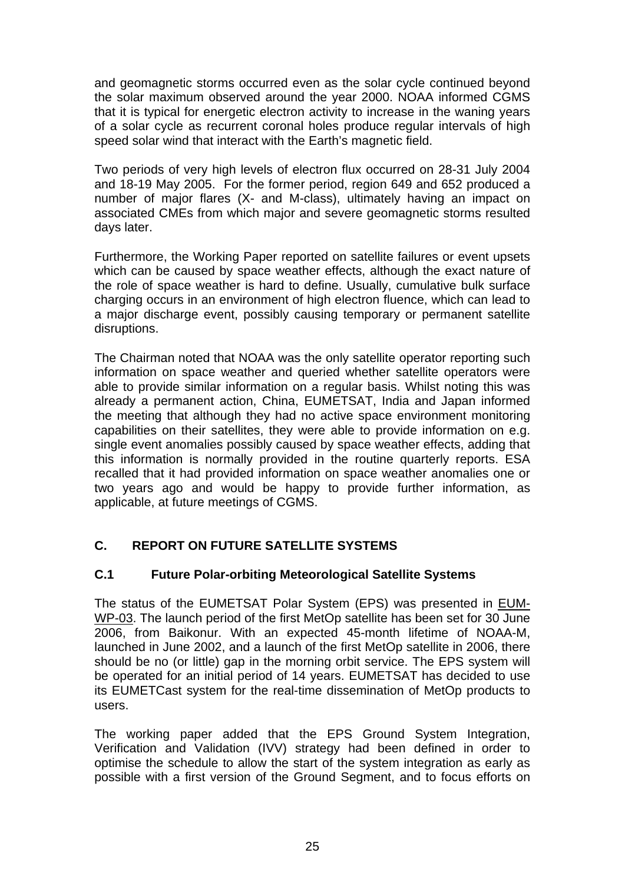and geomagnetic storms occurred even as the solar cycle continued beyond the solar maximum observed around the year 2000. NOAA informed CGMS that it is typical for energetic electron activity to increase in the waning years of a solar cycle as recurrent coronal holes produce regular intervals of high speed solar wind that interact with the Earth's magnetic field.

Two periods of very high levels of electron flux occurred on 28-31 July 2004 and 18-19 May 2005. For the former period, region 649 and 652 produced a number of major flares (X- and M-class), ultimately having an impact on associated CMEs from which major and severe geomagnetic storms resulted days later.

Furthermore, the Working Paper reported on satellite failures or event upsets which can be caused by space weather effects, although the exact nature of the role of space weather is hard to define. Usually, cumulative bulk surface charging occurs in an environment of high electron fluence, which can lead to a major discharge event, possibly causing temporary or permanent satellite disruptions.

The Chairman noted that NOAA was the only satellite operator reporting such information on space weather and queried whether satellite operators were able to provide similar information on a regular basis. Whilst noting this was already a permanent action, China, EUMETSAT, India and Japan informed the meeting that although they had no active space environment monitoring capabilities on their satellites, they were able to provide information on e.g. single event anomalies possibly caused by space weather effects, adding that this information is normally provided in the routine quarterly reports. ESA recalled that it had provided information on space weather anomalies one or two years ago and would be happy to provide further information, as applicable, at future meetings of CGMS.

## C. REPORT ON FUTURE SATELLITE SYSTEMS

### C.1 Future Polar-orbiting Meteorological Satellite Systems

The status of the EUMETSAT Polar System (EPS) was presented in EUM-WP-03. The launch period of the first MetOp satellite has been set for 30 June 2006, from Baikonur. With an expected 45-month lifetime of NOAA-M, launched in June 2002, and a launch of the first MetOp satellite in 2006, there should be no (or little) gap in the morning orbit service. The EPS system will be operated for an initial period of 14 years. EUMETSAT has decided to use its EUMETCast system for the real-time dissemination of MetOp products to users.

The working paper added that the EPS Ground System Integration, Verification and Validation (IVV) strategy had been defined in order to optimise the schedule to allow the start of the system integration as early as possible with a first version of the Ground Segment, and to focus efforts on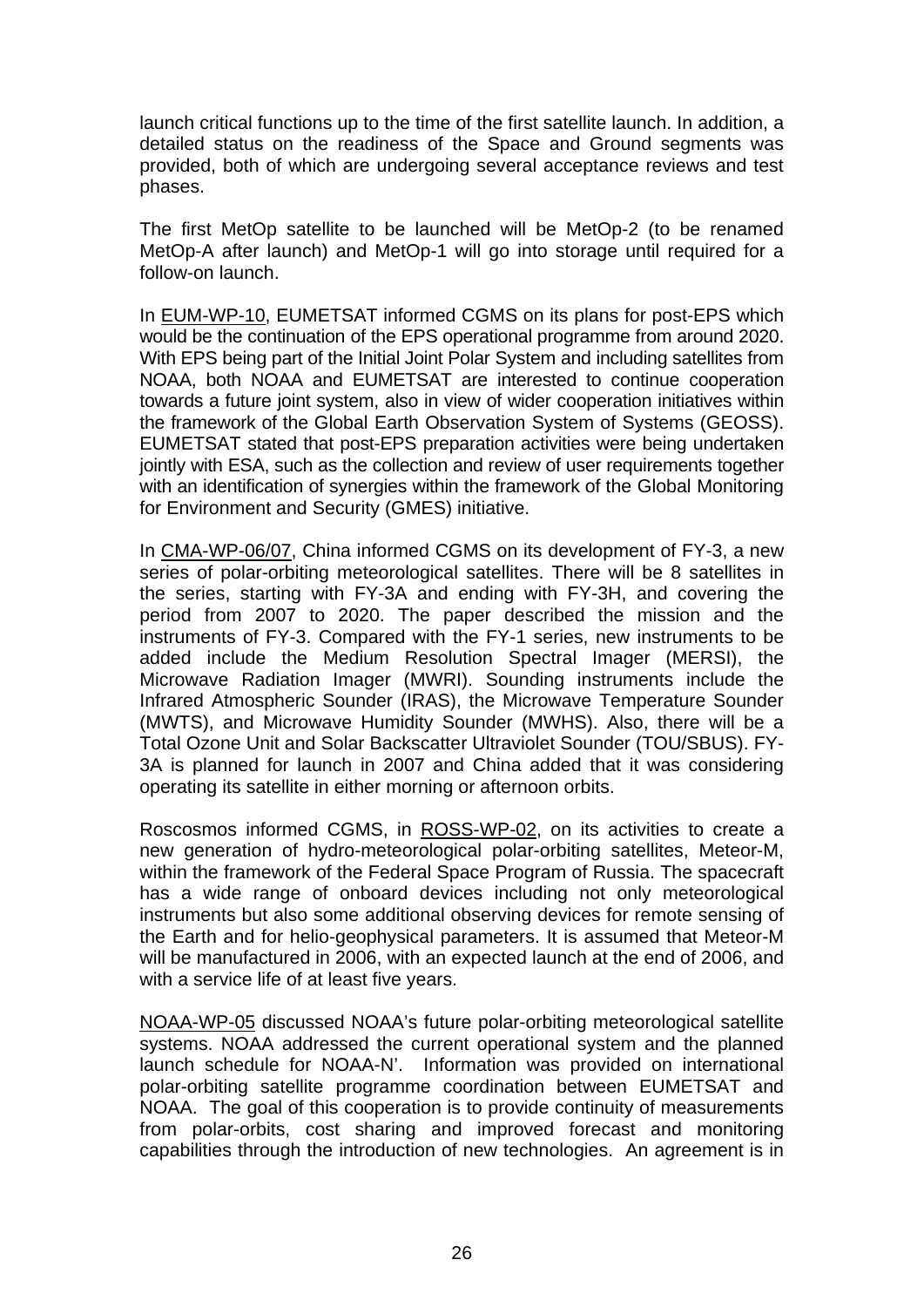launch critical functions up to the time of the first satellite launch. In addition, a detailed status on the readiness of the Space and Ground segments was provided, both of which are undergoing several acceptance reviews and test phases.

The first MetOp satellite to be launched will be MetOp-2 (to be renamed MetOp-A after launch) and MetOp-1 will go into storage until required for a follow-on launch.

In EUM-WP-10, EUMETSAT informed CGMS on its plans for post-EPS which would be the continuation of the EPS operational programme from around 2020. With EPS being part of the Initial Joint Polar System and including satellites from NOAA, both NOAA and EUMETSAT are interested to continue cooperation towards a future joint system, also in view of wider cooperation initiatives within the framework of the Global Earth Observation System of Systems (GEOSS). EUMETSAT stated that post-EPS preparation activities were being undertaken jointly with ESA, such as the collection and review of user requirements together with an identification of synergies within the framework of the Global Monitoring for Environment and Security (GMES) initiative.

In CMA-WP-06/07, China informed CGMS on its development of FY-3, a new series of polar-orbiting meteorological satellites. There will be 8 satellites in the series, starting with FY-3A and ending with FY-3H, and covering the period from 2007 to 2020. The paper described the mission and the instruments of FY-3. Compared with the FY-1 series, new instruments to be added include the Medium Resolution Spectral Imager (MERSI), the Microwave Radiation Imager (MWRI). Sounding instruments include the Infrared Atmospheric Sounder (IRAS), the Microwave Temperature Sounder (MWTS), and Microwave Humidity Sounder (MWHS). Also, there will be a Total Ozone Unit and Solar Backscatter Ultraviolet Sounder (TOU/SBUS). FY-3A is planned for launch in 2007 and China added that it was considering operating its satellite in either morning or afternoon orbits.

Roscosmos informed CGMS, in ROSS-WP-02, on its activities to create a new generation of hydro-meteorological polar-orbiting satellites, Meteor-M, within the framework of the Federal Space Program of Russia. The spacecraft has a wide range of onboard devices including not only meteorological instruments but also some additional observing devices for remote sensing of the Earth and for helio-geophysical parameters. It is assumed that Meteor-M will be manufactured in 2006, with an expected launch at the end of 2006, and with a service life of at least five years.

NOAA-WP-05 discussed NOAA's future polar-orbiting meteorological satellite systems. NOAA addressed the current operational system and the planned launch schedule for NOAA-N'. Information was provided on international polar-orbiting satellite programme coordination between EUMETSAT and NOAA. The goal of this cooperation is to provide continuity of measurements from polar-orbits, cost sharing and improved forecast and monitoring capabilities through the introduction of new technologies. An agreement is in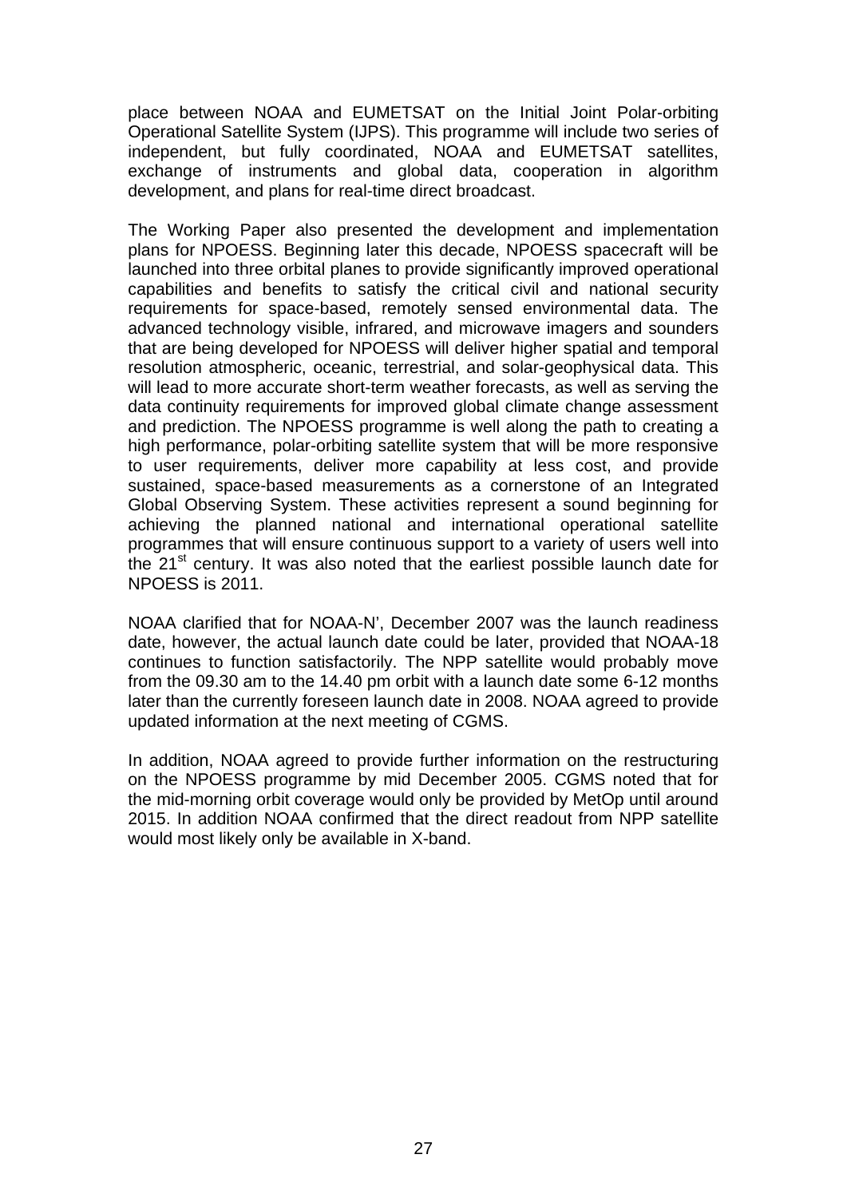place between NOAA and EUMETSAT on the Initial Joint Polar-orbiting Operational Satellite System (IJPS). This programme will include two series of independent, but fully coordinated, NOAA and EUMETSAT satellites, exchange of instruments and global data, cooperation in algorithm development, and plans for real-time direct broadcast.

The Working Paper also presented the development and implementation plans for NPOESS. Beginning later this decade, NPOESS spacecraft will be launched into three orbital planes to provide significantly improved operational capabilities and benefits to satisfy the critical civil and national security requirements for space-based, remotely sensed environmental data. The advanced technology visible, infrared, and microwave imagers and sounders that are being developed for NPOESS will deliver higher spatial and temporal resolution atmospheric, oceanic, terrestrial, and solar-geophysical data. This will lead to more accurate short-term weather forecasts, as well as serving the data continuity requirements for improved global climate change assessment and prediction. The NPOESS programme is well along the path to creating a high performance, polar-orbiting satellite system that will be more responsive to user requirements, deliver more capability at less cost, and provide sustained, space-based measurements as a cornerstone of an Integrated Global Observing System. These activities represent a sound beginning for achieving the planned national and international operational satellite programmes that will ensure continuous support to a variety of users well into the 21st century. It was also noted that the earliest possible launch date for NPOESS is 2011.

NOAA clarified that for NOAA-N', December 2007 was the launch readiness date, however, the actual launch date could be later, provided that NOAA-18 continues to function satisfactorily. The NPP satellite would probably move from the 09.30 am to the 14.40 pm orbit with a launch date some 6-12 months later than the currently foreseen launch date in 2008. NOAA agreed to provide updated information at the next meeting of CGMS.

In addition, NOAA agreed to provide further information on the restructuring on the NPOESS programme by mid December 2005. CGMS noted that for the mid-morning orbit coverage would only be provided by MetOp until around 2015. In addition NOAA confirmed that the direct readout from NPP satellite would most likely only be available in X-band.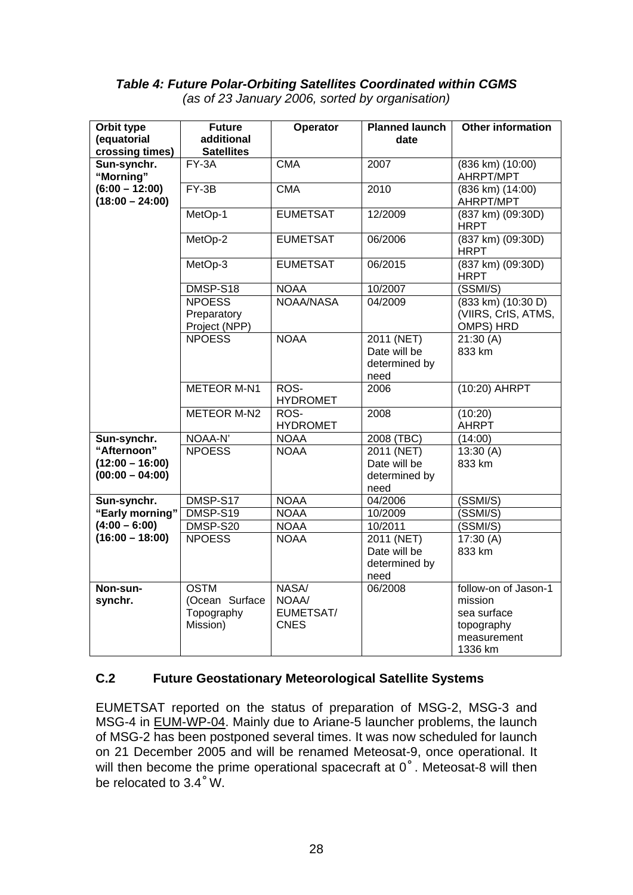***Table 4: Future Polar-Orbiting Satellites Coordinated within CGMS***
*(as of 23 January 2006, sorted by organisation)*

| Orbit type (equatorial crossing times) | Future additional Satellites | Operator | Planned launch date | Other information |
|---|---|---|---|---|
| **Sun-synchr. “Morning” (6:00 – 12:00) (18:00 – 24:00)** | FY-3A | CMA | 2007 | (836 km) (10:00) AHRPT/MPT |
| | FY-3B | CMA | 2010 | (836 km) (14:00) AHRPT/MPT |
| | MetOp-1 | EUMETSAT | 12/2009 | (837 km) (09:30D) HRPT |
| | MetOp-2 | EUMETSAT | 06/2006 | (837 km) (09:30D) HRPT |
| | MetOp-3 | EUMETSAT | 06/2015 | (837 km) (09:30D) HRPT |
| | DMSP-S18 | NOAA | 10/2007 | (SSMI/S) |
| | NPOESS Preparatory Project (NPP) | NOAA/NASA | 04/2009 | (833 km) (10:30 D) (VIIRS, CrIS, ATMS, OMPS) HRD |
| | NPOESS | NOAA | 2011 (NET) Date will be determined by need | 21:30 (A) 833 km |
| | METEOR M-N1 | ROS-HYDROMET | 2006 | (10:20) AHRPT |
| | METEOR M-N2 | ROS-HYDROMET | 2008 | (10:20) AHRPT |
| **Sun-synchr. “Afternoon” (12:00 – 16:00) (00:00 – 04:00)** | NOAA-N’ | NOAA | 2008 (TBC) | (14:00) |
| | NPOESS | NOAA | 2011 (NET) Date will be determined by need | 13:30 (A) 833 km |
| **Sun-synchr. “Early morning” (4:00 – 6:00) (16:00 – 18:00)** | DMSP-S17 | NOAA | 04/2006 | (SSMI/S) |
| | DMSP-S19 | NOAA | 10/2009 | (SSMI/S) |
| | DMSP-S20 | NOAA | 10/2011 | (SSMI/S) |
| | NPOESS | NOAA | 2011 (NET) Date will be determined by need | 17:30 (A) 833 km |
| **Non-sun-synchr.** | OSTM (Ocean Surface Topography Mission) | NASA/ NOAA/ EUMETSAT/ CNES | 06/2008 | follow-on of Jason-1 mission sea surface topography measurement 1336 km |

## C.2 Future Geostationary Meteorological Satellite Systems

EUMETSAT reported on the status of preparation of MSG-2, MSG-3 and MSG-4 in EUM-WP-04. Mainly due to Ariane-5 launcher problems, the launch of MSG-2 has been postponed several times. It was now scheduled for launch on 21 December 2005 and will be renamed Meteosat-9, once operational. It will then become the prime operational spacecraft at 0°. Meteosat-8 will then be relocated to 3.4°W.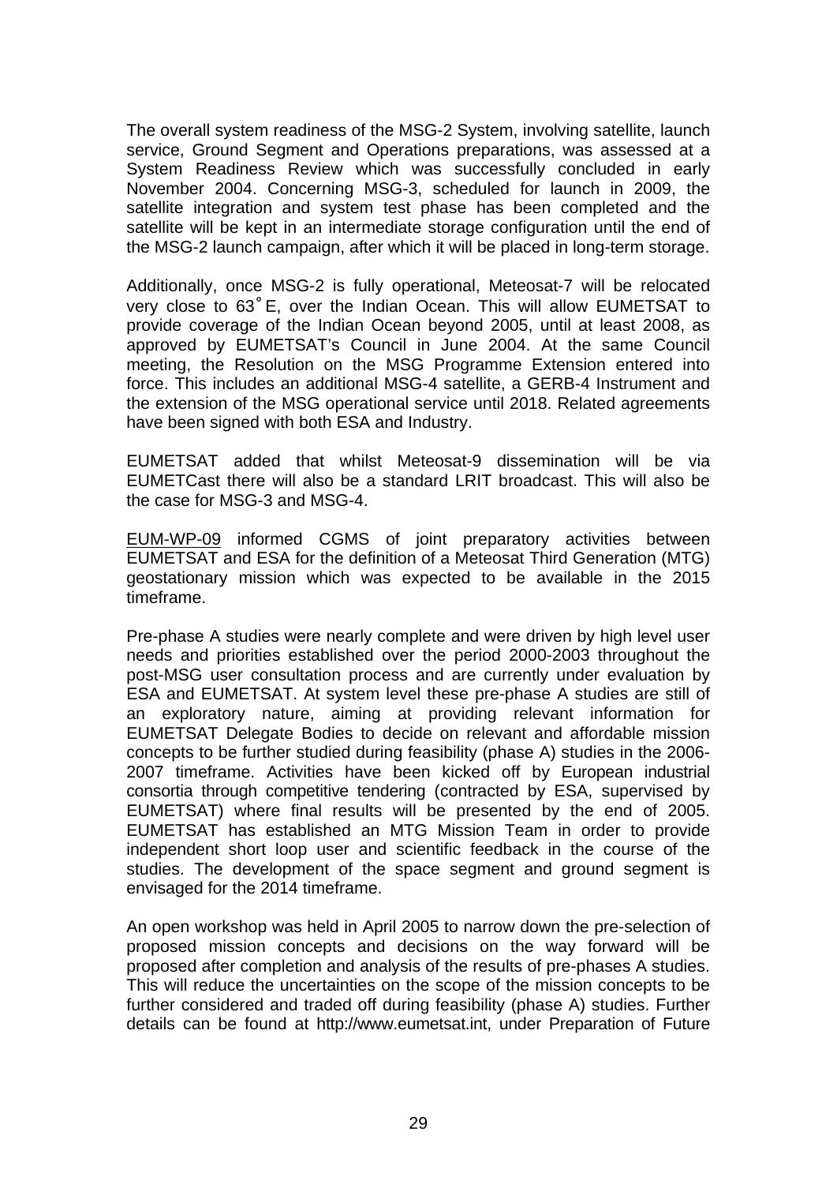The overall system readiness of the MSG-2 System, involving satellite, launch service, Ground Segment and Operations preparations, was assessed at a System Readiness Review which was successfully concluded in early November 2004. Concerning MSG-3, scheduled for launch in 2009, the satellite integration and system test phase has been completed and the satellite will be kept in an intermediate storage configuration until the end of the MSG-2 launch campaign, after which it will be placed in long-term storage.

Additionally, once MSG-2 is fully operational, Meteosat-7 will be relocated very close to 63˚E, over the Indian Ocean. This will allow EUMETSAT to provide coverage of the Indian Ocean beyond 2005, until at least 2008, as approved by EUMETSAT's Council in June 2004. At the same Council meeting, the Resolution on the MSG Programme Extension entered into force. This includes an additional MSG-4 satellite, a GERB-4 Instrument and the extension of the MSG operational service until 2018. Related agreements have been signed with both ESA and Industry.

EUMETSAT added that whilst Meteosat-9 dissemination will be via EUMETCast there will also be a standard LRIT broadcast. This will also be the case for MSG-3 and MSG-4.

EUM-WP-09 informed CGMS of joint preparatory activities between EUMETSAT and ESA for the definition of a Meteosat Third Generation (MTG) geostationary mission which was expected to be available in the 2015 timeframe.

Pre-phase A studies were nearly complete and were driven by high level user needs and priorities established over the period 2000-2003 throughout the post-MSG user consultation process and are currently under evaluation by ESA and EUMETSAT. At system level these pre-phase A studies are still of an exploratory nature, aiming at providing relevant information for EUMETSAT Delegate Bodies to decide on relevant and affordable mission concepts to be further studied during feasibility (phase A) studies in the 2006-2007 timeframe. Activities have been kicked off by European industrial consortia through competitive tendering (contracted by ESA, supervised by EUMETSAT) where final results will be presented by the end of 2005. EUMETSAT has established an MTG Mission Team in order to provide independent short loop user and scientific feedback in the course of the studies. The development of the space segment and ground segment is envisaged for the 2014 timeframe.

An open workshop was held in April 2005 to narrow down the pre-selection of proposed mission concepts and decisions on the way forward will be proposed after completion and analysis of the results of pre-phases A studies. This will reduce the uncertainties on the scope of the mission concepts to be further considered and traded off during feasibility (phase A) studies. Further details can be found at http://www.eumetsat.int, under Preparation of Future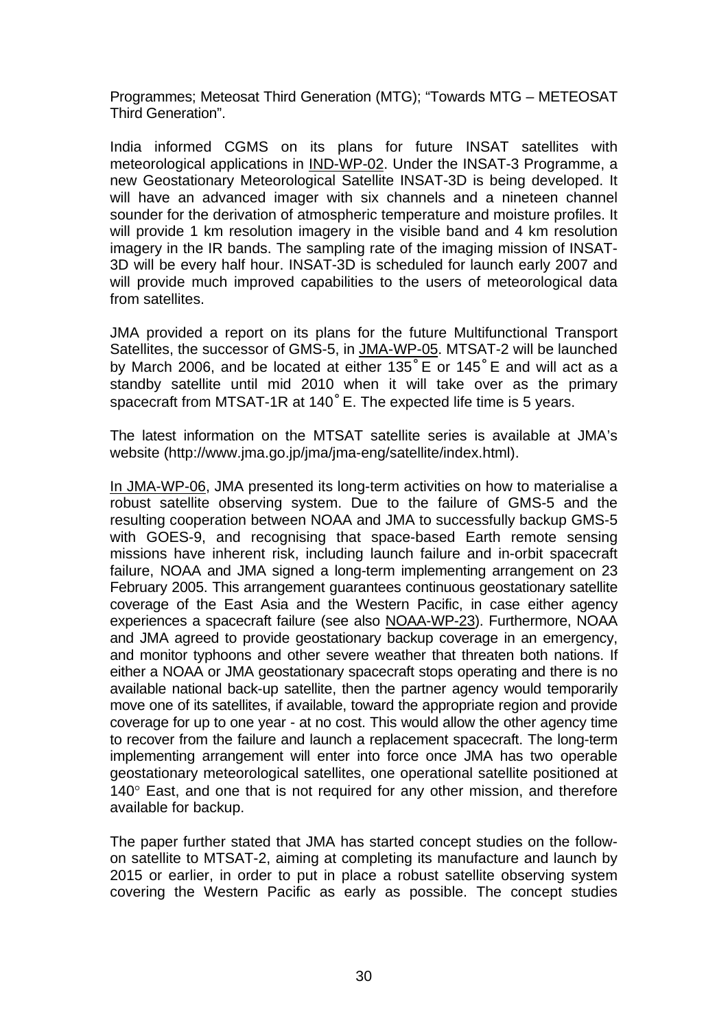Programmes; Meteosat Third Generation (MTG); "Towards MTG – METEOSAT Third Generation".

India informed CGMS on its plans for future INSAT satellites with meteorological applications in IND-WP-02. Under the INSAT-3 Programme, a new Geostationary Meteorological Satellite INSAT-3D is being developed. It will have an advanced imager with six channels and a nineteen channel sounder for the derivation of atmospheric temperature and moisture profiles. It will provide 1 km resolution imagery in the visible band and 4 km resolution imagery in the IR bands. The sampling rate of the imaging mission of INSAT-3D will be every half hour. INSAT-3D is scheduled for launch early 2007 and will provide much improved capabilities to the users of meteorological data from satellites.

JMA provided a report on its plans for the future Multifunctional Transport Satellites, the successor of GMS-5, in JMA-WP-05. MTSAT-2 will be launched by March 2006, and be located at either 135˚E or 145˚E and will act as a standby satellite until mid 2010 when it will take over as the primary spacecraft from MTSAT-1R at 140˚E. The expected life time is 5 years.

The latest information on the MTSAT satellite series is available at JMA's website (http://www.jma.go.jp/jma/jma-eng/satellite/index.html).

In JMA-WP-06, JMA presented its long-term activities on how to materialise a robust satellite observing system. Due to the failure of GMS-5 and the resulting cooperation between NOAA and JMA to successfully backup GMS-5 with GOES-9, and recognising that space-based Earth remote sensing missions have inherent risk, including launch failure and in-orbit spacecraft failure, NOAA and JMA signed a long-term implementing arrangement on 23 February 2005. This arrangement guarantees continuous geostationary satellite coverage of the East Asia and the Western Pacific, in case either agency experiences a spacecraft failure (see also NOAA-WP-23). Furthermore, NOAA and JMA agreed to provide geostationary backup coverage in an emergency, and monitor typhoons and other severe weather that threaten both nations. If either a NOAA or JMA geostationary spacecraft stops operating and there is no available national back-up satellite, then the partner agency would temporarily move one of its satellites, if available, toward the appropriate region and provide coverage for up to one year - at no cost. This would allow the other agency time to recover from the failure and launch a replacement spacecraft. The long-term implementing arrangement will enter into force once JMA has two operable geostationary meteorological satellites, one operational satellite positioned at 140° East, and one that is not required for any other mission, and therefore available for backup.

The paper further stated that JMA has started concept studies on the follow-on satellite to MTSAT-2, aiming at completing its manufacture and launch by 2015 or earlier, in order to put in place a robust satellite observing system covering the Western Pacific as early as possible. The concept studies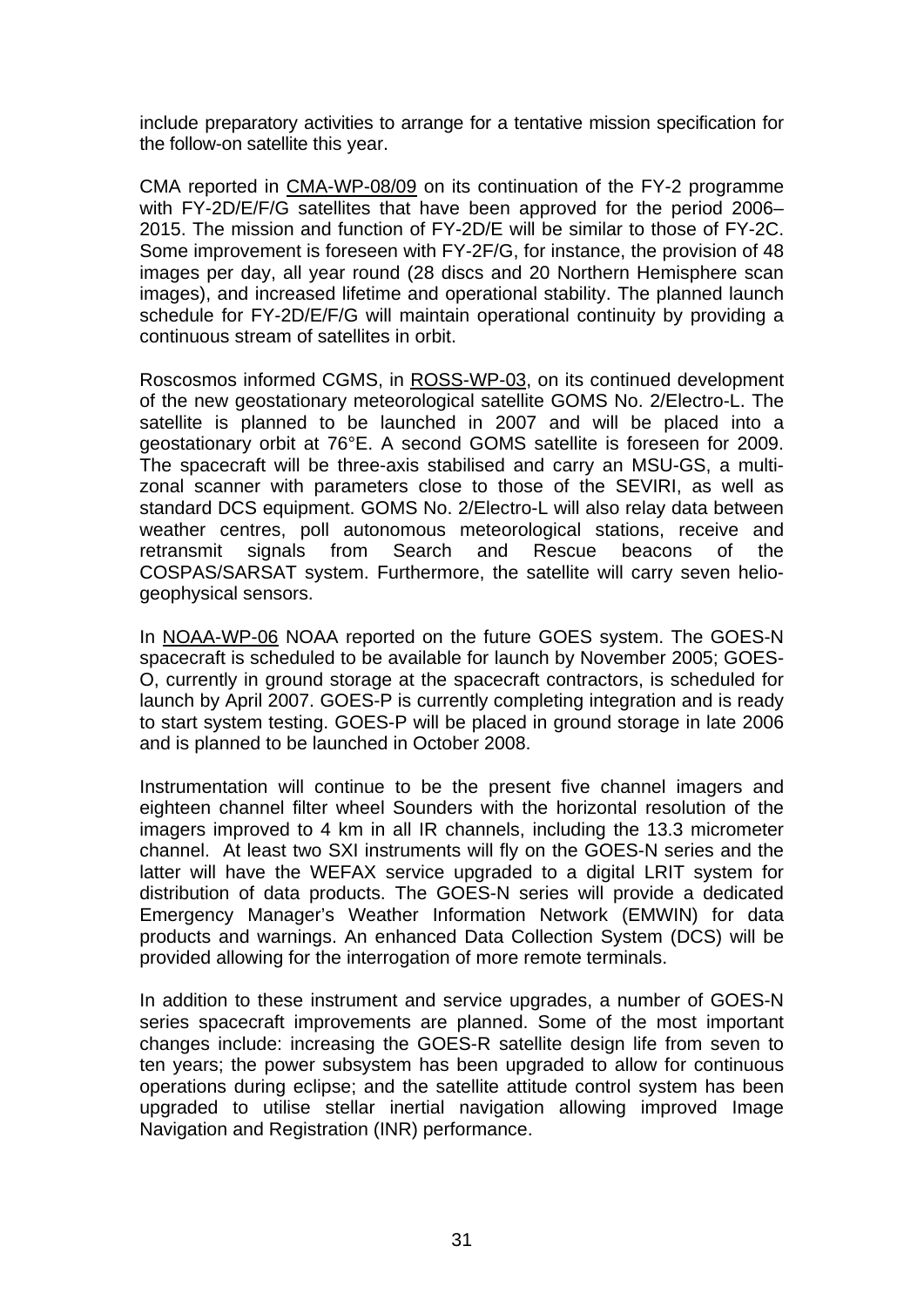include preparatory activities to arrange for a tentative mission specification for the follow-on satellite this year.

CMA reported in CMA-WP-08/09 on its continuation of the FY-2 programme with FY-2D/E/F/G satellites that have been approved for the period 2006–2015. The mission and function of FY-2D/E will be similar to those of FY-2C. Some improvement is foreseen with FY-2F/G, for instance, the provision of 48 images per day, all year round (28 discs and 20 Northern Hemisphere scan images), and increased lifetime and operational stability. The planned launch schedule for FY-2D/E/F/G will maintain operational continuity by providing a continuous stream of satellites in orbit.

Roscosmos informed CGMS, in ROSS-WP-03, on its continued development of the new geostationary meteorological satellite GOMS No. 2/Electro-L. The satellite is planned to be launched in 2007 and will be placed into a geostationary orbit at 76°E. A second GOMS satellite is foreseen for 2009. The spacecraft will be three-axis stabilised and carry an MSU-GS, a multi-zonal scanner with parameters close to those of the SEVIRI, as well as standard DCS equipment. GOMS No. 2/Electro-L will also relay data between weather centres, poll autonomous meteorological stations, receive and retransmit signals from Search and Rescue beacons of the COSPAS/SARSAT system. Furthermore, the satellite will carry seven helio-geophysical sensors.

In NOAA-WP-06 NOAA reported on the future GOES system. The GOES-N spacecraft is scheduled to be available for launch by November 2005; GOES-O, currently in ground storage at the spacecraft contractors, is scheduled for launch by April 2007. GOES-P is currently completing integration and is ready to start system testing. GOES-P will be placed in ground storage in late 2006 and is planned to be launched in October 2008.

Instrumentation will continue to be the present five channel imagers and eighteen channel filter wheel Sounders with the horizontal resolution of the imagers improved to 4 km in all IR channels, including the 13.3 micrometer channel. At least two SXI instruments will fly on the GOES-N series and the latter will have the WEFAX service upgraded to a digital LRIT system for distribution of data products. The GOES-N series will provide a dedicated Emergency Manager's Weather Information Network (EMWIN) for data products and warnings. An enhanced Data Collection System (DCS) will be provided allowing for the interrogation of more remote terminals.

In addition to these instrument and service upgrades, a number of GOES-N series spacecraft improvements are planned. Some of the most important changes include: increasing the GOES-R satellite design life from seven to ten years; the power subsystem has been upgraded to allow for continuous operations during eclipse; and the satellite attitude control system has been upgraded to utilise stellar inertial navigation allowing improved Image Navigation and Registration (INR) performance.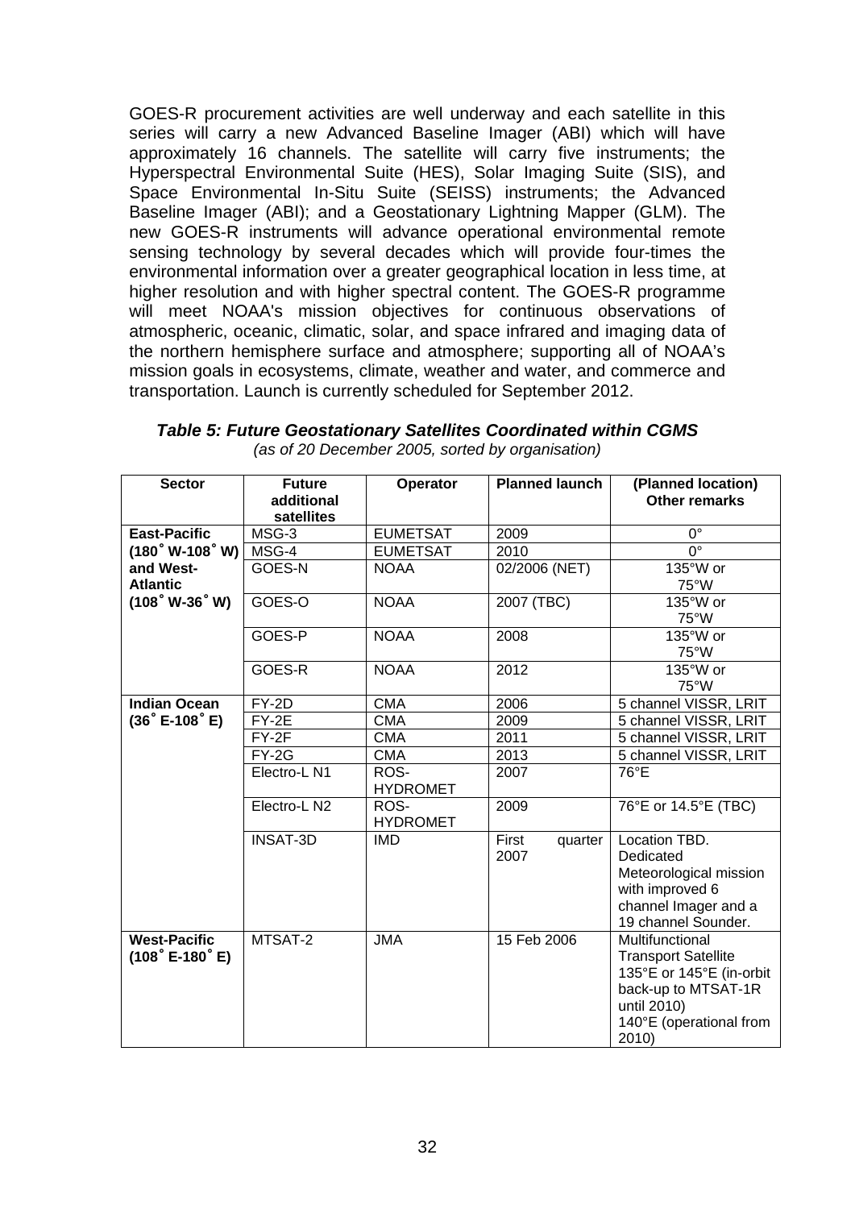GOES-R procurement activities are well underway and each satellite in this series will carry a new Advanced Baseline Imager (ABI) which will have approximately 16 channels. The satellite will carry five instruments; the Hyperspectral Environmental Suite (HES), Solar Imaging Suite (SIS), and Space Environmental In-Situ Suite (SEISS) instruments; the Advanced Baseline Imager (ABI); and a Geostationary Lightning Mapper (GLM). The new GOES-R instruments will advance operational environmental remote sensing technology by several decades which will provide four-times the environmental information over a greater geographical location in less time, at higher resolution and with higher spectral content. The GOES-R programme will meet NOAA's mission objectives for continuous observations of atmospheric, oceanic, climatic, solar, and space infrared and imaging data of the northern hemisphere surface and atmosphere; supporting all of NOAA's mission goals in ecosystems, climate, weather and water, and commerce and transportation. Launch is currently scheduled for September 2012.

***Table 5: Future Geostationary Satellites Coordinated within CGMS***

*(as of 20 December 2005, sorted by organisation)*

| Sector | Future additional satellites | Operator | Planned launch | (Planned location) Other remarks |
|---|---|---|---|---|
| **East-Pacific (180˚ W-108˚ W) and West-Atlantic (108˚ W-36˚ W)** | MSG-3 | EUMETSAT | 2009 | 0° |
| | MSG-4 | EUMETSAT | 2010 | 0° |
| | GOES-N | NOAA | 02/2006 (NET) | 135°W or 75°W |
| | GOES-O | NOAA | 2007 (TBC) | 135°W or 75°W |
| | GOES-P | NOAA | 2008 | 135°W or 75°W |
| | GOES-R | NOAA | 2012 | 135°W or 75°W |
| **Indian Ocean (36˚ E-108˚ E)** | FY-2D | CMA | 2006 | 5 channel VISSR, LRIT |
| | FY-2E | CMA | 2009 | 5 channel VISSR, LRIT |
| | FY-2F | CMA | 2011 | 5 channel VISSR, LRIT |
| | FY-2G | CMA | 2013 | 5 channel VISSR, LRIT |
| | Electro-L N1 | ROS-HYDROMET | 2007 | 76°E |
| | Electro-L N2 | ROS-HYDROMET | 2009 | 76°E or 14.5°E (TBC) |
| | INSAT-3D | IMD | First quarter 2007 | Location TBD. Dedicated Meteorological mission with improved 6 channel Imager and a 19 channel Sounder. |
| **West-Pacific (108˚ E-180˚ E)** | MTSAT-2 | JMA | 15 Feb 2006 | Multifunctional Transport Satellite 135°E or 145°E (in-orbit back-up to MTSAT-1R until 2010) 140°E (operational from 2010) |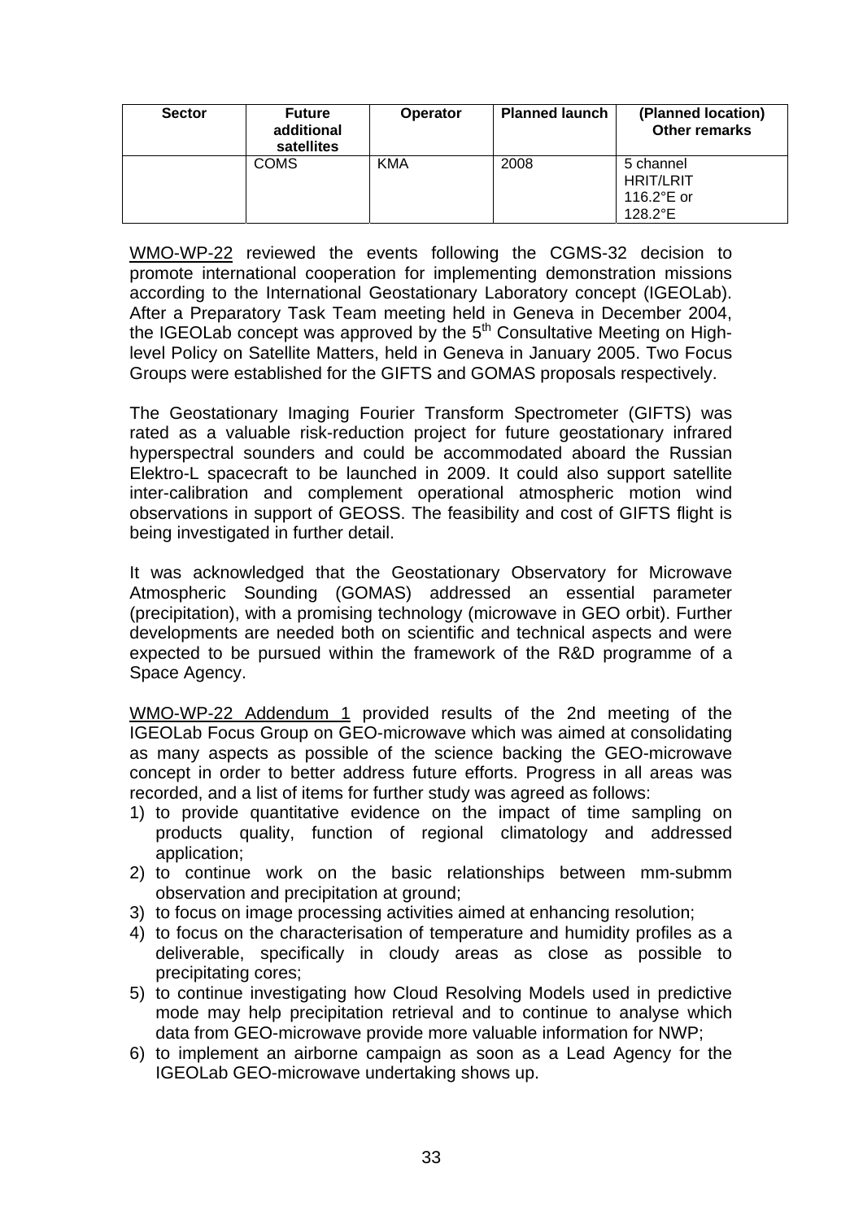| Sector | Future additional satellites | Operator | Planned launch | (Planned location) Other remarks |
|---|---|---|---|---|
| | COMS | KMA | 2008 | 5 channel HRIT/LRIT 116.2°E or 128.2°E |

WMO-WP-22 reviewed the events following the CGMS-32 decision to promote international cooperation for implementing demonstration missions according to the International Geostationary Laboratory concept (IGEOLab). After a Preparatory Task Team meeting held in Geneva in December 2004, the IGEOLab concept was approved by the 5th Consultative Meeting on High-level Policy on Satellite Matters, held in Geneva in January 2005. Two Focus Groups were established for the GIFTS and GOMAS proposals respectively.

The Geostationary Imaging Fourier Transform Spectrometer (GIFTS) was rated as a valuable risk-reduction project for future geostationary infrared hyperspectral sounders and could be accommodated aboard the Russian Elektro-L spacecraft to be launched in 2009. It could also support satellite inter-calibration and complement operational atmospheric motion wind observations in support of GEOSS. The feasibility and cost of GIFTS flight is being investigated in further detail.

It was acknowledged that the Geostationary Observatory for Microwave Atmospheric Sounding (GOMAS) addressed an essential parameter (precipitation), with a promising technology (microwave in GEO orbit). Further developments are needed both on scientific and technical aspects and were expected to be pursued within the framework of the R&D programme of a Space Agency.

WMO-WP-22 Addendum 1 provided results of the 2nd meeting of the IGEOLab Focus Group on GEO-microwave which was aimed at consolidating as many aspects as possible of the science backing the GEO-microwave concept in order to better address future efforts. Progress in all areas was recorded, and a list of items for further study was agreed as follows:

1) to provide quantitative evidence on the impact of time sampling on products quality, function of regional climatology and addressed application;
2) to continue work on the basic relationships between mm-submm observation and precipitation at ground;
3) to focus on image processing activities aimed at enhancing resolution;
4) to focus on the characterisation of temperature and humidity profiles as a deliverable, specifically in cloudy areas as close as possible to precipitating cores;
5) to continue investigating how Cloud Resolving Models used in predictive mode may help precipitation retrieval and to continue to analyse which data from GEO-microwave provide more valuable information for NWP;
6) to implement an airborne campaign as soon as a Lead Agency for the IGEOLab GEO-microwave undertaking shows up.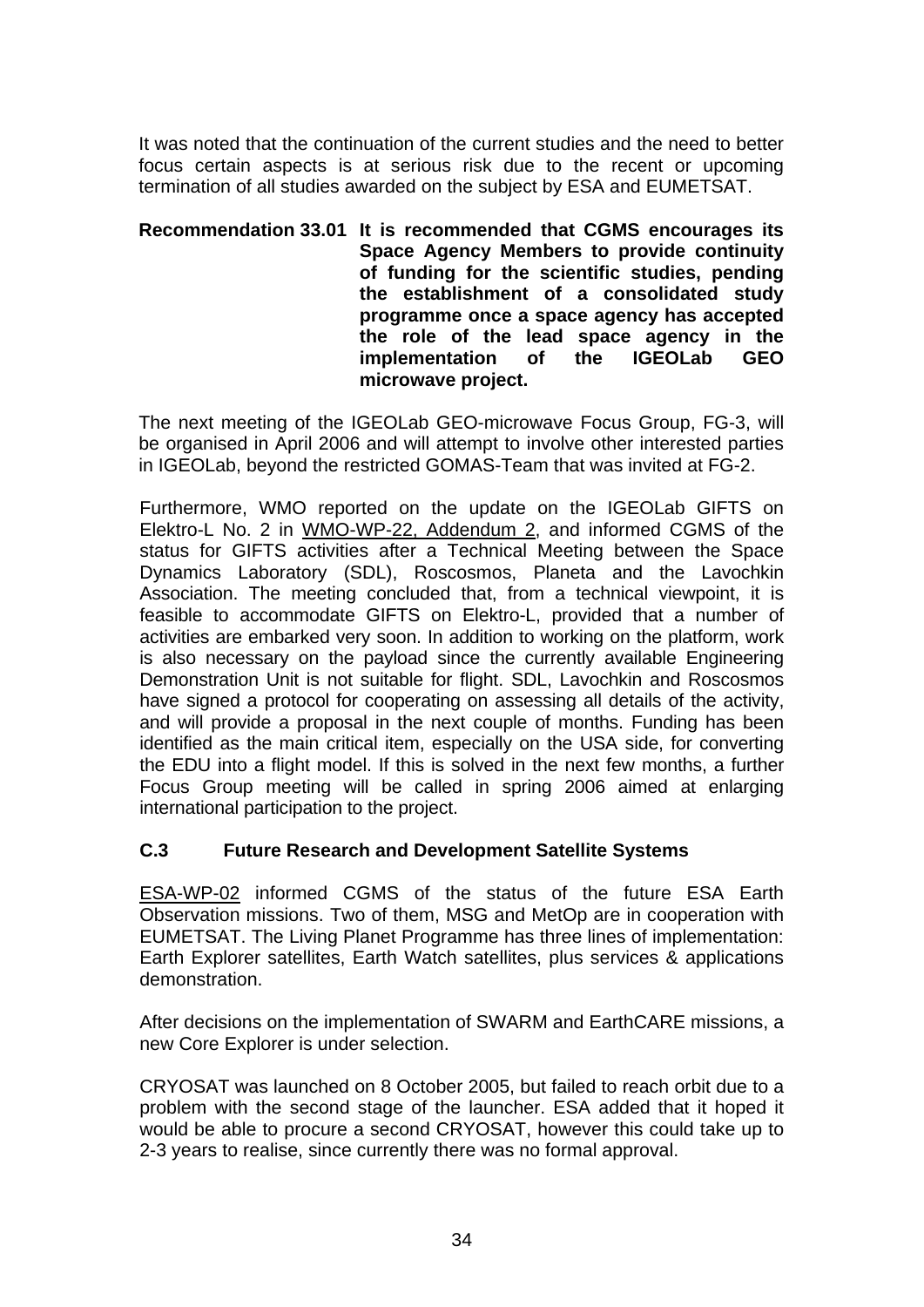It was noted that the continuation of the current studies and the need to better focus certain aspects is at serious risk due to the recent or upcoming termination of all studies awarded on the subject by ESA and EUMETSAT.

**Recommendation 33.01** **It is recommended that CGMS encourages its Space Agency Members to provide continuity of funding for the scientific studies, pending the establishment of a consolidated study programme once a space agency has accepted the role of the lead space agency in the implementation of the IGEOLab GEO microwave project.**

The next meeting of the IGEOLab GEO-microwave Focus Group, FG-3, will be organised in April 2006 and will attempt to involve other interested parties in IGEOLab, beyond the restricted GOMAS-Team that was invited at FG-2.

Furthermore, WMO reported on the update on the IGEOLab GIFTS on Elektro-L No. 2 in WMO-WP-22, Addendum 2, and informed CGMS of the status for GIFTS activities after a Technical Meeting between the Space Dynamics Laboratory (SDL), Roscosmos, Planeta and the Lavochkin Association. The meeting concluded that, from a technical viewpoint, it is feasible to accommodate GIFTS on Elektro-L, provided that a number of activities are embarked very soon. In addition to working on the platform, work is also necessary on the payload since the currently available Engineering Demonstration Unit is not suitable for flight. SDL, Lavochkin and Roscosmos have signed a protocol for cooperating on assessing all details of the activity, and will provide a proposal in the next couple of months. Funding has been identified as the main critical item, especially on the USA side, for converting the EDU into a flight model. If this is solved in the next few months, a further Focus Group meeting will be called in spring 2006 aimed at enlarging international participation to the project.

### C.3 Future Research and Development Satellite Systems

ESA-WP-02 informed CGMS of the status of the future ESA Earth Observation missions. Two of them, MSG and MetOp are in cooperation with EUMETSAT. The Living Planet Programme has three lines of implementation: Earth Explorer satellites, Earth Watch satellites, plus services & applications demonstration.

After decisions on the implementation of SWARM and EarthCARE missions, a new Core Explorer is under selection.

CRYOSAT was launched on 8 October 2005, but failed to reach orbit due to a problem with the second stage of the launcher. ESA added that it hoped it would be able to procure a second CRYOSAT, however this could take up to 2-3 years to realise, since currently there was no formal approval.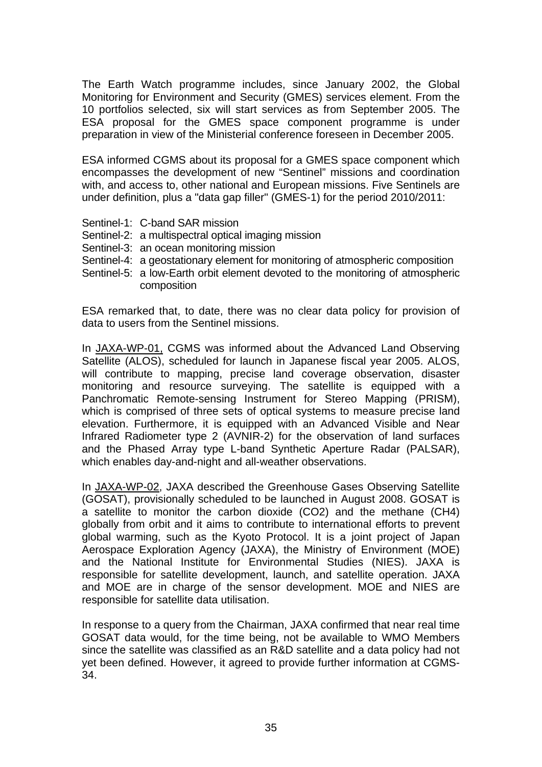The Earth Watch programme includes, since January 2002, the Global Monitoring for Environment and Security (GMES) services element. From the 10 portfolios selected, six will start services as from September 2005. The ESA proposal for the GMES space component programme is under preparation in view of the Ministerial conference foreseen in December 2005.

ESA informed CGMS about its proposal for a GMES space component which encompasses the development of new “Sentinel” missions and coordination with, and access to, other national and European missions. Five Sentinels are under definition, plus a "data gap filler" (GMES-1) for the period 2010/2011:

- Sentinel-1: C-band SAR mission
- Sentinel-2: a multispectral optical imaging mission
- Sentinel-3: an ocean monitoring mission
- Sentinel-4: a geostationary element for monitoring of atmospheric composition
- Sentinel-5: a low-Earth orbit element devoted to the monitoring of atmospheric composition

ESA remarked that, to date, there was no clear data policy for provision of data to users from the Sentinel missions.

In JAXA-WP-01, CGMS was informed about the Advanced Land Observing Satellite (ALOS), scheduled for launch in Japanese fiscal year 2005. ALOS, will contribute to mapping, precise land coverage observation, disaster monitoring and resource surveying. The satellite is equipped with a Panchromatic Remote-sensing Instrument for Stereo Mapping (PRISM), which is comprised of three sets of optical systems to measure precise land elevation. Furthermore, it is equipped with an Advanced Visible and Near Infrared Radiometer type 2 (AVNIR-2) for the observation of land surfaces and the Phased Array type L-band Synthetic Aperture Radar (PALSAR), which enables day-and-night and all-weather observations.

In JAXA-WP-02, JAXA described the Greenhouse Gases Observing Satellite (GOSAT), provisionally scheduled to be launched in August 2008. GOSAT is a satellite to monitor the carbon dioxide ($CO_2$) and the methane ($CH_4$) globally from orbit and it aims to contribute to international efforts to prevent global warming, such as the Kyoto Protocol. It is a joint project of Japan Aerospace Exploration Agency (JAXA), the Ministry of Environment (MOE) and the National Institute for Environmental Studies (NIES). JAXA is responsible for satellite development, launch, and satellite operation. JAXA and MOE are in charge of the sensor development. MOE and NIES are responsible for satellite data utilisation.

In response to a query from the Chairman, JAXA confirmed that near real time GOSAT data would, for the time being, not be available to WMO Members since the satellite was classified as an R&D satellite and a data policy had not yet been defined. However, it agreed to provide further information at CGMS-34.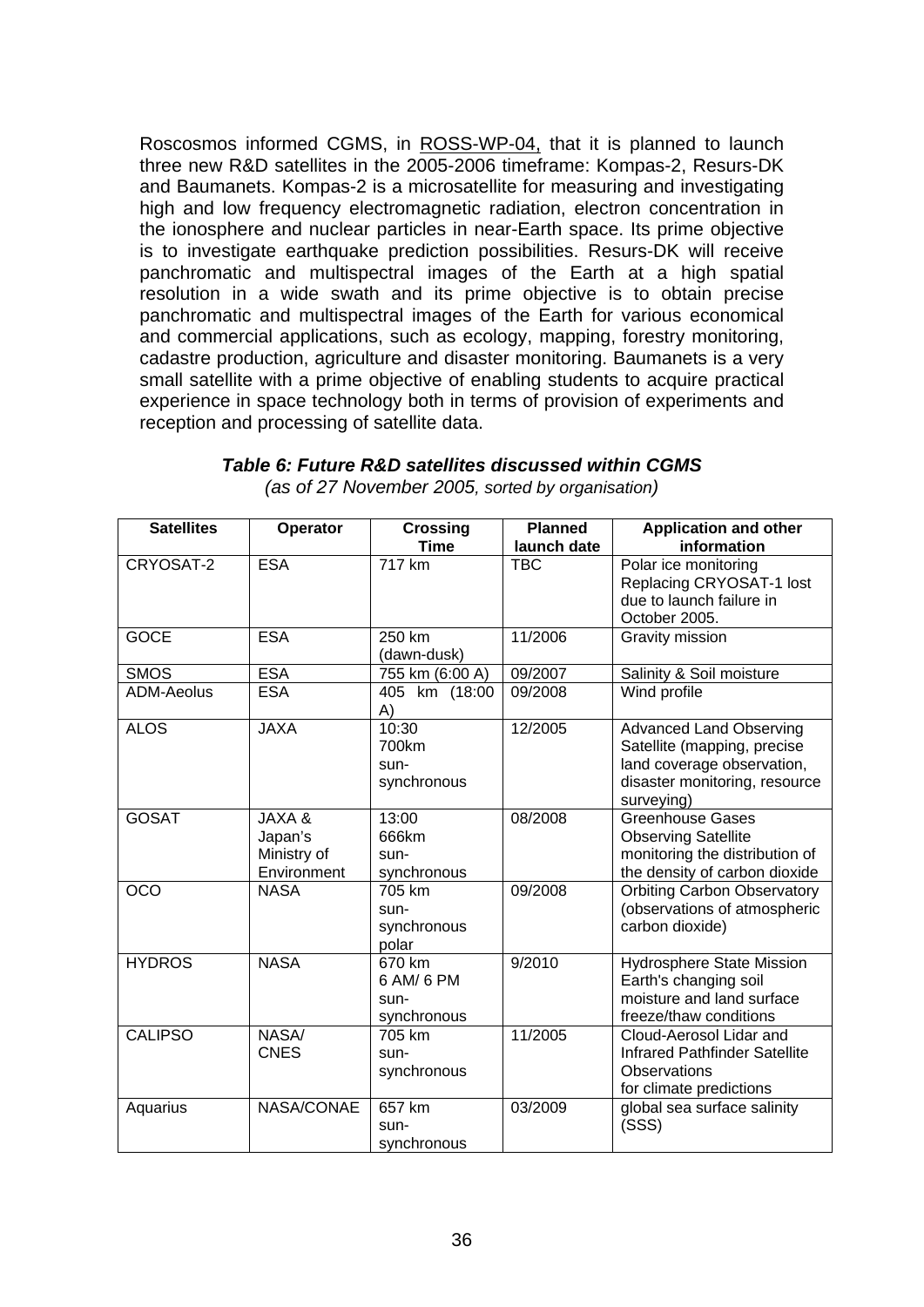Roscosmos informed CGMS, in ROSS-WP-04, that it is planned to launch three new R&D satellites in the 2005-2006 timeframe: Kompas-2, Resurs-DK and Baumanets. Kompas-2 is a microsatellite for measuring and investigating high and low frequency electromagnetic radiation, electron concentration in the ionosphere and nuclear particles in near-Earth space. Its prime objective is to investigate earthquake prediction possibilities. Resurs-DK will receive panchromatic and multispectral images of the Earth at a high spatial resolution in a wide swath and its prime objective is to obtain precise panchromatic and multispectral images of the Earth for various economical and commercial applications, such as ecology, mapping, forestry monitoring, cadastre production, agriculture and disaster monitoring. Baumanets is a very small satellite with a prime objective of enabling students to acquire practical experience in space technology both in terms of provision of experiments and reception and processing of satellite data.

***Table 6: Future R&D satellites discussed within CGMS***

*(as of 27 November 2005, sorted by organisation)*

| Satellites | Operator | Crossing Time | Planned launch date | Application and other information |
|---|---|---|---|---|
| CRYOSAT-2 | ESA | 717 km | TBC | Polar ice monitoring Replacing CRYOSAT-1 lost due to launch failure in October 2005. |
| GOCE | ESA | 250 km (dawn-dusk) | 11/2006 | Gravity mission |
| SMOS | ESA | 755 km (6:00 A) | 09/2007 | Salinity & Soil moisture |
| ADM-Aeolus | ESA | 405 km (18:00 A) | 09/2008 | Wind profile |
| ALOS | JAXA | 10:30 700km sun-synchronous | 12/2005 | Advanced Land Observing Satellite (mapping, precise land coverage observation, disaster monitoring, resource surveying) |
| GOSAT | JAXA & Japan's Ministry of Environment | 13:00 666km sun-synchronous | 08/2008 | Greenhouse Gases Observing Satellite monitoring the distribution of the density of carbon dioxide |
| OCO | NASA | 705 km sun-synchronous polar | 09/2008 | Orbiting Carbon Observatory (observations of atmospheric carbon dioxide) |
| HYDROS | NASA | 670 km 6 AM/ 6 PM sun-synchronous | 9/2010 | Hydrosphere State Mission Earth's changing soil moisture and land surface freeze/thaw conditions |
| CALIPSO | NASA/ CNES | 705 km sun-synchronous | 11/2005 | Cloud-Aerosol Lidar and Infrared Pathfinder Satellite Observations for climate predictions |
| Aquarius | NASA/CONAE | 657 km sun-synchronous | 03/2009 | global sea surface salinity (SSS) |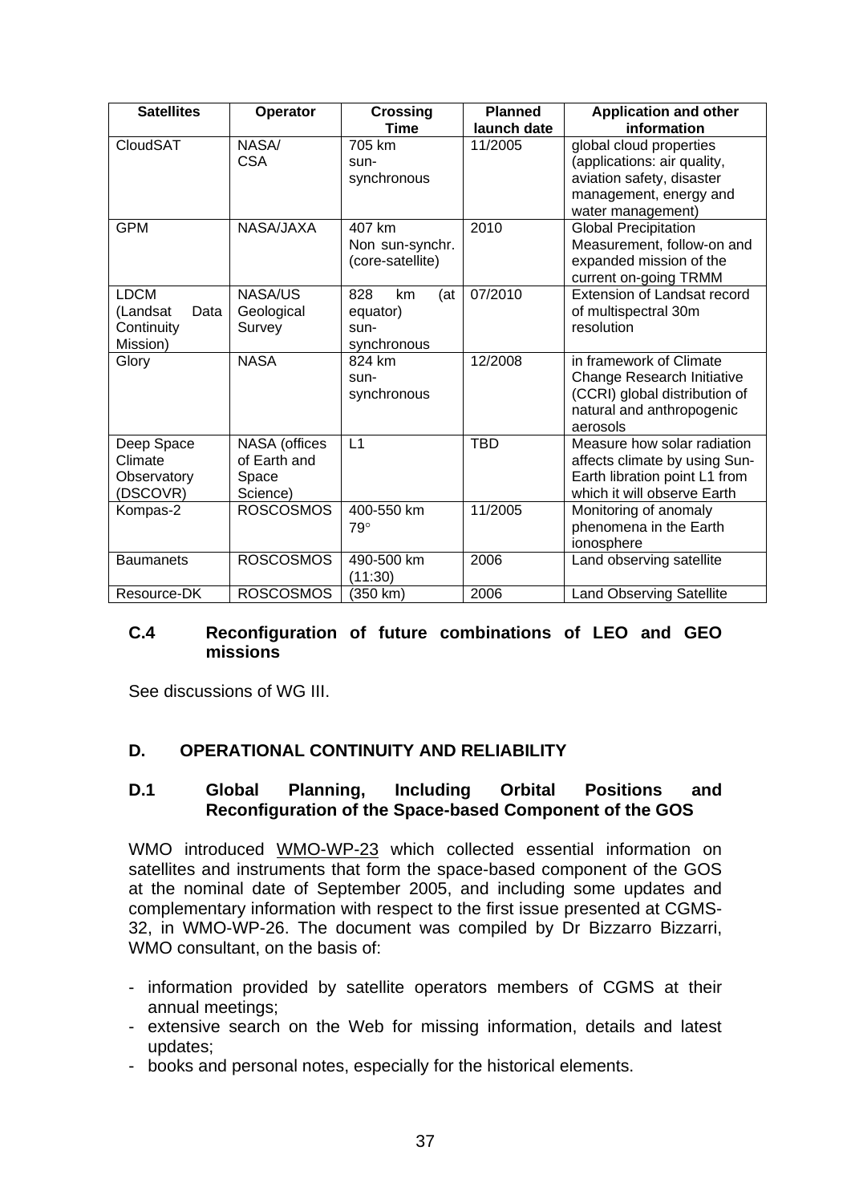| Satellites | Operator | Crossing Time | Planned launch date | Application and other information |
|---|---|---|---|---|
| CloudSAT | NASA/ CSA | 705 km sun-synchronous | 11/2005 | global cloud properties (applications: air quality, aviation safety, disaster management, energy and water management) |
| GPM | NASA/JAXA | 407 km Non sun-synchr. (core-satellite) | 2010 | Global Precipitation Measurement, follow-on and expanded mission of the current on-going TRMM |
| LDCM (Landsat Data Continuity Mission) | NASA/US Geological Survey | 828 km (at equator) sun-synchronous | 07/2010 | Extension of Landsat record of multispectral 30m resolution |
| Glory | NASA | 824 km sun-synchronous | 12/2008 | in framework of Climate Change Research Initiative (CCRI) global distribution of natural and anthropogenic aerosols |
| Deep Space Climate Observatory (DSCOVR) | NASA (offices of Earth and Space Science) | L1 | TBD | Measure how solar radiation affects climate by using Sun-Earth libration point L1 from which it will observe Earth |
| Kompas-2 | ROSCOSMOS | 400-550 km 79° | 11/2005 | Monitoring of anomaly phenomena in the Earth ionosphere |
| Baumanets | ROSCOSMOS | 490-500 km (11:30) | 2006 | Land observing satellite |
| Resource-DK | ROSCOSMOS | (350 km) | 2006 | Land Observing Satellite |

### C.4 Reconfiguration of future combinations of LEO and GEO missions

See discussions of WG III.

## D. OPERATIONAL CONTINUITY AND RELIABILITY

### D.1 Global Planning, Including Orbital Positions and Reconfiguration of the Space-based Component of the GOS

WMO introduced WMO-WP-23 which collected essential information on satellites and instruments that form the space-based component of the GOS at the nominal date of September 2005, and including some updates and complementary information with respect to the first issue presented at CGMS-32, in WMO-WP-26. The document was compiled by Dr Bizzarro Bizzarri, WMO consultant, on the basis of:

- information provided by satellite operators members of CGMS at their annual meetings;
- extensive search on the Web for missing information, details and latest updates;
- books and personal notes, especially for the historical elements.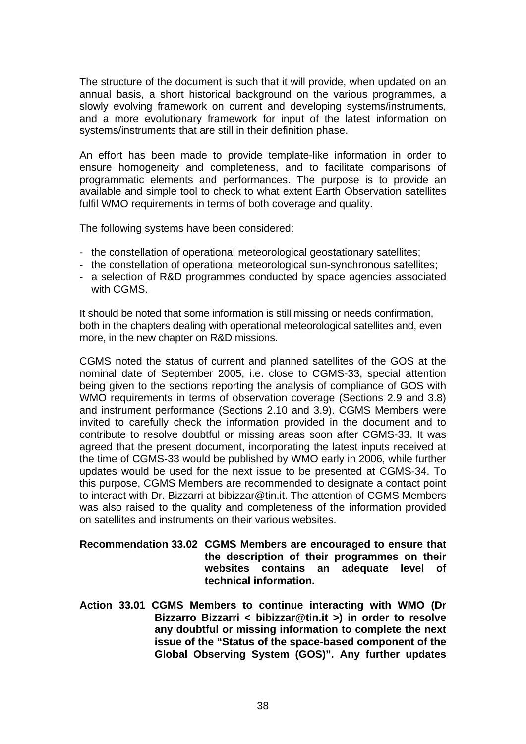The structure of the document is such that it will provide, when updated on an annual basis, a short historical background on the various programmes, a slowly evolving framework on current and developing systems/instruments, and a more evolutionary framework for input of the latest information on systems/instruments that are still in their definition phase.

An effort has been made to provide template-like information in order to ensure homogeneity and completeness, and to facilitate comparisons of programmatic elements and performances. The purpose is to provide an available and simple tool to check to what extent Earth Observation satellites fulfil WMO requirements in terms of both coverage and quality.

The following systems have been considered:

- the constellation of operational meteorological geostationary satellites;
- the constellation of operational meteorological sun-synchronous satellites;
- a selection of R&D programmes conducted by space agencies associated with CGMS.

It should be noted that some information is still missing or needs confirmation, both in the chapters dealing with operational meteorological satellites and, even more, in the new chapter on R&D missions.

CGMS noted the status of current and planned satellites of the GOS at the nominal date of September 2005, i.e. close to CGMS-33, special attention being given to the sections reporting the analysis of compliance of GOS with WMO requirements in terms of observation coverage (Sections 2.9 and 3.8) and instrument performance (Sections 2.10 and 3.9). CGMS Members were invited to carefully check the information provided in the document and to contribute to resolve doubtful or missing areas soon after CGMS-33. It was agreed that the present document, incorporating the latest inputs received at the time of CGMS-33 would be published by WMO early in 2006, while further updates would be used for the next issue to be presented at CGMS-34. To this purpose, CGMS Members are recommended to designate a contact point to interact with Dr. Bizzarri at bibizzar@tin.it. The attention of CGMS Members was also raised to the quality and completeness of the information provided on satellites and instruments on their various websites.

**Recommendation 33.02 CGMS Members are encouraged to ensure that the description of their programmes on their websites contains an adequate level of technical information.**

**Action 33.01 CGMS Members to continue interacting with WMO (Dr Bizzarro Bizzarri < bibizzar@tin.it >) in order to resolve any doubtful or missing information to complete the next issue of the "Status of the space-based component of the Global Observing System (GOS)". Any further updates**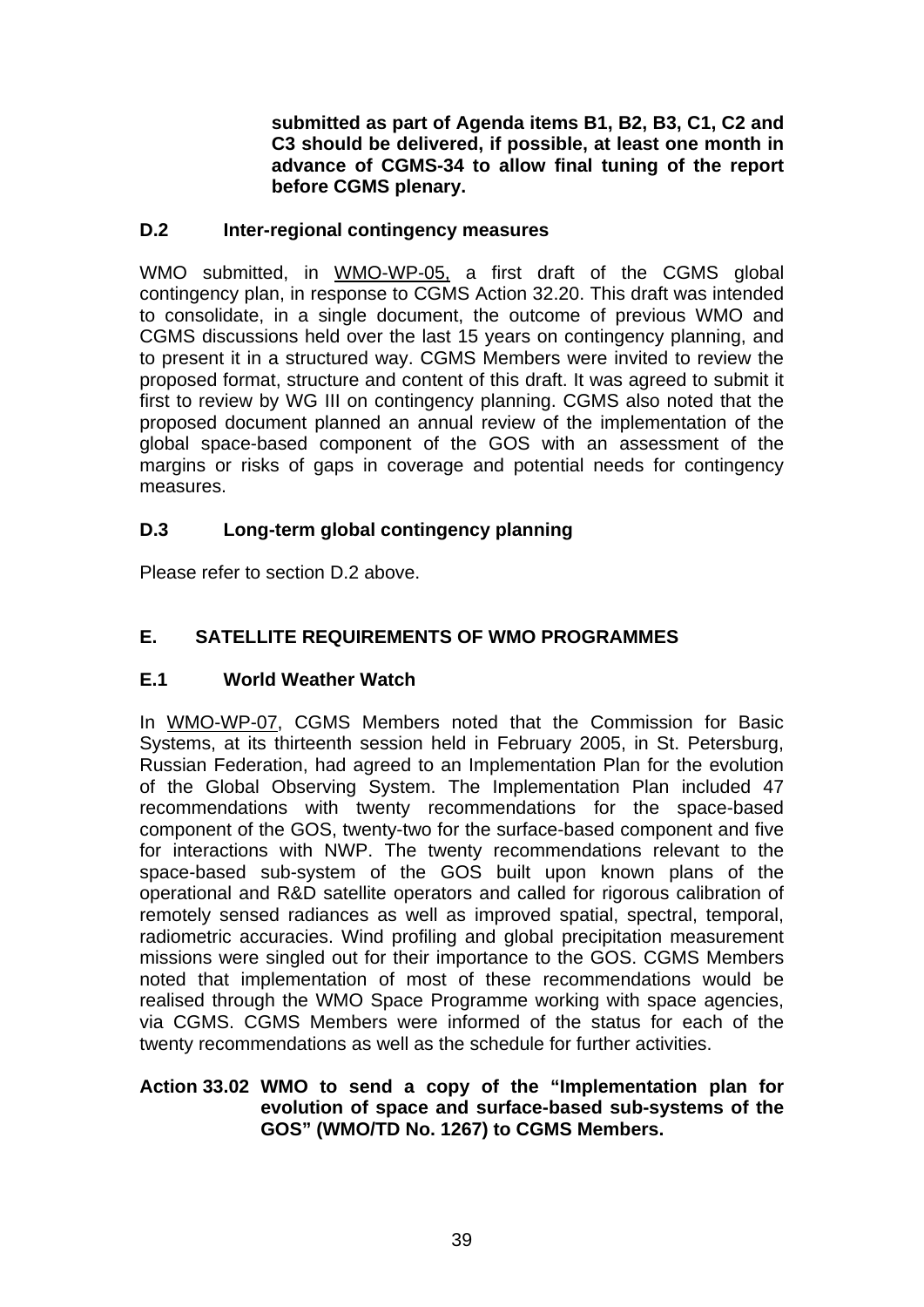**submitted as part of Agenda items B1, B2, B3, C1, C2 and C3 should be delivered, if possible, at least one month in advance of CGMS-34 to allow final tuning of the report before CGMS plenary.**

### D.2 Inter-regional contingency measures

WMO submitted, in WMO-WP-05, a first draft of the CGMS global contingency plan, in response to CGMS Action 32.20. This draft was intended to consolidate, in a single document, the outcome of previous WMO and CGMS discussions held over the last 15 years on contingency planning, and to present it in a structured way. CGMS Members were invited to review the proposed format, structure and content of this draft. It was agreed to submit it first to review by WG III on contingency planning. CGMS also noted that the proposed document planned an annual review of the implementation of the global space-based component of the GOS with an assessment of the margins or risks of gaps in coverage and potential needs for contingency measures.

### D.3 Long-term global contingency planning

Please refer to section D.2 above.

## E. SATELLITE REQUIREMENTS OF WMO PROGRAMMES

### E.1 World Weather Watch

In WMO-WP-07, CGMS Members noted that the Commission for Basic Systems, at its thirteenth session held in February 2005, in St. Petersburg, Russian Federation, had agreed to an Implementation Plan for the evolution of the Global Observing System. The Implementation Plan included 47 recommendations with twenty recommendations for the space-based component of the GOS, twenty-two for the surface-based component and five for interactions with NWP. The twenty recommendations relevant to the space-based sub-system of the GOS built upon known plans of the operational and R&D satellite operators and called for rigorous calibration of remotely sensed radiances as well as improved spatial, spectral, temporal, radiometric accuracies. Wind profiling and global precipitation measurement missions were singled out for their importance to the GOS. CGMS Members noted that implementation of most of these recommendations would be realised through the WMO Space Programme working with space agencies, via CGMS. CGMS Members were informed of the status for each of the twenty recommendations as well as the schedule for further activities.

**Action 33.02 WMO to send a copy of the "Implementation plan for evolution of space and surface-based sub-systems of the GOS" (WMO/TD No. 1267) to CGMS Members.**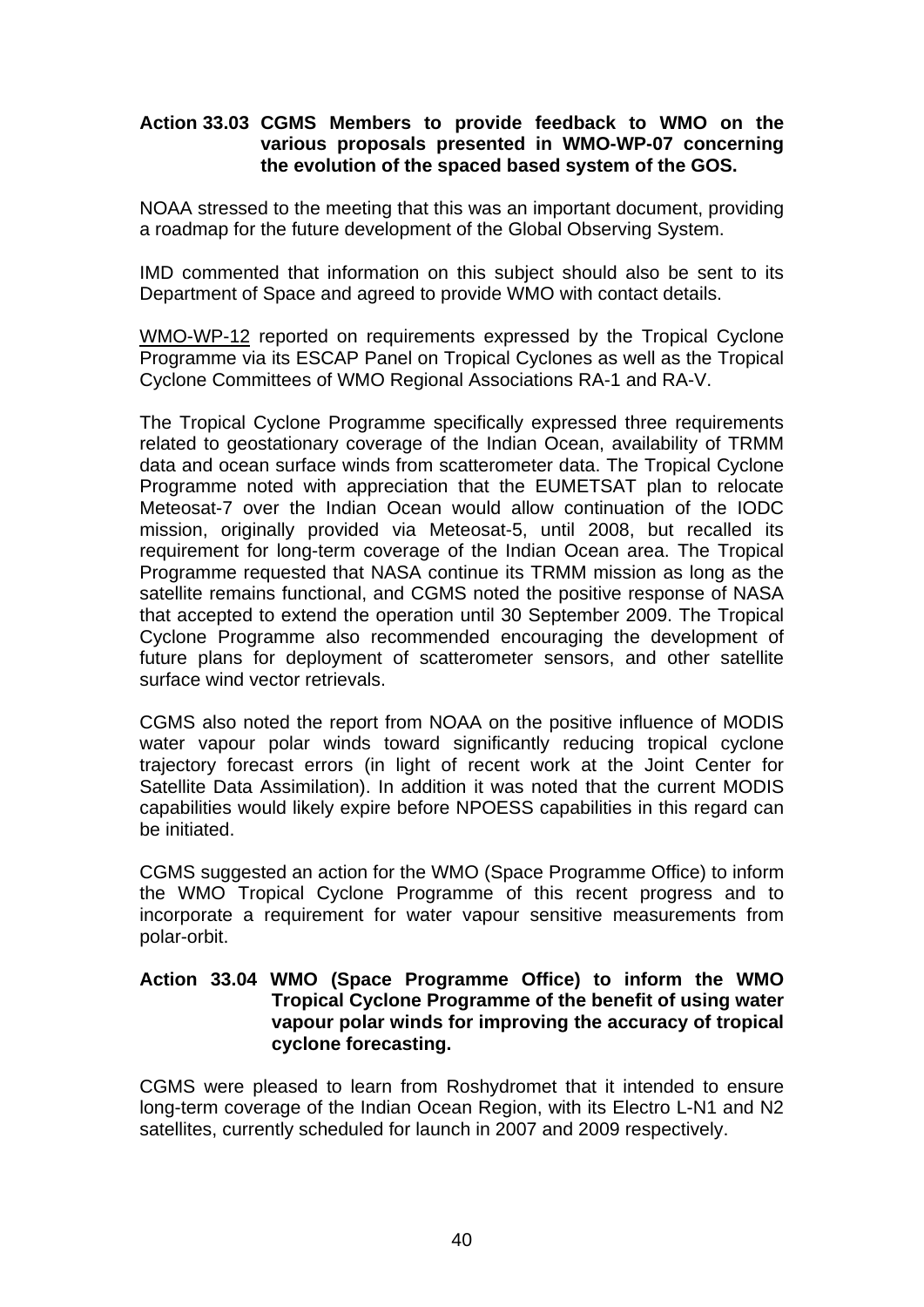**Action 33.03 CGMS Members to provide feedback to WMO on the various proposals presented in WMO-WP-07 concerning the evolution of the spaced based system of the GOS.**

NOAA stressed to the meeting that this was an important document, providing a roadmap for the future development of the Global Observing System.

IMD commented that information on this subject should also be sent to its Department of Space and agreed to provide WMO with contact details.

WMO-WP-12 reported on requirements expressed by the Tropical Cyclone Programme via its ESCAP Panel on Tropical Cyclones as well as the Tropical Cyclone Committees of WMO Regional Associations RA-1 and RA-V.

The Tropical Cyclone Programme specifically expressed three requirements related to geostationary coverage of the Indian Ocean, availability of TRMM data and ocean surface winds from scatterometer data. The Tropical Cyclone Programme noted with appreciation that the EUMETSAT plan to relocate Meteosat-7 over the Indian Ocean would allow continuation of the IODC mission, originally provided via Meteosat-5, until 2008, but recalled its requirement for long-term coverage of the Indian Ocean area. The Tropical Programme requested that NASA continue its TRMM mission as long as the satellite remains functional, and CGMS noted the positive response of NASA that accepted to extend the operation until 30 September 2009. The Tropical Cyclone Programme also recommended encouraging the development of future plans for deployment of scatterometer sensors, and other satellite surface wind vector retrievals.

CGMS also noted the report from NOAA on the positive influence of MODIS water vapour polar winds toward significantly reducing tropical cyclone trajectory forecast errors (in light of recent work at the Joint Center for Satellite Data Assimilation). In addition it was noted that the current MODIS capabilities would likely expire before NPOESS capabilities in this regard can be initiated.

CGMS suggested an action for the WMO (Space Programme Office) to inform the WMO Tropical Cyclone Programme of this recent progress and to incorporate a requirement for water vapour sensitive measurements from polar-orbit.

**Action 33.04 WMO (Space Programme Office) to inform the WMO Tropical Cyclone Programme of the benefit of using water vapour polar winds for improving the accuracy of tropical cyclone forecasting.**

CGMS were pleased to learn from Roshydromet that it intended to ensure long-term coverage of the Indian Ocean Region, with its Electro L-N1 and N2 satellites, currently scheduled for launch in 2007 and 2009 respectively.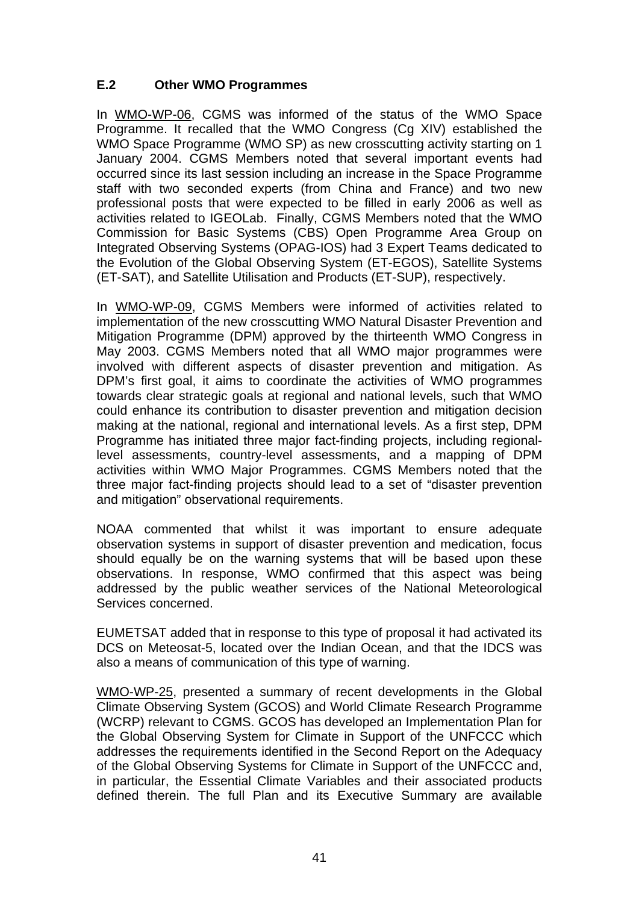## E.2 Other WMO Programmes

In WMO-WP-06, CGMS was informed of the status of the WMO Space Programme. It recalled that the WMO Congress (Cg XIV) established the WMO Space Programme (WMO SP) as new crosscutting activity starting on 1 January 2004. CGMS Members noted that several important events had occurred since its last session including an increase in the Space Programme staff with two seconded experts (from China and France) and two new professional posts that were expected to be filled in early 2006 as well as activities related to IGEOLab. Finally, CGMS Members noted that the WMO Commission for Basic Systems (CBS) Open Programme Area Group on Integrated Observing Systems (OPAG-IOS) had 3 Expert Teams dedicated to the Evolution of the Global Observing System (ET-EGOS), Satellite Systems (ET-SAT), and Satellite Utilisation and Products (ET-SUP), respectively.

In WMO-WP-09, CGMS Members were informed of activities related to implementation of the new crosscutting WMO Natural Disaster Prevention and Mitigation Programme (DPM) approved by the thirteenth WMO Congress in May 2003. CGMS Members noted that all WMO major programmes were involved with different aspects of disaster prevention and mitigation. As DPM's first goal, it aims to coordinate the activities of WMO programmes towards clear strategic goals at regional and national levels, such that WMO could enhance its contribution to disaster prevention and mitigation decision making at the national, regional and international levels. As a first step, DPM Programme has initiated three major fact-finding projects, including regional-level assessments, country-level assessments, and a mapping of DPM activities within WMO Major Programmes. CGMS Members noted that the three major fact-finding projects should lead to a set of "disaster prevention and mitigation" observational requirements.

NOAA commented that whilst it was important to ensure adequate observation systems in support of disaster prevention and medication, focus should equally be on the warning systems that will be based upon these observations. In response, WMO confirmed that this aspect was being addressed by the public weather services of the National Meteorological Services concerned.

EUMETSAT added that in response to this type of proposal it had activated its DCS on Meteosat-5, located over the Indian Ocean, and that the IDCS was also a means of communication of this type of warning.

WMO-WP-25, presented a summary of recent developments in the Global Climate Observing System (GCOS) and World Climate Research Programme (WCRP) relevant to CGMS. GCOS has developed an Implementation Plan for the Global Observing System for Climate in Support of the UNFCCC which addresses the requirements identified in the Second Report on the Adequacy of the Global Observing Systems for Climate in Support of the UNFCCC and, in particular, the Essential Climate Variables and their associated products defined therein. The full Plan and its Executive Summary are available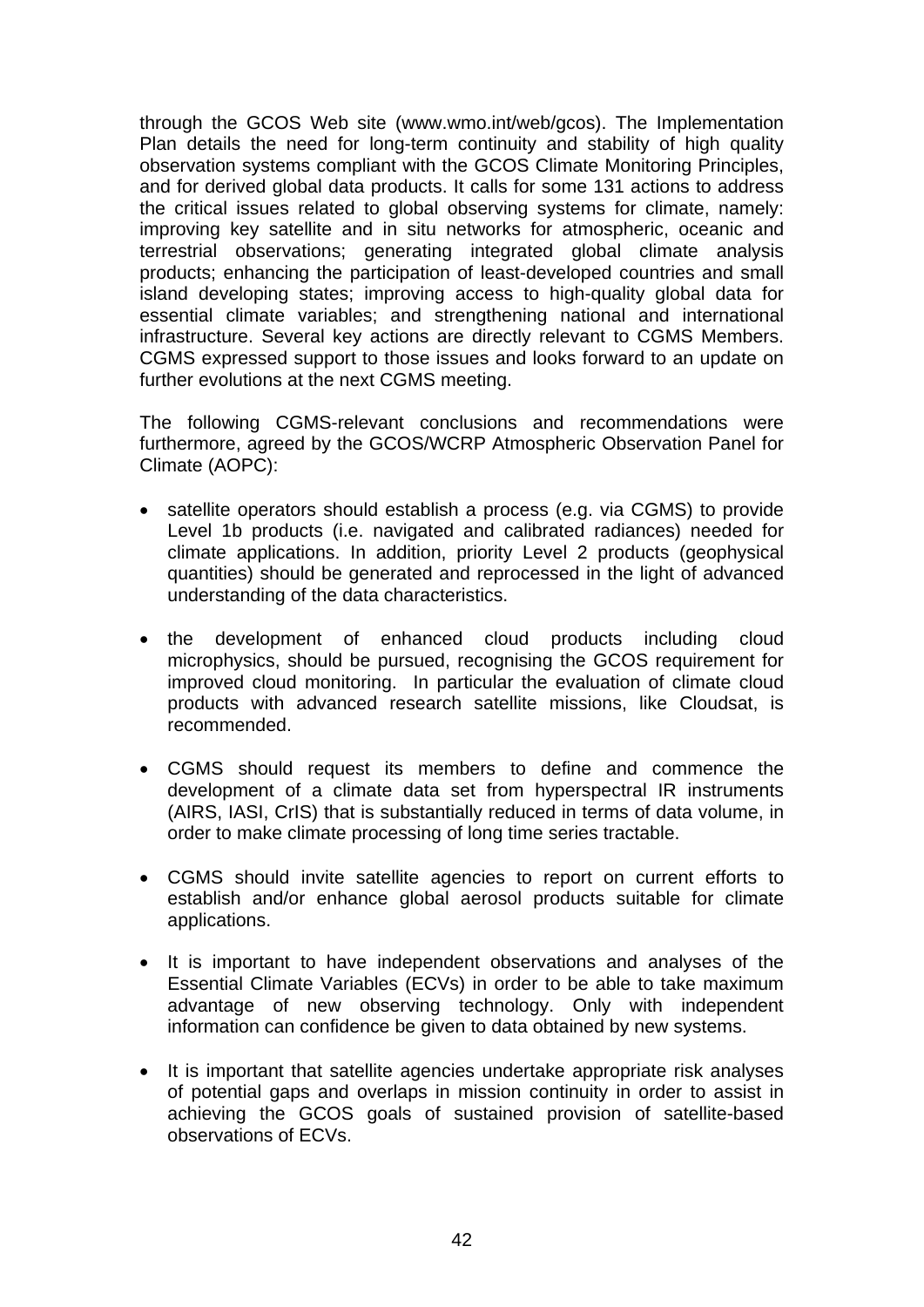through the GCOS Web site (www.wmo.int/web/gcos). The Implementation Plan details the need for long-term continuity and stability of high quality observation systems compliant with the GCOS Climate Monitoring Principles, and for derived global data products. It calls for some 131 actions to address the critical issues related to global observing systems for climate, namely: improving key satellite and in situ networks for atmospheric, oceanic and terrestrial observations; generating integrated global climate analysis products; enhancing the participation of least-developed countries and small island developing states; improving access to high-quality global data for essential climate variables; and strengthening national and international infrastructure. Several key actions are directly relevant to CGMS Members. CGMS expressed support to those issues and looks forward to an update on further evolutions at the next CGMS meeting.

The following CGMS-relevant conclusions and recommendations were furthermore, agreed by the GCOS/WCRP Atmospheric Observation Panel for Climate (AOPC):

- satellite operators should establish a process (e.g. via CGMS) to provide Level 1b products (i.e. navigated and calibrated radiances) needed for climate applications. In addition, priority Level 2 products (geophysical quantities) should be generated and reprocessed in the light of advanced understanding of the data characteristics.

- the development of enhanced cloud products including cloud microphysics, should be pursued, recognising the GCOS requirement for improved cloud monitoring. In particular the evaluation of climate cloud products with advanced research satellite missions, like Cloudsat, is recommended.

- CGMS should request its members to define and commence the development of a climate data set from hyperspectral IR instruments (AIRS, IASI, CrIS) that is substantially reduced in terms of data volume, in order to make climate processing of long time series tractable.

- CGMS should invite satellite agencies to report on current efforts to establish and/or enhance global aerosol products suitable for climate applications.

- It is important to have independent observations and analyses of the Essential Climate Variables (ECVs) in order to be able to take maximum advantage of new observing technology. Only with independent information can confidence be given to data obtained by new systems.

- It is important that satellite agencies undertake appropriate risk analyses of potential gaps and overlaps in mission continuity in order to assist in achieving the GCOS goals of sustained provision of satellite-based observations of ECVs.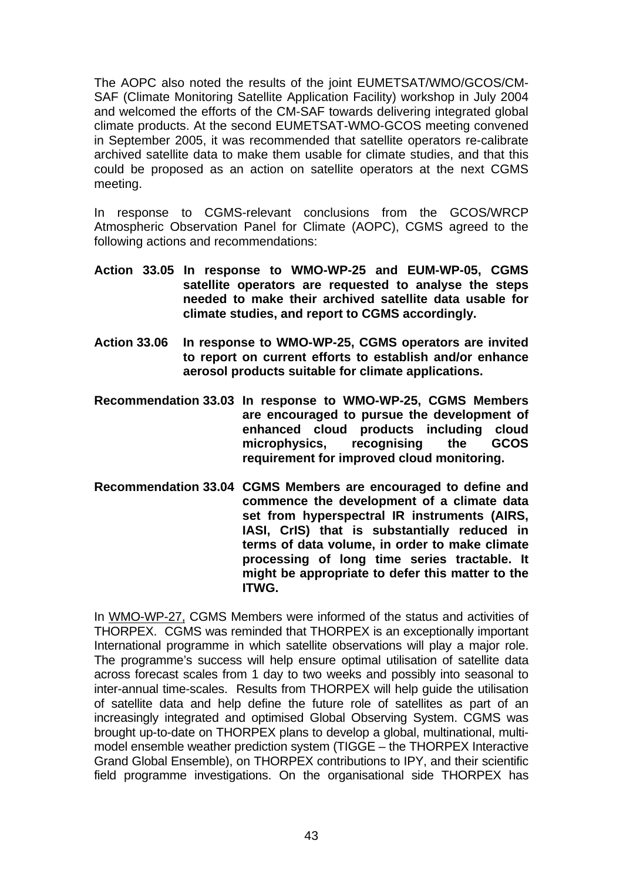The AOPC also noted the results of the joint EUMETSAT/WMO/GCOS/CM-SAF (Climate Monitoring Satellite Application Facility) workshop in July 2004 and welcomed the efforts of the CM-SAF towards delivering integrated global climate products. At the second EUMETSAT-WMO-GCOS meeting convened in September 2005, it was recommended that satellite operators re-calibrate archived satellite data to make them usable for climate studies, and that this could be proposed as an action on satellite operators at the next CGMS meeting.

In response to CGMS-relevant conclusions from the GCOS/WRCP Atmospheric Observation Panel for Climate (AOPC), CGMS agreed to the following actions and recommendations:

**Action 33.05 In response to WMO-WP-25 and EUM-WP-05, CGMS satellite operators are requested to analyse the steps needed to make their archived satellite data usable for climate studies, and report to CGMS accordingly.**

**Action 33.06 In response to WMO-WP-25, CGMS operators are invited to report on current efforts to establish and/or enhance aerosol products suitable for climate applications.**

**Recommendation 33.03 In response to WMO-WP-25, CGMS Members are encouraged to pursue the development of enhanced cloud products including cloud microphysics, recognising the GCOS requirement for improved cloud monitoring.**

**Recommendation 33.04 CGMS Members are encouraged to define and commence the development of a climate data set from hyperspectral IR instruments (AIRS, IASI, CrIS) that is substantially reduced in terms of data volume, in order to make climate processing of long time series tractable. It might be appropriate to defer this matter to the ITWG.**

In WMO-WP-27, CGMS Members were informed of the status and activities of THORPEX. CGMS was reminded that THORPEX is an exceptionally important International programme in which satellite observations will play a major role. The programme's success will help ensure optimal utilisation of satellite data across forecast scales from 1 day to two weeks and possibly into seasonal to inter-annual time-scales. Results from THORPEX will help guide the utilisation of satellite data and help define the future role of satellites as part of an increasingly integrated and optimised Global Observing System. CGMS was brought up-to-date on THORPEX plans to develop a global, multinational, multi-model ensemble weather prediction system (TIGGE – the THORPEX Interactive Grand Global Ensemble), on THORPEX contributions to IPY, and their scientific field programme investigations. On the organisational side THORPEX has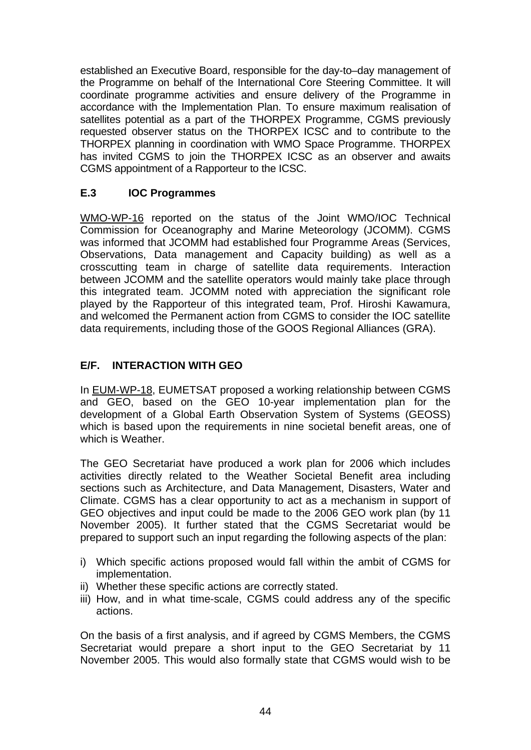established an Executive Board, responsible for the day-to–day management of the Programme on behalf of the International Core Steering Committee. It will coordinate programme activities and ensure delivery of the Programme in accordance with the Implementation Plan. To ensure maximum realisation of satellites potential as a part of the THORPEX Programme, CGMS previously requested observer status on the THORPEX ICSC and to contribute to the THORPEX planning in coordination with WMO Space Programme. THORPEX has invited CGMS to join the THORPEX ICSC as an observer and awaits CGMS appointment of a Rapporteur to the ICSC.

### E.3 IOC Programmes

WMO-WP-16 reported on the status of the Joint WMO/IOC Technical Commission for Oceanography and Marine Meteorology (JCOMM). CGMS was informed that JCOMM had established four Programme Areas (Services, Observations, Data management and Capacity building) as well as a crosscutting team in charge of satellite data requirements. Interaction between JCOMM and the satellite operators would mainly take place through this integrated team. JCOMM noted with appreciation the significant role played by the Rapporteur of this integrated team, Prof. Hiroshi Kawamura, and welcomed the Permanent action from CGMS to consider the IOC satellite data requirements, including those of the GOOS Regional Alliances (GRA).

## E/F. INTERACTION WITH GEO

In EUM-WP-18, EUMETSAT proposed a working relationship between CGMS and GEO, based on the GEO 10-year implementation plan for the development of a Global Earth Observation System of Systems (GEOSS) which is based upon the requirements in nine societal benefit areas, one of which is Weather.

The GEO Secretariat have produced a work plan for 2006 which includes activities directly related to the Weather Societal Benefit area including sections such as Architecture, and Data Management, Disasters, Water and Climate. CGMS has a clear opportunity to act as a mechanism in support of GEO objectives and input could be made to the 2006 GEO work plan (by 11 November 2005). It further stated that the CGMS Secretariat would be prepared to support such an input regarding the following aspects of the plan:

i) Which specific actions proposed would fall within the ambit of CGMS for implementation.
ii) Whether these specific actions are correctly stated.
iii) How, and in what time-scale, CGMS could address any of the specific actions.

On the basis of a first analysis, and if agreed by CGMS Members, the CGMS Secretariat would prepare a short input to the GEO Secretariat by 11 November 2005. This would also formally state that CGMS would wish to be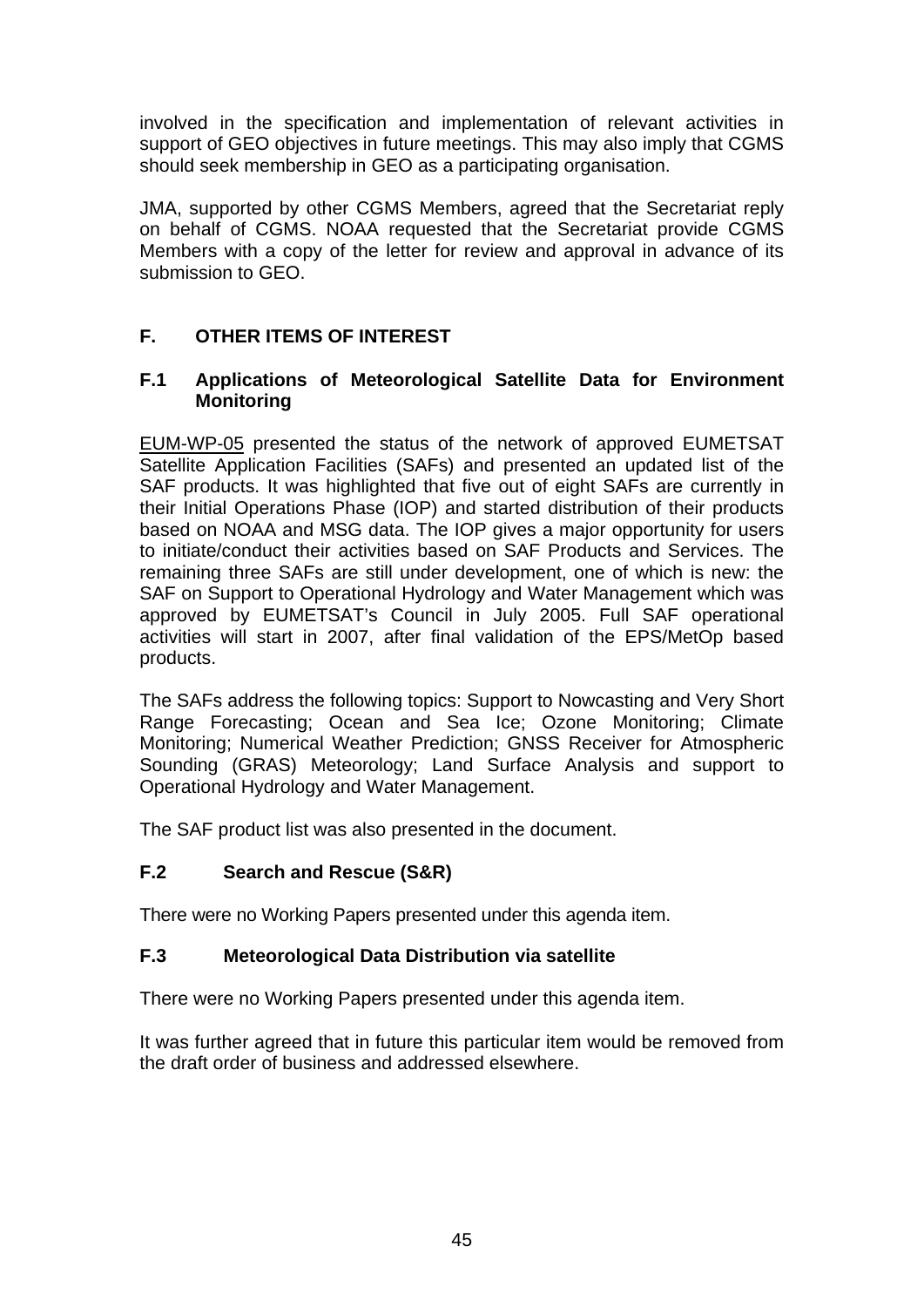involved in the specification and implementation of relevant activities in support of GEO objectives in future meetings. This may also imply that CGMS should seek membership in GEO as a participating organisation.

JMA, supported by other CGMS Members, agreed that the Secretariat reply on behalf of CGMS. NOAA requested that the Secretariat provide CGMS Members with a copy of the letter for review and approval in advance of its submission to GEO.

## F. OTHER ITEMS OF INTEREST

### F.1 Applications of Meteorological Satellite Data for Environment Monitoring

EUM-WP-05 presented the status of the network of approved EUMETSAT Satellite Application Facilities (SAFs) and presented an updated list of the SAF products. It was highlighted that five out of eight SAFs are currently in their Initial Operations Phase (IOP) and started distribution of their products based on NOAA and MSG data. The IOP gives a major opportunity for users to initiate/conduct their activities based on SAF Products and Services. The remaining three SAFs are still under development, one of which is new: the SAF on Support to Operational Hydrology and Water Management which was approved by EUMETSAT's Council in July 2005. Full SAF operational activities will start in 2007, after final validation of the EPS/MetOp based products.

The SAFs address the following topics: Support to Nowcasting and Very Short Range Forecasting; Ocean and Sea Ice; Ozone Monitoring; Climate Monitoring; Numerical Weather Prediction; GNSS Receiver for Atmospheric Sounding (GRAS) Meteorology; Land Surface Analysis and support to Operational Hydrology and Water Management.

The SAF product list was also presented in the document.

### F.2 Search and Rescue (S&R)

There were no Working Papers presented under this agenda item.

### F.3 Meteorological Data Distribution via satellite

There were no Working Papers presented under this agenda item.

It was further agreed that in future this particular item would be removed from the draft order of business and addressed elsewhere.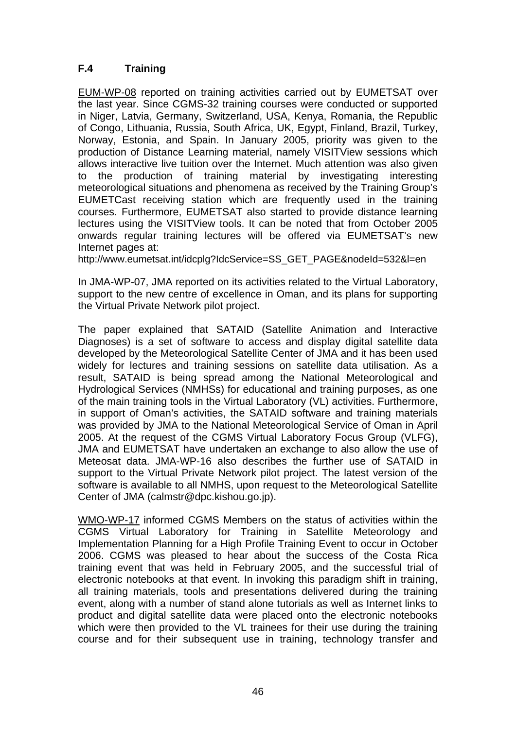## F.4 Training

EUM-WP-08 reported on training activities carried out by EUMETSAT over the last year. Since CGMS-32 training courses were conducted or supported in Niger, Latvia, Germany, Switzerland, USA, Kenya, Romania, the Republic of Congo, Lithuania, Russia, South Africa, UK, Egypt, Finland, Brazil, Turkey, Norway, Estonia, and Spain. In January 2005, priority was given to the production of Distance Learning material, namely VISITView sessions which allows interactive live tuition over the Internet. Much attention was also given to the production of training material by investigating interesting meteorological situations and phenomena as received by the Training Group's EUMETCast receiving station which are frequently used in the training courses. Furthermore, EUMETSAT also started to provide distance learning lectures using the VISITView tools. It can be noted that from October 2005 onwards regular training lectures will be offered via EUMETSAT's new Internet pages at:
http://www.eumetsat.int/idcplg?IdcService=SS_GET_PAGE&nodeId=532&l=en

In JMA-WP-07, JMA reported on its activities related to the Virtual Laboratory, support to the new centre of excellence in Oman, and its plans for supporting the Virtual Private Network pilot project.

The paper explained that SATAID (Satellite Animation and Interactive Diagnoses) is a set of software to access and display digital satellite data developed by the Meteorological Satellite Center of JMA and it has been used widely for lectures and training sessions on satellite data utilisation. As a result, SATAID is being spread among the National Meteorological and Hydrological Services (NMHSs) for educational and training purposes, as one of the main training tools in the Virtual Laboratory (VL) activities. Furthermore, in support of Oman's activities, the SATAID software and training materials was provided by JMA to the National Meteorological Service of Oman in April 2005. At the request of the CGMS Virtual Laboratory Focus Group (VLFG), JMA and EUMETSAT have undertaken an exchange to also allow the use of Meteosat data. JMA-WP-16 also describes the further use of SATAID in support to the Virtual Private Network pilot project. The latest version of the software is available to all NMHS, upon request to the Meteorological Satellite Center of JMA (calmstr@dpc.kishou.go.jp).

WMO-WP-17 informed CGMS Members on the status of activities within the CGMS Virtual Laboratory for Training in Satellite Meteorology and Implementation Planning for a High Profile Training Event to occur in October 2006. CGMS was pleased to hear about the success of the Costa Rica training event that was held in February 2005, and the successful trial of electronic notebooks at that event. In invoking this paradigm shift in training, all training materials, tools and presentations delivered during the training event, along with a number of stand alone tutorials as well as Internet links to product and digital satellite data were placed onto the electronic notebooks which were then provided to the VL trainees for their use during the training course and for their subsequent use in training, technology transfer and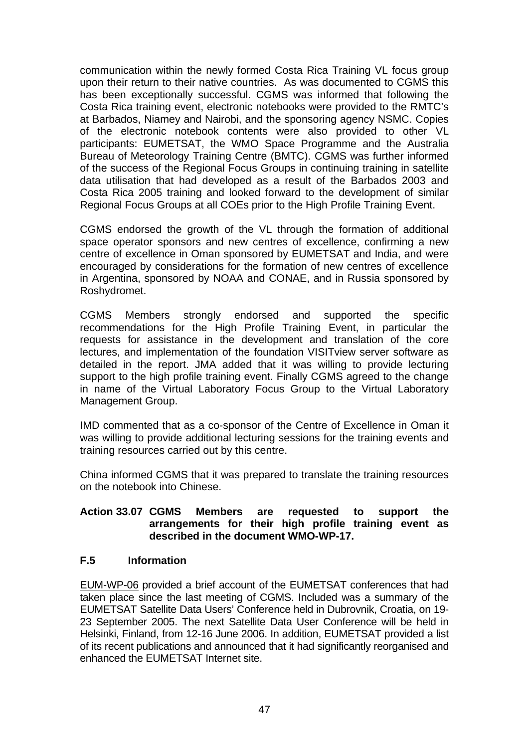communication within the newly formed Costa Rica Training VL focus group upon their return to their native countries. As was documented to CGMS this has been exceptionally successful. CGMS was informed that following the Costa Rica training event, electronic notebooks were provided to the RMTC's at Barbados, Niamey and Nairobi, and the sponsoring agency NSMC. Copies of the electronic notebook contents were also provided to other VL participants: EUMETSAT, the WMO Space Programme and the Australia Bureau of Meteorology Training Centre (BMTC). CGMS was further informed of the success of the Regional Focus Groups in continuing training in satellite data utilisation that had developed as a result of the Barbados 2003 and Costa Rica 2005 training and looked forward to the development of similar Regional Focus Groups at all COEs prior to the High Profile Training Event.

CGMS endorsed the growth of the VL through the formation of additional space operator sponsors and new centres of excellence, confirming a new centre of excellence in Oman sponsored by EUMETSAT and India, and were encouraged by considerations for the formation of new centres of excellence in Argentina, sponsored by NOAA and CONAE, and in Russia sponsored by Roshydromet.

CGMS Members strongly endorsed and supported the specific recommendations for the High Profile Training Event, in particular the requests for assistance in the development and translation of the core lectures, and implementation of the foundation VISITview server software as detailed in the report. JMA added that it was willing to provide lecturing support to the high profile training event. Finally CGMS agreed to the change in name of the Virtual Laboratory Focus Group to the Virtual Laboratory Management Group.

IMD commented that as a co-sponsor of the Centre of Excellence in Oman it was willing to provide additional lecturing sessions for the training events and training resources carried out by this centre.

China informed CGMS that it was prepared to translate the training resources on the notebook into Chinese.

**Action 33.07 CGMS Members are requested to support the arrangements for their high profile training event as described in the document WMO-WP-17.**

### F.5 Information

EUM-WP-06 provided a brief account of the EUMETSAT conferences that had taken place since the last meeting of CGMS. Included was a summary of the EUMETSAT Satellite Data Users' Conference held in Dubrovnik, Croatia, on 19-23 September 2005. The next Satellite Data User Conference will be held in Helsinki, Finland, from 12-16 June 2006. In addition, EUMETSAT provided a list of its recent publications and announced that it had significantly reorganised and enhanced the EUMETSAT Internet site.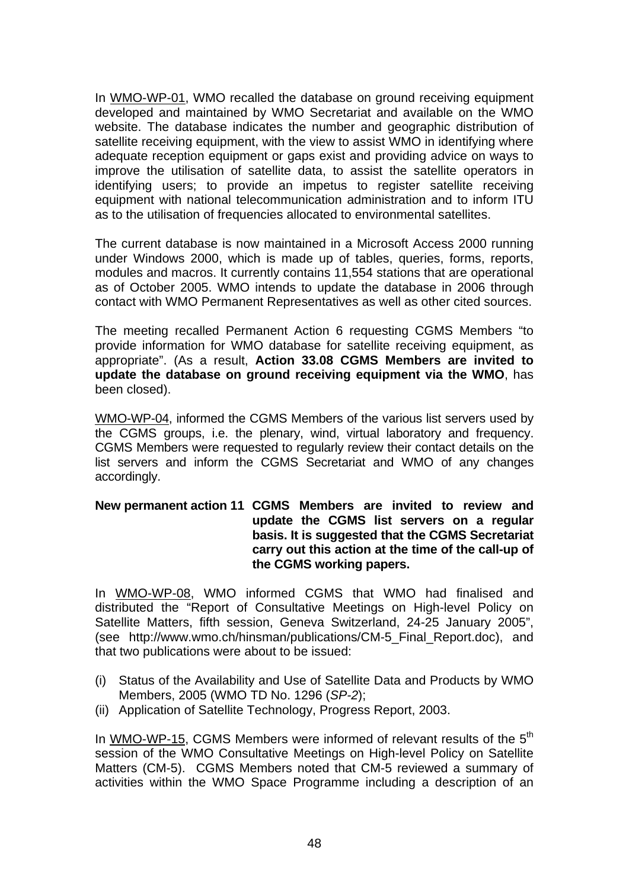In WMO-WP-01, WMO recalled the database on ground receiving equipment developed and maintained by WMO Secretariat and available on the WMO website. The database indicates the number and geographic distribution of satellite receiving equipment, with the view to assist WMO in identifying where adequate reception equipment or gaps exist and providing advice on ways to improve the utilisation of satellite data, to assist the satellite operators in identifying users; to provide an impetus to register satellite receiving equipment with national telecommunication administration and to inform ITU as to the utilisation of frequencies allocated to environmental satellites.

The current database is now maintained in a Microsoft Access 2000 running under Windows 2000, which is made up of tables, queries, forms, reports, modules and macros. It currently contains 11,554 stations that are operational as of October 2005. WMO intends to update the database in 2006 through contact with WMO Permanent Representatives as well as other cited sources.

The meeting recalled Permanent Action 6 requesting CGMS Members "to provide information for WMO database for satellite receiving equipment, as appropriate". (As a result, **Action 33.08 CGMS Members are invited to update the database on ground receiving equipment via the WMO**, has been closed).

WMO-WP-04, informed the CGMS Members of the various list servers used by the CGMS groups, i.e. the plenary, wind, virtual laboratory and frequency. CGMS Members were requested to regularly review their contact details on the list servers and inform the CGMS Secretariat and WMO of any changes accordingly.

**New permanent action 11 CGMS Members are invited to review and update the CGMS list servers on a regular basis. It is suggested that the CGMS Secretariat carry out this action at the time of the call-up of the CGMS working papers.**

In WMO-WP-08, WMO informed CGMS that WMO had finalised and distributed the "Report of Consultative Meetings on High-level Policy on Satellite Matters, fifth session, Geneva Switzerland, 24-25 January 2005", (see http://www.wmo.ch/hinsman/publications/CM-5_Final_Report.doc), and that two publications were about to be issued:

(i) Status of the Availability and Use of Satellite Data and Products by WMO Members, 2005 (WMO TD No. 1296 (*SP-2*);
(ii) Application of Satellite Technology, Progress Report, 2003.

In WMO-WP-15, CGMS Members were informed of relevant results of the 5th session of the WMO Consultative Meetings on High-level Policy on Satellite Matters (CM-5). CGMS Members noted that CM-5 reviewed a summary of activities within the WMO Space Programme including a description of an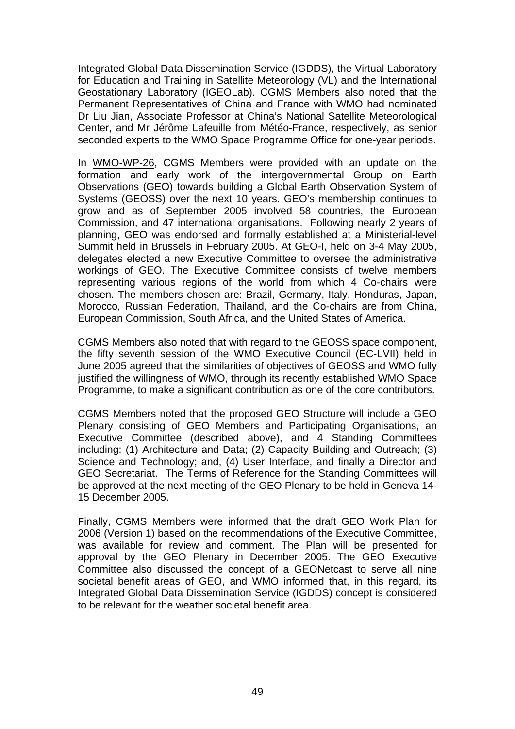Integrated Global Data Dissemination Service (IGDDS), the Virtual Laboratory for Education and Training in Satellite Meteorology (VL) and the International Geostationary Laboratory (IGEOLab). CGMS Members also noted that the Permanent Representatives of China and France with WMO had nominated Dr Liu Jian, Associate Professor at China's National Satellite Meteorological Center, and Mr Jérôme Lafeuille from Météo-France, respectively, as senior seconded experts to the WMO Space Programme Office for one-year periods.

In WMO-WP-26, CGMS Members were provided with an update on the formation and early work of the intergovernmental Group on Earth Observations (GEO) towards building a Global Earth Observation System of Systems (GEOSS) over the next 10 years. GEO's membership continues to grow and as of September 2005 involved 58 countries, the European Commission, and 47 international organisations. Following nearly 2 years of planning, GEO was endorsed and formally established at a Ministerial-level Summit held in Brussels in February 2005. At GEO-I, held on 3-4 May 2005, delegates elected a new Executive Committee to oversee the administrative workings of GEO. The Executive Committee consists of twelve members representing various regions of the world from which 4 Co-chairs were chosen. The members chosen are: Brazil, Germany, Italy, Honduras, Japan, Morocco, Russian Federation, Thailand, and the Co-chairs are from China, European Commission, South Africa, and the United States of America.

CGMS Members also noted that with regard to the GEOSS space component, the fifty seventh session of the WMO Executive Council (EC-LVII) held in June 2005 agreed that the similarities of objectives of GEOSS and WMO fully justified the willingness of WMO, through its recently established WMO Space Programme, to make a significant contribution as one of the core contributors.

CGMS Members noted that the proposed GEO Structure will include a GEO Plenary consisting of GEO Members and Participating Organisations, an Executive Committee (described above), and 4 Standing Committees including: (1) Architecture and Data; (2) Capacity Building and Outreach; (3) Science and Technology; and, (4) User Interface, and finally a Director and GEO Secretariat. The Terms of Reference for the Standing Committees will be approved at the next meeting of the GEO Plenary to be held in Geneva 14-15 December 2005.

Finally, CGMS Members were informed that the draft GEO Work Plan for 2006 (Version 1) based on the recommendations of the Executive Committee, was available for review and comment. The Plan will be presented for approval by the GEO Plenary in December 2005. The GEO Executive Committee also discussed the concept of a GEONetcast to serve all nine societal benefit areas of GEO, and WMO informed that, in this regard, its Integrated Global Data Dissemination Service (IGDDS) concept is considered to be relevant for the weather societal benefit area.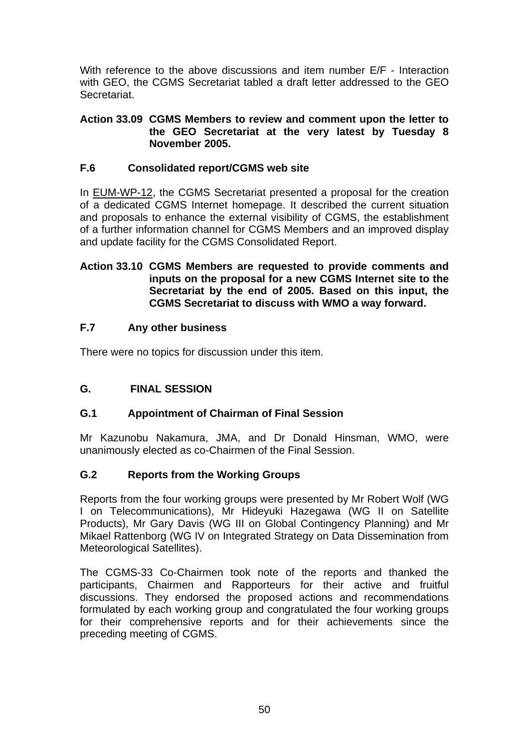With reference to the above discussions and item number E/F - Interaction with GEO, the CGMS Secretariat tabled a draft letter addressed to the GEO Secretariat.

**Action 33.09 CGMS Members to review and comment upon the letter to the GEO Secretariat at the very latest by Tuesday 8 November 2005.**

### F.6 Consolidated report/CGMS web site

In EUM-WP-12, the CGMS Secretariat presented a proposal for the creation of a dedicated CGMS Internet homepage. It described the current situation and proposals to enhance the external visibility of CGMS, the establishment of a further information channel for CGMS Members and an improved display and update facility for the CGMS Consolidated Report.

**Action 33.10 CGMS Members are requested to provide comments and inputs on the proposal for a new CGMS Internet site to the Secretariat by the end of 2005. Based on this input, the CGMS Secretariat to discuss with WMO a way forward.**

### F.7 Any other business

There were no topics for discussion under this item.

## G. FINAL SESSION

### G.1 Appointment of Chairman of Final Session

Mr Kazunobu Nakamura, JMA, and Dr Donald Hinsman, WMO, were unanimously elected as co-Chairmen of the Final Session.

### G.2 Reports from the Working Groups

Reports from the four working groups were presented by Mr Robert Wolf (WG I on Telecommunications), Mr Hideyuki Hazegawa (WG II on Satellite Products), Mr Gary Davis (WG III on Global Contingency Planning) and Mr Mikael Rattenborg (WG IV on Integrated Strategy on Data Dissemination from Meteorological Satellites).

The CGMS-33 Co-Chairmen took note of the reports and thanked the participants, Chairmen and Rapporteurs for their active and fruitful discussions. They endorsed the proposed actions and recommendations formulated by each working group and congratulated the four working groups for their comprehensive reports and for their achievements since the preceding meeting of CGMS.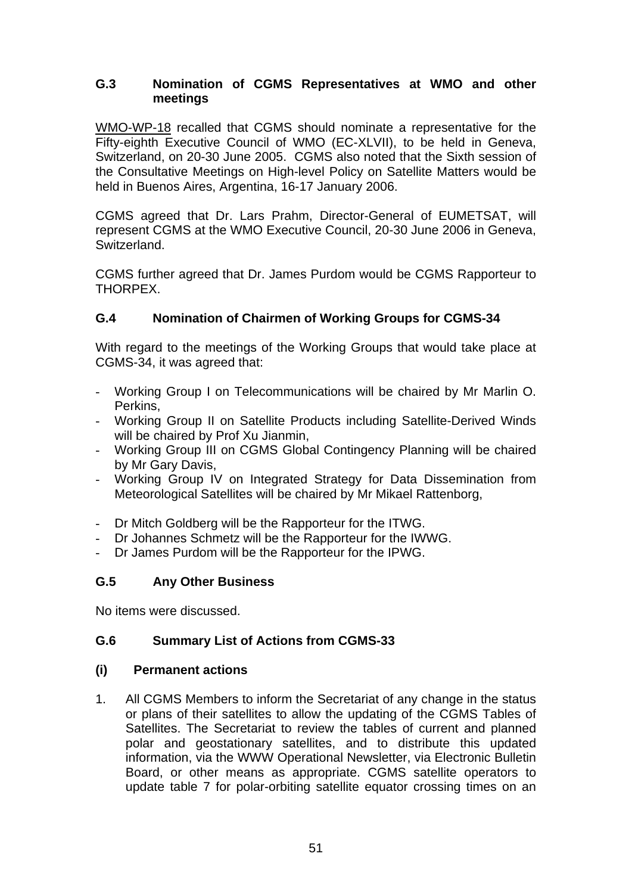### G.3 Nomination of CGMS Representatives at WMO and other meetings

WMO-WP-18 recalled that CGMS should nominate a representative for the Fifty-eighth Executive Council of WMO (EC-XLVII), to be held in Geneva, Switzerland, on 20-30 June 2005. CGMS also noted that the Sixth session of the Consultative Meetings on High-level Policy on Satellite Matters would be held in Buenos Aires, Argentina, 16-17 January 2006.

CGMS agreed that Dr. Lars Prahm, Director-General of EUMETSAT, will represent CGMS at the WMO Executive Council, 20-30 June 2006 in Geneva, Switzerland.

CGMS further agreed that Dr. James Purdom would be CGMS Rapporteur to THORPEX.

### G.4 Nomination of Chairmen of Working Groups for CGMS-34

With regard to the meetings of the Working Groups that would take place at CGMS-34, it was agreed that:

- Working Group I on Telecommunications will be chaired by Mr Marlin O. Perkins,
- Working Group II on Satellite Products including Satellite-Derived Winds will be chaired by Prof Xu Jianmin,
- Working Group III on CGMS Global Contingency Planning will be chaired by Mr Gary Davis,
- Working Group IV on Integrated Strategy for Data Dissemination from Meteorological Satellites will be chaired by Mr Mikael Rattenborg,

- Dr Mitch Goldberg will be the Rapporteur for the ITWG.
- Dr Johannes Schmetz will be the Rapporteur for the IWWG.
- Dr James Purdom will be the Rapporteur for the IPWG.

### G.5 Any Other Business

No items were discussed.

### G.6 Summary List of Actions from CGMS-33

#### (i) Permanent actions

1. All CGMS Members to inform the Secretariat of any change in the status or plans of their satellites to allow the updating of the CGMS Tables of Satellites. The Secretariat to review the tables of current and planned polar and geostationary satellites, and to distribute this updated information, via the WWW Operational Newsletter, via Electronic Bulletin Board, or other means as appropriate. CGMS satellite operators to update table 7 for polar-orbiting satellite equator crossing times on an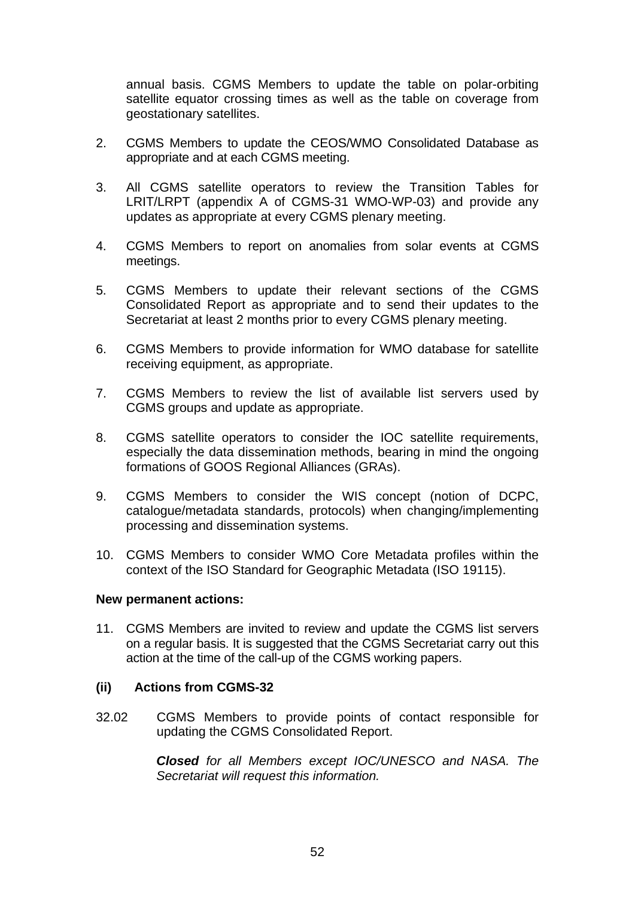annual basis. CGMS Members to update the table on polar-orbiting satellite equator crossing times as well as the table on coverage from geostationary satellites.

2. CGMS Members to update the CEOS/WMO Consolidated Database as appropriate and at each CGMS meeting.

3. All CGMS satellite operators to review the Transition Tables for LRIT/LRPT (appendix A of CGMS-31 WMO-WP-03) and provide any updates as appropriate at every CGMS plenary meeting.

4. CGMS Members to report on anomalies from solar events at CGMS meetings.

5. CGMS Members to update their relevant sections of the CGMS Consolidated Report as appropriate and to send their updates to the Secretariat at least 2 months prior to every CGMS plenary meeting.

6. CGMS Members to provide information for WMO database for satellite receiving equipment, as appropriate.

7. CGMS Members to review the list of available list servers used by CGMS groups and update as appropriate.

8. CGMS satellite operators to consider the IOC satellite requirements, especially the data dissemination methods, bearing in mind the ongoing formations of GOOS Regional Alliances (GRAs).

9. CGMS Members to consider the WIS concept (notion of DCPC, catalogue/metadata standards, protocols) when changing/implementing processing and dissemination systems.

10. CGMS Members to consider WMO Core Metadata profiles within the context of the ISO Standard for Geographic Metadata (ISO 19115).

**New permanent actions:**

11. CGMS Members are invited to review and update the CGMS list servers on a regular basis. It is suggested that the CGMS Secretariat carry out this action at the time of the call-up of the CGMS working papers.

**(ii) Actions from CGMS-32**

32.02 CGMS Members to provide points of contact responsible for updating the CGMS Consolidated Report.

*__Closed__ for all Members except IOC/UNESCO and NASA. The Secretariat will request this information.*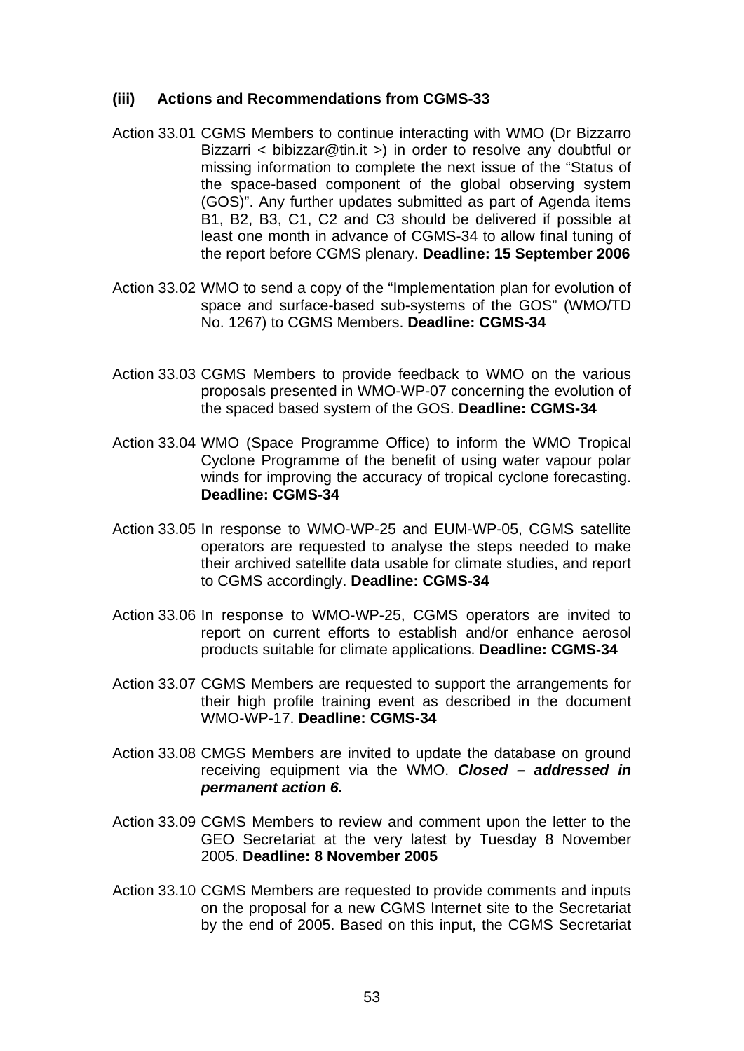#### (iii) Actions and Recommendations from CGMS-33

Action 33.01 CGMS Members to continue interacting with WMO (Dr Bizzarro Bizzarri < bibizzar@tin.it >) in order to resolve any doubtful or missing information to complete the next issue of the "Status of the space-based component of the global observing system (GOS)". Any further updates submitted as part of Agenda items B1, B2, B3, C1, C2 and C3 should be delivered if possible at least one month in advance of CGMS-34 to allow final tuning of the report before CGMS plenary. **Deadline: 15 September 2006**

Action 33.02 WMO to send a copy of the "Implementation plan for evolution of space and surface-based sub-systems of the GOS" (WMO/TD No. 1267) to CGMS Members. **Deadline: CGMS-34**

Action 33.03 CGMS Members to provide feedback to WMO on the various proposals presented in WMO-WP-07 concerning the evolution of the spaced based system of the GOS. **Deadline: CGMS-34**

Action 33.04 WMO (Space Programme Office) to inform the WMO Tropical Cyclone Programme of the benefit of using water vapour polar winds for improving the accuracy of tropical cyclone forecasting. **Deadline: CGMS-34**

Action 33.05 In response to WMO-WP-25 and EUM-WP-05, CGMS satellite operators are requested to analyse the steps needed to make their archived satellite data usable for climate studies, and report to CGMS accordingly. **Deadline: CGMS-34**

Action 33.06 In response to WMO-WP-25, CGMS operators are invited to report on current efforts to establish and/or enhance aerosol products suitable for climate applications. **Deadline: CGMS-34**

Action 33.07 CGMS Members are requested to support the arrangements for their high profile training event as described in the document WMO-WP-17. **Deadline: CGMS-34**

Action 33.08 CMGS Members are invited to update the database on ground receiving equipment via the WMO. ***Closed – addressed in permanent action 6.***

Action 33.09 CGMS Members to review and comment upon the letter to the GEO Secretariat at the very latest by Tuesday 8 November 2005. **Deadline: 8 November 2005**

Action 33.10 CGMS Members are requested to provide comments and inputs on the proposal for a new CGMS Internet site to the Secretariat by the end of 2005. Based on this input, the CGMS Secretariat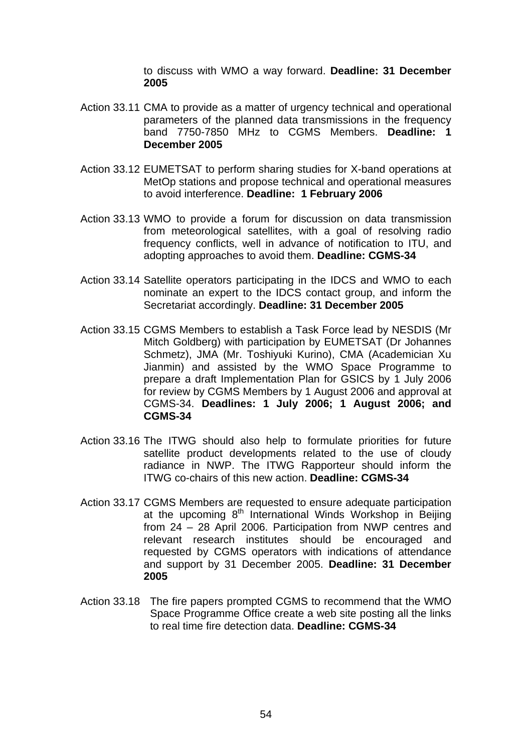to discuss with WMO a way forward. **Deadline: 31 December 2005**

Action 33.11 CMA to provide as a matter of urgency technical and operational parameters of the planned data transmissions in the frequency band 7750-7850 MHz to CGMS Members. **Deadline: 1 December 2005**

Action 33.12 EUMETSAT to perform sharing studies for X-band operations at MetOp stations and propose technical and operational measures to avoid interference. **Deadline: 1 February 2006**

Action 33.13 WMO to provide a forum for discussion on data transmission from meteorological satellites, with a goal of resolving radio frequency conflicts, well in advance of notification to ITU, and adopting approaches to avoid them. **Deadline: CGMS-34**

Action 33.14 Satellite operators participating in the IDCS and WMO to each nominate an expert to the IDCS contact group, and inform the Secretariat accordingly. **Deadline: 31 December 2005**

Action 33.15 CGMS Members to establish a Task Force lead by NESDIS (Mr Mitch Goldberg) with participation by EUMETSAT (Dr Johannes Schmetz), JMA (Mr. Toshiyuki Kurino), CMA (Academician Xu Jianmin) and assisted by the WMO Space Programme to prepare a draft Implementation Plan for GSICS by 1 July 2006 for review by CGMS Members by 1 August 2006 and approval at CGMS-34. **Deadlines: 1 July 2006; 1 August 2006; and CGMS-34**

Action 33.16 The ITWG should also help to formulate priorities for future satellite product developments related to the use of cloudy radiance in NWP. The ITWG Rapporteur should inform the ITWG co-chairs of this new action. **Deadline: CGMS-34**

Action 33.17 CGMS Members are requested to ensure adequate participation at the upcoming 8th International Winds Workshop in Beijing from 24 – 28 April 2006. Participation from NWP centres and relevant research institutes should be encouraged and requested by CGMS operators with indications of attendance and support by 31 December 2005. **Deadline: 31 December 2005**

Action 33.18 The fire papers prompted CGMS to recommend that the WMO Space Programme Office create a web site posting all the links to real time fire detection data. **Deadline: CGMS-34**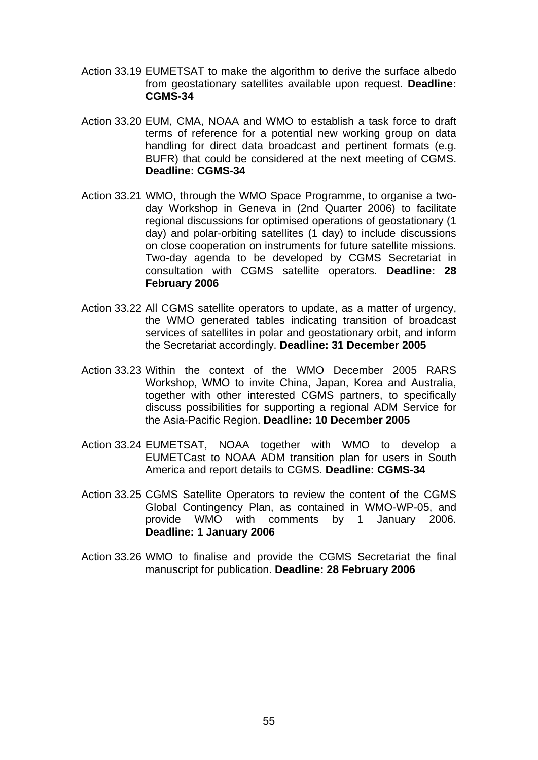Action 33.19 EUMETSAT to make the algorithm to derive the surface albedo from geostationary satellites available upon request. **Deadline: CGMS-34**

Action 33.20 EUM, CMA, NOAA and WMO to establish a task force to draft terms of reference for a potential new working group on data handling for direct data broadcast and pertinent formats (e.g. BUFR) that could be considered at the next meeting of CGMS. **Deadline: CGMS-34**

Action 33.21 WMO, through the WMO Space Programme, to organise a two-day Workshop in Geneva in (2nd Quarter 2006) to facilitate regional discussions for optimised operations of geostationary (1 day) and polar-orbiting satellites (1 day) to include discussions on close cooperation on instruments for future satellite missions. Two-day agenda to be developed by CGMS Secretariat in consultation with CGMS satellite operators. **Deadline: 28 February 2006**

Action 33.22 All CGMS satellite operators to update, as a matter of urgency, the WMO generated tables indicating transition of broadcast services of satellites in polar and geostationary orbit, and inform the Secretariat accordingly. **Deadline: 31 December 2005**

Action 33.23 Within the context of the WMO December 2005 RARS Workshop, WMO to invite China, Japan, Korea and Australia, together with other interested CGMS partners, to specifically discuss possibilities for supporting a regional ADM Service for the Asia-Pacific Region. **Deadline: 10 December 2005**

Action 33.24 EUMETSAT, NOAA together with WMO to develop a EUMETCast to NOAA ADM transition plan for users in South America and report details to CGMS. **Deadline: CGMS-34**

Action 33.25 CGMS Satellite Operators to review the content of the CGMS Global Contingency Plan, as contained in WMO-WP-05, and provide WMO with comments by 1 January 2006. **Deadline: 1 January 2006**

Action 33.26 WMO to finalise and provide the CGMS Secretariat the final manuscript for publication. **Deadline: 28 February 2006**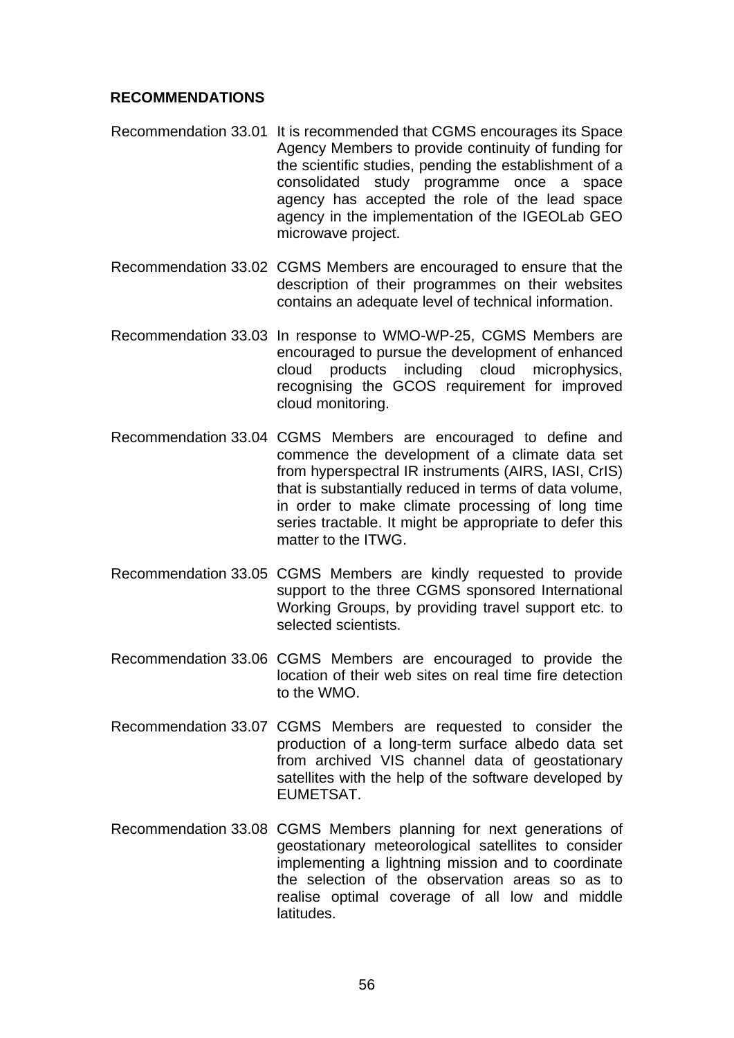**RECOMMENDATIONS**

Recommendation 33.01 It is recommended that CGMS encourages its Space Agency Members to provide continuity of funding for the scientific studies, pending the establishment of a consolidated study programme once a space agency has accepted the role of the lead space agency in the implementation of the IGEOLab GEO microwave project.

Recommendation 33.02 CGMS Members are encouraged to ensure that the description of their programmes on their websites contains an adequate level of technical information.

Recommendation 33.03 In response to WMO-WP-25, CGMS Members are encouraged to pursue the development of enhanced cloud products including cloud microphysics, recognising the GCOS requirement for improved cloud monitoring.

Recommendation 33.04 CGMS Members are encouraged to define and commence the development of a climate data set from hyperspectral IR instruments (AIRS, IASI, CrIS) that is substantially reduced in terms of data volume, in order to make climate processing of long time series tractable. It might be appropriate to defer this matter to the ITWG.

Recommendation 33.05 CGMS Members are kindly requested to provide support to the three CGMS sponsored International Working Groups, by providing travel support etc. to selected scientists.

Recommendation 33.06 CGMS Members are encouraged to provide the location of their web sites on real time fire detection to the WMO.

Recommendation 33.07 CGMS Members are requested to consider the production of a long-term surface albedo data set from archived VIS channel data of geostationary satellites with the help of the software developed by EUMETSAT.

Recommendation 33.08 CGMS Members planning for next generations of geostationary meteorological satellites to consider implementing a lightning mission and to coordinate the selection of the observation areas so as to realise optimal coverage of all low and middle latitudes.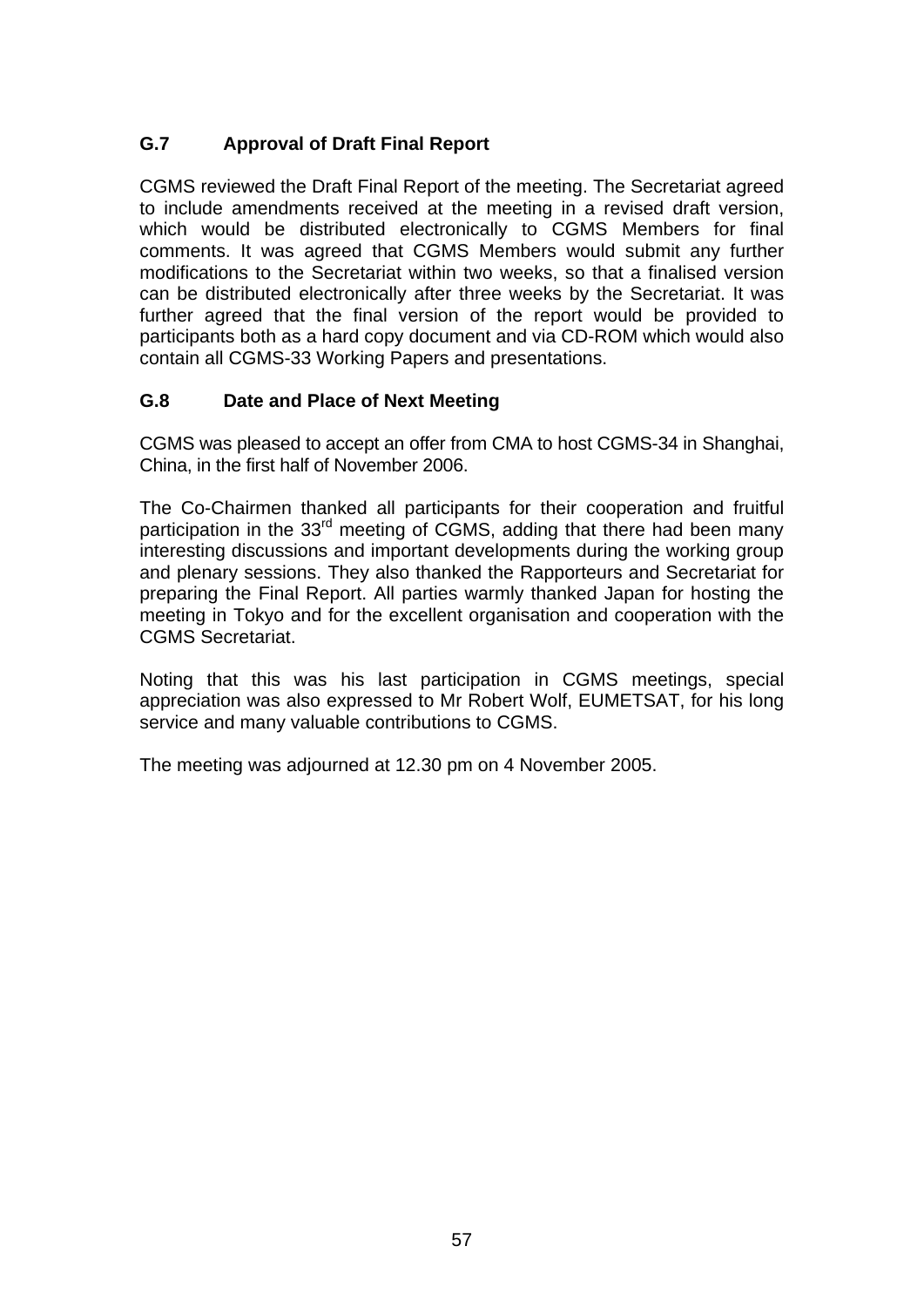### G.7 Approval of Draft Final Report

CGMS reviewed the Draft Final Report of the meeting. The Secretariat agreed to include amendments received at the meeting in a revised draft version, which would be distributed electronically to CGMS Members for final comments. It was agreed that CGMS Members would submit any further modifications to the Secretariat within two weeks, so that a finalised version can be distributed electronically after three weeks by the Secretariat. It was further agreed that the final version of the report would be provided to participants both as a hard copy document and via CD-ROM which would also contain all CGMS-33 Working Papers and presentations.

### G.8 Date and Place of Next Meeting

CGMS was pleased to accept an offer from CMA to host CGMS-34 in Shanghai, China, in the first half of November 2006.

The Co-Chairmen thanked all participants for their cooperation and fruitful participation in the 33rd meeting of CGMS, adding that there had been many interesting discussions and important developments during the working group and plenary sessions. They also thanked the Rapporteurs and Secretariat for preparing the Final Report. All parties warmly thanked Japan for hosting the meeting in Tokyo and for the excellent organisation and cooperation with the CGMS Secretariat.

Noting that this was his last participation in CGMS meetings, special appreciation was also expressed to Mr Robert Wolf, EUMETSAT, for his long service and many valuable contributions to CGMS.

The meeting was adjourned at 12.30 pm on 4 November 2005.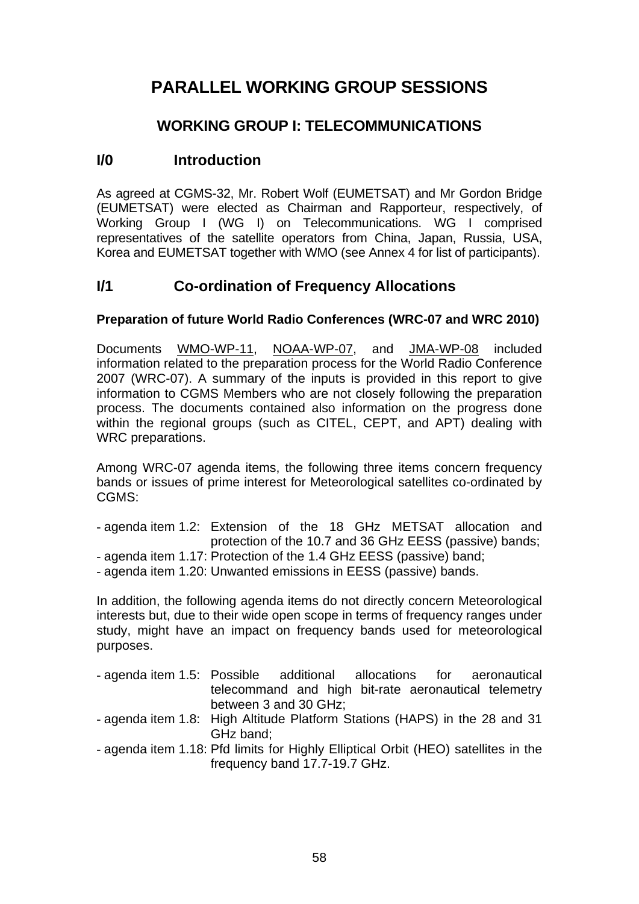# PARALLEL WORKING GROUP SESSIONS

## WORKING GROUP I: TELECOMMUNICATIONS

### I/0 Introduction

As agreed at CGMS-32, Mr. Robert Wolf (EUMETSAT) and Mr Gordon Bridge (EUMETSAT) were elected as Chairman and Rapporteur, respectively, of Working Group I (WG I) on Telecommunications. WG I comprised representatives of the satellite operators from China, Japan, Russia, USA, Korea and EUMETSAT together with WMO (see Annex 4 for list of participants).

### I/1 Co-ordination of Frequency Allocations

**Preparation of future World Radio Conferences (WRC-07 and WRC 2010)**

Documents WMO-WP-11, NOAA-WP-07, and JMA-WP-08 included information related to the preparation process for the World Radio Conference 2007 (WRC-07). A summary of the inputs is provided in this report to give information to CGMS Members who are not closely following the preparation process. The documents contained also information on the progress done within the regional groups (such as CITEL, CEPT, and APT) dealing with WRC preparations.

Among WRC-07 agenda items, the following three items concern frequency bands or issues of prime interest for Meteorological satellites co-ordinated by CGMS:

- agenda item 1.2: Extension of the 18 GHz METSAT allocation and protection of the 10.7 and 36 GHz EESS (passive) bands;
- agenda item 1.17: Protection of the 1.4 GHz EESS (passive) band;
- agenda item 1.20: Unwanted emissions in EESS (passive) bands.

In addition, the following agenda items do not directly concern Meteorological interests but, due to their wide open scope in terms of frequency ranges under study, might have an impact on frequency bands used for meteorological purposes.

- agenda item 1.5: Possible additional allocations for aeronautical telecommand and high bit-rate aeronautical telemetry between 3 and 30 GHz;
- agenda item 1.8: High Altitude Platform Stations (HAPS) in the 28 and 31 GHz band;
- agenda item 1.18: Pfd limits for Highly Elliptical Orbit (HEO) satellites in the frequency band 17.7-19.7 GHz.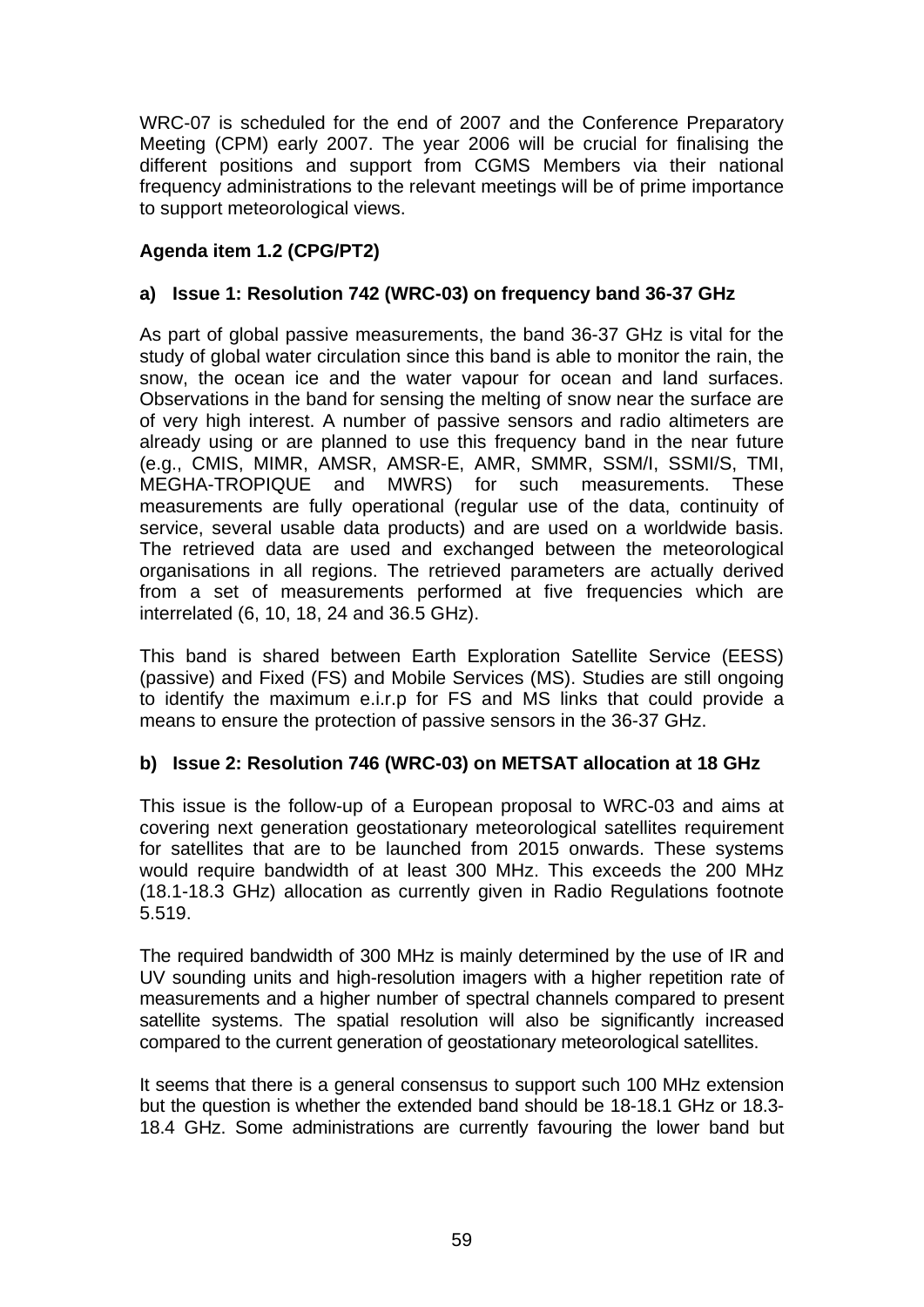WRC-07 is scheduled for the end of 2007 and the Conference Preparatory Meeting (CPM) early 2007. The year 2006 will be crucial for finalising the different positions and support from CGMS Members via their national frequency administrations to the relevant meetings will be of prime importance to support meteorological views.

**Agenda item 1.2 (CPG/PT2)**

**a) Issue 1: Resolution 742 (WRC-03) on frequency band 36-37 GHz**

As part of global passive measurements, the band 36-37 GHz is vital for the study of global water circulation since this band is able to monitor the rain, the snow, the ocean ice and the water vapour for ocean and land surfaces. Observations in the band for sensing the melting of snow near the surface are of very high interest. A number of passive sensors and radio altimeters are already using or are planned to use this frequency band in the near future (e.g., CMIS, MIMR, AMSR, AMSR-E, AMR, SMMR, SSM/I, SSMI/S, TMI, MEGHA-TROPIQUE and MWRS) for such measurements. These measurements are fully operational (regular use of the data, continuity of service, several usable data products) and are used on a worldwide basis. The retrieved data are used and exchanged between the meteorological organisations in all regions. The retrieved parameters are actually derived from a set of measurements performed at five frequencies which are interrelated (6, 10, 18, 24 and 36.5 GHz).

This band is shared between Earth Exploration Satellite Service (EESS) (passive) and Fixed (FS) and Mobile Services (MS). Studies are still ongoing to identify the maximum e.i.r.p for FS and MS links that could provide a means to ensure the protection of passive sensors in the 36-37 GHz.

**b) Issue 2: Resolution 746 (WRC-03) on METSAT allocation at 18 GHz**

This issue is the follow-up of a European proposal to WRC-03 and aims at covering next generation geostationary meteorological satellites requirement for satellites that are to be launched from 2015 onwards. These systems would require bandwidth of at least 300 MHz. This exceeds the 200 MHz (18.1-18.3 GHz) allocation as currently given in Radio Regulations footnote 5.519.

The required bandwidth of 300 MHz is mainly determined by the use of IR and UV sounding units and high-resolution imagers with a higher repetition rate of measurements and a higher number of spectral channels compared to present satellite systems. The spatial resolution will also be significantly increased compared to the current generation of geostationary meteorological satellites.

It seems that there is a general consensus to support such 100 MHz extension but the question is whether the extended band should be 18-18.1 GHz or 18.3-18.4 GHz. Some administrations are currently favouring the lower band but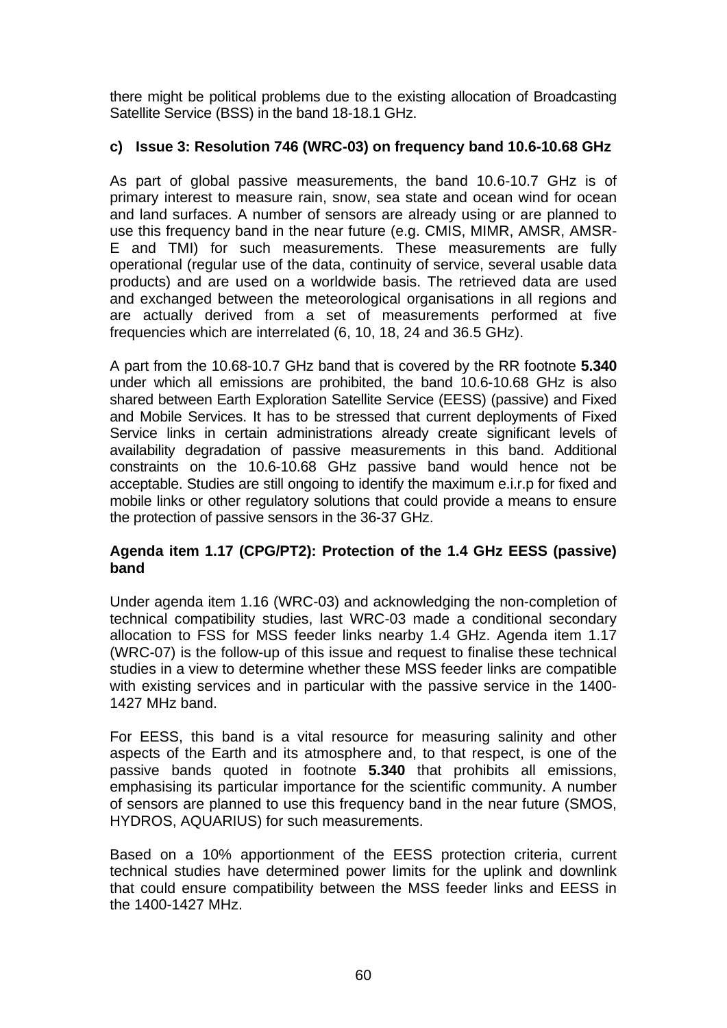there might be political problems due to the existing allocation of Broadcasting Satellite Service (BSS) in the band 18-18.1 GHz.

#### c) Issue 3: Resolution 746 (WRC-03) on frequency band 10.6-10.68 GHz

As part of global passive measurements, the band 10.6-10.7 GHz is of primary interest to measure rain, snow, sea state and ocean wind for ocean and land surfaces. A number of sensors are already using or are planned to use this frequency band in the near future (e.g. CMIS, MIMR, AMSR, AMSR-E and TMI) for such measurements. These measurements are fully operational (regular use of the data, continuity of service, several usable data products) and are used on a worldwide basis. The retrieved data are used and exchanged between the meteorological organisations in all regions and are actually derived from a set of measurements performed at five frequencies which are interrelated (6, 10, 18, 24 and 36.5 GHz).

A part from the 10.68-10.7 GHz band that is covered by the RR footnote **5.340** under which all emissions are prohibited, the band 10.6-10.68 GHz is also shared between Earth Exploration Satellite Service (EESS) (passive) and Fixed and Mobile Services. It has to be stressed that current deployments of Fixed Service links in certain administrations already create significant levels of availability degradation of passive measurements in this band. Additional constraints on the 10.6-10.68 GHz passive band would hence not be acceptable. Studies are still ongoing to identify the maximum e.i.r.p for fixed and mobile links or other regulatory solutions that could provide a means to ensure the protection of passive sensors in the 36-37 GHz.

#### Agenda item 1.17 (CPG/PT2): Protection of the 1.4 GHz EESS (passive) band

Under agenda item 1.16 (WRC-03) and acknowledging the non-completion of technical compatibility studies, last WRC-03 made a conditional secondary allocation to FSS for MSS feeder links nearby 1.4 GHz. Agenda item 1.17 (WRC-07) is the follow-up of this issue and request to finalise these technical studies in a view to determine whether these MSS feeder links are compatible with existing services and in particular with the passive service in the 1400-1427 MHz band.

For EESS, this band is a vital resource for measuring salinity and other aspects of the Earth and its atmosphere and, to that respect, is one of the passive bands quoted in footnote **5.340** that prohibits all emissions, emphasising its particular importance for the scientific community. A number of sensors are planned to use this frequency band in the near future (SMOS, HYDROS, AQUARIUS) for such measurements.

Based on a 10% apportionment of the EESS protection criteria, current technical studies have determined power limits for the uplink and downlink that could ensure compatibility between the MSS feeder links and EESS in the 1400-1427 MHz.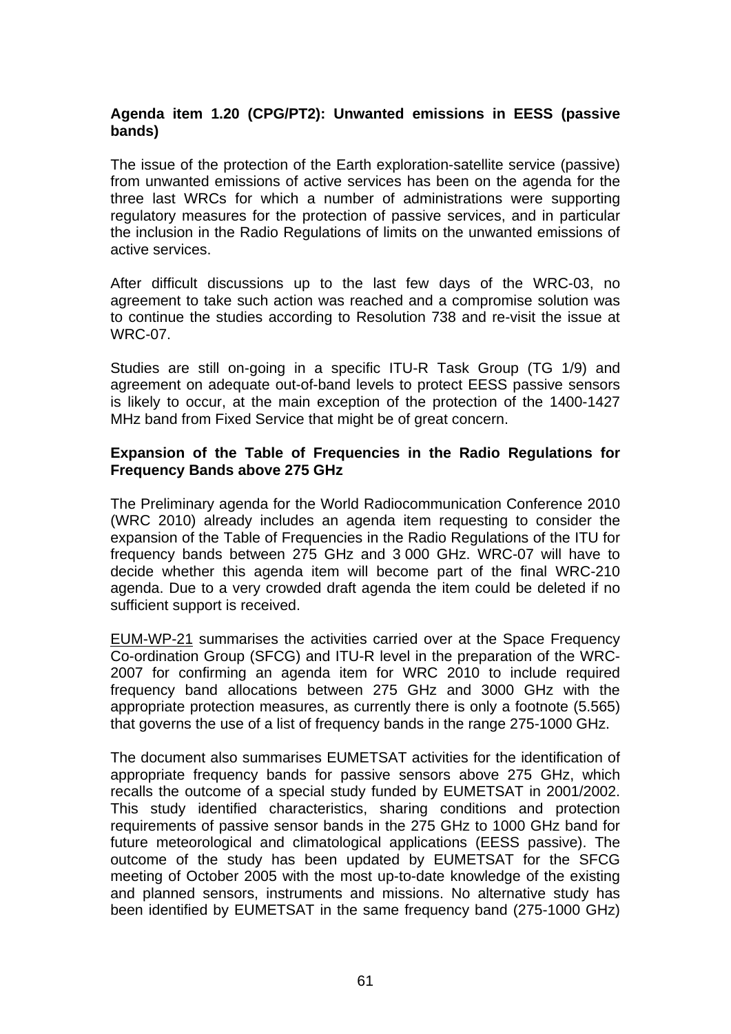**Agenda item 1.20 (CPG/PT2): Unwanted emissions in EESS (passive bands)**

The issue of the protection of the Earth exploration-satellite service (passive) from unwanted emissions of active services has been on the agenda for the three last WRCs for which a number of administrations were supporting regulatory measures for the protection of passive services, and in particular the inclusion in the Radio Regulations of limits on the unwanted emissions of active services.

After difficult discussions up to the last few days of the WRC-03, no agreement to take such action was reached and a compromise solution was to continue the studies according to Resolution 738 and re-visit the issue at WRC-07.

Studies are still on-going in a specific ITU-R Task Group (TG 1/9) and agreement on adequate out-of-band levels to protect EESS passive sensors is likely to occur, at the main exception of the protection of the 1400-1427 MHz band from Fixed Service that might be of great concern.

**Expansion of the Table of Frequencies in the Radio Regulations for Frequency Bands above 275 GHz**

The Preliminary agenda for the World Radiocommunication Conference 2010 (WRC 2010) already includes an agenda item requesting to consider the expansion of the Table of Frequencies in the Radio Regulations of the ITU for frequency bands between 275 GHz and 3 000 GHz. WRC-07 will have to decide whether this agenda item will become part of the final WRC-210 agenda. Due to a very crowded draft agenda the item could be deleted if no sufficient support is received.

EUM-WP-21 summarises the activities carried over at the Space Frequency Co-ordination Group (SFCG) and ITU-R level in the preparation of the WRC-2007 for confirming an agenda item for WRC 2010 to include required frequency band allocations between 275 GHz and 3000 GHz with the appropriate protection measures, as currently there is only a footnote (5.565) that governs the use of a list of frequency bands in the range 275-1000 GHz.

The document also summarises EUMETSAT activities for the identification of appropriate frequency bands for passive sensors above 275 GHz, which recalls the outcome of a special study funded by EUMETSAT in 2001/2002. This study identified characteristics, sharing conditions and protection requirements of passive sensor bands in the 275 GHz to 1000 GHz band for future meteorological and climatological applications (EESS passive). The outcome of the study has been updated by EUMETSAT for the SFCG meeting of October 2005 with the most up-to-date knowledge of the existing and planned sensors, instruments and missions. No alternative study has been identified by EUMETSAT in the same frequency band (275-1000 GHz)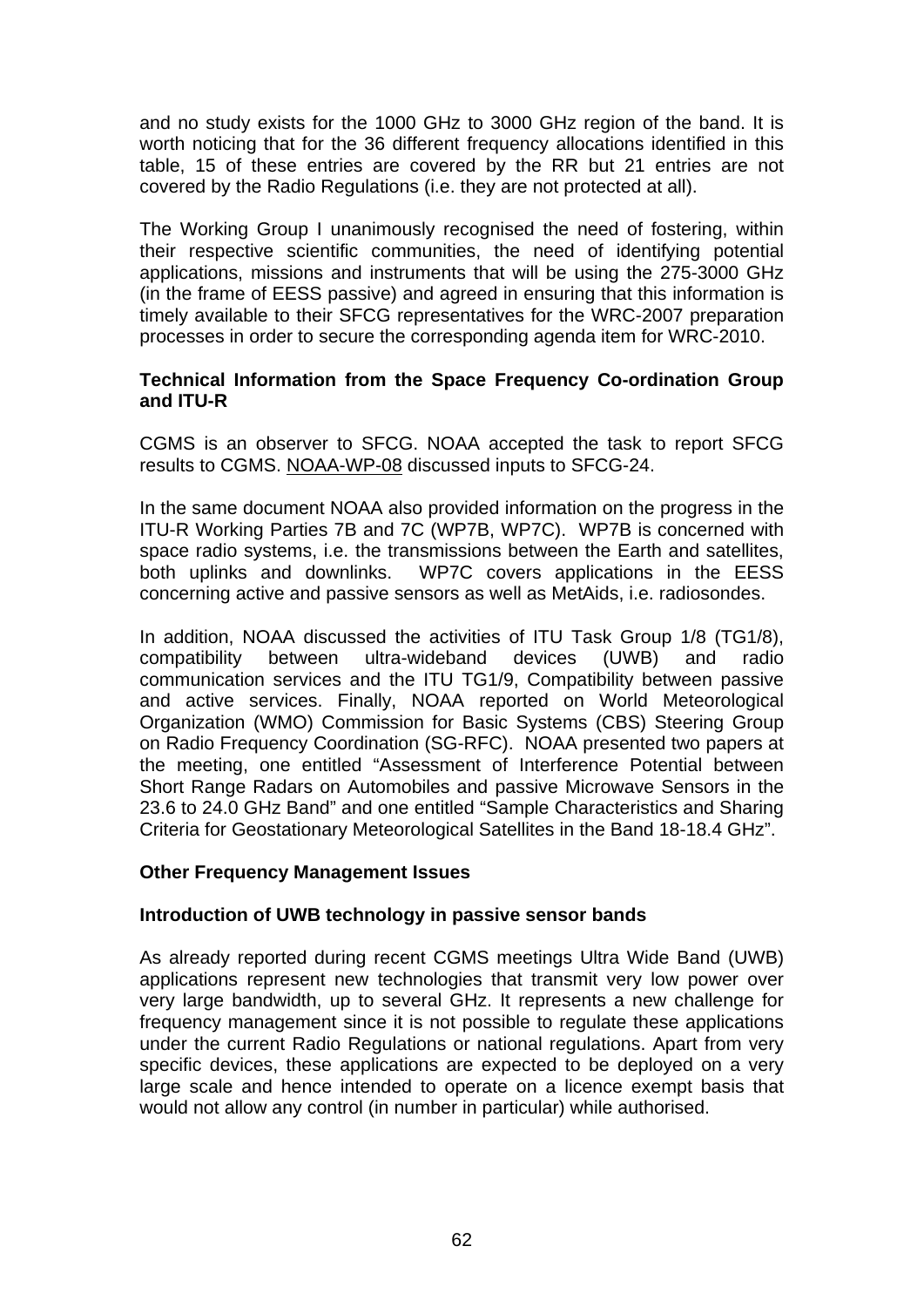and no study exists for the 1000 GHz to 3000 GHz region of the band. It is worth noticing that for the 36 different frequency allocations identified in this table, 15 of these entries are covered by the RR but 21 entries are not covered by the Radio Regulations (i.e. they are not protected at all).

The Working Group I unanimously recognised the need of fostering, within their respective scientific communities, the need of identifying potential applications, missions and instruments that will be using the 275-3000 GHz (in the frame of EESS passive) and agreed in ensuring that this information is timely available to their SFCG representatives for the WRC-2007 preparation processes in order to secure the corresponding agenda item for WRC-2010.

**Technical Information from the Space Frequency Co-ordination Group and ITU-R**

CGMS is an observer to SFCG. NOAA accepted the task to report SFCG results to CGMS. NOAA-WP-08 discussed inputs to SFCG-24.

In the same document NOAA also provided information on the progress in the ITU-R Working Parties 7B and 7C (WP7B, WP7C). WP7B is concerned with space radio systems, i.e. the transmissions between the Earth and satellites, both uplinks and downlinks. WP7C covers applications in the EESS concerning active and passive sensors as well as MetAids, i.e. radiosondes.

In addition, NOAA discussed the activities of ITU Task Group 1/8 (TG1/8), compatibility between ultra-wideband devices (UWB) and radio communication services and the ITU TG1/9, Compatibility between passive and active services. Finally, NOAA reported on World Meteorological Organization (WMO) Commission for Basic Systems (CBS) Steering Group on Radio Frequency Coordination (SG-RFC). NOAA presented two papers at the meeting, one entitled "Assessment of Interference Potential between Short Range Radars on Automobiles and passive Microwave Sensors in the 23.6 to 24.0 GHz Band" and one entitled "Sample Characteristics and Sharing Criteria for Geostationary Meteorological Satellites in the Band 18-18.4 GHz".

**Other Frequency Management Issues**

**Introduction of UWB technology in passive sensor bands**

As already reported during recent CGMS meetings Ultra Wide Band (UWB) applications represent new technologies that transmit very low power over very large bandwidth, up to several GHz. It represents a new challenge for frequency management since it is not possible to regulate these applications under the current Radio Regulations or national regulations. Apart from very specific devices, these applications are expected to be deployed on a very large scale and hence intended to operate on a licence exempt basis that would not allow any control (in number in particular) while authorised.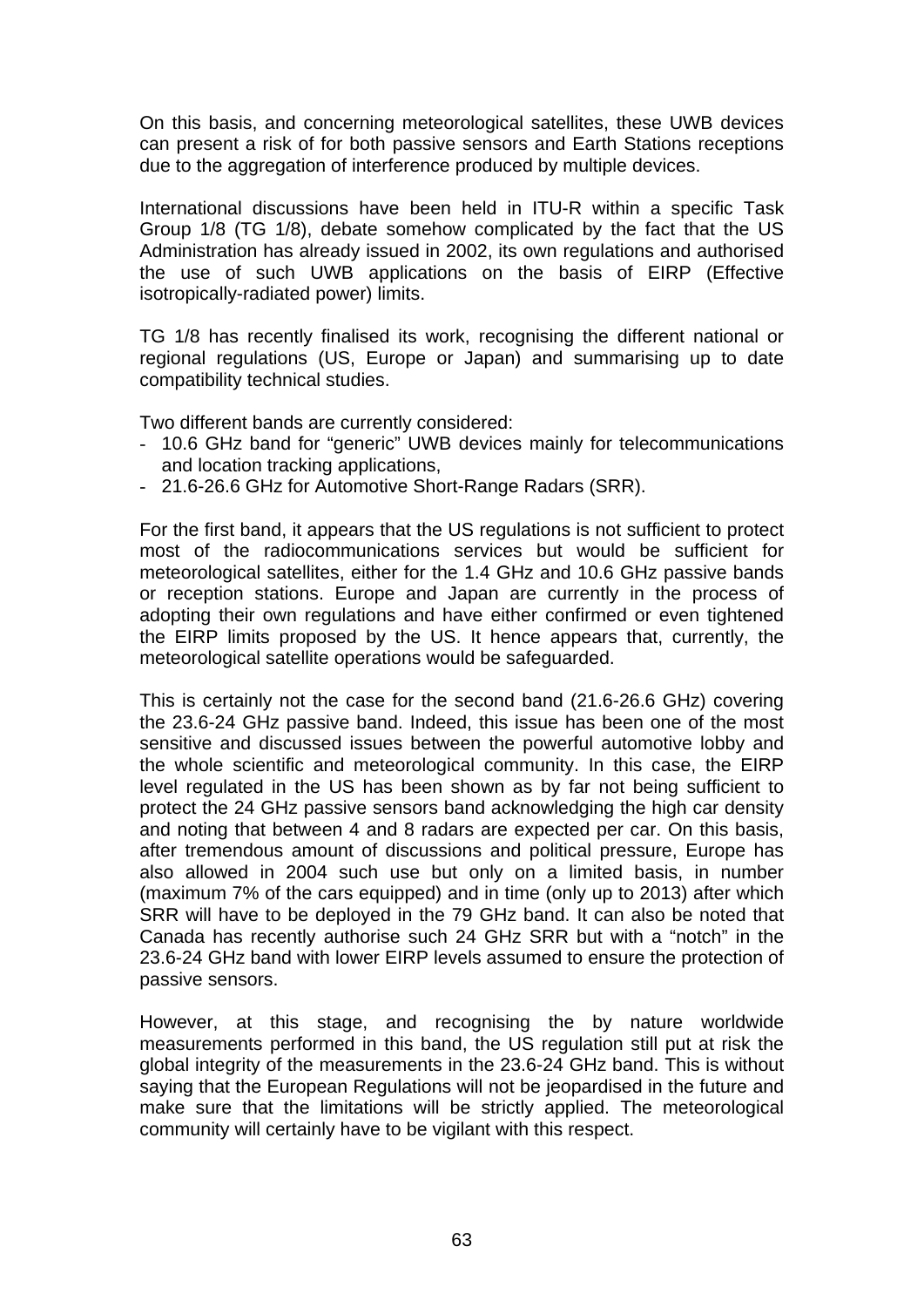On this basis, and concerning meteorological satellites, these UWB devices can present a risk of for both passive sensors and Earth Stations receptions due to the aggregation of interference produced by multiple devices.

International discussions have been held in ITU-R within a specific Task Group 1/8 (TG 1/8), debate somehow complicated by the fact that the US Administration has already issued in 2002, its own regulations and authorised the use of such UWB applications on the basis of EIRP (Effective isotropically-radiated power) limits.

TG 1/8 has recently finalised its work, recognising the different national or regional regulations (US, Europe or Japan) and summarising up to date compatibility technical studies.

Two different bands are currently considered:

- 10.6 GHz band for “generic” UWB devices mainly for telecommunications and location tracking applications,
- 21.6-26.6 GHz for Automotive Short-Range Radars (SRR).

For the first band, it appears that the US regulations is not sufficient to protect most of the radiocommunications services but would be sufficient for meteorological satellites, either for the 1.4 GHz and 10.6 GHz passive bands or reception stations. Europe and Japan are currently in the process of adopting their own regulations and have either confirmed or even tightened the EIRP limits proposed by the US. It hence appears that, currently, the meteorological satellite operations would be safeguarded.

This is certainly not the case for the second band (21.6-26.6 GHz) covering the 23.6-24 GHz passive band. Indeed, this issue has been one of the most sensitive and discussed issues between the powerful automotive lobby and the whole scientific and meteorological community. In this case, the EIRP level regulated in the US has been shown as by far not being sufficient to protect the 24 GHz passive sensors band acknowledging the high car density and noting that between 4 and 8 radars are expected per car. On this basis, after tremendous amount of discussions and political pressure, Europe has also allowed in 2004 such use but only on a limited basis, in number (maximum 7% of the cars equipped) and in time (only up to 2013) after which SRR will have to be deployed in the 79 GHz band. It can also be noted that Canada has recently authorise such 24 GHz SRR but with a “notch” in the 23.6-24 GHz band with lower EIRP levels assumed to ensure the protection of passive sensors.

However, at this stage, and recognising the by nature worldwide measurements performed in this band, the US regulation still put at risk the global integrity of the measurements in the 23.6-24 GHz band. This is without saying that the European Regulations will not be jeopardised in the future and make sure that the limitations will be strictly applied. The meteorological community will certainly have to be vigilant with this respect.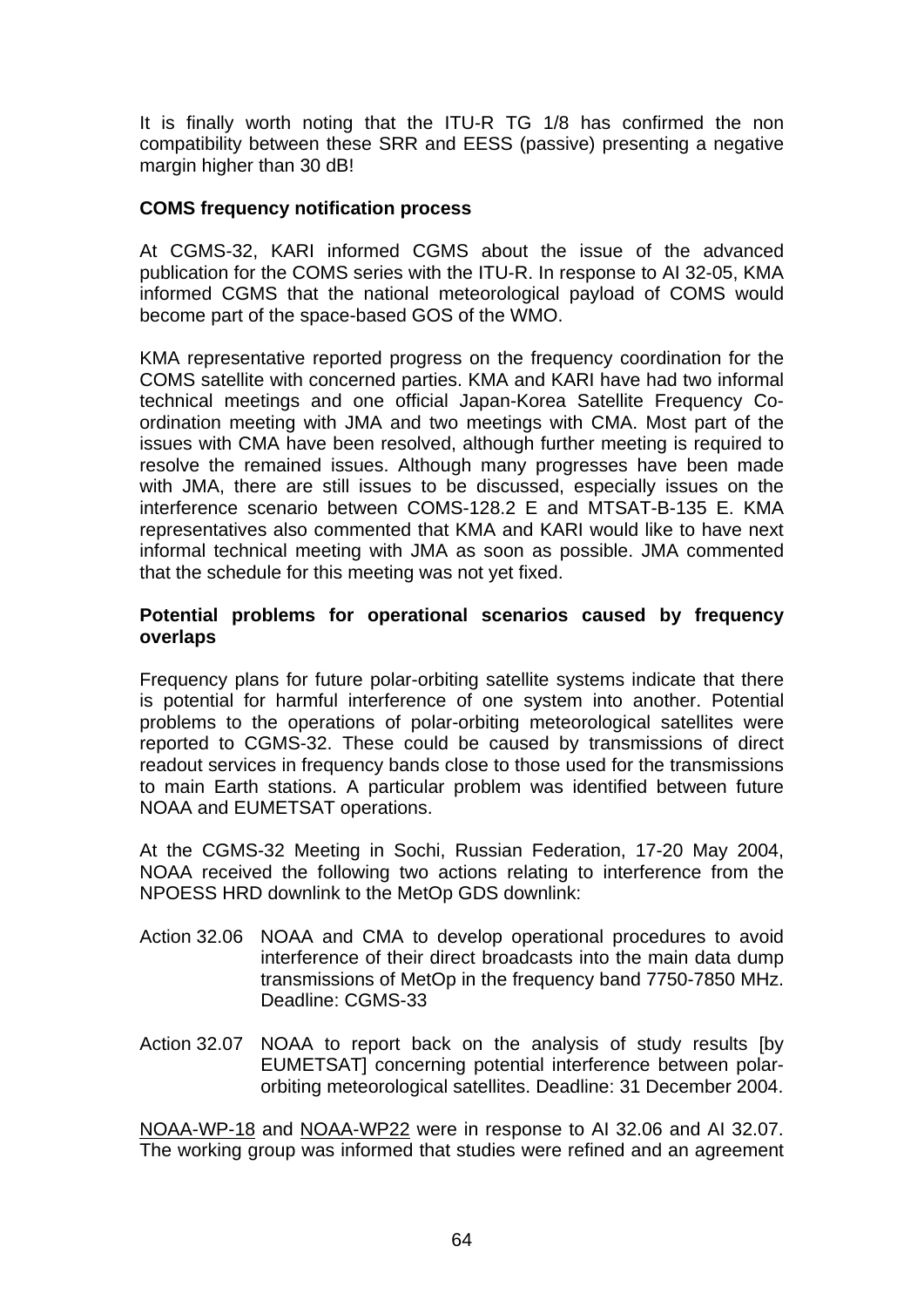It is finally worth noting that the ITU-R TG 1/8 has confirmed the non compatibility between these SRR and EESS (passive) presenting a negative margin higher than 30 dB!

**COMS frequency notification process**

At CGMS-32, KARI informed CGMS about the issue of the advanced publication for the COMS series with the ITU-R. In response to AI 32-05, KMA informed CGMS that the national meteorological payload of COMS would become part of the space-based GOS of the WMO.

KMA representative reported progress on the frequency coordination for the COMS satellite with concerned parties. KMA and KARI have had two informal technical meetings and one official Japan-Korea Satellite Frequency Co-ordination meeting with JMA and two meetings with CMA. Most part of the issues with CMA have been resolved, although further meeting is required to resolve the remained issues. Although many progresses have been made with JMA, there are still issues to be discussed, especially issues on the interference scenario between COMS-128.2 E and MTSAT-B-135 E. KMA representatives also commented that KMA and KARI would like to have next informal technical meeting with JMA as soon as possible. JMA commented that the schedule for this meeting was not yet fixed.

**Potential problems for operational scenarios caused by frequency overlaps**

Frequency plans for future polar-orbiting satellite systems indicate that there is potential for harmful interference of one system into another. Potential problems to the operations of polar-orbiting meteorological satellites were reported to CGMS-32. These could be caused by transmissions of direct readout services in frequency bands close to those used for the transmissions to main Earth stations. A particular problem was identified between future NOAA and EUMETSAT operations.

At the CGMS-32 Meeting in Sochi, Russian Federation, 17-20 May 2004, NOAA received the following two actions relating to interference from the NPOESS HRD downlink to the MetOp GDS downlink:

Action 32.06 NOAA and CMA to develop operational procedures to avoid interference of their direct broadcasts into the main data dump transmissions of MetOp in the frequency band 7750-7850 MHz. Deadline: CGMS-33

Action 32.07 NOAA to report back on the analysis of study results [by EUMETSAT] concerning potential interference between polar-orbiting meteorological satellites. Deadline: 31 December 2004.

NOAA-WP-18 and NOAA-WP22 were in response to AI 32.06 and AI 32.07. The working group was informed that studies were refined and an agreement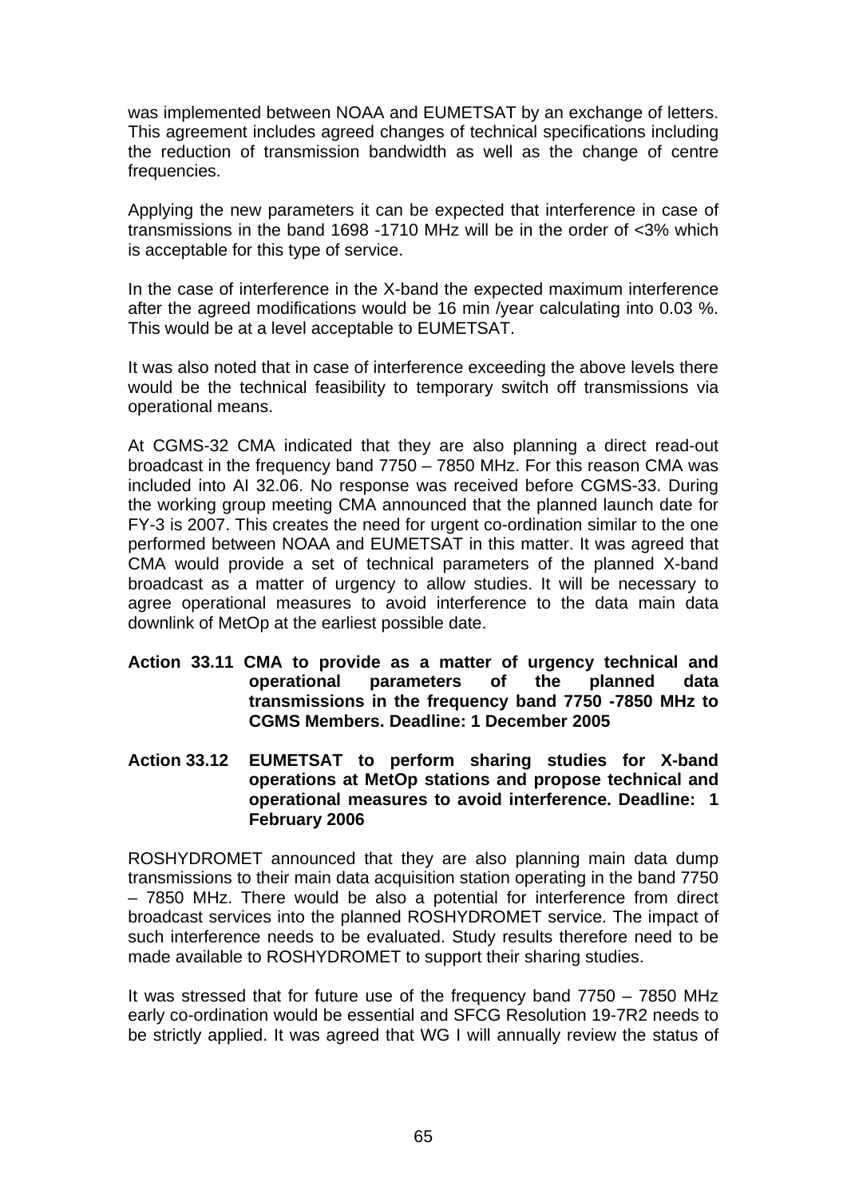was implemented between NOAA and EUMETSAT by an exchange of letters. This agreement includes agreed changes of technical specifications including the reduction of transmission bandwidth as well as the change of centre frequencies.

Applying the new parameters it can be expected that interference in case of transmissions in the band 1698 -1710 MHz will be in the order of <3% which is acceptable for this type of service.

In the case of interference in the X-band the expected maximum interference after the agreed modifications would be 16 min /year calculating into 0.03 %. This would be at a level acceptable to EUMETSAT.

It was also noted that in case of interference exceeding the above levels there would be the technical feasibility to temporary switch off transmissions via operational means.

At CGMS-32 CMA indicated that they are also planning a direct read-out broadcast in the frequency band 7750 – 7850 MHz. For this reason CMA was included into AI 32.06. No response was received before CGMS-33. During the working group meeting CMA announced that the planned launch date for FY-3 is 2007. This creates the need for urgent co-ordination similar to the one performed between NOAA and EUMETSAT in this matter. It was agreed that CMA would provide a set of technical parameters of the planned X-band broadcast as a matter of urgency to allow studies. It will be necessary to agree operational measures to avoid interference to the data main data downlink of MetOp at the earliest possible date.

**Action 33.11 CMA to provide as a matter of urgency technical and operational parameters of the planned data transmissions in the frequency band 7750 -7850 MHz to CGMS Members. Deadline: 1 December 2005**

**Action 33.12 EUMETSAT to perform sharing studies for X-band operations at MetOp stations and propose technical and operational measures to avoid interference. Deadline: 1 February 2006**

ROSHYDROMET announced that they are also planning main data dump transmissions to their main data acquisition station operating in the band 7750 – 7850 MHz. There would be also a potential for interference from direct broadcast services into the planned ROSHYDROMET service. The impact of such interference needs to be evaluated. Study results therefore need to be made available to ROSHYDROMET to support their sharing studies.

It was stressed that for future use of the frequency band 7750 – 7850 MHz early co-ordination would be essential and SFCG Resolution 19-7R2 needs to be strictly applied. It was agreed that WG I will annually review the status of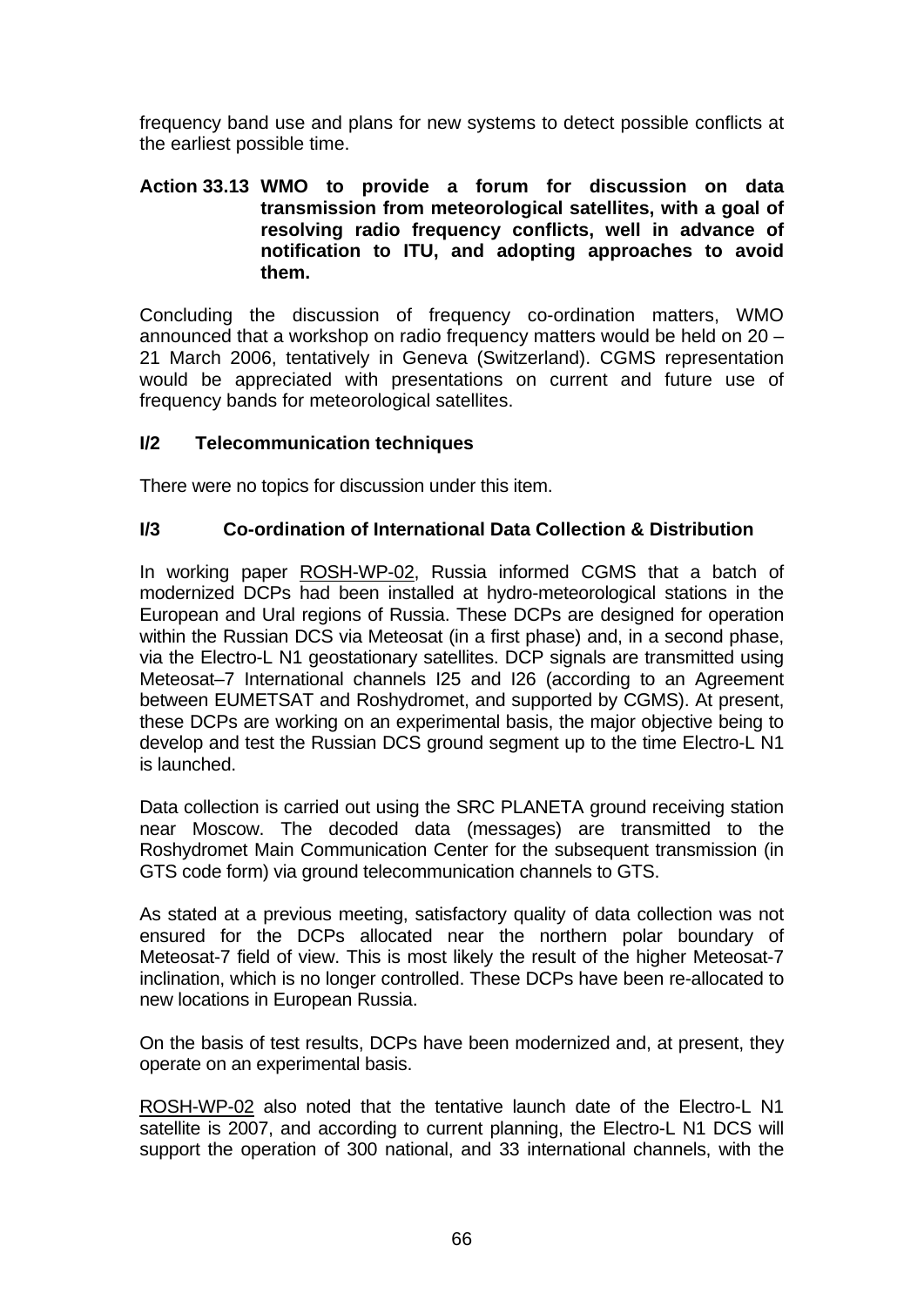frequency band use and plans for new systems to detect possible conflicts at the earliest possible time.

**Action 33.13 WMO to provide a forum for discussion on data transmission from meteorological satellites, with a goal of resolving radio frequency conflicts, well in advance of notification to ITU, and adopting approaches to avoid them.**

Concluding the discussion of frequency co-ordination matters, WMO announced that a workshop on radio frequency matters would be held on 20 – 21 March 2006, tentatively in Geneva (Switzerland). CGMS representation would be appreciated with presentations on current and future use of frequency bands for meteorological satellites.

### I/2 Telecommunication techniques

There were no topics for discussion under this item.

### I/3 Co-ordination of International Data Collection & Distribution

In working paper ROSH-WP-02, Russia informed CGMS that a batch of modernized DCPs had been installed at hydro-meteorological stations in the European and Ural regions of Russia. These DCPs are designed for operation within the Russian DCS via Meteosat (in a first phase) and, in a second phase, via the Electro-L N1 geostationary satellites. DCP signals are transmitted using Meteosat–7 International channels I25 and I26 (according to an Agreement between EUMETSAT and Roshydromet, and supported by CGMS). At present, these DCPs are working on an experimental basis, the major objective being to develop and test the Russian DCS ground segment up to the time Electro-L N1 is launched.

Data collection is carried out using the SRC PLANETA ground receiving station near Moscow. The decoded data (messages) are transmitted to the Roshydromet Main Communication Center for the subsequent transmission (in GTS code form) via ground telecommunication channels to GTS.

As stated at a previous meeting, satisfactory quality of data collection was not ensured for the DCPs allocated near the northern polar boundary of Meteosat-7 field of view. This is most likely the result of the higher Meteosat-7 inclination, which is no longer controlled. These DCPs have been re-allocated to new locations in European Russia.

On the basis of test results, DCPs have been modernized and, at present, they operate on an experimental basis.

ROSH-WP-02 also noted that the tentative launch date of the Electro-L N1 satellite is 2007, and according to current planning, the Electro-L N1 DCS will support the operation of 300 national, and 33 international channels, with the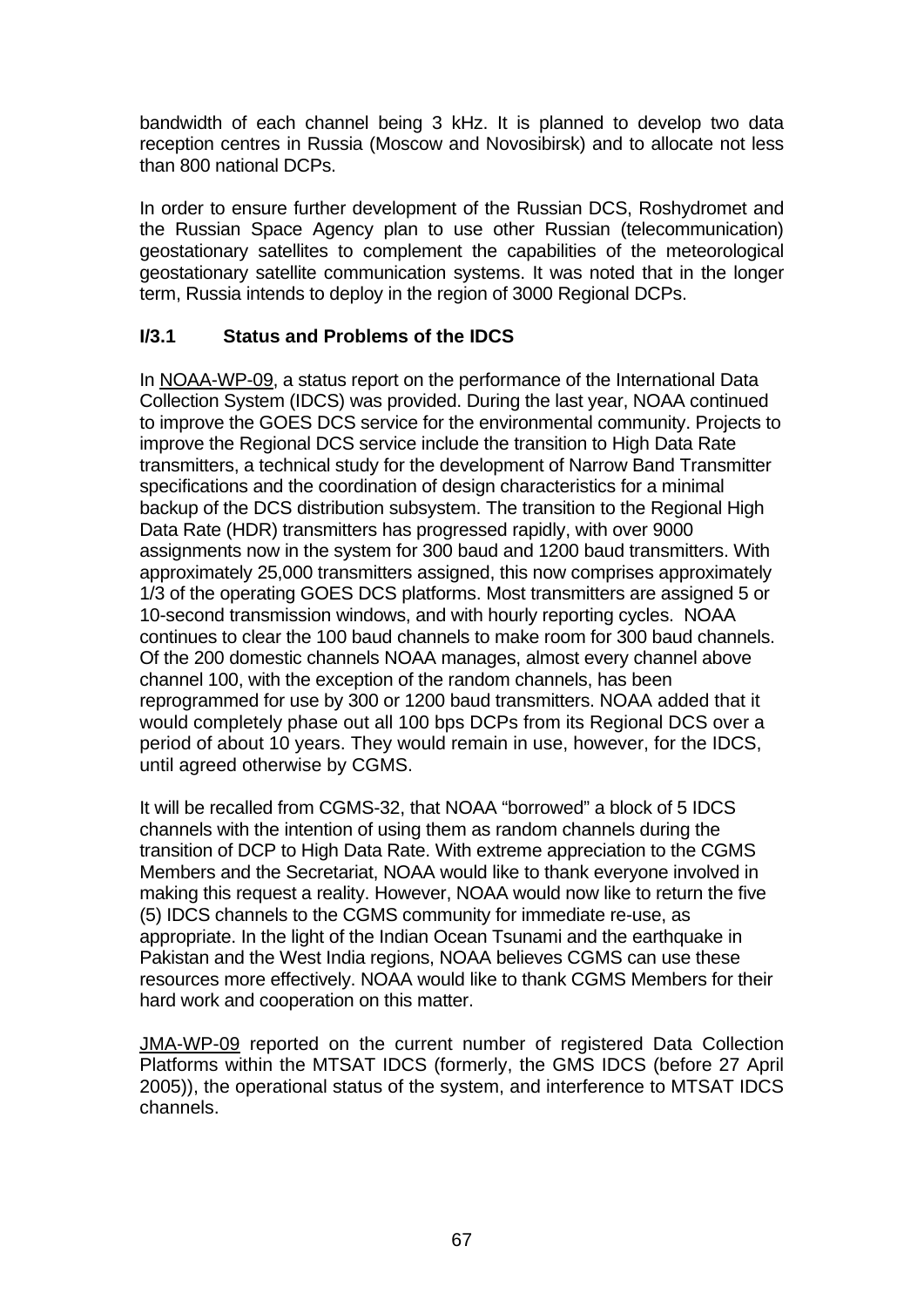bandwidth of each channel being 3 kHz. It is planned to develop two data reception centres in Russia (Moscow and Novosibirsk) and to allocate not less than 800 national DCPs.

In order to ensure further development of the Russian DCS, Roshydromet and the Russian Space Agency plan to use other Russian (telecommunication) geostationary satellites to complement the capabilities of the meteorological geostationary satellite communication systems. It was noted that in the longer term, Russia intends to deploy in the region of 3000 Regional DCPs.

### I/3.1 Status and Problems of the IDCS

In NOAA-WP-09, a status report on the performance of the International Data Collection System (IDCS) was provided. During the last year, NOAA continued to improve the GOES DCS service for the environmental community. Projects to improve the Regional DCS service include the transition to High Data Rate transmitters, a technical study for the development of Narrow Band Transmitter specifications and the coordination of design characteristics for a minimal backup of the DCS distribution subsystem. The transition to the Regional High Data Rate (HDR) transmitters has progressed rapidly, with over 9000 assignments now in the system for 300 baud and 1200 baud transmitters. With approximately 25,000 transmitters assigned, this now comprises approximately 1/3 of the operating GOES DCS platforms. Most transmitters are assigned 5 or 10-second transmission windows, and with hourly reporting cycles. NOAA continues to clear the 100 baud channels to make room for 300 baud channels. Of the 200 domestic channels NOAA manages, almost every channel above channel 100, with the exception of the random channels, has been reprogrammed for use by 300 or 1200 baud transmitters. NOAA added that it would completely phase out all 100 bps DCPs from its Regional DCS over a period of about 10 years. They would remain in use, however, for the IDCS, until agreed otherwise by CGMS.

It will be recalled from CGMS-32, that NOAA "borrowed" a block of 5 IDCS channels with the intention of using them as random channels during the transition of DCP to High Data Rate. With extreme appreciation to the CGMS Members and the Secretariat, NOAA would like to thank everyone involved in making this request a reality. However, NOAA would now like to return the five (5) IDCS channels to the CGMS community for immediate re-use, as appropriate. In the light of the Indian Ocean Tsunami and the earthquake in Pakistan and the West India regions, NOAA believes CGMS can use these resources more effectively. NOAA would like to thank CGMS Members for their hard work and cooperation on this matter.

JMA-WP-09 reported on the current number of registered Data Collection Platforms within the MTSAT IDCS (formerly, the GMS IDCS (before 27 April 2005)), the operational status of the system, and interference to MTSAT IDCS channels.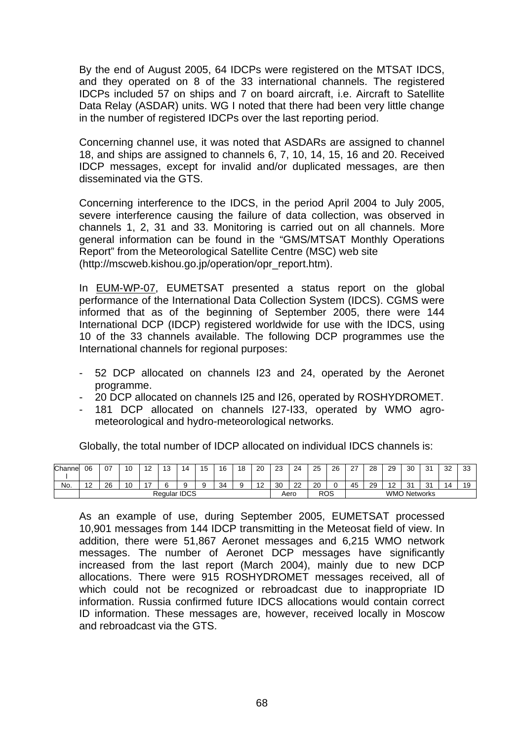By the end of August 2005, 64 IDCPs were registered on the MTSAT IDCS, and they operated on 8 of the 33 international channels. The registered IDCPs included 57 on ships and 7 on board aircraft, i.e. Aircraft to Satellite Data Relay (ASDAR) units. WG I noted that there had been very little change in the number of registered IDCPs over the last reporting period.

Concerning channel use, it was noted that ASDARs are assigned to channel 18, and ships are assigned to channels 6, 7, 10, 14, 15, 16 and 20. Received IDCP messages, except for invalid and/or duplicated messages, are then disseminated via the GTS.

Concerning interference to the IDCS, in the period April 2004 to July 2005, severe interference causing the failure of data collection, was observed in channels 1, 2, 31 and 33. Monitoring is carried out on all channels. More general information can be found in the "GMS/MTSAT Monthly Operations Report" from the Meteorological Satellite Centre (MSC) web site (http://mscweb.kishou.go.jp/operation/opr_report.htm).

In EUM-WP-07, EUMETSAT presented a status report on the global performance of the International Data Collection System (IDCS). CGMS were informed that as of the beginning of September 2005, there were 144 International DCP (IDCP) registered worldwide for use with the IDCS, using 10 of the 33 channels available. The following DCP programmes use the International channels for regional purposes:

- 52 DCP allocated on channels I23 and 24, operated by the Aeronet programme.
- 20 DCP allocated on channels I25 and I26, operated by ROSHYDROMET.
- 181 DCP allocated on channels I27-I33, operated by WMO agro-meteorological and hydro-meteorological networks.

Globally, the total number of IDCP allocated on individual IDCS channels is:

| Channel | 06 | 07 | 10 | 12 | 13 | 14 | 15 | 16 | 18 | 20 | 23 | 24 | 25 | 26 | 27 | 28 | 29 | 30 | 31 | 32 | 33 |
|---|---|---|---|---|---|---|---|---|---|---|---|---|---|---|---|---|---|---|---|---|---|
| No. | 12 | 26 | 10 | 17 | 6 | 9 | 9 | 34 | 9 | 12 | 30 | 22 | 20 | 0 | 45 | 29 | 12 | 31 | 31 | 14 | 19 |
| | Regular IDCS | | | | | | | | | | Aero | | ROS | | WMO Networks | | | | | | |

As an example of use, during September 2005, EUMETSAT processed 10,901 messages from 144 IDCP transmitting in the Meteosat field of view. In addition, there were 51,867 Aeronet messages and 6,215 WMO network messages. The number of Aeronet DCP messages have significantly increased from the last report (March 2004), mainly due to new DCP allocations. There were 915 ROSHYDROMET messages received, all of which could not be recognized or rebroadcast due to inappropriate ID information. Russia confirmed future IDCS allocations would contain correct ID information. These messages are, however, received locally in Moscow and rebroadcast via the GTS.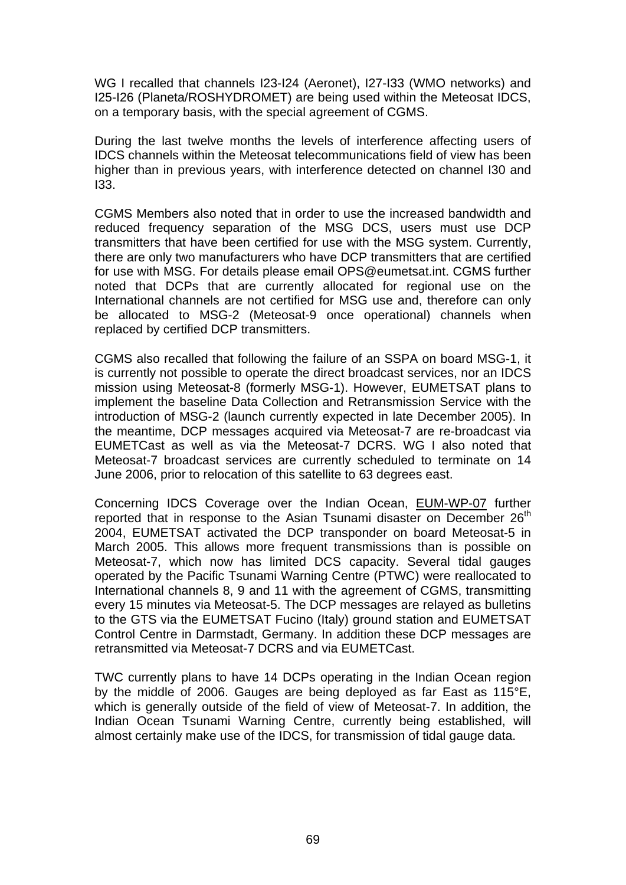WG I recalled that channels I23-I24 (Aeronet), I27-I33 (WMO networks) and I25-I26 (Planeta/ROSHYDROMET) are being used within the Meteosat IDCS, on a temporary basis, with the special agreement of CGMS.

During the last twelve months the levels of interference affecting users of IDCS channels within the Meteosat telecommunications field of view has been higher than in previous years, with interference detected on channel I30 and I33.

CGMS Members also noted that in order to use the increased bandwidth and reduced frequency separation of the MSG DCS, users must use DCP transmitters that have been certified for use with the MSG system. Currently, there are only two manufacturers who have DCP transmitters that are certified for use with MSG. For details please email OPS@eumetsat.int. CGMS further noted that DCPs that are currently allocated for regional use on the International channels are not certified for MSG use and, therefore can only be allocated to MSG-2 (Meteosat-9 once operational) channels when replaced by certified DCP transmitters.

CGMS also recalled that following the failure of an SSPA on board MSG-1, it is currently not possible to operate the direct broadcast services, nor an IDCS mission using Meteosat-8 (formerly MSG-1). However, EUMETSAT plans to implement the baseline Data Collection and Retransmission Service with the introduction of MSG-2 (launch currently expected in late December 2005). In the meantime, DCP messages acquired via Meteosat-7 are re-broadcast via EUMETCast as well as via the Meteosat-7 DCRS. WG I also noted that Meteosat-7 broadcast services are currently scheduled to terminate on 14 June 2006, prior to relocation of this satellite to 63 degrees east.

Concerning IDCS Coverage over the Indian Ocean, EUM-WP-07 further reported that in response to the Asian Tsunami disaster on December 26th 2004, EUMETSAT activated the DCP transponder on board Meteosat-5 in March 2005. This allows more frequent transmissions than is possible on Meteosat-7, which now has limited DCS capacity. Several tidal gauges operated by the Pacific Tsunami Warning Centre (PTWC) were reallocated to International channels 8, 9 and 11 with the agreement of CGMS, transmitting every 15 minutes via Meteosat-5. The DCP messages are relayed as bulletins to the GTS via the EUMETSAT Fucino (Italy) ground station and EUMETSAT Control Centre in Darmstadt, Germany. In addition these DCP messages are retransmitted via Meteosat-7 DCRS and via EUMETCast.

TWC currently plans to have 14 DCPs operating in the Indian Ocean region by the middle of 2006. Gauges are being deployed as far East as 115°E, which is generally outside of the field of view of Meteosat-7. In addition, the Indian Ocean Tsunami Warning Centre, currently being established, will almost certainly make use of the IDCS, for transmission of tidal gauge data.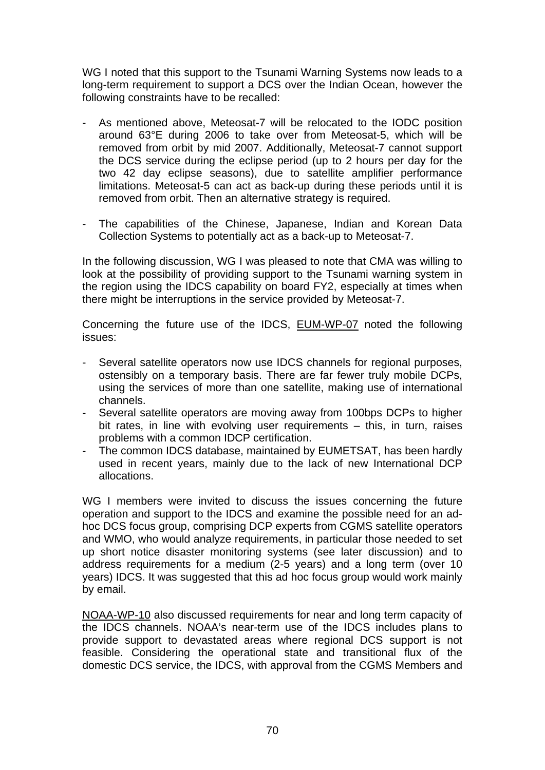WG I noted that this support to the Tsunami Warning Systems now leads to a long-term requirement to support a DCS over the Indian Ocean, however the following constraints have to be recalled:

- As mentioned above, Meteosat-7 will be relocated to the IODC position around 63°E during 2006 to take over from Meteosat-5, which will be removed from orbit by mid 2007. Additionally, Meteosat-7 cannot support the DCS service during the eclipse period (up to 2 hours per day for the two 42 day eclipse seasons), due to satellite amplifier performance limitations. Meteosat-5 can act as back-up during these periods until it is removed from orbit. Then an alternative strategy is required.

- The capabilities of the Chinese, Japanese, Indian and Korean Data Collection Systems to potentially act as a back-up to Meteosat-7.

In the following discussion, WG I was pleased to note that CMA was willing to look at the possibility of providing support to the Tsunami warning system in the region using the IDCS capability on board FY2, especially at times when there might be interruptions in the service provided by Meteosat-7.

Concerning the future use of the IDCS, EUM-WP-07 noted the following issues:

- Several satellite operators now use IDCS channels for regional purposes, ostensibly on a temporary basis. There are far fewer truly mobile DCPs, using the services of more than one satellite, making use of international channels.
- Several satellite operators are moving away from 100bps DCPs to higher bit rates, in line with evolving user requirements – this, in turn, raises problems with a common IDCP certification.
- The common IDCS database, maintained by EUMETSAT, has been hardly used in recent years, mainly due to the lack of new International DCP allocations.

WG I members were invited to discuss the issues concerning the future operation and support to the IDCS and examine the possible need for an ad-hoc DCS focus group, comprising DCP experts from CGMS satellite operators and WMO, who would analyze requirements, in particular those needed to set up short notice disaster monitoring systems (see later discussion) and to address requirements for a medium (2-5 years) and a long term (over 10 years) IDCS. It was suggested that this ad hoc focus group would work mainly by email.

NOAA-WP-10 also discussed requirements for near and long term capacity of the IDCS channels. NOAA's near-term use of the IDCS includes plans to provide support to devastated areas where regional DCS support is not feasible. Considering the operational state and transitional flux of the domestic DCS service, the IDCS, with approval from the CGMS Members and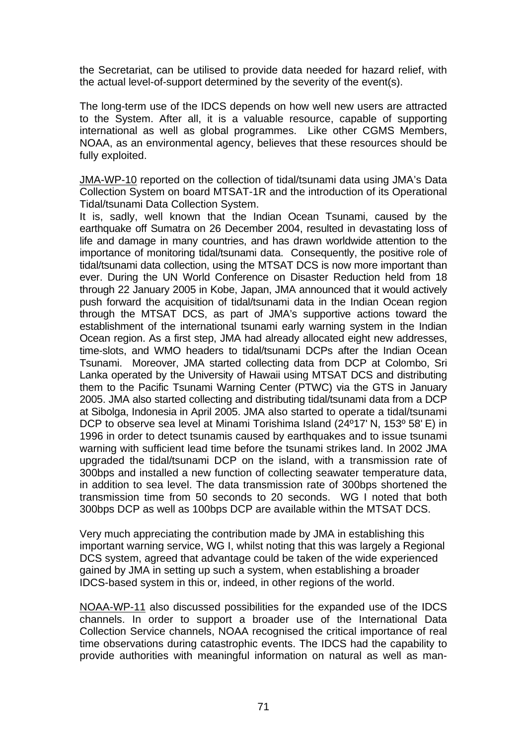the Secretariat, can be utilised to provide data needed for hazard relief, with the actual level-of-support determined by the severity of the event(s).

The long-term use of the IDCS depends on how well new users are attracted to the System. After all, it is a valuable resource, capable of supporting international as well as global programmes. Like other CGMS Members, NOAA, as an environmental agency, believes that these resources should be fully exploited.

JMA-WP-10 reported on the collection of tidal/tsunami data using JMA's Data Collection System on board MTSAT-1R and the introduction of its Operational Tidal/tsunami Data Collection System.
It is, sadly, well known that the Indian Ocean Tsunami, caused by the earthquake off Sumatra on 26 December 2004, resulted in devastating loss of life and damage in many countries, and has drawn worldwide attention to the importance of monitoring tidal/tsunami data. Consequently, the positive role of tidal/tsunami data collection, using the MTSAT DCS is now more important than ever. During the UN World Conference on Disaster Reduction held from 18 through 22 January 2005 in Kobe, Japan, JMA announced that it would actively push forward the acquisition of tidal/tsunami data in the Indian Ocean region through the MTSAT DCS, as part of JMA's supportive actions toward the establishment of the international tsunami early warning system in the Indian Ocean region. As a first step, JMA had already allocated eight new addresses, time-slots, and WMO headers to tidal/tsunami DCPs after the Indian Ocean Tsunami. Moreover, JMA started collecting data from DCP at Colombo, Sri Lanka operated by the University of Hawaii using MTSAT DCS and distributing them to the Pacific Tsunami Warning Center (PTWC) via the GTS in January 2005. JMA also started collecting and distributing tidal/tsunami data from a DCP at Sibolga, Indonesia in April 2005. JMA also started to operate a tidal/tsunami DCP to observe sea level at Minami Torishima Island (24º17' N, 153º 58' E) in 1996 in order to detect tsunamis caused by earthquakes and to issue tsunami warning with sufficient lead time before the tsunami strikes land. In 2002 JMA upgraded the tidal/tsunami DCP on the island, with a transmission rate of 300bps and installed a new function of collecting seawater temperature data, in addition to sea level. The data transmission rate of 300bps shortened the transmission time from 50 seconds to 20 seconds. WG I noted that both 300bps DCP as well as 100bps DCP are available within the MTSAT DCS.

Very much appreciating the contribution made by JMA in establishing this important warning service, WG I, whilst noting that this was largely a Regional DCS system, agreed that advantage could be taken of the wide experienced gained by JMA in setting up such a system, when establishing a broader IDCS-based system in this or, indeed, in other regions of the world.

NOAA-WP-11 also discussed possibilities for the expanded use of the IDCS channels. In order to support a broader use of the International Data Collection Service channels, NOAA recognised the critical importance of real time observations during catastrophic events. The IDCS had the capability to provide authorities with meaningful information on natural as well as man-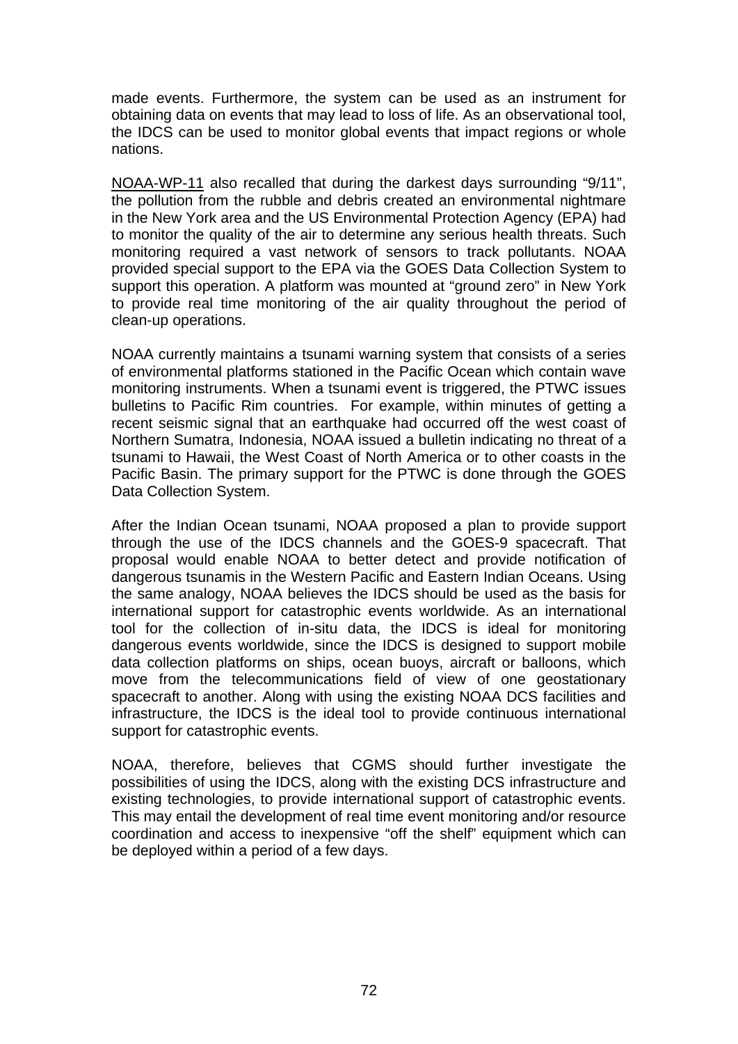made events. Furthermore, the system can be used as an instrument for obtaining data on events that may lead to loss of life. As an observational tool, the IDCS can be used to monitor global events that impact regions or whole nations.

NOAA-WP-11 also recalled that during the darkest days surrounding "9/11", the pollution from the rubble and debris created an environmental nightmare in the New York area and the US Environmental Protection Agency (EPA) had to monitor the quality of the air to determine any serious health threats. Such monitoring required a vast network of sensors to track pollutants. NOAA provided special support to the EPA via the GOES Data Collection System to support this operation. A platform was mounted at "ground zero" in New York to provide real time monitoring of the air quality throughout the period of clean-up operations.

NOAA currently maintains a tsunami warning system that consists of a series of environmental platforms stationed in the Pacific Ocean which contain wave monitoring instruments. When a tsunami event is triggered, the PTWC issues bulletins to Pacific Rim countries. For example, within minutes of getting a recent seismic signal that an earthquake had occurred off the west coast of Northern Sumatra, Indonesia, NOAA issued a bulletin indicating no threat of a tsunami to Hawaii, the West Coast of North America or to other coasts in the Pacific Basin. The primary support for the PTWC is done through the GOES Data Collection System.

After the Indian Ocean tsunami, NOAA proposed a plan to provide support through the use of the IDCS channels and the GOES-9 spacecraft. That proposal would enable NOAA to better detect and provide notification of dangerous tsunamis in the Western Pacific and Eastern Indian Oceans. Using the same analogy, NOAA believes the IDCS should be used as the basis for international support for catastrophic events worldwide. As an international tool for the collection of in-situ data, the IDCS is ideal for monitoring dangerous events worldwide, since the IDCS is designed to support mobile data collection platforms on ships, ocean buoys, aircraft or balloons, which move from the telecommunications field of view of one geostationary spacecraft to another. Along with using the existing NOAA DCS facilities and infrastructure, the IDCS is the ideal tool to provide continuous international support for catastrophic events.

NOAA, therefore, believes that CGMS should further investigate the possibilities of using the IDCS, along with the existing DCS infrastructure and existing technologies, to provide international support of catastrophic events. This may entail the development of real time event monitoring and/or resource coordination and access to inexpensive "off the shelf" equipment which can be deployed within a period of a few days.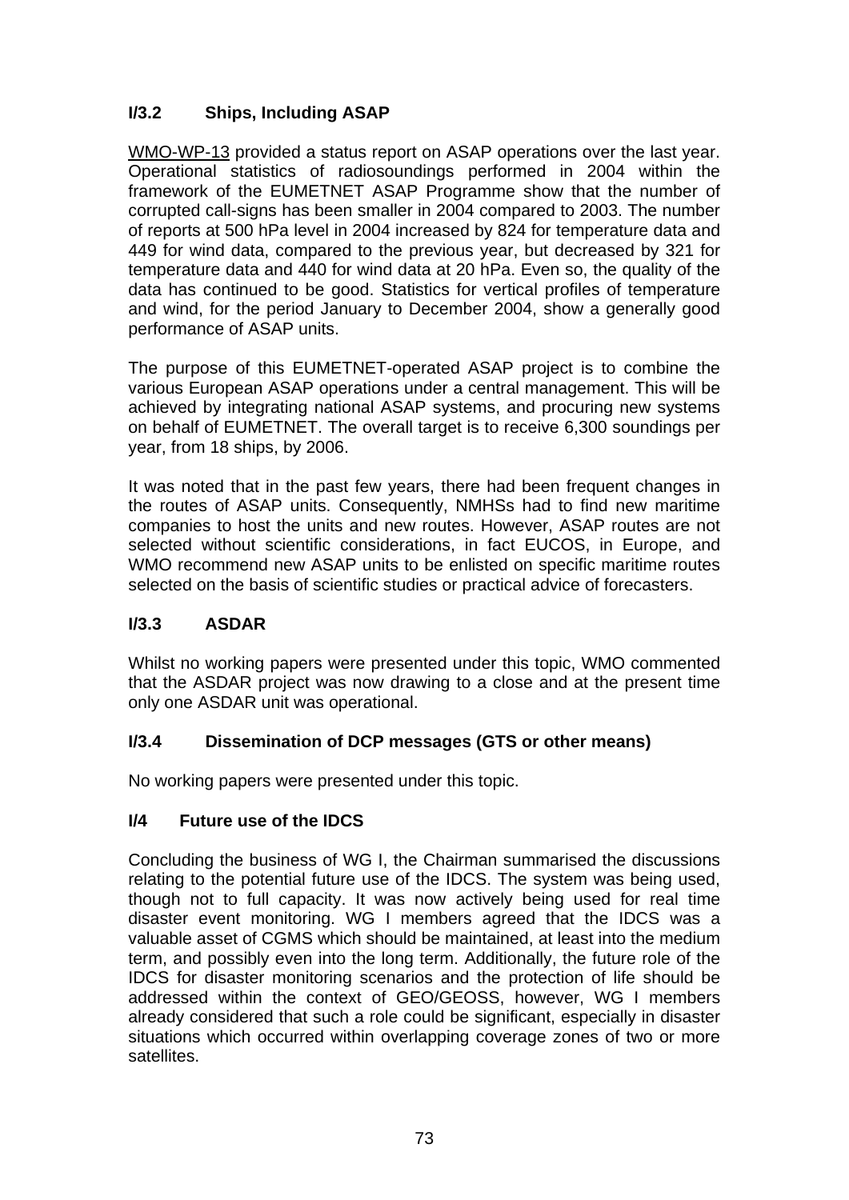### I/3.2 Ships, Including ASAP

WMO-WP-13 provided a status report on ASAP operations over the last year. Operational statistics of radiosoundings performed in 2004 within the framework of the EUMETNET ASAP Programme show that the number of corrupted call-signs has been smaller in 2004 compared to 2003. The number of reports at 500 hPa level in 2004 increased by 824 for temperature data and 449 for wind data, compared to the previous year, but decreased by 321 for temperature data and 440 for wind data at 20 hPa. Even so, the quality of the data has continued to be good. Statistics for vertical profiles of temperature and wind, for the period January to December 2004, show a generally good performance of ASAP units.

The purpose of this EUMETNET-operated ASAP project is to combine the various European ASAP operations under a central management. This will be achieved by integrating national ASAP systems, and procuring new systems on behalf of EUMETNET. The overall target is to receive 6,300 soundings per year, from 18 ships, by 2006.

It was noted that in the past few years, there had been frequent changes in the routes of ASAP units. Consequently, NMHSs had to find new maritime companies to host the units and new routes. However, ASAP routes are not selected without scientific considerations, in fact EUCOS, in Europe, and WMO recommend new ASAP units to be enlisted on specific maritime routes selected on the basis of scientific studies or practical advice of forecasters.

### I/3.3 ASDAR

Whilst no working papers were presented under this topic, WMO commented that the ASDAR project was now drawing to a close and at the present time only one ASDAR unit was operational.

### I/3.4 Dissemination of DCP messages (GTS or other means)

No working papers were presented under this topic.

### I/4 Future use of the IDCS

Concluding the business of WG I, the Chairman summarised the discussions relating to the potential future use of the IDCS. The system was being used, though not to full capacity. It was now actively being used for real time disaster event monitoring. WG I members agreed that the IDCS was a valuable asset of CGMS which should be maintained, at least into the medium term, and possibly even into the long term. Additionally, the future role of the IDCS for disaster monitoring scenarios and the protection of life should be addressed within the context of GEO/GEOSS, however, WG I members already considered that such a role could be significant, especially in disaster situations which occurred within overlapping coverage zones of two or more satellites.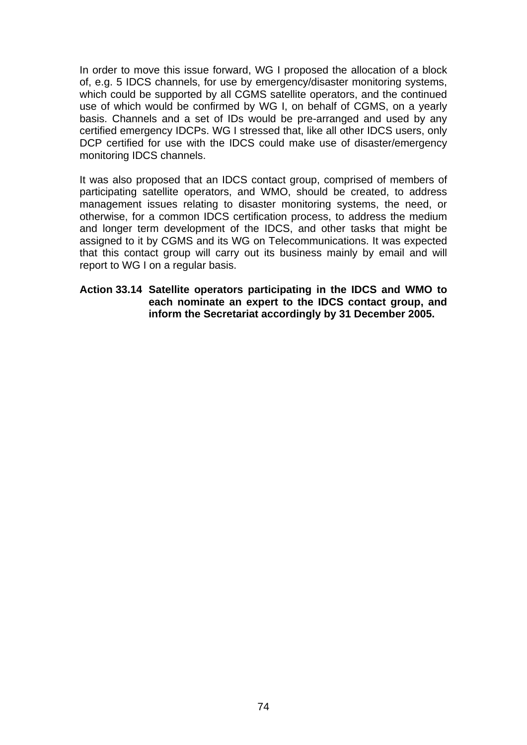In order to move this issue forward, WG I proposed the allocation of a block of, e.g. 5 IDCS channels, for use by emergency/disaster monitoring systems, which could be supported by all CGMS satellite operators, and the continued use of which would be confirmed by WG I, on behalf of CGMS, on a yearly basis. Channels and a set of IDs would be pre-arranged and used by any certified emergency IDCPs. WG I stressed that, like all other IDCS users, only DCP certified for use with the IDCS could make use of disaster/emergency monitoring IDCS channels.

It was also proposed that an IDCS contact group, comprised of members of participating satellite operators, and WMO, should be created, to address management issues relating to disaster monitoring systems, the need, or otherwise, for a common IDCS certification process, to address the medium and longer term development of the IDCS, and other tasks that might be assigned to it by CGMS and its WG on Telecommunications. It was expected that this contact group will carry out its business mainly by email and will report to WG I on a regular basis.

**Action 33.14 Satellite operators participating in the IDCS and WMO to each nominate an expert to the IDCS contact group, and inform the Secretariat accordingly by 31 December 2005.**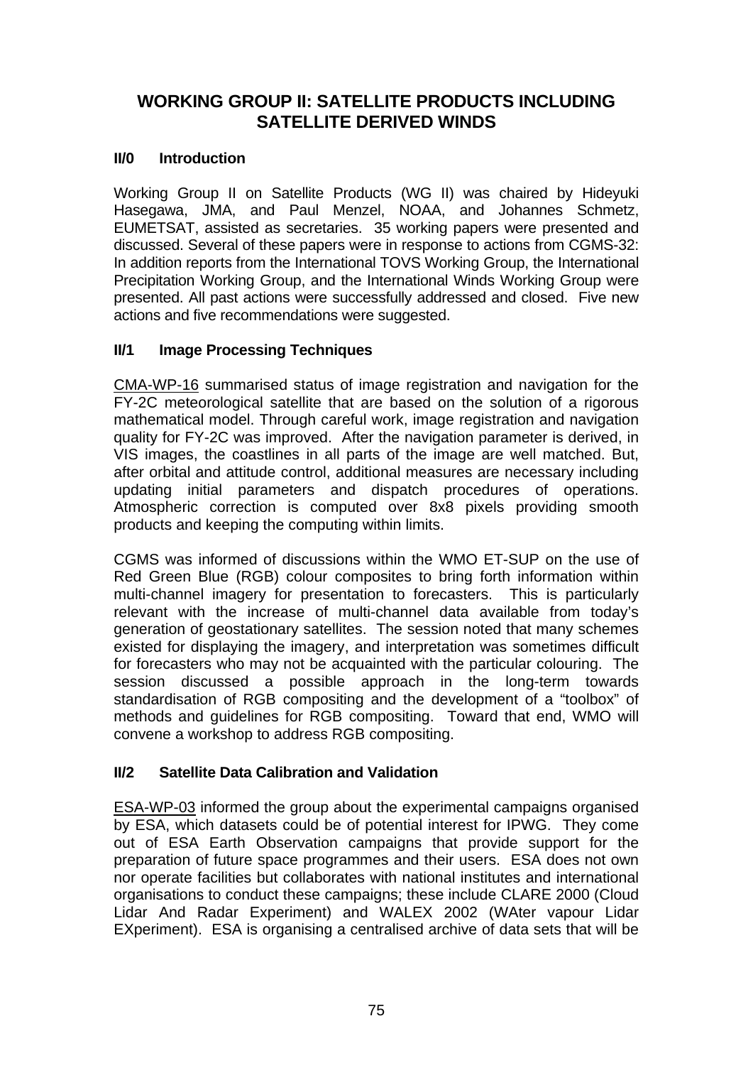# WORKING GROUP II: SATELLITE PRODUCTS INCLUDING SATELLITE DERIVED WINDS

## II/0 Introduction

Working Group II on Satellite Products (WG II) was chaired by Hideyuki Hasegawa, JMA, and Paul Menzel, NOAA, and Johannes Schmetz, EUMETSAT, assisted as secretaries. 35 working papers were presented and discussed. Several of these papers were in response to actions from CGMS-32: In addition reports from the International TOVS Working Group, the International Precipitation Working Group, and the International Winds Working Group were presented. All past actions were successfully addressed and closed. Five new actions and five recommendations were suggested.

## II/1 Image Processing Techniques

CMA-WP-16 summarised status of image registration and navigation for the FY-2C meteorological satellite that are based on the solution of a rigorous mathematical model. Through careful work, image registration and navigation quality for FY-2C was improved. After the navigation parameter is derived, in VIS images, the coastlines in all parts of the image are well matched. But, after orbital and attitude control, additional measures are necessary including updating initial parameters and dispatch procedures of operations. Atmospheric correction is computed over 8x8 pixels providing smooth products and keeping the computing within limits.

CGMS was informed of discussions within the WMO ET-SUP on the use of Red Green Blue (RGB) colour composites to bring forth information within multi-channel imagery for presentation to forecasters. This is particularly relevant with the increase of multi-channel data available from today's generation of geostationary satellites. The session noted that many schemes existed for displaying the imagery, and interpretation was sometimes difficult for forecasters who may not be acquainted with the particular colouring. The session discussed a possible approach in the long-term towards standardisation of RGB compositing and the development of a "toolbox" of methods and guidelines for RGB compositing. Toward that end, WMO will convene a workshop to address RGB compositing.

## II/2 Satellite Data Calibration and Validation

ESA-WP-03 informed the group about the experimental campaigns organised by ESA, which datasets could be of potential interest for IPWG. They come out of ESA Earth Observation campaigns that provide support for the preparation of future space programmes and their users. ESA does not own nor operate facilities but collaborates with national institutes and international organisations to conduct these campaigns; these include CLARE 2000 (Cloud Lidar And Radar Experiment) and WALEX 2002 (WAter vapour Lidar EXperiment). ESA is organising a centralised archive of data sets that will be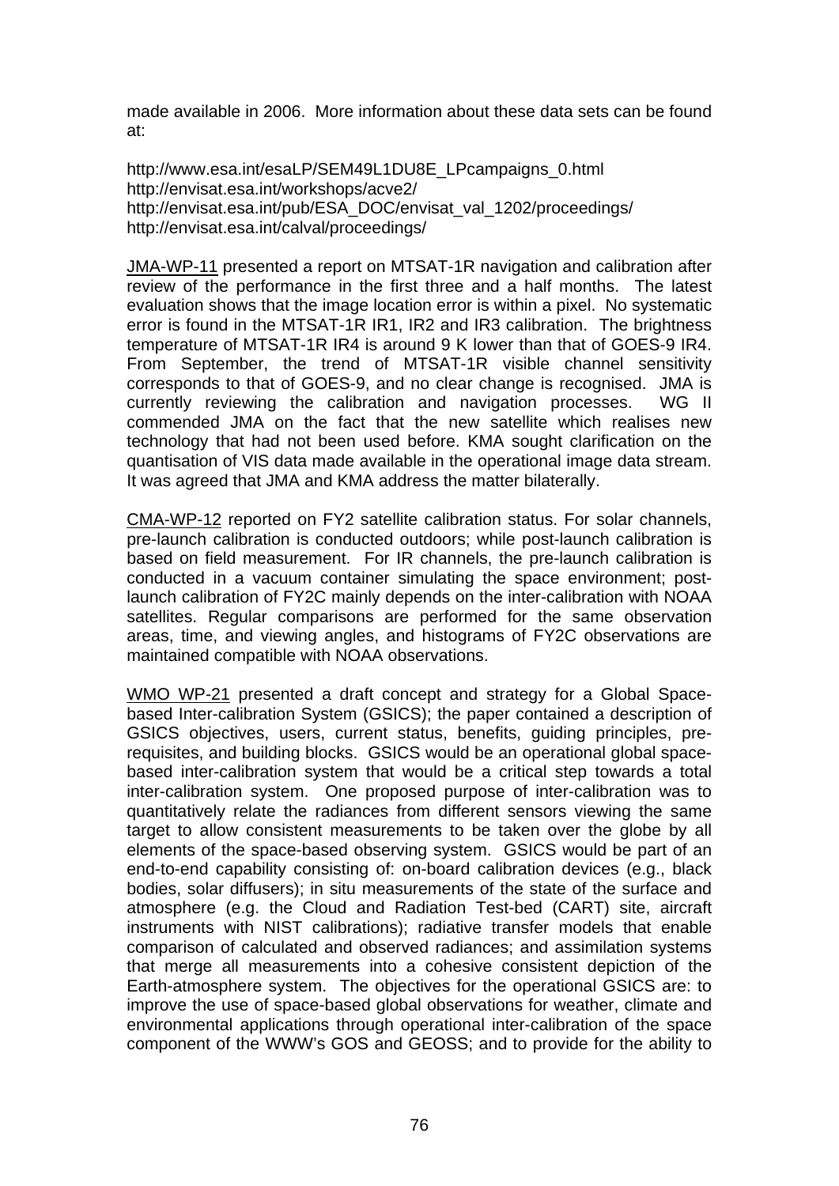made available in 2006. More information about these data sets can be found at:

http://www.esa.int/esaLP/SEM49L1DU8E_LPcampaigns_0.html
http://envisat.esa.int/workshops/acve2/
http://envisat.esa.int/pub/ESA_DOC/envisat_val_1202/proceedings/
http://envisat.esa.int/calval/proceedings/

JMA-WP-11 presented a report on MTSAT-1R navigation and calibration after review of the performance in the first three and a half months. The latest evaluation shows that the image location error is within a pixel. No systematic error is found in the MTSAT-1R IR1, IR2 and IR3 calibration. The brightness temperature of MTSAT-1R IR4 is around 9 K lower than that of GOES-9 IR4. From September, the trend of MTSAT-1R visible channel sensitivity corresponds to that of GOES-9, and no clear change is recognised. JMA is currently reviewing the calibration and navigation processes. WG II commended JMA on the fact that the new satellite which realises new technology that had not been used before. KMA sought clarification on the quantisation of VIS data made available in the operational image data stream. It was agreed that JMA and KMA address the matter bilaterally.

CMA-WP-12 reported on FY2 satellite calibration status. For solar channels, pre-launch calibration is conducted outdoors; while post-launch calibration is based on field measurement. For IR channels, the pre-launch calibration is conducted in a vacuum container simulating the space environment; post-launch calibration of FY2C mainly depends on the inter-calibration with NOAA satellites. Regular comparisons are performed for the same observation areas, time, and viewing angles, and histograms of FY2C observations are maintained compatible with NOAA observations.

WMO WP-21 presented a draft concept and strategy for a Global Space-based Inter-calibration System (GSICS); the paper contained a description of GSICS objectives, users, current status, benefits, guiding principles, pre-requisites, and building blocks. GSICS would be an operational global space-based inter-calibration system that would be a critical step towards a total inter-calibration system. One proposed purpose of inter-calibration was to quantitatively relate the radiances from different sensors viewing the same target to allow consistent measurements to be taken over the globe by all elements of the space-based observing system. GSICS would be part of an end-to-end capability consisting of: on-board calibration devices (e.g., black bodies, solar diffusers); in situ measurements of the state of the surface and atmosphere (e.g. the Cloud and Radiation Test-bed (CART) site, aircraft instruments with NIST calibrations); radiative transfer models that enable comparison of calculated and observed radiances; and assimilation systems that merge all measurements into a cohesive consistent depiction of the Earth-atmosphere system. The objectives for the operational GSICS are: to improve the use of space-based global observations for weather, climate and environmental applications through operational inter-calibration of the space component of the WWW's GOS and GEOSS; and to provide for the ability to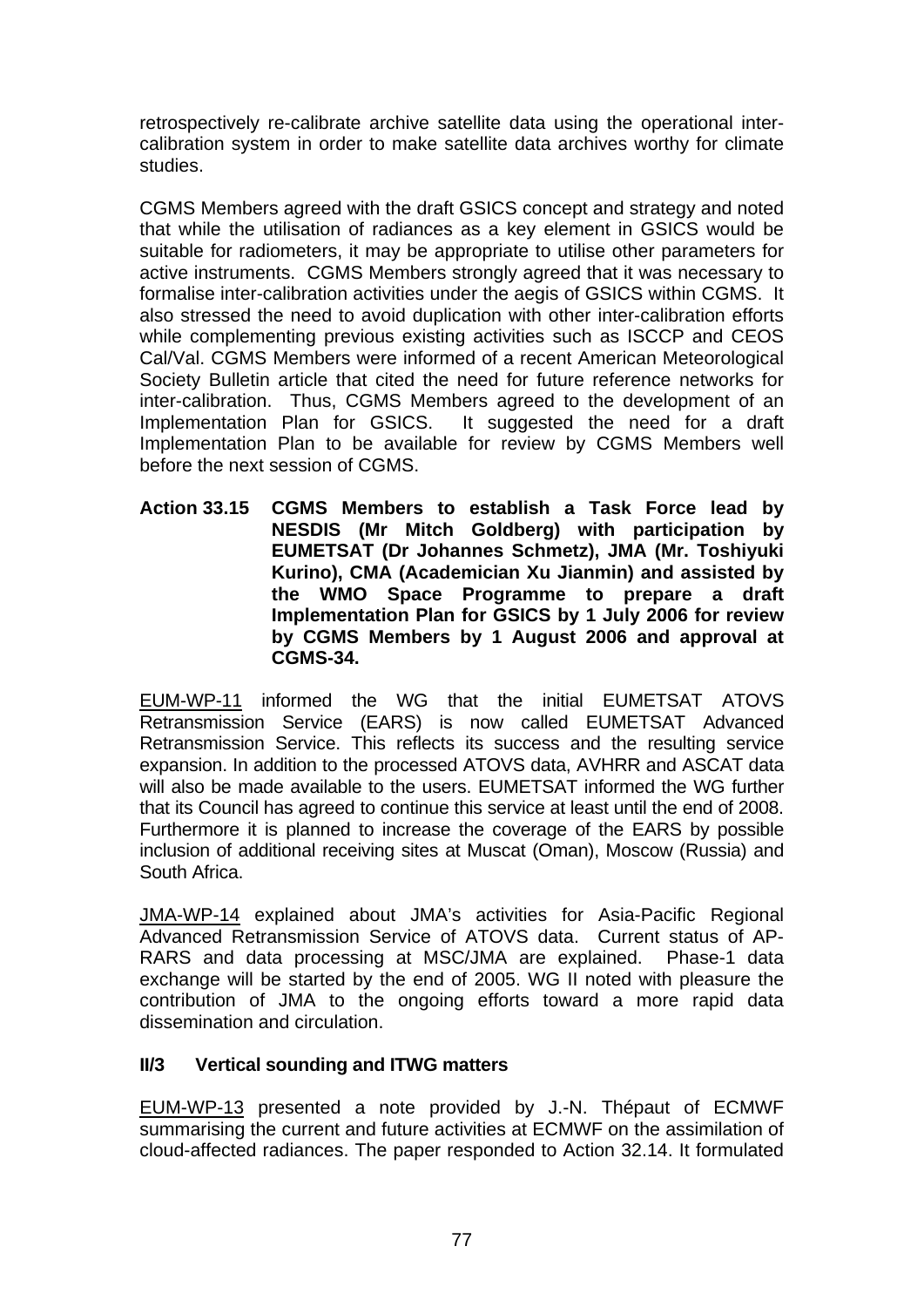retrospectively re-calibrate archive satellite data using the operational inter-calibration system in order to make satellite data archives worthy for climate studies.

CGMS Members agreed with the draft GSICS concept and strategy and noted that while the utilisation of radiances as a key element in GSICS would be suitable for radiometers, it may be appropriate to utilise other parameters for active instruments. CGMS Members strongly agreed that it was necessary to formalise inter-calibration activities under the aegis of GSICS within CGMS. It also stressed the need to avoid duplication with other inter-calibration efforts while complementing previous existing activities such as ISCCP and CEOS Cal/Val. CGMS Members were informed of a recent American Meteorological Society Bulletin article that cited the need for future reference networks for inter-calibration. Thus, CGMS Members agreed to the development of an Implementation Plan for GSICS. It suggested the need for a draft Implementation Plan to be available for review by CGMS Members well before the next session of CGMS.

**Action 33.15 CGMS Members to establish a Task Force lead by NESDIS (Mr Mitch Goldberg) with participation by EUMETSAT (Dr Johannes Schmetz), JMA (Mr. Toshiyuki Kurino), CMA (Academician Xu Jianmin) and assisted by the WMO Space Programme to prepare a draft Implementation Plan for GSICS by 1 July 2006 for review by CGMS Members by 1 August 2006 and approval at CGMS-34.**

EUM-WP-11 informed the WG that the initial EUMETSAT ATOVS Retransmission Service (EARS) is now called EUMETSAT Advanced Retransmission Service. This reflects its success and the resulting service expansion. In addition to the processed ATOVS data, AVHRR and ASCAT data will also be made available to the users. EUMETSAT informed the WG further that its Council has agreed to continue this service at least until the end of 2008. Furthermore it is planned to increase the coverage of the EARS by possible inclusion of additional receiving sites at Muscat (Oman), Moscow (Russia) and South Africa.

JMA-WP-14 explained about JMA's activities for Asia-Pacific Regional Advanced Retransmission Service of ATOVS data. Current status of AP-RARS and data processing at MSC/JMA are explained. Phase-1 data exchange will be started by the end of 2005. WG II noted with pleasure the contribution of JMA to the ongoing efforts toward a more rapid data dissemination and circulation.

### II/3 Vertical sounding and ITWG matters

EUM-WP-13 presented a note provided by J.-N. Thépaut of ECMWF summarising the current and future activities at ECMWF on the assimilation of cloud-affected radiances. The paper responded to Action 32.14. It formulated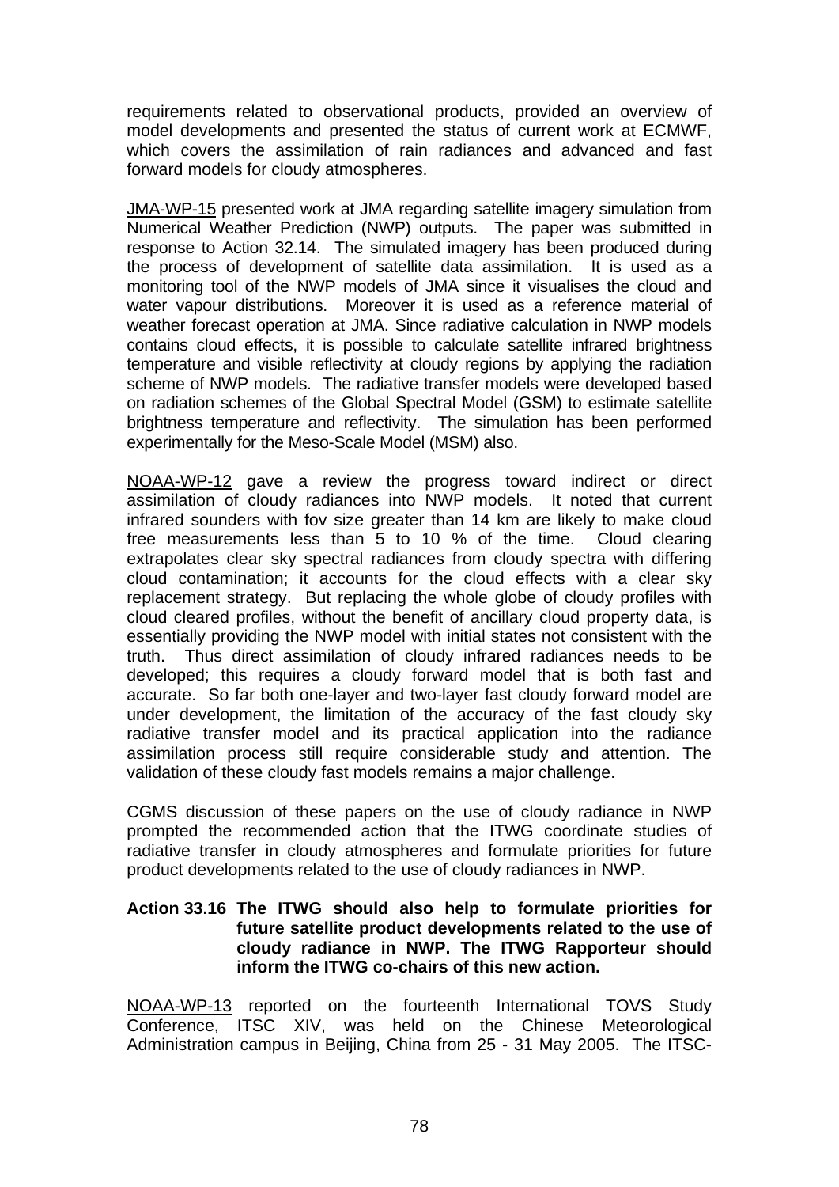requirements related to observational products, provided an overview of model developments and presented the status of current work at ECMWF, which covers the assimilation of rain radiances and advanced and fast forward models for cloudy atmospheres.

JMA-WP-15 presented work at JMA regarding satellite imagery simulation from Numerical Weather Prediction (NWP) outputs. The paper was submitted in response to Action 32.14. The simulated imagery has been produced during the process of development of satellite data assimilation. It is used as a monitoring tool of the NWP models of JMA since it visualises the cloud and water vapour distributions. Moreover it is used as a reference material of weather forecast operation at JMA. Since radiative calculation in NWP models contains cloud effects, it is possible to calculate satellite infrared brightness temperature and visible reflectivity at cloudy regions by applying the radiation scheme of NWP models. The radiative transfer models were developed based on radiation schemes of the Global Spectral Model (GSM) to estimate satellite brightness temperature and reflectivity. The simulation has been performed experimentally for the Meso-Scale Model (MSM) also.

NOAA-WP-12 gave a review the progress toward indirect or direct assimilation of cloudy radiances into NWP models. It noted that current infrared sounders with fov size greater than 14 km are likely to make cloud free measurements less than 5 to 10 % of the time. Cloud clearing extrapolates clear sky spectral radiances from cloudy spectra with differing cloud contamination; it accounts for the cloud effects with a clear sky replacement strategy. But replacing the whole globe of cloudy profiles with cloud cleared profiles, without the benefit of ancillary cloud property data, is essentially providing the NWP model with initial states not consistent with the truth. Thus direct assimilation of cloudy infrared radiances needs to be developed; this requires a cloudy forward model that is both fast and accurate. So far both one-layer and two-layer fast cloudy forward model are under development, the limitation of the accuracy of the fast cloudy sky radiative transfer model and its practical application into the radiance assimilation process still require considerable study and attention. The validation of these cloudy fast models remains a major challenge.

CGMS discussion of these papers on the use of cloudy radiance in NWP prompted the recommended action that the ITWG coordinate studies of radiative transfer in cloudy atmospheres and formulate priorities for future product developments related to the use of cloudy radiances in NWP.

**Action 33.16 The ITWG should also help to formulate priorities for future satellite product developments related to the use of cloudy radiance in NWP. The ITWG Rapporteur should inform the ITWG co-chairs of this new action.**

NOAA-WP-13 reported on the fourteenth International TOVS Study Conference, ITSC XIV, was held on the Chinese Meteorological Administration campus in Beijing, China from 25 - 31 May 2005. The ITSC-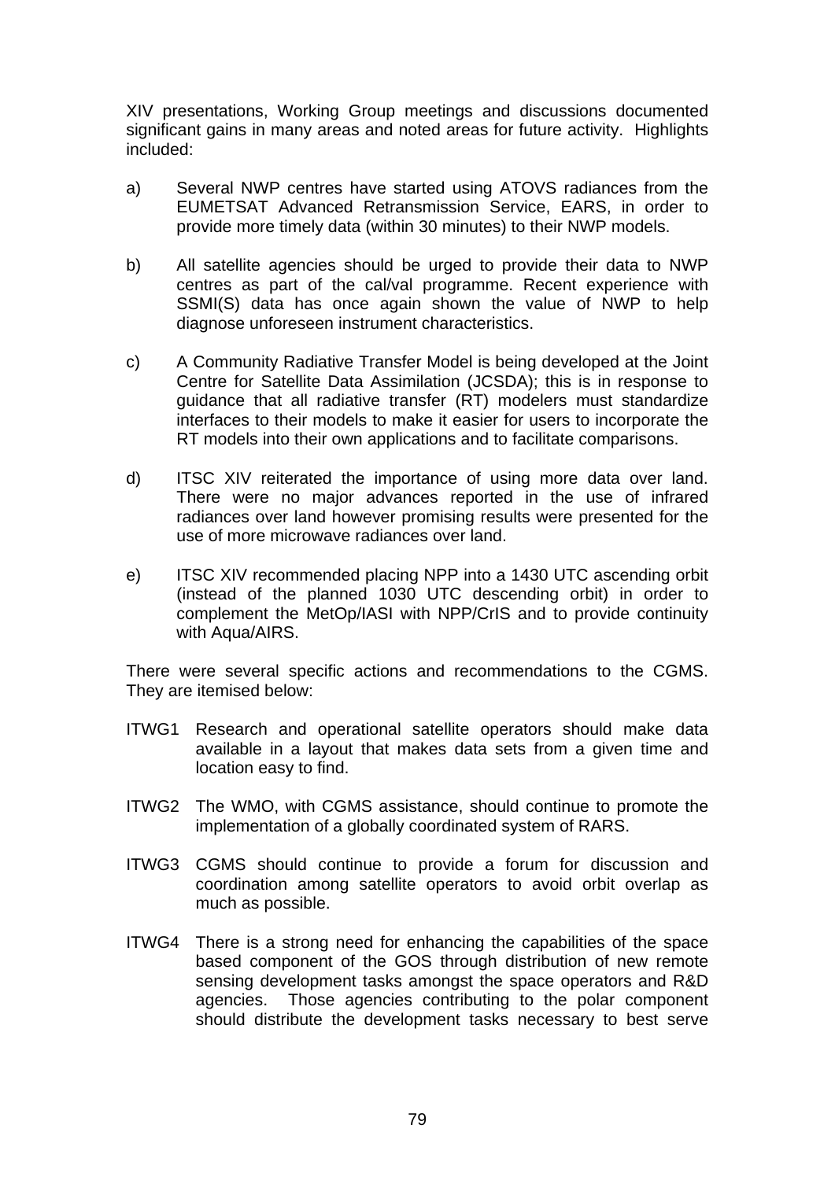XIV presentations, Working Group meetings and discussions documented significant gains in many areas and noted areas for future activity. Highlights included:

a) Several NWP centres have started using ATOVS radiances from the EUMETSAT Advanced Retransmission Service, EARS, in order to provide more timely data (within 30 minutes) to their NWP models.

b) All satellite agencies should be urged to provide their data to NWP centres as part of the cal/val programme. Recent experience with SSMI(S) data has once again shown the value of NWP to help diagnose unforeseen instrument characteristics.

c) A Community Radiative Transfer Model is being developed at the Joint Centre for Satellite Data Assimilation (JCSDA); this is in response to guidance that all radiative transfer (RT) modelers must standardize interfaces to their models to make it easier for users to incorporate the RT models into their own applications and to facilitate comparisons.

d) ITSC XIV reiterated the importance of using more data over land. There were no major advances reported in the use of infrared radiances over land however promising results were presented for the use of more microwave radiances over land.

e) ITSC XIV recommended placing NPP into a 1430 UTC ascending orbit (instead of the planned 1030 UTC descending orbit) in order to complement the MetOp/IASI with NPP/CrIS and to provide continuity with Aqua/AIRS.

There were several specific actions and recommendations to the CGMS. They are itemised below:

ITWG1 Research and operational satellite operators should make data available in a layout that makes data sets from a given time and location easy to find.

ITWG2 The WMO, with CGMS assistance, should continue to promote the implementation of a globally coordinated system of RARS.

ITWG3 CGMS should continue to provide a forum for discussion and coordination among satellite operators to avoid orbit overlap as much as possible.

ITWG4 There is a strong need for enhancing the capabilities of the space based component of the GOS through distribution of new remote sensing development tasks amongst the space operators and R&D agencies. Those agencies contributing to the polar component should distribute the development tasks necessary to best serve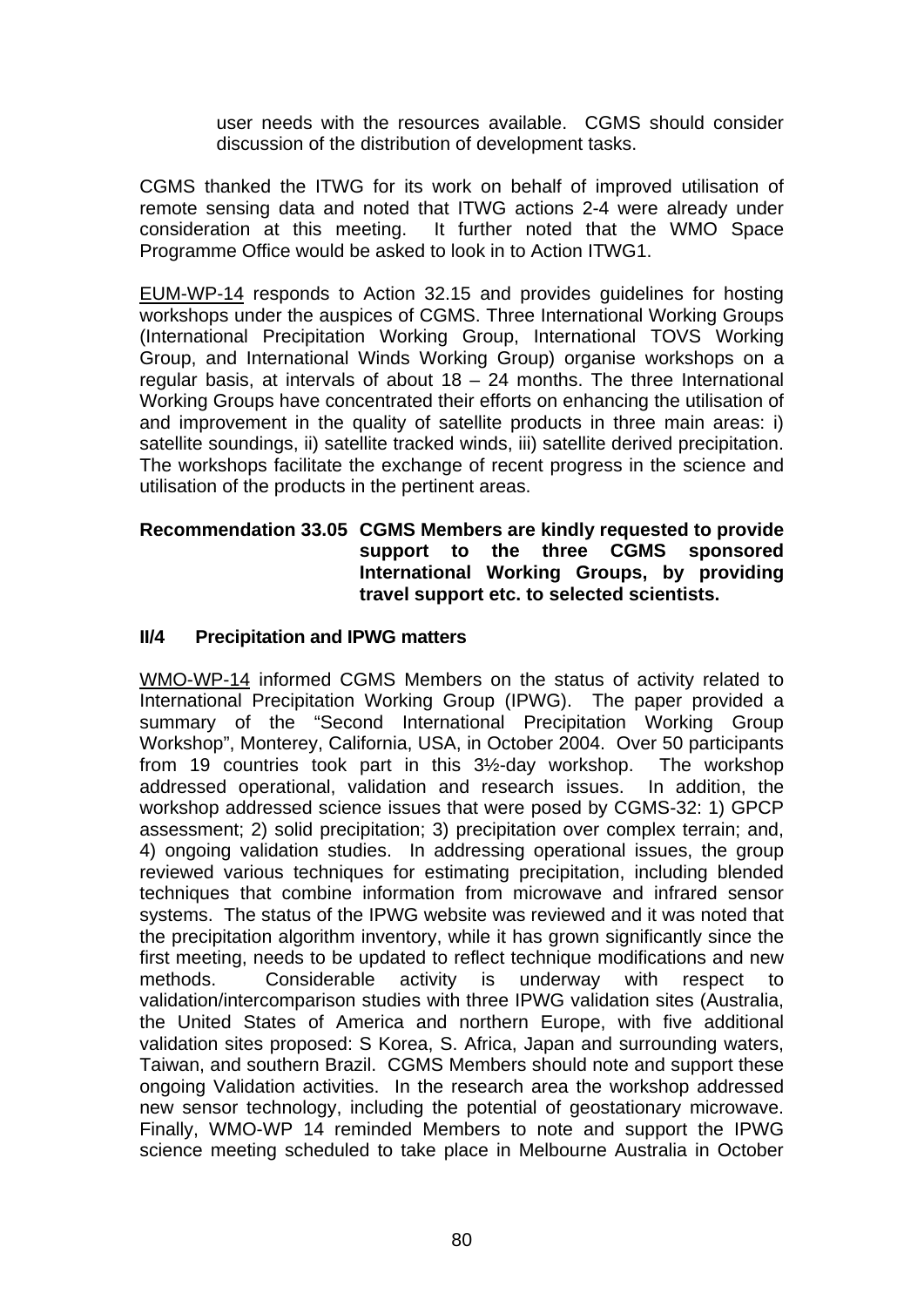user needs with the resources available. CGMS should consider discussion of the distribution of development tasks.

CGMS thanked the ITWG for its work on behalf of improved utilisation of remote sensing data and noted that ITWG actions 2-4 were already under consideration at this meeting. It further noted that the WMO Space Programme Office would be asked to look in to Action ITWG1.

EUM-WP-14 responds to Action 32.15 and provides guidelines for hosting workshops under the auspices of CGMS. Three International Working Groups (International Precipitation Working Group, International TOVS Working Group, and International Winds Working Group) organise workshops on a regular basis, at intervals of about 18 – 24 months. The three International Working Groups have concentrated their efforts on enhancing the utilisation of and improvement in the quality of satellite products in three main areas: i) satellite soundings, ii) satellite tracked winds, iii) satellite derived precipitation. The workshops facilitate the exchange of recent progress in the science and utilisation of the products in the pertinent areas.

**Recommendation 33.05 CGMS Members are kindly requested to provide support to the three CGMS sponsored International Working Groups, by providing travel support etc. to selected scientists.**

### II/4 Precipitation and IPWG matters

WMO-WP-14 informed CGMS Members on the status of activity related to International Precipitation Working Group (IPWG). The paper provided a summary of the “Second International Precipitation Working Group Workshop”, Monterey, California, USA, in October 2004. Over 50 participants from 19 countries took part in this 3½-day workshop. The workshop addressed operational, validation and research issues. In addition, the workshop addressed science issues that were posed by CGMS-32: 1) GPCP assessment; 2) solid precipitation; 3) precipitation over complex terrain; and, 4) ongoing validation studies. In addressing operational issues, the group reviewed various techniques for estimating precipitation, including blended techniques that combine information from microwave and infrared sensor systems. The status of the IPWG website was reviewed and it was noted that the precipitation algorithm inventory, while it has grown significantly since the first meeting, needs to be updated to reflect technique modifications and new methods. Considerable activity is underway with respect to validation/intercomparison studies with three IPWG validation sites (Australia, the United States of America and northern Europe, with five additional validation sites proposed: S Korea, S. Africa, Japan and surrounding waters, Taiwan, and southern Brazil. CGMS Members should note and support these ongoing Validation activities. In the research area the workshop addressed new sensor technology, including the potential of geostationary microwave. Finally, WMO-WP 14 reminded Members to note and support the IPWG science meeting scheduled to take place in Melbourne Australia in October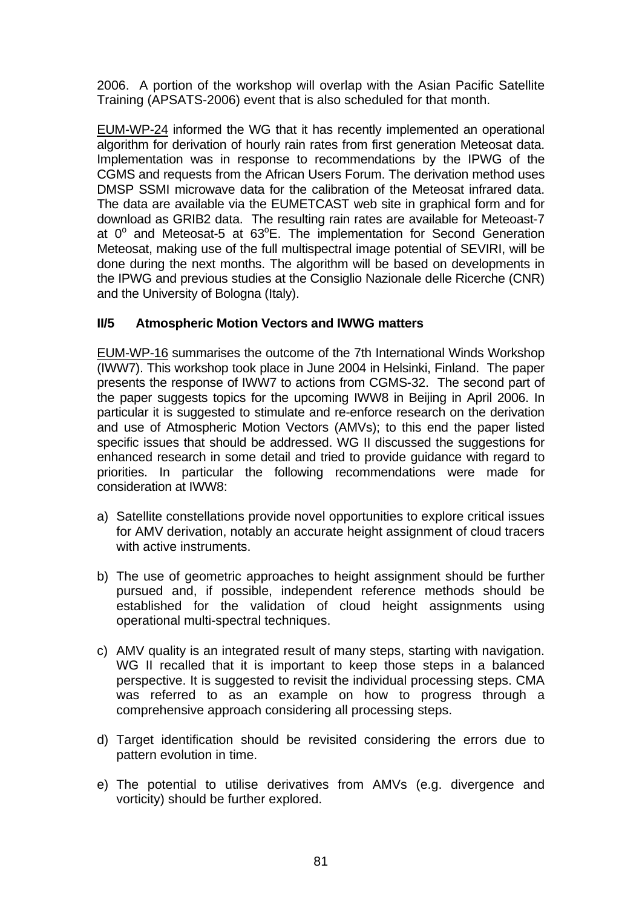2006. A portion of the workshop will overlap with the Asian Pacific Satellite Training (APSATS-2006) event that is also scheduled for that month.

EUM-WP-24 informed the WG that it has recently implemented an operational algorithm for derivation of hourly rain rates from first generation Meteosat data. Implementation was in response to recommendations by the IPWG of the CGMS and requests from the African Users Forum. The derivation method uses DMSP SSMI microwave data for the calibration of the Meteosat infrared data. The data are available via the EUMETCAST web site in graphical form and for download as GRIB2 data. The resulting rain rates are available for Meteoast-7 at $0^o$ and Meteosat-5 at $63^o$E. The implementation for Second Generation Meteosat, making use of the full multispectral image potential of SEVIRI, will be done during the next months. The algorithm will be based on developments in the IPWG and previous studies at the Consiglio Nazionale delle Ricerche (CNR) and the University of Bologna (Italy).

**II/5 Atmospheric Motion Vectors and IWWG matters**

EUM-WP-16 summarises the outcome of the 7th International Winds Workshop (IWW7). This workshop took place in June 2004 in Helsinki, Finland. The paper presents the response of IWW7 to actions from CGMS-32. The second part of the paper suggests topics for the upcoming IWW8 in Beijing in April 2006. In particular it is suggested to stimulate and re-enforce research on the derivation and use of Atmospheric Motion Vectors (AMVs); to this end the paper listed specific issues that should be addressed. WG II discussed the suggestions for enhanced research in some detail and tried to provide guidance with regard to priorities. In particular the following recommendations were made for consideration at IWW8:

a) Satellite constellations provide novel opportunities to explore critical issues for AMV derivation, notably an accurate height assignment of cloud tracers with active instruments.

b) The use of geometric approaches to height assignment should be further pursued and, if possible, independent reference methods should be established for the validation of cloud height assignments using operational multi-spectral techniques.

c) AMV quality is an integrated result of many steps, starting with navigation. WG II recalled that it is important to keep those steps in a balanced perspective. It is suggested to revisit the individual processing steps. CMA was referred to as an example on how to progress through a comprehensive approach considering all processing steps.

d) Target identification should be revisited considering the errors due to pattern evolution in time.

e) The potential to utilise derivatives from AMVs (e.g. divergence and vorticity) should be further explored.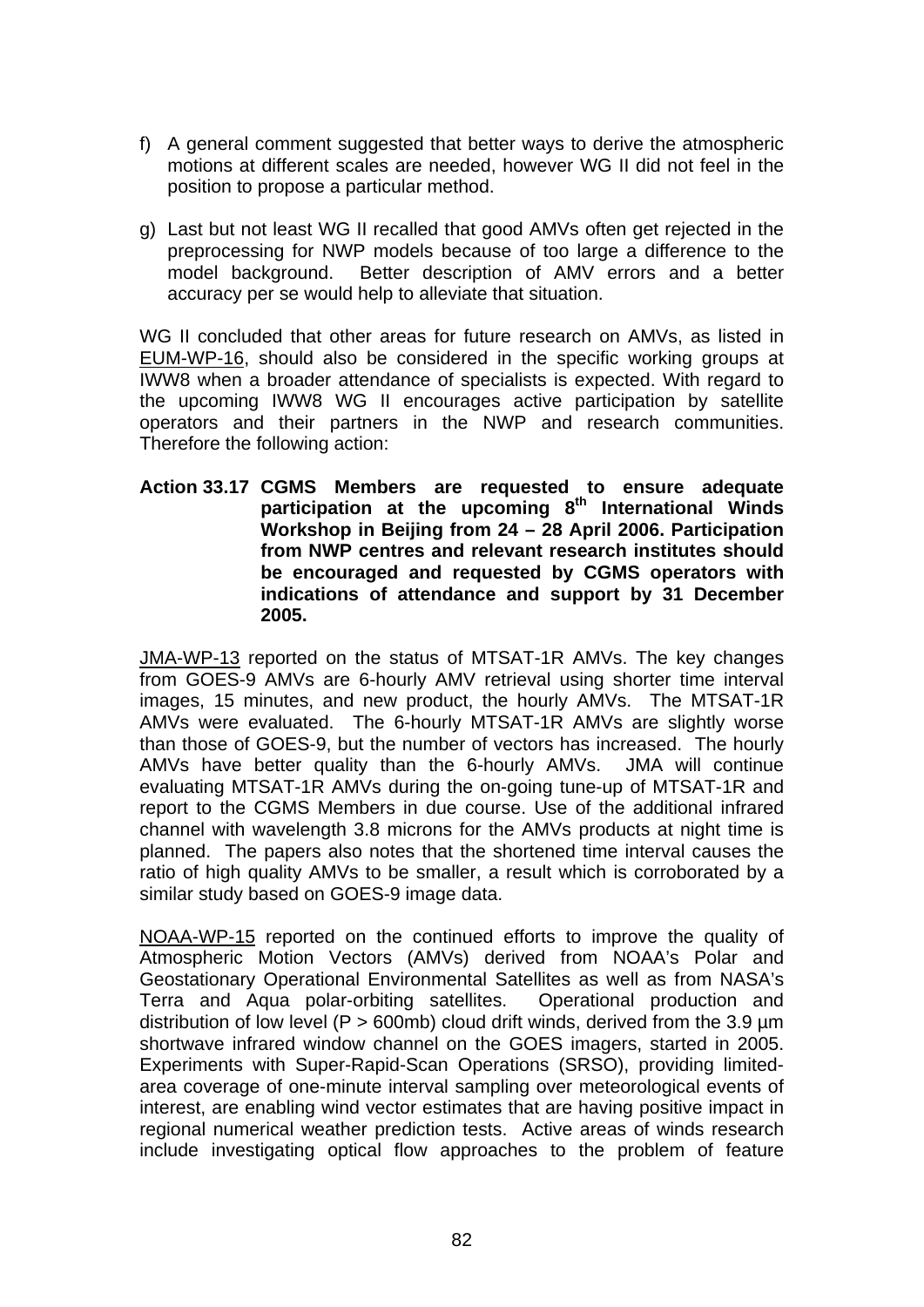f) A general comment suggested that better ways to derive the atmospheric motions at different scales are needed, however WG II did not feel in the position to propose a particular method.

g) Last but not least WG II recalled that good AMVs often get rejected in the preprocessing for NWP models because of too large a difference to the model background. Better description of AMV errors and a better accuracy per se would help to alleviate that situation.

WG II concluded that other areas for future research on AMVs, as listed in EUM-WP-16, should also be considered in the specific working groups at IWW8 when a broader attendance of specialists is expected. With regard to the upcoming IWW8 WG II encourages active participation by satellite operators and their partners in the NWP and research communities. Therefore the following action:

**Action 33.17 CGMS Members are requested to ensure adequate participation at the upcoming 8th International Winds Workshop in Beijing from 24 – 28 April 2006. Participation from NWP centres and relevant research institutes should be encouraged and requested by CGMS operators with indications of attendance and support by 31 December 2005.**

JMA-WP-13 reported on the status of MTSAT-1R AMVs. The key changes from GOES-9 AMVs are 6-hourly AMV retrieval using shorter time interval images, 15 minutes, and new product, the hourly AMVs. The MTSAT-1R AMVs were evaluated. The 6-hourly MTSAT-1R AMVs are slightly worse than those of GOES-9, but the number of vectors has increased. The hourly AMVs have better quality than the 6-hourly AMVs. JMA will continue evaluating MTSAT-1R AMVs during the on-going tune-up of MTSAT-1R and report to the CGMS Members in due course. Use of the additional infrared channel with wavelength 3.8 microns for the AMVs products at night time is planned. The papers also notes that the shortened time interval causes the ratio of high quality AMVs to be smaller, a result which is corroborated by a similar study based on GOES-9 image data.

NOAA-WP-15 reported on the continued efforts to improve the quality of Atmospheric Motion Vectors (AMVs) derived from NOAA's Polar and Geostationary Operational Environmental Satellites as well as from NASA's Terra and Aqua polar-orbiting satellites. Operational production and distribution of low level (P > 600mb) cloud drift winds, derived from the 3.9 µm shortwave infrared window channel on the GOES imagers, started in 2005. Experiments with Super-Rapid-Scan Operations (SRSO), providing limited-area coverage of one-minute interval sampling over meteorological events of interest, are enabling wind vector estimates that are having positive impact in regional numerical weather prediction tests. Active areas of winds research include investigating optical flow approaches to the problem of feature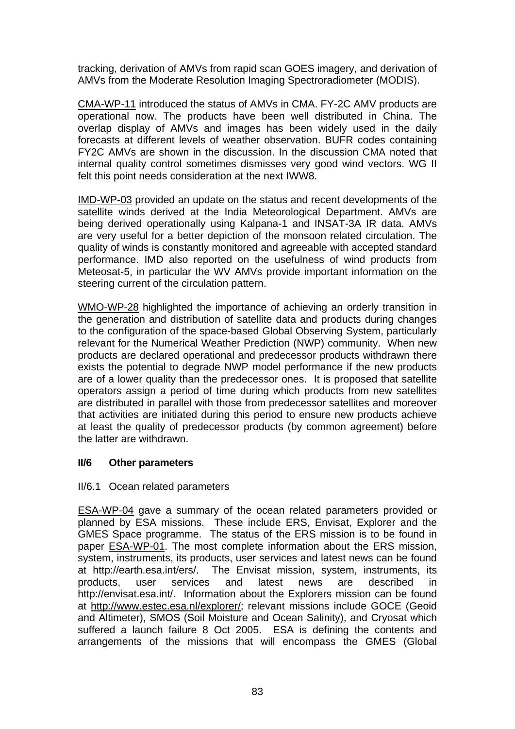tracking, derivation of AMVs from rapid scan GOES imagery, and derivation of AMVs from the Moderate Resolution Imaging Spectroradiometer (MODIS).

CMA-WP-11 introduced the status of AMVs in CMA. FY-2C AMV products are operational now. The products have been well distributed in China. The overlap display of AMVs and images has been widely used in the daily forecasts at different levels of weather observation. BUFR codes containing FY2C AMVs are shown in the discussion. In the discussion CMA noted that internal quality control sometimes dismisses very good wind vectors. WG II felt this point needs consideration at the next IWW8.

IMD-WP-03 provided an update on the status and recent developments of the satellite winds derived at the India Meteorological Department. AMVs are being derived operationally using Kalpana-1 and INSAT-3A IR data. AMVs are very useful for a better depiction of the monsoon related circulation. The quality of winds is constantly monitored and agreeable with accepted standard performance. IMD also reported on the usefulness of wind products from Meteosat-5, in particular the WV AMVs provide important information on the steering current of the circulation pattern.

WMO-WP-28 highlighted the importance of achieving an orderly transition in the generation and distribution of satellite data and products during changes to the configuration of the space-based Global Observing System, particularly relevant for the Numerical Weather Prediction (NWP) community. When new products are declared operational and predecessor products withdrawn there exists the potential to degrade NWP model performance if the new products are of a lower quality than the predecessor ones. It is proposed that satellite operators assign a period of time during which products from new satellites are distributed in parallel with those from predecessor satellites and moreover that activities are initiated during this period to ensure new products achieve at least the quality of predecessor products (by common agreement) before the latter are withdrawn.

### II/6 Other parameters

II/6.1 Ocean related parameters

ESA-WP-04 gave a summary of the ocean related parameters provided or planned by ESA missions. These include ERS, Envisat, Explorer and the GMES Space programme. The status of the ERS mission is to be found in paper ESA-WP-01. The most complete information about the ERS mission, system, instruments, its products, user services and latest news can be found at http://earth.esa.int/ers/. The Envisat mission, system, instruments, its products, user services and latest news are described in http://envisat.esa.int/. Information about the Explorers mission can be found at http://www.estec.esa.nl/explorer/; relevant missions include GOCE (Geoid and Altimeter), SMOS (Soil Moisture and Ocean Salinity), and Cryosat which suffered a launch failure 8 Oct 2005. ESA is defining the contents and arrangements of the missions that will encompass the GMES (Global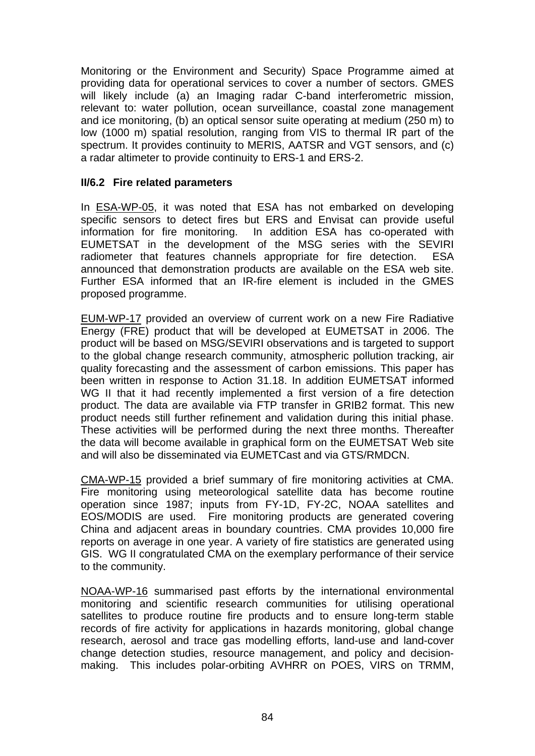Monitoring or the Environment and Security) Space Programme aimed at providing data for operational services to cover a number of sectors. GMES will likely include (a) an Imaging radar C-band interferometric mission, relevant to: water pollution, ocean surveillance, coastal zone management and ice monitoring, (b) an optical sensor suite operating at medium (250 m) to low (1000 m) spatial resolution, ranging from VIS to thermal IR part of the spectrum. It provides continuity to MERIS, AATSR and VGT sensors, and (c) a radar altimeter to provide continuity to ERS-1 and ERS-2.

### II/6.2 Fire related parameters

In ESA-WP-05, it was noted that ESA has not embarked on developing specific sensors to detect fires but ERS and Envisat can provide useful information for fire monitoring. In addition ESA has co-operated with EUMETSAT in the development of the MSG series with the SEVIRI radiometer that features channels appropriate for fire detection. ESA announced that demonstration products are available on the ESA web site. Further ESA informed that an IR-fire element is included in the GMES proposed programme.

EUM-WP-17 provided an overview of current work on a new Fire Radiative Energy (FRE) product that will be developed at EUMETSAT in 2006. The product will be based on MSG/SEVIRI observations and is targeted to support to the global change research community, atmospheric pollution tracking, air quality forecasting and the assessment of carbon emissions. This paper has been written in response to Action 31.18. In addition EUMETSAT informed WG II that it had recently implemented a first version of a fire detection product. The data are available via FTP transfer in GRIB2 format. This new product needs still further refinement and validation during this initial phase. These activities will be performed during the next three months. Thereafter the data will become available in graphical form on the EUMETSAT Web site and will also be disseminated via EUMETCast and via GTS/RMDCN.

CMA-WP-15 provided a brief summary of fire monitoring activities at CMA. Fire monitoring using meteorological satellite data has become routine operation since 1987; inputs from FY-1D, FY-2C, NOAA satellites and EOS/MODIS are used. Fire monitoring products are generated covering China and adjacent areas in boundary countries. CMA provides 10,000 fire reports on average in one year. A variety of fire statistics are generated using GIS. WG II congratulated CMA on the exemplary performance of their service to the community.

NOAA-WP-16 summarised past efforts by the international environmental monitoring and scientific research communities for utilising operational satellites to produce routine fire products and to ensure long-term stable records of fire activity for applications in hazards monitoring, global change research, aerosol and trace gas modelling efforts, land-use and land-cover change detection studies, resource management, and policy and decision-making. This includes polar-orbiting AVHRR on POES, VIRS on TRMM,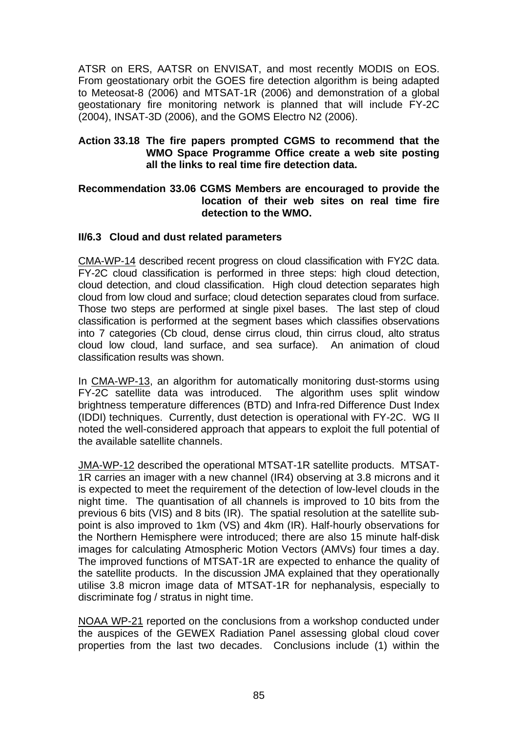ATSR on ERS, AATSR on ENVISAT, and most recently MODIS on EOS. From geostationary orbit the GOES fire detection algorithm is being adapted to Meteosat-8 (2006) and MTSAT-1R (2006) and demonstration of a global geostationary fire monitoring network is planned that will include FY-2C (2004), INSAT-3D (2006), and the GOMS Electro N2 (2006).

**Action 33.18 The fire papers prompted CGMS to recommend that the WMO Space Programme Office create a web site posting all the links to real time fire detection data.**

**Recommendation 33.06 CGMS Members are encouraged to provide the location of their web sites on real time fire detection to the WMO.**

### II/6.3 Cloud and dust related parameters

CMA-WP-14 described recent progress on cloud classification with FY2C data. FY-2C cloud classification is performed in three steps: high cloud detection, cloud detection, and cloud classification. High cloud detection separates high cloud from low cloud and surface; cloud detection separates cloud from surface. Those two steps are performed at single pixel bases. The last step of cloud classification is performed at the segment bases which classifies observations into 7 categories (Cb cloud, dense cirrus cloud, thin cirrus cloud, alto stratus cloud low cloud, land surface, and sea surface). An animation of cloud classification results was shown.

In CMA-WP-13, an algorithm for automatically monitoring dust-storms using FY-2C satellite data was introduced. The algorithm uses split window brightness temperature differences (BTD) and Infra-red Difference Dust Index (IDDI) techniques. Currently, dust detection is operational with FY-2C. WG II noted the well-considered approach that appears to exploit the full potential of the available satellite channels.

JMA-WP-12 described the operational MTSAT-1R satellite products. MTSAT-1R carries an imager with a new channel (IR4) observing at 3.8 microns and it is expected to meet the requirement of the detection of low-level clouds in the night time. The quantisation of all channels is improved to 10 bits from the previous 6 bits (VIS) and 8 bits (IR). The spatial resolution at the satellite sub-point is also improved to 1km (VS) and 4km (IR). Half-hourly observations for the Northern Hemisphere were introduced; there are also 15 minute half-disk images for calculating Atmospheric Motion Vectors (AMVs) four times a day. The improved functions of MTSAT-1R are expected to enhance the quality of the satellite products. In the discussion JMA explained that they operationally utilise 3.8 micron image data of MTSAT-1R for nephanalysis, especially to discriminate fog / stratus in night time.

NOAA WP-21 reported on the conclusions from a workshop conducted under the auspices of the GEWEX Radiation Panel assessing global cloud cover properties from the last two decades. Conclusions include (1) within the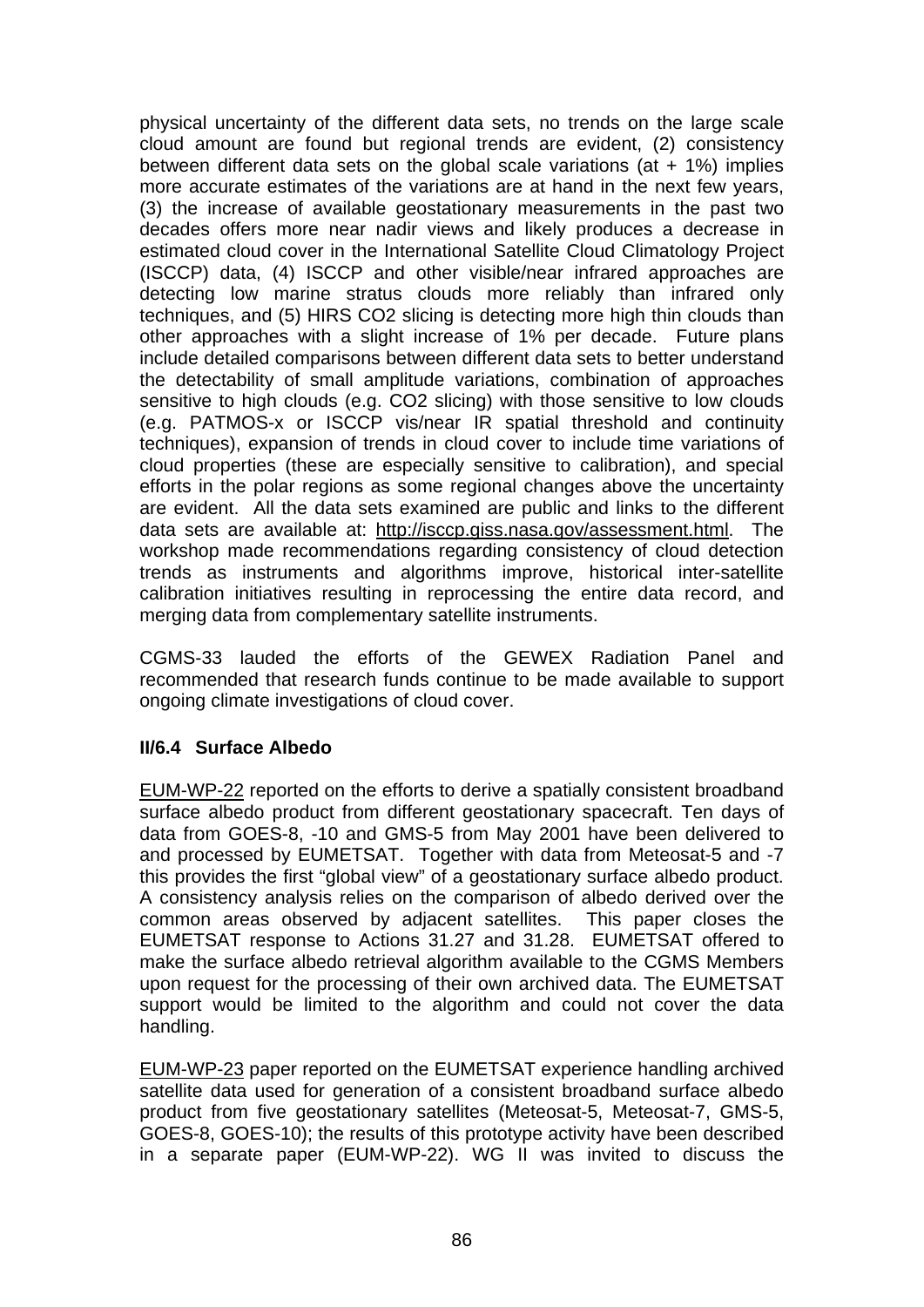physical uncertainty of the different data sets, no trends on the large scale cloud amount are found but regional trends are evident, (2) consistency between different data sets on the global scale variations (at + 1%) implies more accurate estimates of the variations are at hand in the next few years, (3) the increase of available geostationary measurements in the past two decades offers more near nadir views and likely produces a decrease in estimated cloud cover in the International Satellite Cloud Climatology Project (ISCCP) data, (4) ISCCP and other visible/near infrared approaches are detecting low marine stratus clouds more reliably than infrared only techniques, and (5) HIRS CO2 slicing is detecting more high thin clouds than other approaches with a slight increase of 1% per decade. Future plans include detailed comparisons between different data sets to better understand the detectability of small amplitude variations, combination of approaches sensitive to high clouds (e.g. CO2 slicing) with those sensitive to low clouds (e.g. PATMOS-x or ISCCP vis/near IR spatial threshold and continuity techniques), expansion of trends in cloud cover to include time variations of cloud properties (these are especially sensitive to calibration), and special efforts in the polar regions as some regional changes above the uncertainty are evident. All the data sets examined are public and links to the different data sets are available at: http://isccp.giss.nasa.gov/assessment.html. The workshop made recommendations regarding consistency of cloud detection trends as instruments and algorithms improve, historical inter-satellite calibration initiatives resulting in reprocessing the entire data record, and merging data from complementary satellite instruments.

CGMS-33 lauded the efforts of the GEWEX Radiation Panel and recommended that research funds continue to be made available to support ongoing climate investigations of cloud cover.

### II/6.4 Surface Albedo

EUM-WP-22 reported on the efforts to derive a spatially consistent broadband surface albedo product from different geostationary spacecraft. Ten days of data from GOES-8, -10 and GMS-5 from May 2001 have been delivered to and processed by EUMETSAT. Together with data from Meteosat-5 and -7 this provides the first “global view” of a geostationary surface albedo product. A consistency analysis relies on the comparison of albedo derived over the common areas observed by adjacent satellites. This paper closes the EUMETSAT response to Actions 31.27 and 31.28. EUMETSAT offered to make the surface albedo retrieval algorithm available to the CGMS Members upon request for the processing of their own archived data. The EUMETSAT support would be limited to the algorithm and could not cover the data handling.

EUM-WP-23 paper reported on the EUMETSAT experience handling archived satellite data used for generation of a consistent broadband surface albedo product from five geostationary satellites (Meteosat-5, Meteosat-7, GMS-5, GOES-8, GOES-10); the results of this prototype activity have been described in a separate paper (EUM-WP-22). WG II was invited to discuss the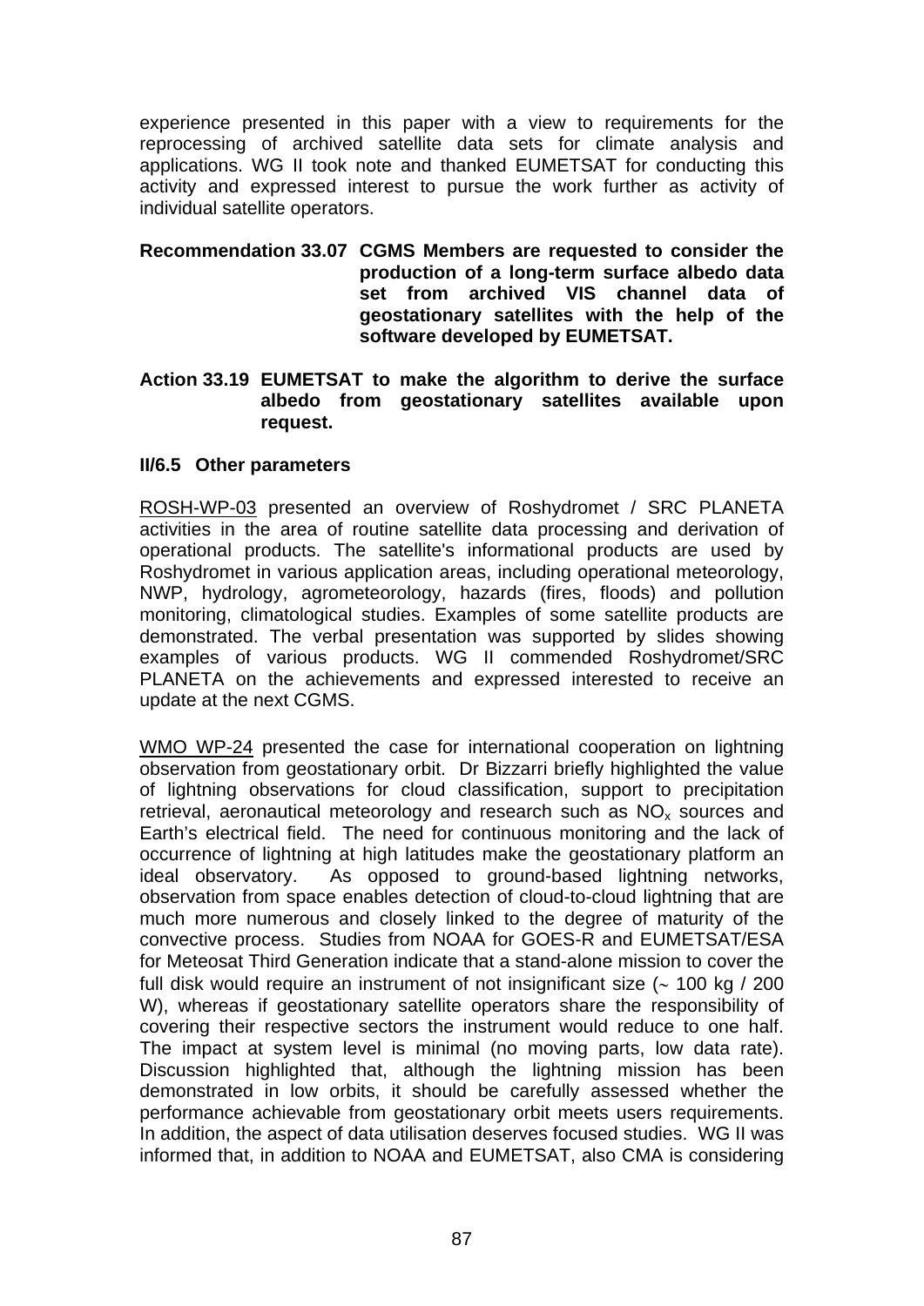experience presented in this paper with a view to requirements for the reprocessing of archived satellite data sets for climate analysis and applications. WG II took note and thanked EUMETSAT for conducting this activity and expressed interest to pursue the work further as activity of individual satellite operators.

**Recommendation 33.07 CGMS Members are requested to consider the production of a long-term surface albedo data set from archived VIS channel data of geostationary satellites with the help of the software developed by EUMETSAT.**

**Action 33.19 EUMETSAT to make the algorithm to derive the surface albedo from geostationary satellites available upon request.**

**II/6.5 Other parameters**

ROSH-WP-03 presented an overview of Roshydromet / SRC PLANETA activities in the area of routine satellite data processing and derivation of operational products. The satellite's informational products are used by Roshydromet in various application areas, including operational meteorology, NWP, hydrology, agrometeorology, hazards (fires, floods) and pollution monitoring, climatological studies. Examples of some satellite products are demonstrated. The verbal presentation was supported by slides showing examples of various products. WG II commended Roshydromet/SRC PLANETA on the achievements and expressed interested to receive an update at the next CGMS.

WMO WP-24 presented the case for international cooperation on lightning observation from geostationary orbit. Dr Bizzarri briefly highlighted the value of lightning observations for cloud classification, support to precipitation retrieval, aeronautical meteorology and research such as $NO_x$ sources and Earth's electrical field. The need for continuous monitoring and the lack of occurrence of lightning at high latitudes make the geostationary platform an ideal observatory. As opposed to ground-based lightning networks, observation from space enables detection of cloud-to-cloud lightning that are much more numerous and closely linked to the degree of maturity of the convective process. Studies from NOAA for GOES-R and EUMETSAT/ESA for Meteosat Third Generation indicate that a stand-alone mission to cover the full disk would require an instrument of not insignificant size (~ 100 kg / 200 W), whereas if geostationary satellite operators share the responsibility of covering their respective sectors the instrument would reduce to one half. The impact at system level is minimal (no moving parts, low data rate). Discussion highlighted that, although the lightning mission has been demonstrated in low orbits, it should be carefully assessed whether the performance achievable from geostationary orbit meets users requirements. In addition, the aspect of data utilisation deserves focused studies. WG II was informed that, in addition to NOAA and EUMETSAT, also CMA is considering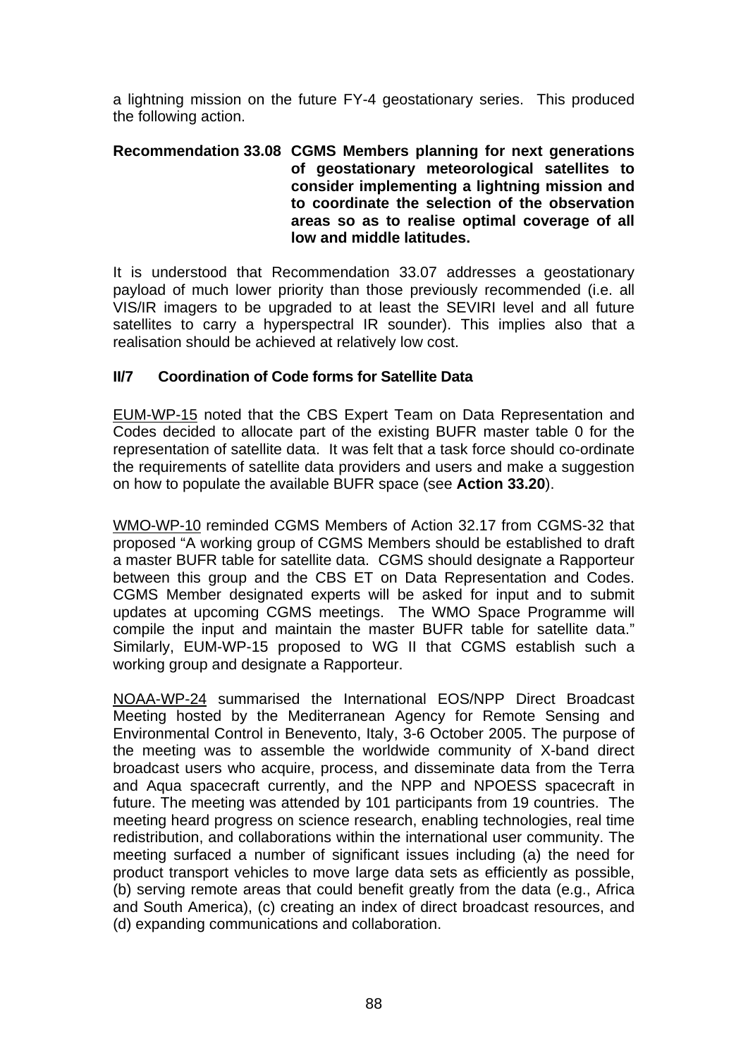a lightning mission on the future FY-4 geostationary series. This produced the following action.

**Recommendation 33.08 CGMS Members planning for next generations of geostationary meteorological satellites to consider implementing a lightning mission and to coordinate the selection of the observation areas so as to realise optimal coverage of all low and middle latitudes.**

It is understood that Recommendation 33.07 addresses a geostationary payload of much lower priority than those previously recommended (i.e. all VIS/IR imagers to be upgraded to at least the SEVIRI level and all future satellites to carry a hyperspectral IR sounder). This implies also that a realisation should be achieved at relatively low cost.

### II/7 Coordination of Code forms for Satellite Data

EUM-WP-15 noted that the CBS Expert Team on Data Representation and Codes decided to allocate part of the existing BUFR master table 0 for the representation of satellite data. It was felt that a task force should co-ordinate the requirements of satellite data providers and users and make a suggestion on how to populate the available BUFR space (see **Action 33.20**).

WMO-WP-10 reminded CGMS Members of Action 32.17 from CGMS-32 that proposed "A working group of CGMS Members should be established to draft a master BUFR table for satellite data. CGMS should designate a Rapporteur between this group and the CBS ET on Data Representation and Codes. CGMS Member designated experts will be asked for input and to submit updates at upcoming CGMS meetings. The WMO Space Programme will compile the input and maintain the master BUFR table for satellite data." Similarly, EUM-WP-15 proposed to WG II that CGMS establish such a working group and designate a Rapporteur.

NOAA-WP-24 summarised the International EOS/NPP Direct Broadcast Meeting hosted by the Mediterranean Agency for Remote Sensing and Environmental Control in Benevento, Italy, 3-6 October 2005. The purpose of the meeting was to assemble the worldwide community of X-band direct broadcast users who acquire, process, and disseminate data from the Terra and Aqua spacecraft currently, and the NPP and NPOESS spacecraft in future. The meeting was attended by 101 participants from 19 countries. The meeting heard progress on science research, enabling technologies, real time redistribution, and collaborations within the international user community. The meeting surfaced a number of significant issues including (a) the need for product transport vehicles to move large data sets as efficiently as possible, (b) serving remote areas that could benefit greatly from the data (e.g., Africa and South America), (c) creating an index of direct broadcast resources, and (d) expanding communications and collaboration.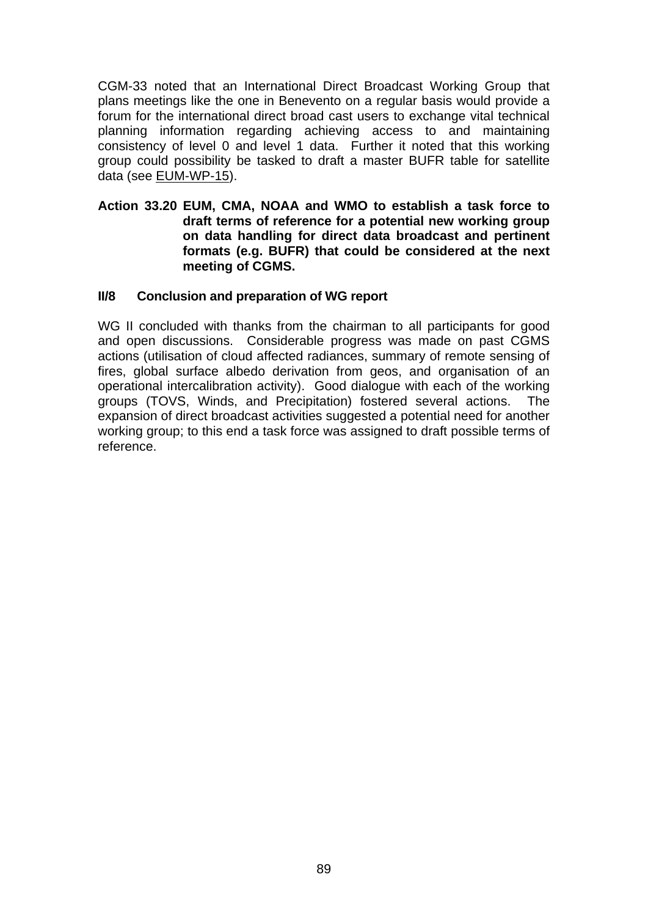CGM-33 noted that an International Direct Broadcast Working Group that plans meetings like the one in Benevento on a regular basis would provide a forum for the international direct broad cast users to exchange vital technical planning information regarding achieving access to and maintaining consistency of level 0 and level 1 data. Further it noted that this working group could possibility be tasked to draft a master BUFR table for satellite data (see EUM-WP-15).

**Action 33.20 EUM, CMA, NOAA and WMO to establish a task force to draft terms of reference for a potential new working group on data handling for direct data broadcast and pertinent formats (e.g. BUFR) that could be considered at the next meeting of CGMS.**

### II/8 Conclusion and preparation of WG report

WG II concluded with thanks from the chairman to all participants for good and open discussions. Considerable progress was made on past CGMS actions (utilisation of cloud affected radiances, summary of remote sensing of fires, global surface albedo derivation from geos, and organisation of an operational intercalibration activity). Good dialogue with each of the working groups (TOVS, Winds, and Precipitation) fostered several actions. The expansion of direct broadcast activities suggested a potential need for another working group; to this end a task force was assigned to draft possible terms of reference.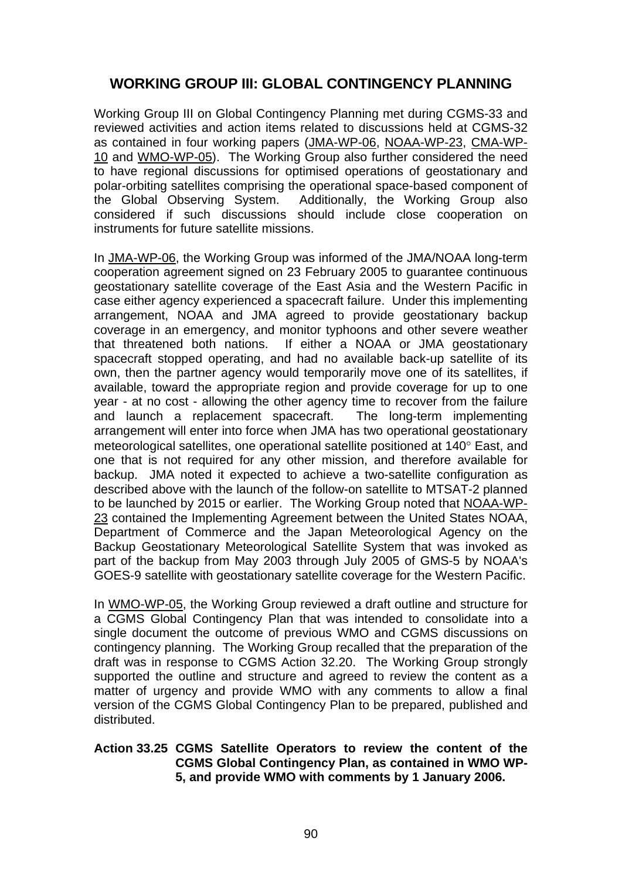## WORKING GROUP III: GLOBAL CONTINGENCY PLANNING

Working Group III on Global Contingency Planning met during CGMS-33 and reviewed activities and action items related to discussions held at CGMS-32 as contained in four working papers (JMA-WP-06, NOAA-WP-23, CMA-WP-10 and WMO-WP-05). The Working Group also further considered the need to have regional discussions for optimised operations of geostationary and polar-orbiting satellites comprising the operational space-based component of the Global Observing System. Additionally, the Working Group also considered if such discussions should include close cooperation on instruments for future satellite missions.

In JMA-WP-06, the Working Group was informed of the JMA/NOAA long-term cooperation agreement signed on 23 February 2005 to guarantee continuous geostationary satellite coverage of the East Asia and the Western Pacific in case either agency experienced a spacecraft failure. Under this implementing arrangement, NOAA and JMA agreed to provide geostationary backup coverage in an emergency, and monitor typhoons and other severe weather that threatened both nations. If either a NOAA or JMA geostationary spacecraft stopped operating, and had no available back-up satellite of its own, then the partner agency would temporarily move one of its satellites, if available, toward the appropriate region and provide coverage for up to one year - at no cost - allowing the other agency time to recover from the failure and launch a replacement spacecraft. The long-term implementing arrangement will enter into force when JMA has two operational geostationary meteorological satellites, one operational satellite positioned at 140° East, and one that is not required for any other mission, and therefore available for backup. JMA noted it expected to achieve a two-satellite configuration as described above with the launch of the follow-on satellite to MTSAT-2 planned to be launched by 2015 or earlier. The Working Group noted that NOAA-WP-23 contained the Implementing Agreement between the United States NOAA, Department of Commerce and the Japan Meteorological Agency on the Backup Geostationary Meteorological Satellite System that was invoked as part of the backup from May 2003 through July 2005 of GMS-5 by NOAA's GOES-9 satellite with geostationary satellite coverage for the Western Pacific.

In WMO-WP-05, the Working Group reviewed a draft outline and structure for a CGMS Global Contingency Plan that was intended to consolidate into a single document the outcome of previous WMO and CGMS discussions on contingency planning. The Working Group recalled that the preparation of the draft was in response to CGMS Action 32.20. The Working Group strongly supported the outline and structure and agreed to review the content as a matter of urgency and provide WMO with any comments to allow a final version of the CGMS Global Contingency Plan to be prepared, published and distributed.

**Action 33.25 CGMS Satellite Operators to review the content of the CGMS Global Contingency Plan, as contained in WMO WP-5, and provide WMO with comments by 1 January 2006.**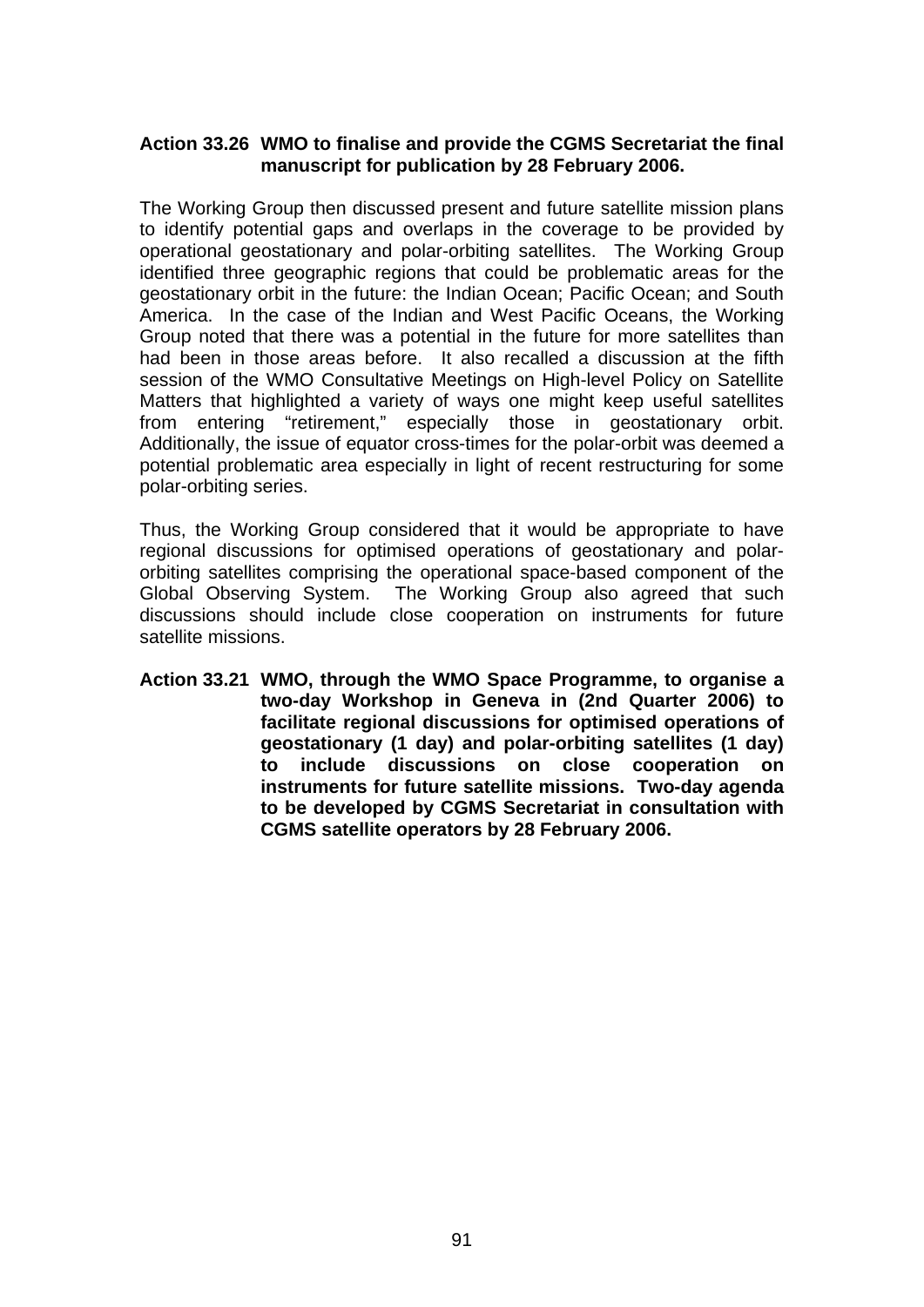**Action 33.26 WMO to finalise and provide the CGMS Secretariat the final manuscript for publication by 28 February 2006.**

The Working Group then discussed present and future satellite mission plans to identify potential gaps and overlaps in the coverage to be provided by operational geostationary and polar-orbiting satellites. The Working Group identified three geographic regions that could be problematic areas for the geostationary orbit in the future: the Indian Ocean; Pacific Ocean; and South America. In the case of the Indian and West Pacific Oceans, the Working Group noted that there was a potential in the future for more satellites than had been in those areas before. It also recalled a discussion at the fifth session of the WMO Consultative Meetings on High-level Policy on Satellite Matters that highlighted a variety of ways one might keep useful satellites from entering "retirement," especially those in geostationary orbit. Additionally, the issue of equator cross-times for the polar-orbit was deemed a potential problematic area especially in light of recent restructuring for some polar-orbiting series.

Thus, the Working Group considered that it would be appropriate to have regional discussions for optimised operations of geostationary and polar-orbiting satellites comprising the operational space-based component of the Global Observing System. The Working Group also agreed that such discussions should include close cooperation on instruments for future satellite missions.

**Action 33.21 WMO, through the WMO Space Programme, to organise a two-day Workshop in Geneva in (2nd Quarter 2006) to facilitate regional discussions for optimised operations of geostationary (1 day) and polar-orbiting satellites (1 day) to include discussions on close cooperation on instruments for future satellite missions. Two-day agenda to be developed by CGMS Secretariat in consultation with CGMS satellite operators by 28 February 2006.**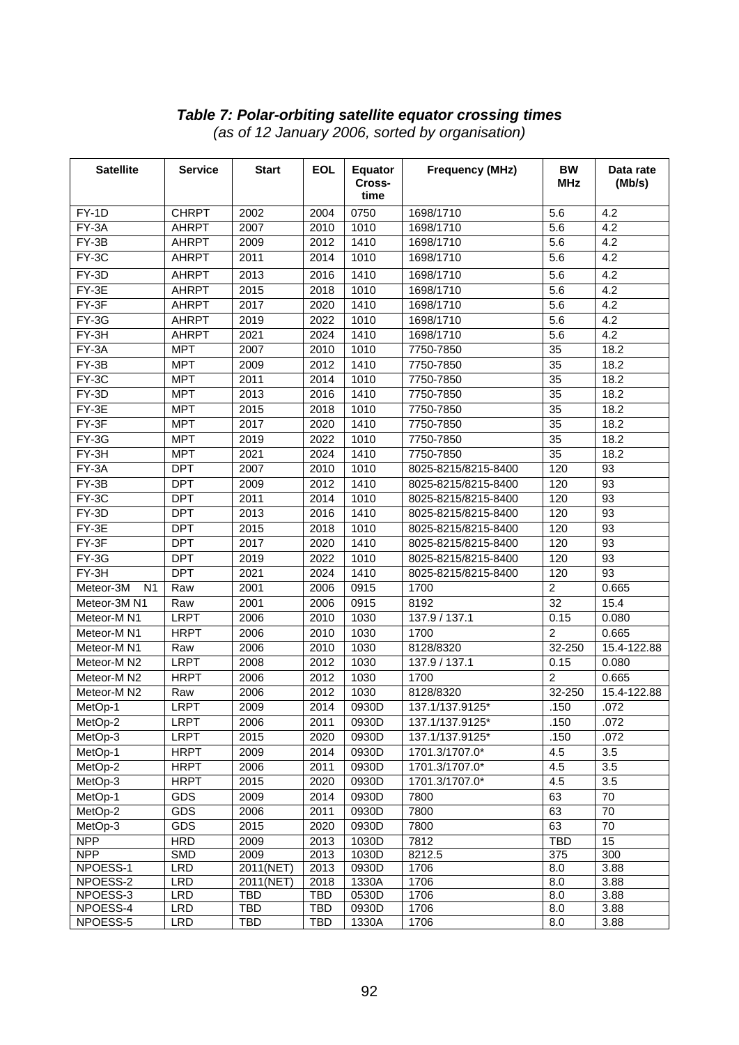***Table 7: Polar-orbiting satellite equator crossing times***

*(as of 12 January 2006, sorted by organisation)*

| Satellite | Service | Start | EOL | Equator Cross-time | Frequency (MHz) | BW MHz | Data rate (Mb/s) |
|---|---|---|---|---|---|---|---|
| FY-1D | CHRPT | 2002 | 2004 | 0750 | 1698/1710 | 5.6 | 4.2 |
| FY-3A | AHRPT | 2007 | 2010 | 1010 | 1698/1710 | 5.6 | 4.2 |
| FY-3B | AHRPT | 2009 | 2012 | 1410 | 1698/1710 | 5.6 | 4.2 |
| FY-3C | AHRPT | 2011 | 2014 | 1010 | 1698/1710 | 5.6 | 4.2 |
| FY-3D | AHRPT | 2013 | 2016 | 1410 | 1698/1710 | 5.6 | 4.2 |
| FY-3E | AHRPT | 2015 | 2018 | 1010 | 1698/1710 | 5.6 | 4.2 |
| FY-3F | AHRPT | 2017 | 2020 | 1410 | 1698/1710 | 5.6 | 4.2 |
| FY-3G | AHRPT | 2019 | 2022 | 1010 | 1698/1710 | 5.6 | 4.2 |
| FY-3H | AHRPT | 2021 | 2024 | 1410 | 1698/1710 | 5.6 | 4.2 |
| FY-3A | MPT | 2007 | 2010 | 1010 | 7750-7850 | 35 | 18.2 |
| FY-3B | MPT | 2009 | 2012 | 1410 | 7750-7850 | 35 | 18.2 |
| FY-3C | MPT | 2011 | 2014 | 1010 | 7750-7850 | 35 | 18.2 |
| FY-3D | MPT | 2013 | 2016 | 1410 | 7750-7850 | 35 | 18.2 |
| FY-3E | MPT | 2015 | 2018 | 1010 | 7750-7850 | 35 | 18.2 |
| FY-3F | MPT | 2017 | 2020 | 1410 | 7750-7850 | 35 | 18.2 |
| FY-3G | MPT | 2019 | 2022 | 1010 | 7750-7850 | 35 | 18.2 |
| FY-3H | MPT | 2021 | 2024 | 1410 | 7750-7850 | 35 | 18.2 |
| FY-3A | DPT | 2007 | 2010 | 1010 | 8025-8215/8215-8400 | 120 | 93 |
| FY-3B | DPT | 2009 | 2012 | 1410 | 8025-8215/8215-8400 | 120 | 93 |
| FY-3C | DPT | 2011 | 2014 | 1010 | 8025-8215/8215-8400 | 120 | 93 |
| FY-3D | DPT | 2013 | 2016 | 1410 | 8025-8215/8215-8400 | 120 | 93 |
| FY-3E | DPT | 2015 | 2018 | 1010 | 8025-8215/8215-8400 | 120 | 93 |
| FY-3F | DPT | 2017 | 2020 | 1410 | 8025-8215/8215-8400 | 120 | 93 |
| FY-3G | DPT | 2019 | 2022 | 1010 | 8025-8215/8215-8400 | 120 | 93 |
| FY-3H | DPT | 2021 | 2024 | 1410 | 8025-8215/8215-8400 | 120 | 93 |
| Meteor-3M N1 | Raw | 2001 | 2006 | 0915 | 1700 | 2 | 0.665 |
| Meteor-3M N1 | Raw | 2001 | 2006 | 0915 | 8192 | 32 | 15.4 |
| Meteor-M N1 | LRPT | 2006 | 2010 | 1030 | 137.9 / 137.1 | 0.15 | 0.080 |
| Meteor-M N1 | HRPT | 2006 | 2010 | 1030 | 1700 | 2 | 0.665 |
| Meteor-M N1 | Raw | 2006 | 2010 | 1030 | 8128/8320 | 32-250 | 15.4-122.88 |
| Meteor-M N2 | LRPT | 2008 | 2012 | 1030 | 137.9 / 137.1 | 0.15 | 0.080 |
| Meteor-M N2 | HRPT | 2006 | 2012 | 1030 | 1700 | 2 | 0.665 |
| Meteor-M N2 | Raw | 2006 | 2012 | 1030 | 8128/8320 | 32-250 | 15.4-122.88 |
| MetOp-1 | LRPT | 2009 | 2014 | 0930D | 137.1/137.9125* | .150 | .072 |
| MetOp-2 | LRPT | 2006 | 2011 | 0930D | 137.1/137.9125* | .150 | .072 |
| MetOp-3 | LRPT | 2015 | 2020 | 0930D | 137.1/137.9125* | .150 | .072 |
| MetOp-1 | HRPT | 2009 | 2014 | 0930D | 1701.3/1707.0* | 4.5 | 3.5 |
| MetOp-2 | HRPT | 2006 | 2011 | 0930D | 1701.3/1707.0* | 4.5 | 3.5 |
| MetOp-3 | HRPT | 2015 | 2020 | 0930D | 1701.3/1707.0* | 4.5 | 3.5 |
| MetOp-1 | GDS | 2009 | 2014 | 0930D | 7800 | 63 | 70 |
| MetOp-2 | GDS | 2006 | 2011 | 0930D | 7800 | 63 | 70 |
| MetOp-3 | GDS | 2015 | 2020 | 0930D | 7800 | 63 | 70 |
| NPP | HRD | 2009 | 2013 | 1030D | 7812 | TBD | 15 |
| NPP | SMD | 2009 | 2013 | 1030D | 8212.5 | 375 | 300 |
| NPOESS-1 | LRD | 2011(NET) | 2013 | 0930D | 1706 | 8.0 | 3.88 |
| NPOESS-2 | LRD | 2011(NET) | 2018 | 1330A | 1706 | 8.0 | 3.88 |
| NPOESS-3 | LRD | TBD | TBD | 0530D | 1706 | 8.0 | 3.88 |
| NPOESS-4 | LRD | TBD | TBD | 0930D | 1706 | 8.0 | 3.88 |
| NPOESS-5 | LRD | TBD | TBD | 1330A | 1706 | 8.0 | 3.88 |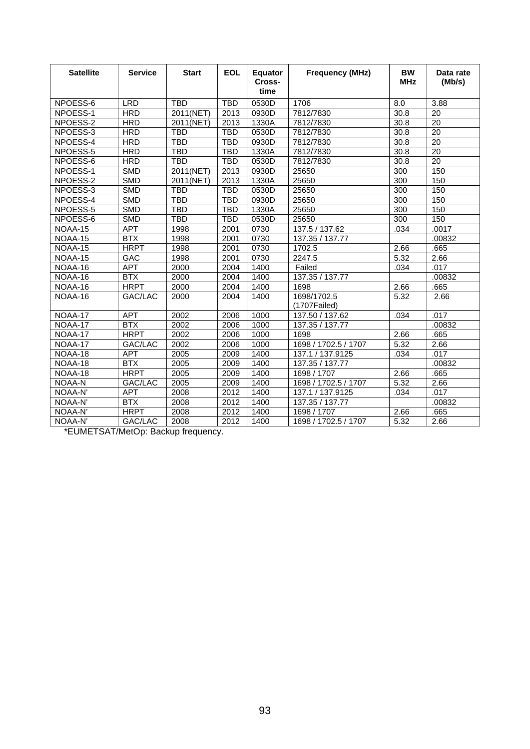| Satellite | Service | Start | EOL | Equator Cross-time | Frequency (MHz) | BW MHz | Data rate (Mb/s) |
|---|---|---|---|---|---|---|---|
| NPOESS-6 | LRD | TBD | TBD | 0530D | 1706 | 8.0 | 3.88 |
| NPOESS-1 | HRD | 2011(NET) | 2013 | 0930D | 7812/7830 | 30.8 | 20 |
| NPOESS-2 | HRD | 2011(NET) | 2013 | 1330A | 7812/7830 | 30.8 | 20 |
| NPOESS-3 | HRD | TBD | TBD | 0530D | 7812/7830 | 30.8 | 20 |
| NPOESS-4 | HRD | TBD | TBD | 0930D | 7812/7830 | 30.8 | 20 |
| NPOESS-5 | HRD | TBD | TBD | 1330A | 7812/7830 | 30.8 | 20 |
| NPOESS-6 | HRD | TBD | TBD | 0530D | 7812/7830 | 30.8 | 20 |
| NPOESS-1 | SMD | 2011(NET) | 2013 | 0930D | 25650 | 300 | 150 |
| NPOESS-2 | SMD | 2011(NET) | 2013 | 1330A | 25650 | 300 | 150 |
| NPOESS-3 | SMD | TBD | TBD | 0530D | 25650 | 300 | 150 |
| NPOESS-4 | SMD | TBD | TBD | 0930D | 25650 | 300 | 150 |
| NPOESS-5 | SMD | TBD | TBD | 1330A | 25650 | 300 | 150 |
| NPOESS-6 | SMD | TBD | TBD | 0530D | 25650 | 300 | 150 |
| NOAA-15 | APT | 1998 | 2001 | 0730 | 137.5 / 137.62 | .034 | .0017 |
| NOAA-15 | BTX | 1998 | 2001 | 0730 | 137.35 / 137.77 | | .00832 |
| NOAA-15 | HRPT | 1998 | 2001 | 0730 | 1702.5 | 2.66 | .665 |
| NOAA-15 | GAC | 1998 | 2001 | 0730 | 2247.5 | 5.32 | 2.66 |
| NOAA-16 | APT | 2000 | 2004 | 1400 | Failed | .034 | .017 |
| NOAA-16 | BTX | 2000 | 2004 | 1400 | 137.35 / 137.77 | | .00832 |
| NOAA-16 | HRPT | 2000 | 2004 | 1400 | 1698 | 2.66 | .665 |
| NOAA-16 | GAC/LAC | 2000 | 2004 | 1400 | 1698/1702.5 (1707Failed) | 5.32 | 2.66 |
| NOAA-17 | APT | 2002 | 2006 | 1000 | 137.50 / 137.62 | .034 | .017 |
| NOAA-17 | BTX | 2002 | 2006 | 1000 | 137.35 / 137.77 | | .00832 |
| NOAA-17 | HRPT | 2002 | 2006 | 1000 | 1698 | 2.66 | .665 |
| NOAA-17 | GAC/LAC | 2002 | 2006 | 1000 | 1698 / 1702.5 / 1707 | 5.32 | 2.66 |
| NOAA-18 | APT | 2005 | 2009 | 1400 | 137.1 / 137.9125 | .034 | .017 |
| NOAA-18 | BTX | 2005 | 2009 | 1400 | 137.35 / 137.77 | | .00832 |
| NOAA-18 | HRPT | 2005 | 2009 | 1400 | 1698 / 1707 | 2.66 | .665 |
| NOAA-N | GAC/LAC | 2005 | 2009 | 1400 | 1698 / 1702.5 / 1707 | 5.32 | 2.66 |
| NOAA-N' | APT | 2008 | 2012 | 1400 | 137.1 / 137.9125 | .034 | .017 |
| NOAA-N' | BTX | 2008 | 2012 | 1400 | 137.35 / 137.77 | | .00832 |
| NOAA-N' | HRPT | 2008 | 2012 | 1400 | 1698 / 1707 | 2.66 | .665 |
| NOAA-N' | GAC/LAC | 2008 | 2012 | 1400 | 1698 / 1702.5 / 1707 | 5.32 | 2.66 |

*EUMETSAT/MetOp: Backup frequency.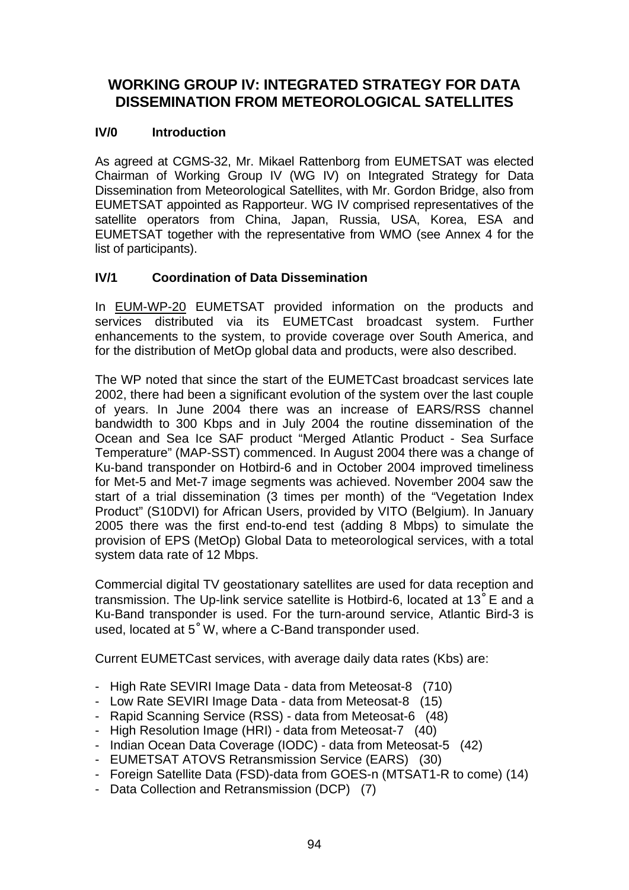## WORKING GROUP IV: INTEGRATED STRATEGY FOR DATA DISSEMINATION FROM METEOROLOGICAL SATELLITES

### IV/0 Introduction

As agreed at CGMS-32, Mr. Mikael Rattenborg from EUMETSAT was elected Chairman of Working Group IV (WG IV) on Integrated Strategy for Data Dissemination from Meteorological Satellites, with Mr. Gordon Bridge, also from EUMETSAT appointed as Rapporteur. WG IV comprised representatives of the satellite operators from China, Japan, Russia, USA, Korea, ESA and EUMETSAT together with the representative from WMO (see Annex 4 for the list of participants).

### IV/1 Coordination of Data Dissemination

In EUM-WP-20 EUMETSAT provided information on the products and services distributed via its EUMETCast broadcast system. Further enhancements to the system, to provide coverage over South America, and for the distribution of MetOp global data and products, were also described.

The WP noted that since the start of the EUMETCast broadcast services late 2002, there had been a significant evolution of the system over the last couple of years. In June 2004 there was an increase of EARS/RSS channel bandwidth to 300 Kbps and in July 2004 the routine dissemination of the Ocean and Sea Ice SAF product "Merged Atlantic Product - Sea Surface Temperature" (MAP-SST) commenced. In August 2004 there was a change of Ku-band transponder on Hotbird-6 and in October 2004 improved timeliness for Met-5 and Met-7 image segments was achieved. November 2004 saw the start of a trial dissemination (3 times per month) of the "Vegetation Index Product" (S10DVI) for African Users, provided by VITO (Belgium). In January 2005 there was the first end-to-end test (adding 8 Mbps) to simulate the provision of EPS (MetOp) Global Data to meteorological services, with a total system data rate of 12 Mbps.

Commercial digital TV geostationary satellites are used for data reception and transmission. The Up-link service satellite is Hotbird-6, located at 13˚E and a Ku-Band transponder is used. For the turn-around service, Atlantic Bird-3 is used, located at 5˚W, where a C-Band transponder used.

Current EUMETCast services, with average daily data rates (Kbs) are:

- High Rate SEVIRI Image Data - data from Meteosat-8 (710)
- Low Rate SEVIRI Image Data - data from Meteosat-8 (15)
- Rapid Scanning Service (RSS) - data from Meteosat-6 (48)
- High Resolution Image (HRI) - data from Meteosat-7 (40)
- Indian Ocean Data Coverage (IODC) - data from Meteosat-5 (42)
- EUMETSAT ATOVS Retransmission Service (EARS) (30)
- Foreign Satellite Data (FSD)-data from GOES-n (MTSAT1-R to come) (14)
- Data Collection and Retransmission (DCP) (7)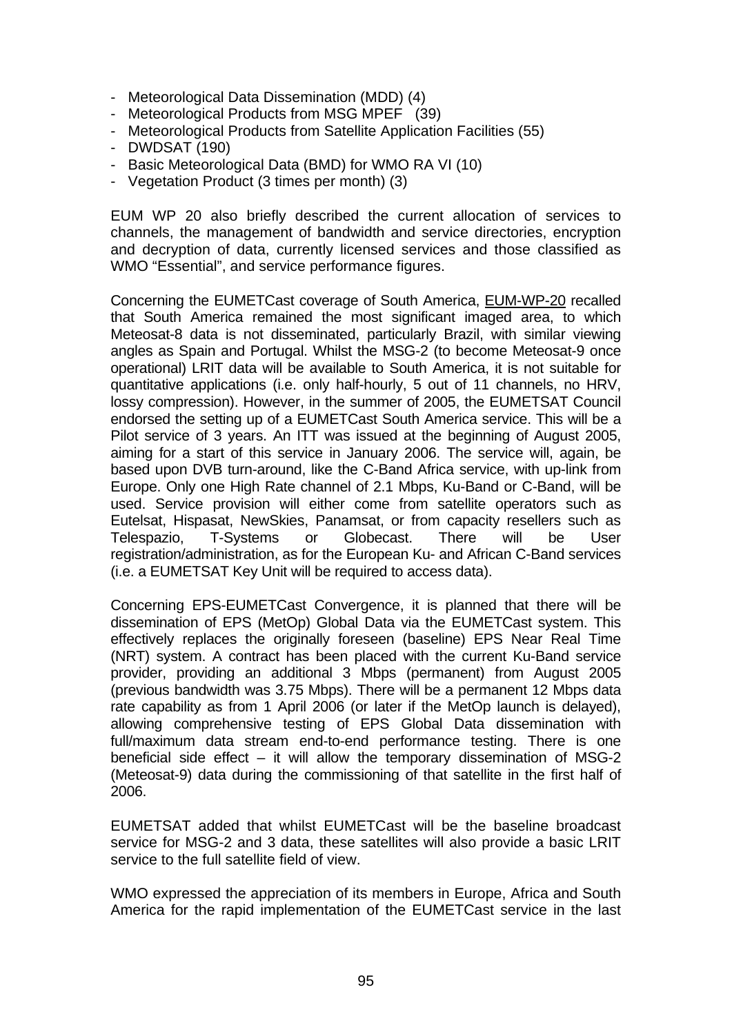- Meteorological Data Dissemination (MDD) (4)
- Meteorological Products from MSG MPEF (39)
- Meteorological Products from Satellite Application Facilities (55)
- DWDSAT (190)
- Basic Meteorological Data (BMD) for WMO RA VI (10)
- Vegetation Product (3 times per month) (3)

EUM WP 20 also briefly described the current allocation of services to channels, the management of bandwidth and service directories, encryption and decryption of data, currently licensed services and those classified as WMO "Essential", and service performance figures.

Concerning the EUMETCast coverage of South America, EUM-WP-20 recalled that South America remained the most significant imaged area, to which Meteosat-8 data is not disseminated, particularly Brazil, with similar viewing angles as Spain and Portugal. Whilst the MSG-2 (to become Meteosat-9 once operational) LRIT data will be available to South America, it is not suitable for quantitative applications (i.e. only half-hourly, 5 out of 11 channels, no HRV, lossy compression). However, in the summer of 2005, the EUMETSAT Council endorsed the setting up of a EUMETCast South America service. This will be a Pilot service of 3 years. An ITT was issued at the beginning of August 2005, aiming for a start of this service in January 2006. The service will, again, be based upon DVB turn-around, like the C-Band Africa service, with up-link from Europe. Only one High Rate channel of 2.1 Mbps, Ku-Band or C-Band, will be used. Service provision will either come from satellite operators such as Eutelsat, Hispasat, NewSkies, Panamsat, or from capacity resellers such as Telespazio, T-Systems or Globecast. There will be User registration/administration, as for the European Ku- and African C-Band services (i.e. a EUMETSAT Key Unit will be required to access data).

Concerning EPS-EUMETCast Convergence, it is planned that there will be dissemination of EPS (MetOp) Global Data via the EUMETCast system. This effectively replaces the originally foreseen (baseline) EPS Near Real Time (NRT) system. A contract has been placed with the current Ku-Band service provider, providing an additional 3 Mbps (permanent) from August 2005 (previous bandwidth was 3.75 Mbps). There will be a permanent 12 Mbps data rate capability as from 1 April 2006 (or later if the MetOp launch is delayed), allowing comprehensive testing of EPS Global Data dissemination with full/maximum data stream end-to-end performance testing. There is one beneficial side effect – it will allow the temporary dissemination of MSG-2 (Meteosat-9) data during the commissioning of that satellite in the first half of 2006.

EUMETSAT added that whilst EUMETCast will be the baseline broadcast service for MSG-2 and 3 data, these satellites will also provide a basic LRIT service to the full satellite field of view.

WMO expressed the appreciation of its members in Europe, Africa and South America for the rapid implementation of the EUMETCast service in the last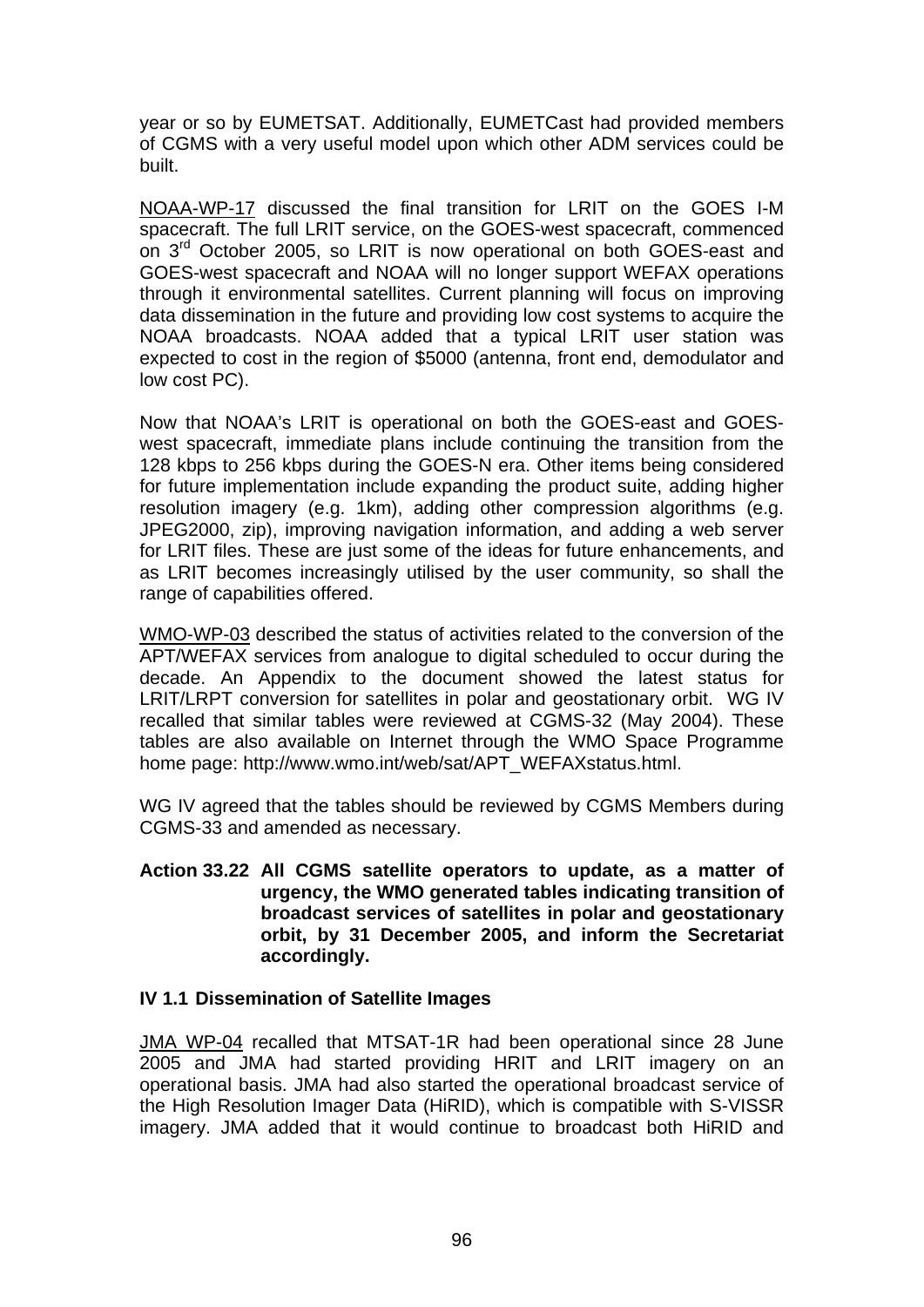year or so by EUMETSAT. Additionally, EUMETCast had provided members of CGMS with a very useful model upon which other ADM services could be built.

NOAA-WP-17 discussed the final transition for LRIT on the GOES I-M spacecraft. The full LRIT service, on the GOES-west spacecraft, commenced on 3rd October 2005, so LRIT is now operational on both GOES-east and GOES-west spacecraft and NOAA will no longer support WEFAX operations through it environmental satellites. Current planning will focus on improving data dissemination in the future and providing low cost systems to acquire the NOAA broadcasts. NOAA added that a typical LRIT user station was expected to cost in the region of $5000 (antenna, front end, demodulator and low cost PC).

Now that NOAA's LRIT is operational on both the GOES-east and GOES-west spacecraft, immediate plans include continuing the transition from the 128 kbps to 256 kbps during the GOES-N era. Other items being considered for future implementation include expanding the product suite, adding higher resolution imagery (e.g. 1km), adding other compression algorithms (e.g. JPEG2000, zip), improving navigation information, and adding a web server for LRIT files. These are just some of the ideas for future enhancements, and as LRIT becomes increasingly utilised by the user community, so shall the range of capabilities offered.

WMO-WP-03 described the status of activities related to the conversion of the APT/WEFAX services from analogue to digital scheduled to occur during the decade. An Appendix to the document showed the latest status for LRIT/LRPT conversion for satellites in polar and geostationary orbit. WG IV recalled that similar tables were reviewed at CGMS-32 (May 2004). These tables are also available on Internet through the WMO Space Programme home page: http://www.wmo.int/web/sat/APT_WEFAXstatus.html.

WG IV agreed that the tables should be reviewed by CGMS Members during CGMS-33 and amended as necessary.

**Action 33.22 All CGMS satellite operators to update, as a matter of urgency, the WMO generated tables indicating transition of broadcast services of satellites in polar and geostationary orbit, by 31 December 2005, and inform the Secretariat accordingly.**

### IV 1.1 Dissemination of Satellite Images

JMA WP-04 recalled that MTSAT-1R had been operational since 28 June 2005 and JMA had started providing HRIT and LRIT imagery on an operational basis. JMA had also started the operational broadcast service of the High Resolution Imager Data (HiRID), which is compatible with S-VISSR imagery. JMA added that it would continue to broadcast both HiRID and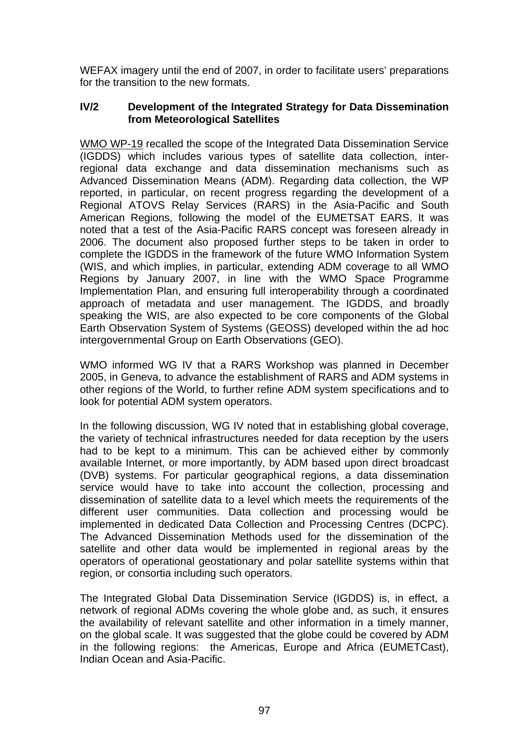WEFAX imagery until the end of 2007, in order to facilitate users' preparations for the transition to the new formats.

### IV/2 Development of the Integrated Strategy for Data Dissemination from Meteorological Satellites

WMO WP-19 recalled the scope of the Integrated Data Dissemination Service (IGDDS) which includes various types of satellite data collection, inter-regional data exchange and data dissemination mechanisms such as Advanced Dissemination Means (ADM). Regarding data collection, the WP reported, in particular, on recent progress regarding the development of a Regional ATOVS Relay Services (RARS) in the Asia-Pacific and South American Regions, following the model of the EUMETSAT EARS. It was noted that a test of the Asia-Pacific RARS concept was foreseen already in 2006. The document also proposed further steps to be taken in order to complete the IGDDS in the framework of the future WMO Information System (WIS, and which implies, in particular, extending ADM coverage to all WMO Regions by January 2007, in line with the WMO Space Programme Implementation Plan, and ensuring full interoperability through a coordinated approach of metadata and user management. The IGDDS, and broadly speaking the WIS, are also expected to be core components of the Global Earth Observation System of Systems (GEOSS) developed within the ad hoc intergovernmental Group on Earth Observations (GEO).

WMO informed WG IV that a RARS Workshop was planned in December 2005, in Geneva, to advance the establishment of RARS and ADM systems in other regions of the World, to further refine ADM system specifications and to look for potential ADM system operators.

In the following discussion, WG IV noted that in establishing global coverage, the variety of technical infrastructures needed for data reception by the users had to be kept to a minimum. This can be achieved either by commonly available Internet, or more importantly, by ADM based upon direct broadcast (DVB) systems. For particular geographical regions, a data dissemination service would have to take into account the collection, processing and dissemination of satellite data to a level which meets the requirements of the different user communities. Data collection and processing would be implemented in dedicated Data Collection and Processing Centres (DCPC). The Advanced Dissemination Methods used for the dissemination of the satellite and other data would be implemented in regional areas by the operators of operational geostationary and polar satellite systems within that region, or consortia including such operators.

The Integrated Global Data Dissemination Service (IGDDS) is, in effect, a network of regional ADMs covering the whole globe and, as such, it ensures the availability of relevant satellite and other information in a timely manner, on the global scale. It was suggested that the globe could be covered by ADM in the following regions: the Americas, Europe and Africa (EUMETCast), Indian Ocean and Asia-Pacific.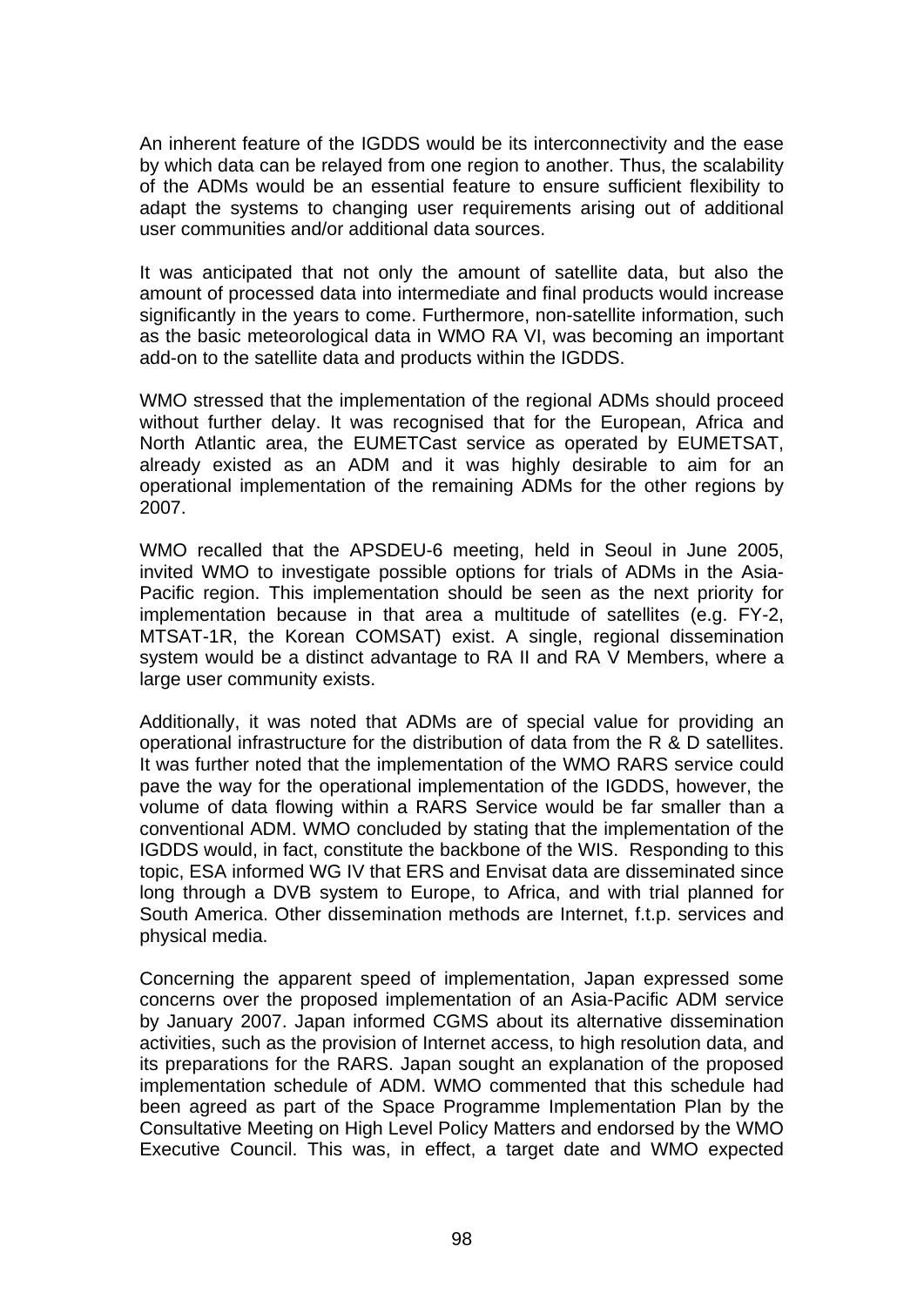An inherent feature of the IGDDS would be its interconnectivity and the ease by which data can be relayed from one region to another. Thus, the scalability of the ADMs would be an essential feature to ensure sufficient flexibility to adapt the systems to changing user requirements arising out of additional user communities and/or additional data sources.

It was anticipated that not only the amount of satellite data, but also the amount of processed data into intermediate and final products would increase significantly in the years to come. Furthermore, non-satellite information, such as the basic meteorological data in WMO RA VI, was becoming an important add-on to the satellite data and products within the IGDDS.

WMO stressed that the implementation of the regional ADMs should proceed without further delay. It was recognised that for the European, Africa and North Atlantic area, the EUMETCast service as operated by EUMETSAT, already existed as an ADM and it was highly desirable to aim for an operational implementation of the remaining ADMs for the other regions by 2007.

WMO recalled that the APSDEU-6 meeting, held in Seoul in June 2005, invited WMO to investigate possible options for trials of ADMs in the Asia-Pacific region. This implementation should be seen as the next priority for implementation because in that area a multitude of satellites (e.g. FY-2, MTSAT-1R, the Korean COMSAT) exist. A single, regional dissemination system would be a distinct advantage to RA II and RA V Members, where a large user community exists.

Additionally, it was noted that ADMs are of special value for providing an operational infrastructure for the distribution of data from the R & D satellites. It was further noted that the implementation of the WMO RARS service could pave the way for the operational implementation of the IGDDS, however, the volume of data flowing within a RARS Service would be far smaller than a conventional ADM. WMO concluded by stating that the implementation of the IGDDS would, in fact, constitute the backbone of the WIS. Responding to this topic, ESA informed WG IV that ERS and Envisat data are disseminated since long through a DVB system to Europe, to Africa, and with trial planned for South America. Other dissemination methods are Internet, f.t.p. services and physical media.

Concerning the apparent speed of implementation, Japan expressed some concerns over the proposed implementation of an Asia-Pacific ADM service by January 2007. Japan informed CGMS about its alternative dissemination activities, such as the provision of Internet access, to high resolution data, and its preparations for the RARS. Japan sought an explanation of the proposed implementation schedule of ADM. WMO commented that this schedule had been agreed as part of the Space Programme Implementation Plan by the Consultative Meeting on High Level Policy Matters and endorsed by the WMO Executive Council. This was, in effect, a target date and WMO expected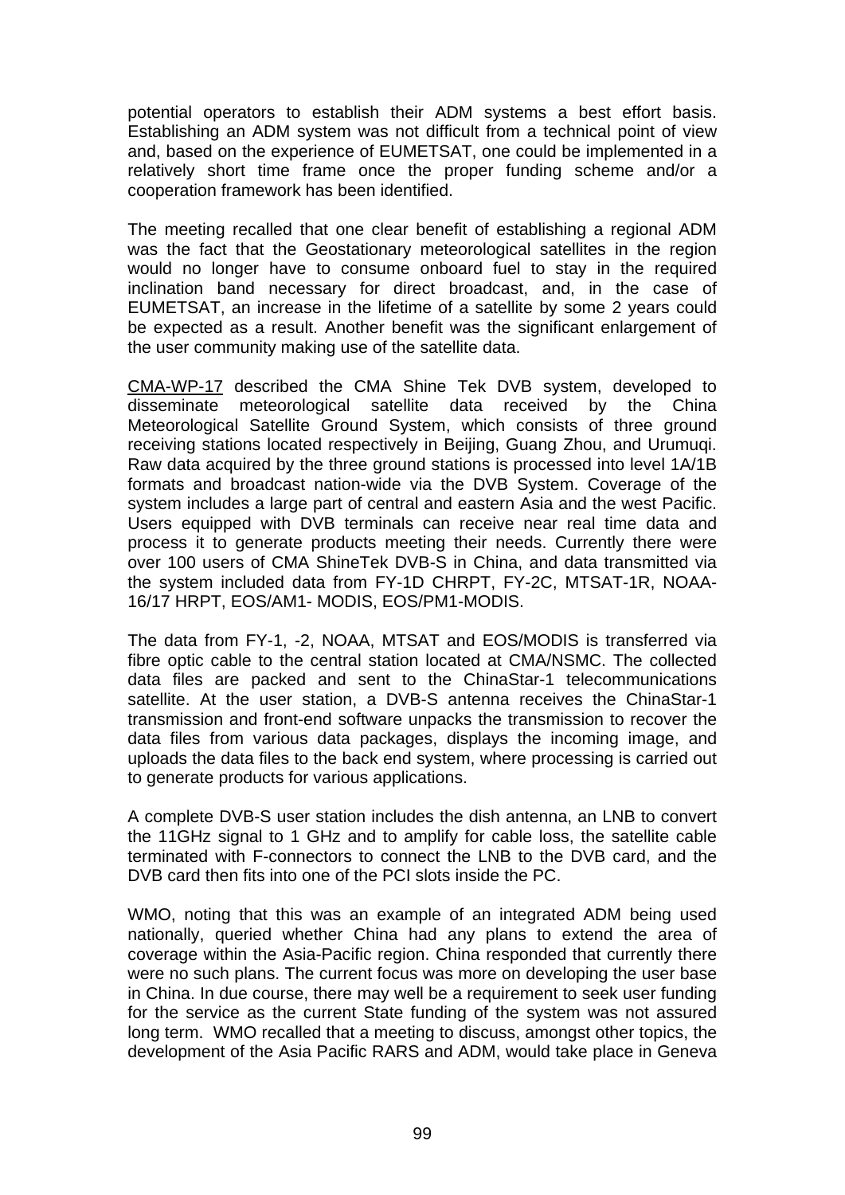potential operators to establish their ADM systems a best effort basis. Establishing an ADM system was not difficult from a technical point of view and, based on the experience of EUMETSAT, one could be implemented in a relatively short time frame once the proper funding scheme and/or a cooperation framework has been identified.

The meeting recalled that one clear benefit of establishing a regional ADM was the fact that the Geostationary meteorological satellites in the region would no longer have to consume onboard fuel to stay in the required inclination band necessary for direct broadcast, and, in the case of EUMETSAT, an increase in the lifetime of a satellite by some 2 years could be expected as a result. Another benefit was the significant enlargement of the user community making use of the satellite data.

CMA-WP-17 described the CMA Shine Tek DVB system, developed to disseminate meteorological satellite data received by the China Meteorological Satellite Ground System, which consists of three ground receiving stations located respectively in Beijing, Guang Zhou, and Urumuqi. Raw data acquired by the three ground stations is processed into level 1A/1B formats and broadcast nation-wide via the DVB System. Coverage of the system includes a large part of central and eastern Asia and the west Pacific. Users equipped with DVB terminals can receive near real time data and process it to generate products meeting their needs. Currently there were over 100 users of CMA ShineTek DVB-S in China, and data transmitted via the system included data from FY-1D CHRPT, FY-2C, MTSAT-1R, NOAA-16/17 HRPT, EOS/AM1- MODIS, EOS/PM1-MODIS.

The data from FY-1, -2, NOAA, MTSAT and EOS/MODIS is transferred via fibre optic cable to the central station located at CMA/NSMC. The collected data files are packed and sent to the ChinaStar-1 telecommunications satellite. At the user station, a DVB-S antenna receives the ChinaStar-1 transmission and front-end software unpacks the transmission to recover the data files from various data packages, displays the incoming image, and uploads the data files to the back end system, where processing is carried out to generate products for various applications.

A complete DVB-S user station includes the dish antenna, an LNB to convert the 11GHz signal to 1 GHz and to amplify for cable loss, the satellite cable terminated with F-connectors to connect the LNB to the DVB card, and the DVB card then fits into one of the PCI slots inside the PC.

WMO, noting that this was an example of an integrated ADM being used nationally, queried whether China had any plans to extend the area of coverage within the Asia-Pacific region. China responded that currently there were no such plans. The current focus was more on developing the user base in China. In due course, there may well be a requirement to seek user funding for the service as the current State funding of the system was not assured long term. WMO recalled that a meeting to discuss, amongst other topics, the development of the Asia Pacific RARS and ADM, would take place in Geneva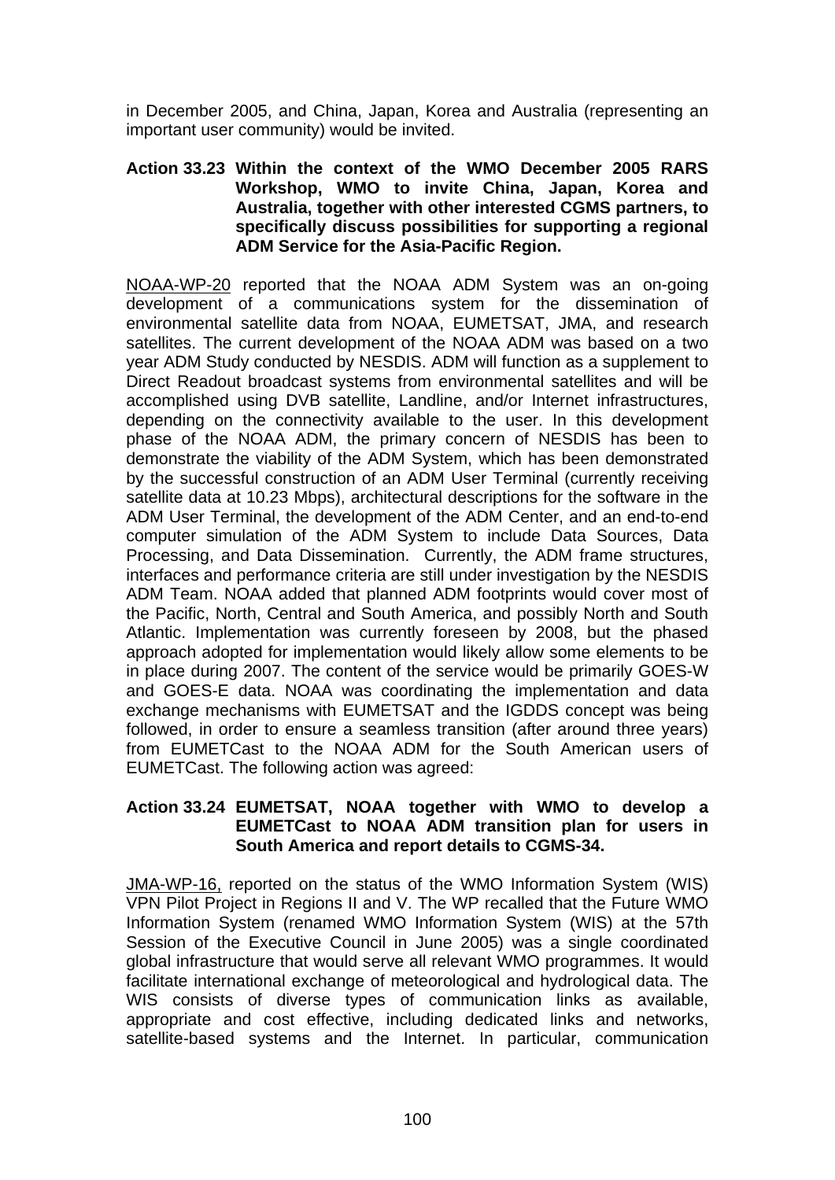in December 2005, and China, Japan, Korea and Australia (representing an important user community) would be invited.

**Action 33.23 Within the context of the WMO December 2005 RARS Workshop, WMO to invite China, Japan, Korea and Australia, together with other interested CGMS partners, to specifically discuss possibilities for supporting a regional ADM Service for the Asia-Pacific Region.**

NOAA-WP-20 reported that the NOAA ADM System was an on-going development of a communications system for the dissemination of environmental satellite data from NOAA, EUMETSAT, JMA, and research satellites. The current development of the NOAA ADM was based on a two year ADM Study conducted by NESDIS. ADM will function as a supplement to Direct Readout broadcast systems from environmental satellites and will be accomplished using DVB satellite, Landline, and/or Internet infrastructures, depending on the connectivity available to the user. In this development phase of the NOAA ADM, the primary concern of NESDIS has been to demonstrate the viability of the ADM System, which has been demonstrated by the successful construction of an ADM User Terminal (currently receiving satellite data at 10.23 Mbps), architectural descriptions for the software in the ADM User Terminal, the development of the ADM Center, and an end-to-end computer simulation of the ADM System to include Data Sources, Data Processing, and Data Dissemination. Currently, the ADM frame structures, interfaces and performance criteria are still under investigation by the NESDIS ADM Team. NOAA added that planned ADM footprints would cover most of the Pacific, North, Central and South America, and possibly North and South Atlantic. Implementation was currently foreseen by 2008, but the phased approach adopted for implementation would likely allow some elements to be in place during 2007. The content of the service would be primarily GOES-W and GOES-E data. NOAA was coordinating the implementation and data exchange mechanisms with EUMETSAT and the IGDDS concept was being followed, in order to ensure a seamless transition (after around three years) from EUMETCast to the NOAA ADM for the South American users of EUMETCast. The following action was agreed:

**Action 33.24 EUMETSAT, NOAA together with WMO to develop a EUMETCast to NOAA ADM transition plan for users in South America and report details to CGMS-34.**

JMA-WP-16, reported on the status of the WMO Information System (WIS) VPN Pilot Project in Regions II and V. The WP recalled that the Future WMO Information System (renamed WMO Information System (WIS) at the 57th Session of the Executive Council in June 2005) was a single coordinated global infrastructure that would serve all relevant WMO programmes. It would facilitate international exchange of meteorological and hydrological data. The WIS consists of diverse types of communication links as available, appropriate and cost effective, including dedicated links and networks, satellite-based systems and the Internet. In particular, communication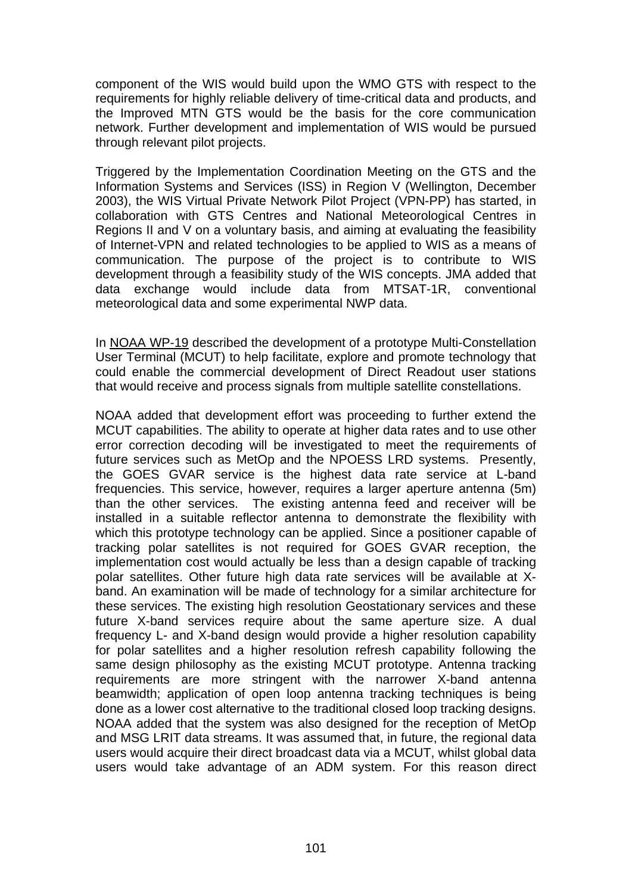component of the WIS would build upon the WMO GTS with respect to the requirements for highly reliable delivery of time-critical data and products, and the Improved MTN GTS would be the basis for the core communication network. Further development and implementation of WIS would be pursued through relevant pilot projects.

Triggered by the Implementation Coordination Meeting on the GTS and the Information Systems and Services (ISS) in Region V (Wellington, December 2003), the WIS Virtual Private Network Pilot Project (VPN-PP) has started, in collaboration with GTS Centres and National Meteorological Centres in Regions II and V on a voluntary basis, and aiming at evaluating the feasibility of Internet-VPN and related technologies to be applied to WIS as a means of communication. The purpose of the project is to contribute to WIS development through a feasibility study of the WIS concepts. JMA added that data exchange would include data from MTSAT-1R, conventional meteorological data and some experimental NWP data.

In NOAA WP-19 described the development of a prototype Multi-Constellation User Terminal (MCUT) to help facilitate, explore and promote technology that could enable the commercial development of Direct Readout user stations that would receive and process signals from multiple satellite constellations.

NOAA added that development effort was proceeding to further extend the MCUT capabilities. The ability to operate at higher data rates and to use other error correction decoding will be investigated to meet the requirements of future services such as MetOp and the NPOESS LRD systems. Presently, the GOES GVAR service is the highest data rate service at L-band frequencies. This service, however, requires a larger aperture antenna (5m) than the other services. The existing antenna feed and receiver will be installed in a suitable reflector antenna to demonstrate the flexibility with which this prototype technology can be applied. Since a positioner capable of tracking polar satellites is not required for GOES GVAR reception, the implementation cost would actually be less than a design capable of tracking polar satellites. Other future high data rate services will be available at X-band. An examination will be made of technology for a similar architecture for these services. The existing high resolution Geostationary services and these future X-band services require about the same aperture size. A dual frequency L- and X-band design would provide a higher resolution capability for polar satellites and a higher resolution refresh capability following the same design philosophy as the existing MCUT prototype. Antenna tracking requirements are more stringent with the narrower X-band antenna beamwidth; application of open loop antenna tracking techniques is being done as a lower cost alternative to the traditional closed loop tracking designs. NOAA added that the system was also designed for the reception of MetOp and MSG LRIT data streams. It was assumed that, in future, the regional data users would acquire their direct broadcast data via a MCUT, whilst global data users would take advantage of an ADM system. For this reason direct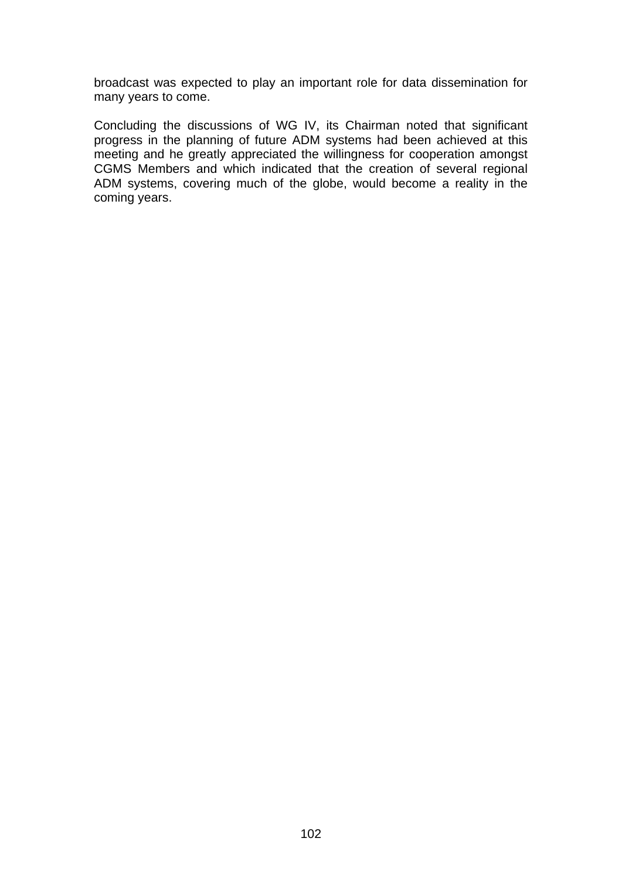broadcast was expected to play an important role for data dissemination for many years to come.

Concluding the discussions of WG IV, its Chairman noted that significant progress in the planning of future ADM systems had been achieved at this meeting and he greatly appreciated the willingness for cooperation amongst CGMS Members and which indicated that the creation of several regional ADM systems, covering much of the globe, would become a reality in the coming years.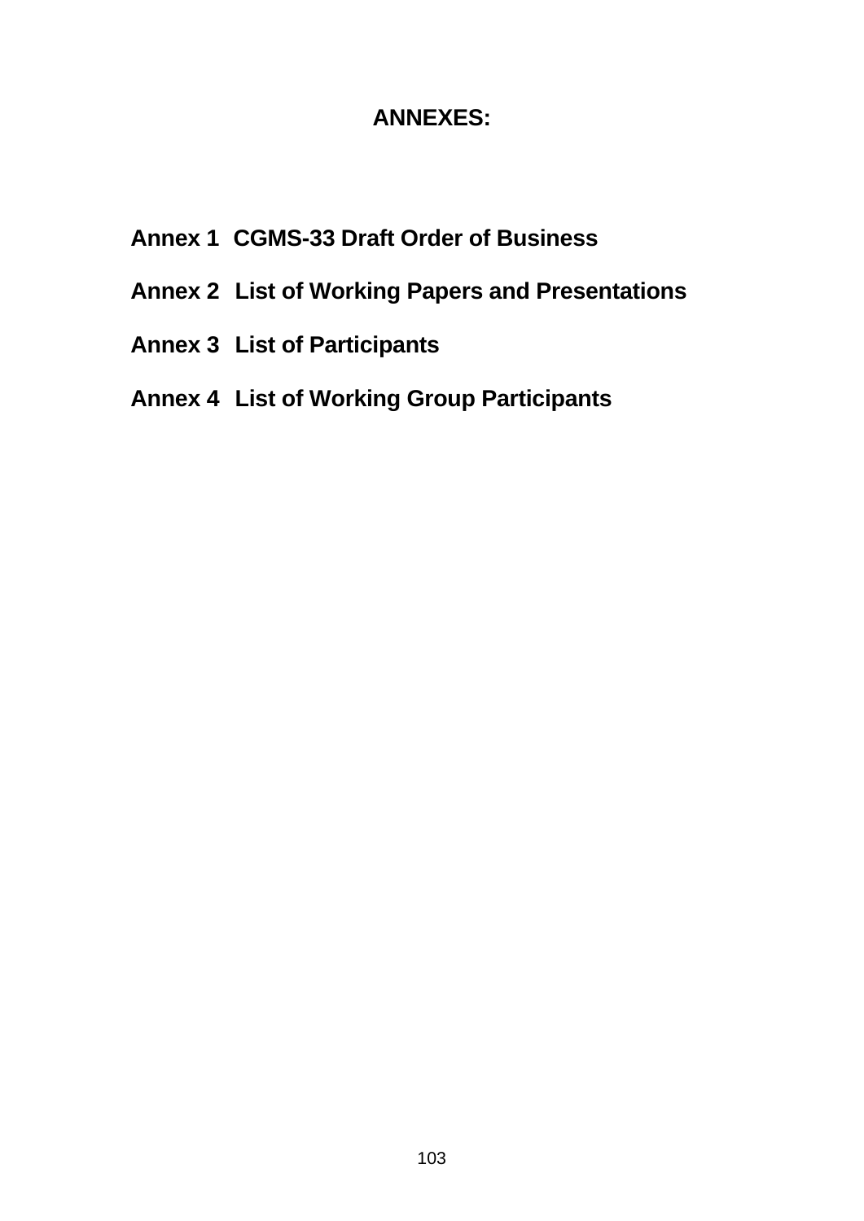# ANNEXES:

**Annex 1** **CGMS-33 Draft Order of Business**

**Annex 2** **List of Working Papers and Presentations**

**Annex 3** **List of Participants**

**Annex 4** **List of Working Group Participants**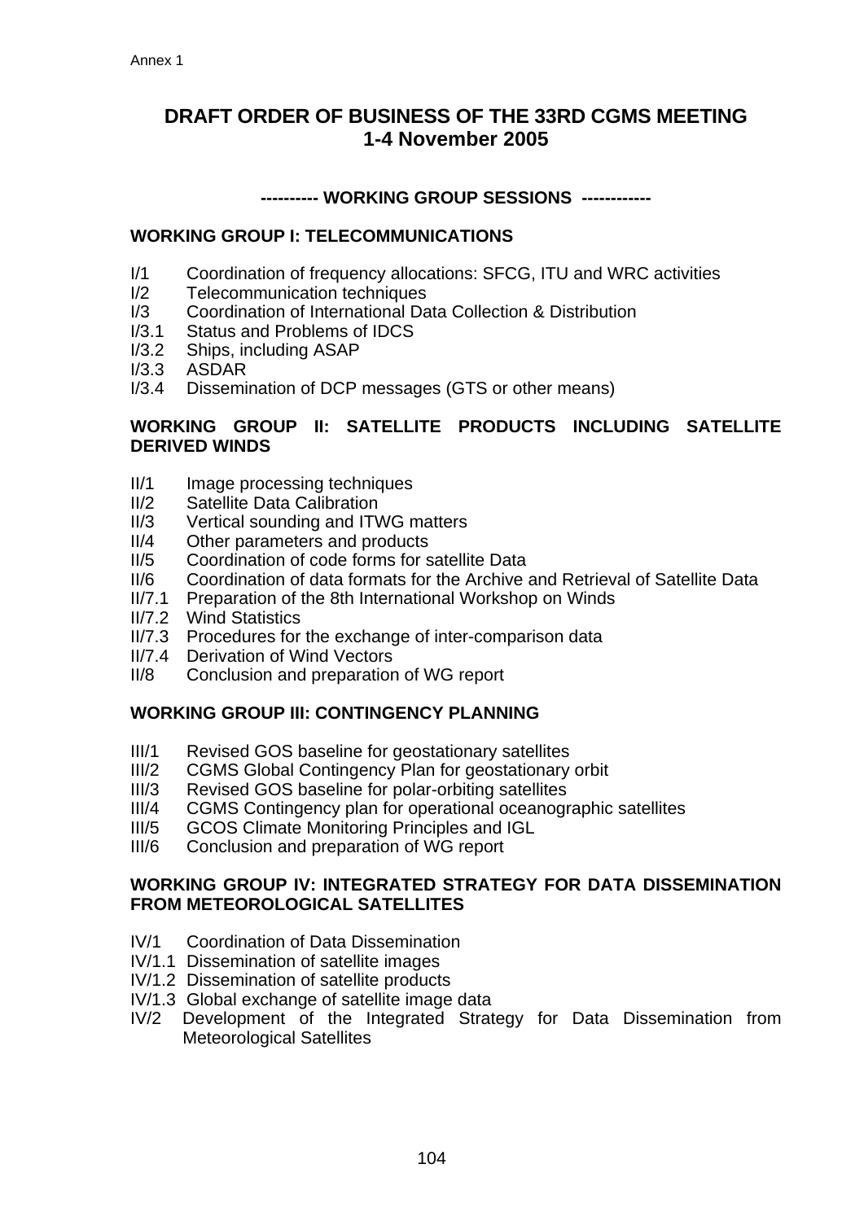Annex 1

# DRAFT ORDER OF BUSINESS OF THE 33RD CGMS MEETING
# 1-4 November 2005

**---------- WORKING GROUP SESSIONS ------------**

### WORKING GROUP I: TELECOMMUNICATIONS

I/1 Coordination of frequency allocations: SFCG, ITU and WRC activities
I/2 Telecommunication techniques
I/3 Coordination of International Data Collection & Distribution
I/3.1 Status and Problems of IDCS
I/3.2 Ships, including ASAP
I/3.3 ASDAR
I/3.4 Dissemination of DCP messages (GTS or other means)

### WORKING GROUP II: SATELLITE PRODUCTS INCLUDING SATELLITE DERIVED WINDS

II/1 Image processing techniques
II/2 Satellite Data Calibration
II/3 Vertical sounding and ITWG matters
II/4 Other parameters and products
II/5 Coordination of code forms for satellite Data
II/6 Coordination of data formats for the Archive and Retrieval of Satellite Data
II/7.1 Preparation of the 8th International Workshop on Winds
II/7.2 Wind Statistics
II/7.3 Procedures for the exchange of inter-comparison data
II/7.4 Derivation of Wind Vectors
II/8 Conclusion and preparation of WG report

### WORKING GROUP III: CONTINGENCY PLANNING

III/1 Revised GOS baseline for geostationary satellites
III/2 CGMS Global Contingency Plan for geostationary orbit
III/3 Revised GOS baseline for polar-orbiting satellites
III/4 CGMS Contingency plan for operational oceanographic satellites
III/5 GCOS Climate Monitoring Principles and IGL
III/6 Conclusion and preparation of WG report

### WORKING GROUP IV: INTEGRATED STRATEGY FOR DATA DISSEMINATION FROM METEOROLOGICAL SATELLITES

IV/1 Coordination of Data Dissemination
IV/1.1 Dissemination of satellite images
IV/1.2 Dissemination of satellite products
IV/1.3 Global exchange of satellite image data
IV/2 Development of the Integrated Strategy for Data Dissemination from Meteorological Satellites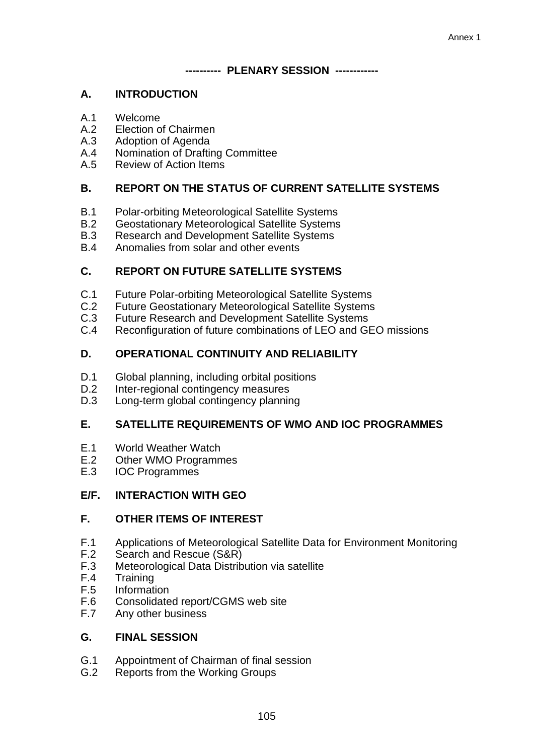Annex 1

**---------- PLENARY SESSION ------------**

## A. INTRODUCTION

A.1 Welcome
A.2 Election of Chairmen
A.3 Adoption of Agenda
A.4 Nomination of Drafting Committee
A.5 Review of Action Items

## B. REPORT ON THE STATUS OF CURRENT SATELLITE SYSTEMS

B.1 Polar-orbiting Meteorological Satellite Systems
B.2 Geostationary Meteorological Satellite Systems
B.3 Research and Development Satellite Systems
B.4 Anomalies from solar and other events

## C. REPORT ON FUTURE SATELLITE SYSTEMS

C.1 Future Polar-orbiting Meteorological Satellite Systems
C.2 Future Geostationary Meteorological Satellite Systems
C.3 Future Research and Development Satellite Systems
C.4 Reconfiguration of future combinations of LEO and GEO missions

## D. OPERATIONAL CONTINUITY AND RELIABILITY

D.1 Global planning, including orbital positions
D.2 Inter-regional contingency measures
D.3 Long-term global contingency planning

## E. SATELLITE REQUIREMENTS OF WMO AND IOC PROGRAMMES

E.1 World Weather Watch
E.2 Other WMO Programmes
E.3 IOC Programmes

## E/F. INTERACTION WITH GEO

## F. OTHER ITEMS OF INTEREST

F.1 Applications of Meteorological Satellite Data for Environment Monitoring
F.2 Search and Rescue (S&R)
F.3 Meteorological Data Distribution via satellite
F.4 Training
F.5 Information
F.6 Consolidated report/CGMS web site
F.7 Any other business

## G. FINAL SESSION

G.1 Appointment of Chairman of final session
G.2 Reports from the Working Groups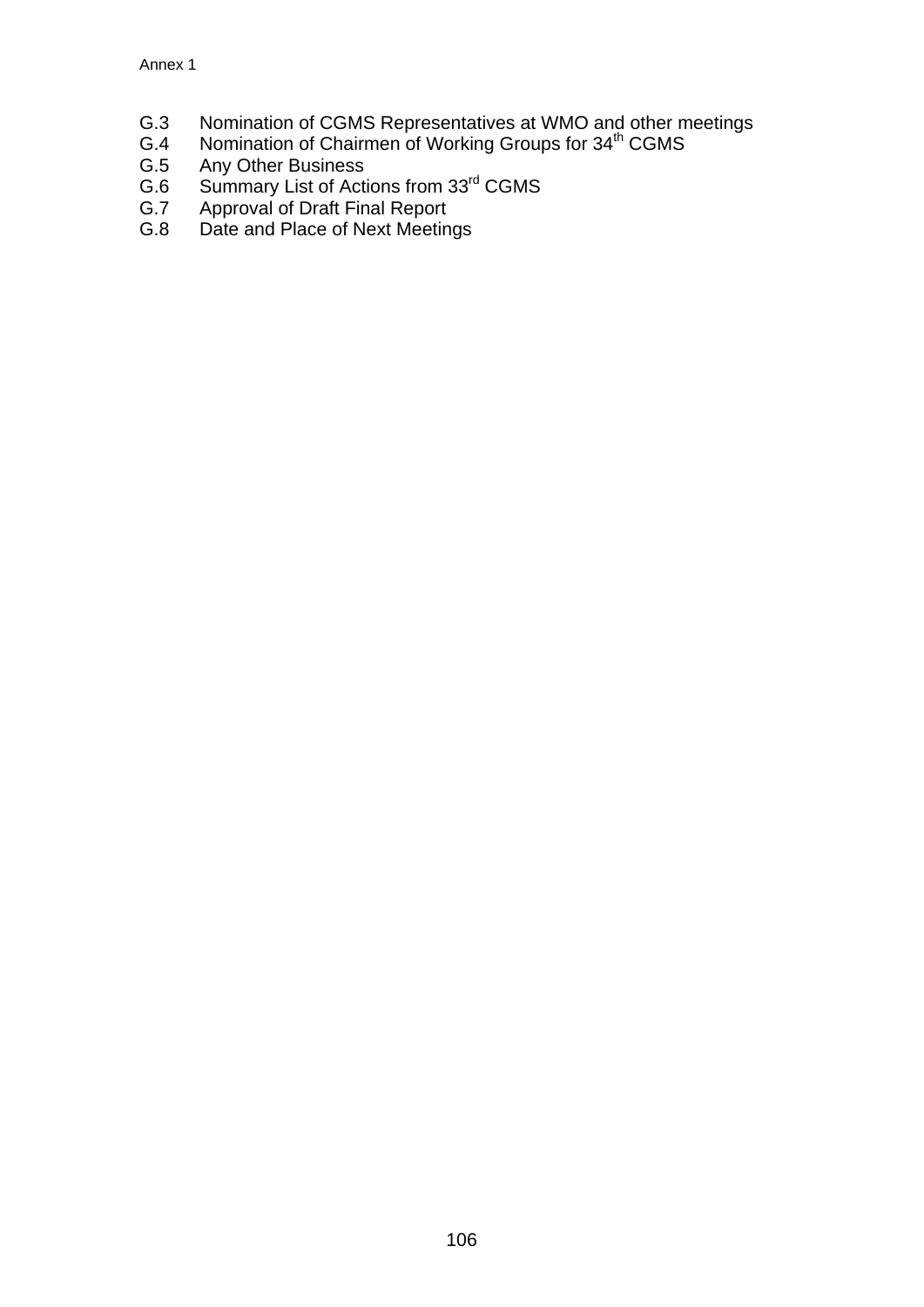G.3 Nomination of CGMS Representatives at WMO and other meetings
G.4 Nomination of Chairmen of Working Groups for 34th CGMS
G.5 Any Other Business
G.6 Summary List of Actions from 33rd CGMS
G.7 Approval of Draft Final Report
G.8 Date and Place of Next Meetings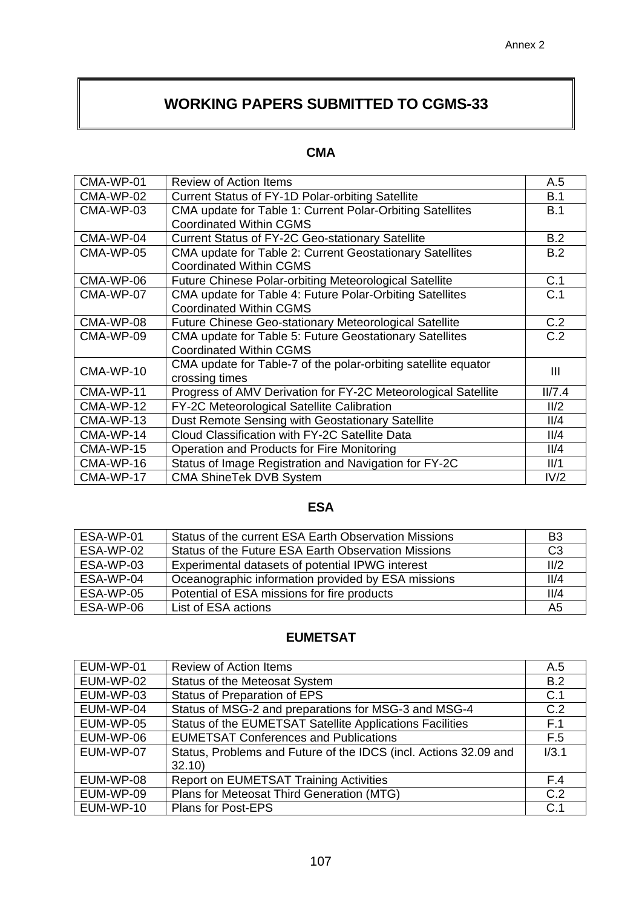Annex 2

# WORKING PAPERS SUBMITTED TO CGMS-33

## CMA

| | | |
|---|---|---|
| CMA-WP-01 | Review of Action Items | A.5 |
| CMA-WP-02 | Current Status of FY-1D Polar-orbiting Satellite | B.1 |
| CMA-WP-03 | CMA update for Table 1: Current Polar-Orbiting Satellites Coordinated Within CGMS | B.1 |
| CMA-WP-04 | Current Status of FY-2C Geo-stationary Satellite | B.2 |
| CMA-WP-05 | CMA update for Table 2: Current Geostationary Satellites Coordinated Within CGMS | B.2 |
| CMA-WP-06 | Future Chinese Polar-orbiting Meteorological Satellite | C.1 |
| CMA-WP-07 | CMA update for Table 4: Future Polar-Orbiting Satellites Coordinated Within CGMS | C.1 |
| CMA-WP-08 | Future Chinese Geo-stationary Meteorological Satellite | C.2 |
| CMA-WP-09 | CMA update for Table 5: Future Geostationary Satellites Coordinated Within CGMS | C.2 |
| CMA-WP-10 | CMA update for Table-7 of the polar-orbiting satellite equator crossing times | III |
| CMA-WP-11 | Progress of AMV Derivation for FY-2C Meteorological Satellite | II/7.4 |
| CMA-WP-12 | FY-2C Meteorological Satellite Calibration | II/2 |
| CMA-WP-13 | Dust Remote Sensing with Geostationary Satellite | II/4 |
| CMA-WP-14 | Cloud Classification with FY-2C Satellite Data | II/4 |
| CMA-WP-15 | Operation and Products for Fire Monitoring | II/4 |
| CMA-WP-16 | Status of Image Registration and Navigation for FY-2C | II/1 |
| CMA-WP-17 | CMA ShineTek DVB System | IV/2 |

## ESA

| | | |
|---|---|---|
| ESA-WP-01 | Status of the current ESA Earth Observation Missions | B3 |
| ESA-WP-02 | Status of the Future ESA Earth Observation Missions | C3 |
| ESA-WP-03 | Experimental datasets of potential IPWG interest | II/2 |
| ESA-WP-04 | Oceanographic information provided by ESA missions | II/4 |
| ESA-WP-05 | Potential of ESA missions for fire products | II/4 |
| ESA-WP-06 | List of ESA actions | A5 |

## EUMETSAT

| | | |
|---|---|---|
| EUM-WP-01 | Review of Action Items | A.5 |
| EUM-WP-02 | Status of the Meteosat System | B.2 |
| EUM-WP-03 | Status of Preparation of EPS | C.1 |
| EUM-WP-04 | Status of MSG-2 and preparations for MSG-3 and MSG-4 | C.2 |
| EUM-WP-05 | Status of the EUMETSAT Satellite Applications Facilities | F.1 |
| EUM-WP-06 | EUMETSAT Conferences and Publications | F.5 |
| EUM-WP-07 | Status, Problems and Future of the IDCS (incl. Actions 32.09 and 32.10) | I/3.1 |
| EUM-WP-08 | Report on EUMETSAT Training Activities | F.4 |
| EUM-WP-09 | Plans for Meteosat Third Generation (MTG) | C.2 |
| EUM-WP-10 | Plans for Post-EPS | C.1 |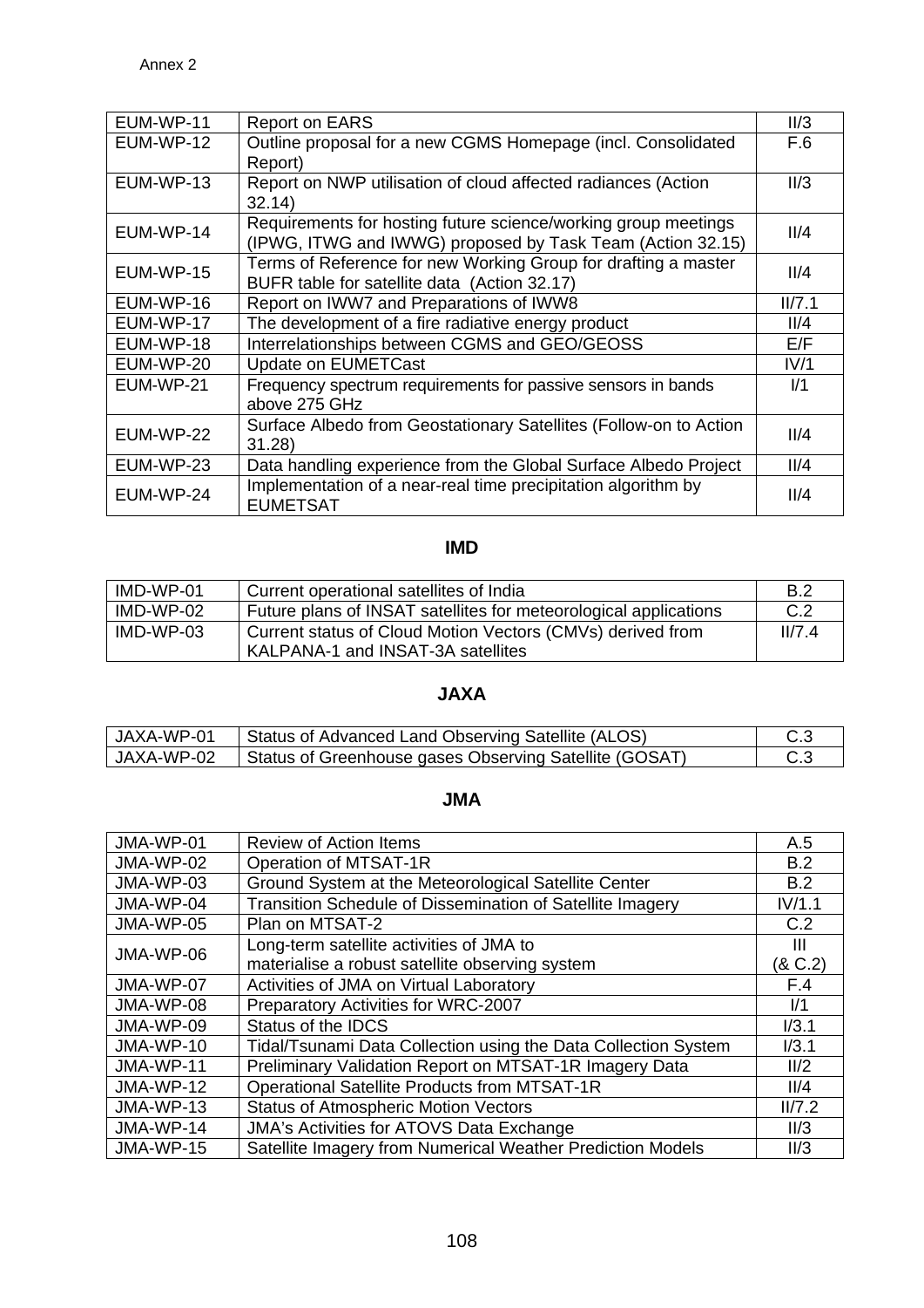Annex 2

| EUM-WP-11 | Report on EARS | II/3 |
|---|---|---|
| EUM-WP-12 | Outline proposal for a new CGMS Homepage (incl. Consolidated Report) | F.6 |
| EUM-WP-13 | Report on NWP utilisation of cloud affected radiances (Action 32.14) | II/3 |
| EUM-WP-14 | Requirements for hosting future science/working group meetings (IPWG, ITWG and IWWG) proposed by Task Team (Action 32.15) | II/4 |
| EUM-WP-15 | Terms of Reference for new Working Group for drafting a master BUFR table for satellite data (Action 32.17) | II/4 |
| EUM-WP-16 | Report on IWW7 and Preparations of IWW8 | II/7.1 |
| EUM-WP-17 | The development of a fire radiative energy product | II/4 |
| EUM-WP-18 | Interrelationships between CGMS and GEO/GEOSS | E/F |
| EUM-WP-20 | Update on EUMETCast | IV/1 |
| EUM-WP-21 | Frequency spectrum requirements for passive sensors in bands above 275 GHz | I/1 |
| EUM-WP-22 | Surface Albedo from Geostationary Satellites (Follow-on to Action 31.28) | II/4 |
| EUM-WP-23 | Data handling experience from the Global Surface Albedo Project | II/4 |
| EUM-WP-24 | Implementation of a near-real time precipitation algorithm by EUMETSAT | II/4 |

## IMD

| IMD-WP-01 | Current operational satellites of India | B.2 |
|---|---|---|
| IMD-WP-02 | Future plans of INSAT satellites for meteorological applications | C.2 |
| IMD-WP-03 | Current status of Cloud Motion Vectors (CMVs) derived from KALPANA-1 and INSAT-3A satellites | II/7.4 |

## JAXA

| JAXA-WP-01 | Status of Advanced Land Observing Satellite (ALOS) | C.3 |
|---|---|---|
| JAXA-WP-02 | Status of Greenhouse gases Observing Satellite (GOSAT) | C.3 |

## JMA

| JMA-WP-01 | Review of Action Items | A.5 |
|---|---|---|
| JMA-WP-02 | Operation of MTSAT-1R | B.2 |
| JMA-WP-03 | Ground System at the Meteorological Satellite Center | B.2 |
| JMA-WP-04 | Transition Schedule of Dissemination of Satellite Imagery | IV/1.1 |
| JMA-WP-05 | Plan on MTSAT-2 | C.2 |
| JMA-WP-06 | Long-term satellite activities of JMA to materialise a robust satellite observing system | III (& C.2) |
| JMA-WP-07 | Activities of JMA on Virtual Laboratory | F.4 |
| JMA-WP-08 | Preparatory Activities for WRC-2007 | I/1 |
| JMA-WP-09 | Status of the IDCS | I/3.1 |
| JMA-WP-10 | Tidal/Tsunami Data Collection using the Data Collection System | I/3.1 |
| JMA-WP-11 | Preliminary Validation Report on MTSAT-1R Imagery Data | II/2 |
| JMA-WP-12 | Operational Satellite Products from MTSAT-1R | II/4 |
| JMA-WP-13 | Status of Atmospheric Motion Vectors | II/7.2 |
| JMA-WP-14 | JMA's Activities for ATOVS Data Exchange | II/3 |
| JMA-WP-15 | Satellite Imagery from Numerical Weather Prediction Models | II/3 |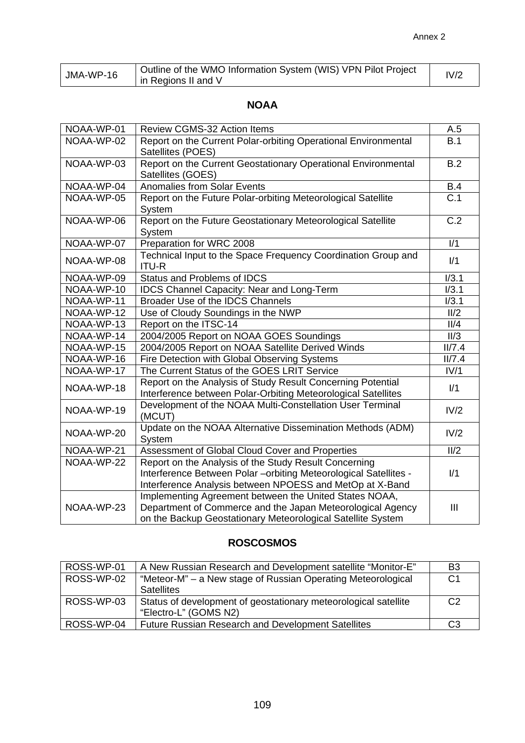| JMA-WP-16 | Outline of the WMO Information System (WIS) VPN Pilot Project in Regions II and V | IV/2 |
|---|---|---|

## NOAA

| NOAA-WP-01 | Review CGMS-32 Action Items | A.5 |
|---|---|---|
| NOAA-WP-02 | Report on the Current Polar-orbiting Operational Environmental Satellites (POES) | B.1 |
| NOAA-WP-03 | Report on the Current Geostationary Operational Environmental Satellites (GOES) | B.2 |
| NOAA-WP-04 | Anomalies from Solar Events | B.4 |
| NOAA-WP-05 | Report on the Future Polar-orbiting Meteorological Satellite System | C.1 |
| NOAA-WP-06 | Report on the Future Geostationary Meteorological Satellite System | C.2 |
| NOAA-WP-07 | Preparation for WRC 2008 | I/1 |
| NOAA-WP-08 | Technical Input to the Space Frequency Coordination Group and ITU-R | I/1 |
| NOAA-WP-09 | Status and Problems of IDCS | I/3.1 |
| NOAA-WP-10 | IDCS Channel Capacity: Near and Long-Term | I/3.1 |
| NOAA-WP-11 | Broader Use of the IDCS Channels | I/3.1 |
| NOAA-WP-12 | Use of Cloudy Soundings in the NWP | II/2 |
| NOAA-WP-13 | Report on the ITSC-14 | II/4 |
| NOAA-WP-14 | 2004/2005 Report on NOAA GOES Soundings | II/3 |
| NOAA-WP-15 | 2004/2005 Report on NOAA Satellite Derived Winds | II/7.4 |
| NOAA-WP-16 | Fire Detection with Global Observing Systems | II/7.4 |
| NOAA-WP-17 | The Current Status of the GOES LRIT Service | IV/1 |
| NOAA-WP-18 | Report on the Analysis of Study Result Concerning Potential Interference between Polar-Orbiting Meteorological Satellites | I/1 |
| NOAA-WP-19 | Development of the NOAA Multi-Constellation User Terminal (MCUT) | IV/2 |
| NOAA-WP-20 | Update on the NOAA Alternative Dissemination Methods (ADM) System | IV/2 |
| NOAA-WP-21 | Assessment of Global Cloud Cover and Properties | II/2 |
| NOAA-WP-22 | Report on the Analysis of the Study Result Concerning Interference Between Polar –orbiting Meteorological Satellites - Interference Analysis between NPOESS and MetOp at X-Band | I/1 |
| NOAA-WP-23 | Implementing Agreement between the United States NOAA, Department of Commerce and the Japan Meteorological Agency on the Backup Geostationary Meteorological Satellite System | III |

## ROSCOSMOS

| ROSS-WP-01 | A New Russian Research and Development satellite “Monitor-E” | B3 |
|---|---|---|
| ROSS-WP-02 | “Meteor-M” – a New stage of Russian Operating Meteorological Satellites | C1 |
| ROSS-WP-03 | Status of development of geostationary meteorological satellite “Electro-L” (GOMS N2) | C2 |
| ROSS-WP-04 | Future Russian Research and Development Satellites | C3 |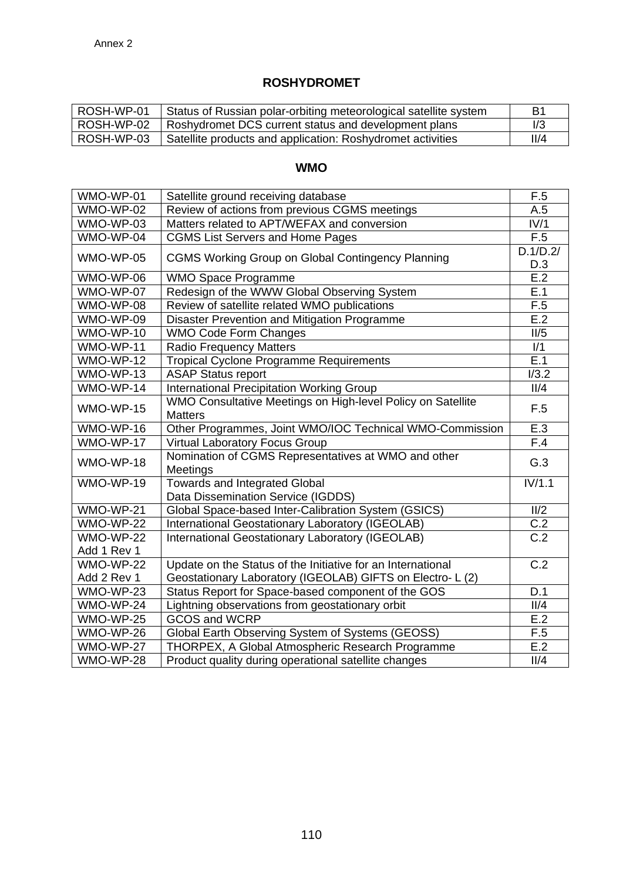Annex 2

## ROSHYDROMET

| | | |
|---|---|---|
| ROSH-WP-01 | Status of Russian polar-orbiting meteorological satellite system | B1 |
| ROSH-WP-02 | Roshydromet DCS current status and development plans | I/3 |
| ROSH-WP-03 | Satellite products and application: Roshydromet activities | II/4 |

## WMO

| | | |
|---|---|---|
| WMO-WP-01 | Satellite ground receiving database | F.5 |
| WMO-WP-02 | Review of actions from previous CGMS meetings | A.5 |
| WMO-WP-03 | Matters related to APT/WEFAX and conversion | IV/1 |
| WMO-WP-04 | CGMS List Servers and Home Pages | F.5 |
| WMO-WP-05 | CGMS Working Group on Global Contingency Planning | D.1/D.2/ D.3 |
| WMO-WP-06 | WMO Space Programme | E.2 |
| WMO-WP-07 | Redesign of the WWW Global Observing System | E.1 |
| WMO-WP-08 | Review of satellite related WMO publications | F.5 |
| WMO-WP-09 | Disaster Prevention and Mitigation Programme | E.2 |
| WMO-WP-10 | WMO Code Form Changes | II/5 |
| WMO-WP-11 | Radio Frequency Matters | I/1 |
| WMO-WP-12 | Tropical Cyclone Programme Requirements | E.1 |
| WMO-WP-13 | ASAP Status report | I/3.2 |
| WMO-WP-14 | International Precipitation Working Group | II/4 |
| WMO-WP-15 | WMO Consultative Meetings on High-level Policy on Satellite Matters | F.5 |
| WMO-WP-16 | Other Programmes, Joint WMO/IOC Technical WMO-Commission | E.3 |
| WMO-WP-17 | Virtual Laboratory Focus Group | F.4 |
| WMO-WP-18 | Nomination of CGMS Representatives at WMO and other Meetings | G.3 |
| WMO-WP-19 | Towards and Integrated Global Data Dissemination Service (IGDDS) | IV/1.1 |
| WMO-WP-21 | Global Space-based Inter-Calibration System (GSICS) | II/2 |
| WMO-WP-22 | International Geostationary Laboratory (IGEOLAB) | C.2 |
| WMO-WP-22 Add 1 Rev 1 | International Geostationary Laboratory (IGEOLAB) | C.2 |
| WMO-WP-22 Add 2 Rev 1 | Update on the Status of the Initiative for an International Geostationary Laboratory (IGEOLAB) GIFTS on Electro- L (2) | C.2 |
| WMO-WP-23 | Status Report for Space-based component of the GOS | D.1 |
| WMO-WP-24 | Lightning observations from geostationary orbit | II/4 |
| WMO-WP-25 | GCOS and WCRP | E.2 |
| WMO-WP-26 | Global Earth Observing System of Systems (GEOSS) | F.5 |
| WMO-WP-27 | THORPEX, A Global Atmospheric Research Programme | E.2 |
| WMO-WP-28 | Product quality during operational satellite changes | II/4 |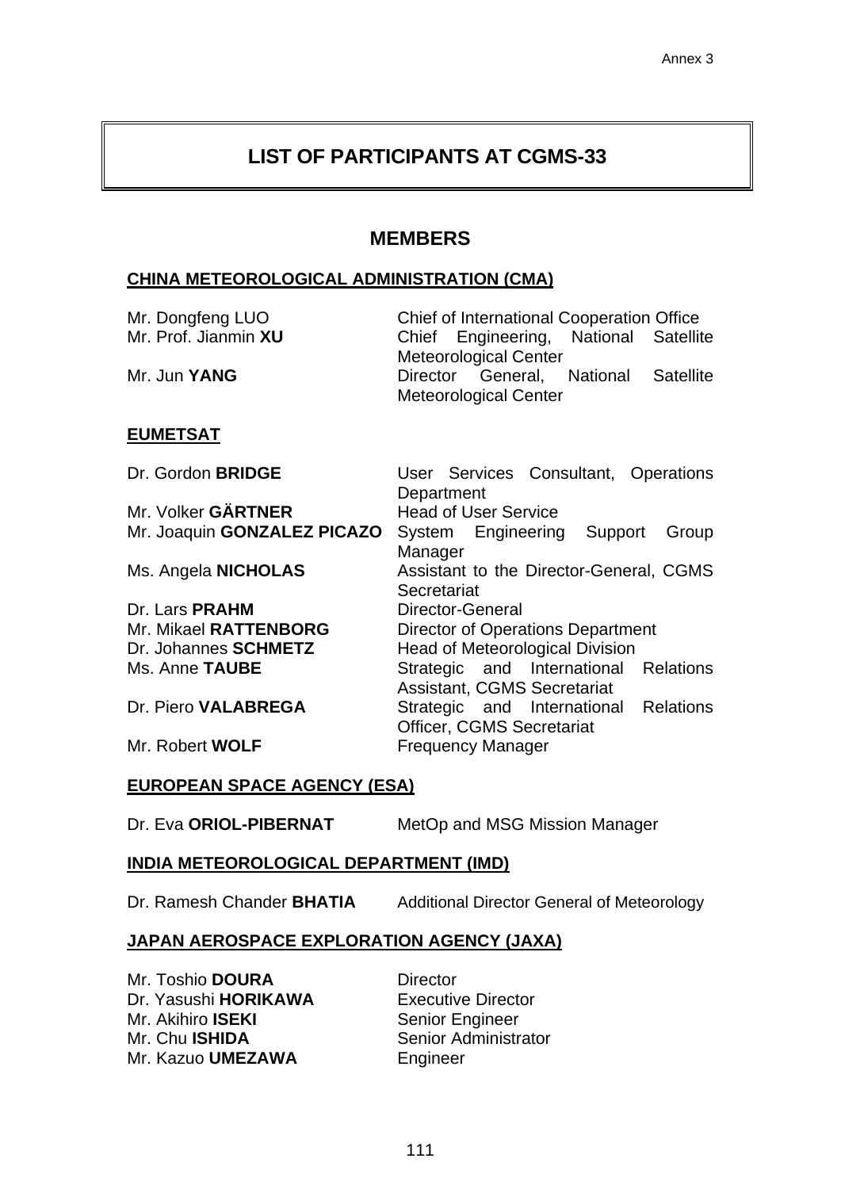# LIST OF PARTICIPANTS AT CGMS-33

## MEMBERS

### CHINA METEOROLOGICAL ADMINISTRATION (CMA)

| | |
|---|---|
| Mr. Dongfeng LUO | Chief of International Cooperation Office |
| Mr. Prof. Jianmin **XU** | Chief Engineering, National Satellite Meteorological Center |
| Mr. Jun **YANG** | Director General, National Satellite Meteorological Center |

### EUMETSAT

| | |
|---|---|
| Dr. Gordon **BRIDGE** | User Services Consultant, Operations Department |
| Mr. Volker **GÄRTNER** | Head of User Service |
| Mr. Joaquin **GONZALEZ PICAZO** | System Engineering Support Group Manager |
| Ms. Angela **NICHOLAS** | Assistant to the Director-General, CGMS Secretariat |
| Dr. Lars **PRAHM** | Director-General |
| Mr. Mikael **RATTENBORG** | Director of Operations Department |
| Dr. Johannes **SCHMETZ** | Head of Meteorological Division |
| Ms. Anne **TAUBE** | Strategic and International Relations Assistant, CGMS Secretariat |
| Dr. Piero **VALABREGA** | Strategic and International Relations Officer, CGMS Secretariat |
| Mr. Robert **WOLF** | Frequency Manager |

### EUROPEAN SPACE AGENCY (ESA)

| | |
|---|---|
| Dr. Eva **ORIOL-PIBERNAT** | MetOp and MSG Mission Manager |

### INDIA METEOROLOGICAL DEPARTMENT (IMD)

| | |
|---|---|
| Dr. Ramesh Chander **BHATIA** | Additional Director General of Meteorology |

### JAPAN AEROSPACE EXPLORATION AGENCY (JAXA)

| | |
|---|---|
| Mr. Toshio **DOURA** | Director |
| Dr. Yasushi **HORIKAWA** | Executive Director |
| Mr. Akihiro **ISEKI** | Senior Engineer |
| Mr. Chu **ISHIDA** | Senior Administrator |
| Mr. Kazuo **UMEZAWA** | Engineer |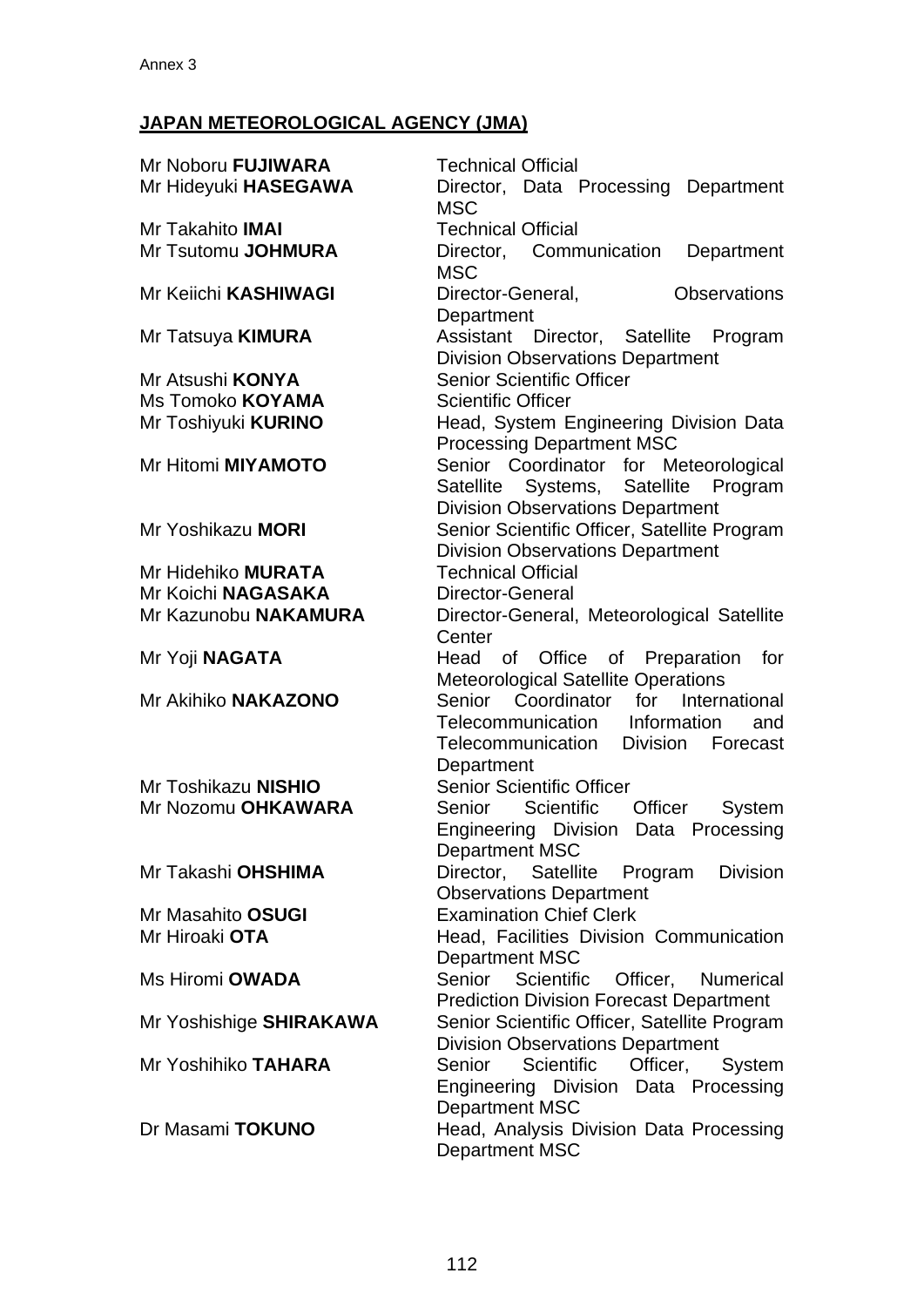Annex 3

**JAPAN METEOROLOGICAL AGENCY (JMA)**

| | |
|---|---|
| Mr Noboru **FUJIWARA** | Technical Official |
| Mr Hideyuki **HASEGAWA** | Director, Data Processing Department MSC |
| Mr Takahito **IMAI** | Technical Official |
| Mr Tsutomu **JOHMURA** | Director, Communication Department MSC |
| Mr Keiichi **KASHIWAGI** | Director-General, Observations Department |
| Mr Tatsuya **KIMURA** | Assistant Director, Satellite Program Division Observations Department |
| Mr Atsushi **KONYA** | Senior Scientific Officer |
| Ms Tomoko **KOYAMA** | Scientific Officer |
| Mr Toshiyuki **KURINO** | Head, System Engineering Division Data Processing Department MSC |
| Mr Hitomi **MIYAMOTO** | Senior Coordinator for Meteorological Satellite Systems, Satellite Program Division Observations Department |
| Mr Yoshikazu **MORI** | Senior Scientific Officer, Satellite Program Division Observations Department |
| Mr Hidehiko **MURATA** | Technical Official |
| Mr Koichi **NAGASAKA** | Director-General |
| Mr Kazunobu **NAKAMURA** | Director-General, Meteorological Satellite Center |
| Mr Yoji **NAGATA** | Head of Office of Preparation for Meteorological Satellite Operations |
| Mr Akihiko **NAKAZONO** | Senior Coordinator for International Telecommunication Information and Telecommunication Division Forecast Department |
| Mr Toshikazu **NISHIO** | Senior Scientific Officer |
| Mr Nozomu **OHKAWARA** | Senior Scientific Officer System Engineering Division Data Processing Department MSC |
| Mr Takashi **OHSHIMA** | Director, Satellite Program Division Observations Department |
| Mr Masahito **OSUGI** | Examination Chief Clerk |
| Mr Hiroaki **OTA** | Head, Facilities Division Communication Department MSC |
| Ms Hiromi **OWADA** | Senior Scientific Officer, Numerical Prediction Division Forecast Department |
| Mr Yoshishige **SHIRAKAWA** | Senior Scientific Officer, Satellite Program Division Observations Department |
| Mr Yoshihiko **TAHARA** | Senior Scientific Officer, System Engineering Division Data Processing Department MSC |
| Dr Masami **TOKUNO** | Head, Analysis Division Data Processing Department MSC |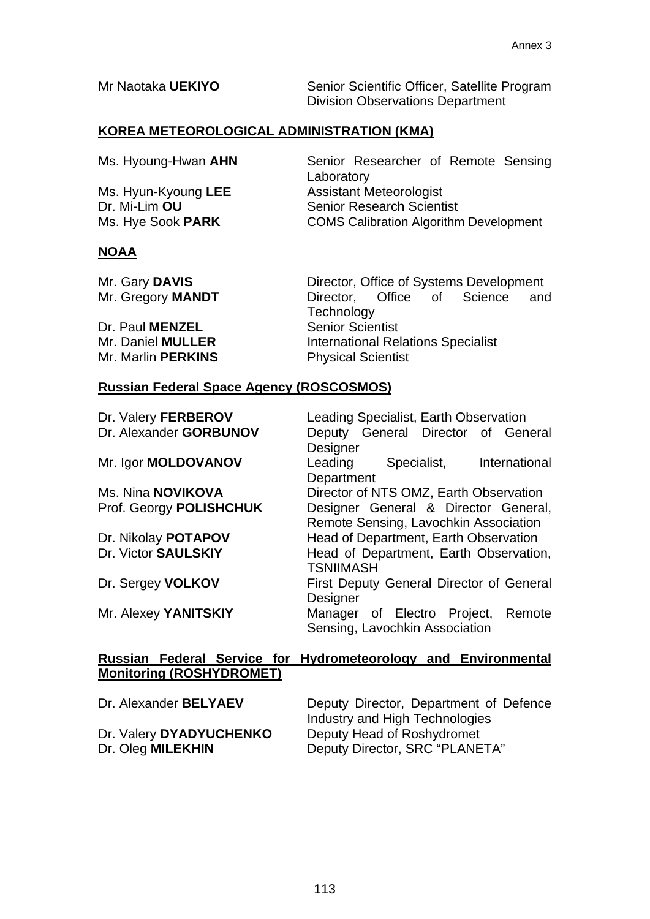| | |
|---|---|
| Mr Naotaka **UEKIYO** | Senior Scientific Officer, Satellite Program Division Observations Department |

**KOREA METEOROLOGICAL ADMINISTRATION (KMA)**

| | |
|---|---|
| Ms. Hyoung-Hwan **AHN** | Senior Researcher of Remote Sensing Laboratory |
| Ms. Hyun-Kyoung **LEE** | Assistant Meteorologist |
| Dr. Mi-Lim **OU** | Senior Research Scientist |
| Ms. Hye Sook **PARK** | COMS Calibration Algorithm Development |

**NOAA**

| | |
|---|---|
| Mr. Gary **DAVIS** | Director, Office of Systems Development |
| Mr. Gregory **MANDT** | Director, Office of Science and Technology |
| Dr. Paul **MENZEL** | Senior Scientist |
| Mr. Daniel **MULLER** | International Relations Specialist |
| Mr. Marlin **PERKINS** | Physical Scientist |

**Russian Federal Space Agency (ROSCOSMOS)**

| | |
|---|---|
| Dr. Valery **FERBEROV** | Leading Specialist, Earth Observation |
| Dr. Alexander **GORBUNOV** | Deputy General Director of General Designer |
| Mr. Igor **MOLDOVANOV** | Leading Specialist, International Department |
| Ms. Nina **NOVIKOVA** | Director of NTS OMZ, Earth Observation |
| Prof. Georgy **POLISHCHUK** | Designer General & Director General, Remote Sensing, Lavochkin Association |
| Dr. Nikolay **POTAPOV** | Head of Department, Earth Observation |
| Dr. Victor **SAULSKIY** | Head of Department, Earth Observation, TSNIIMASH |
| Dr. Sergey **VOLKOV** | First Deputy General Director of General Designer |
| Mr. Alexey **YANITSKIY** | Manager of Electro Project, Remote Sensing, Lavochkin Association |

**Russian Federal Service for Hydrometeorology and Environmental Monitoring (ROSHYDROMET)**

| | |
|---|---|
| Dr. Alexander **BELYAEV** | Deputy Director, Department of Defence Industry and High Technologies |
| Dr. Valery **DYADYUCHENKO** | Deputy Head of Roshydromet |
| Dr. Oleg **MILEKHIN** | Deputy Director, SRC "PLANETA" |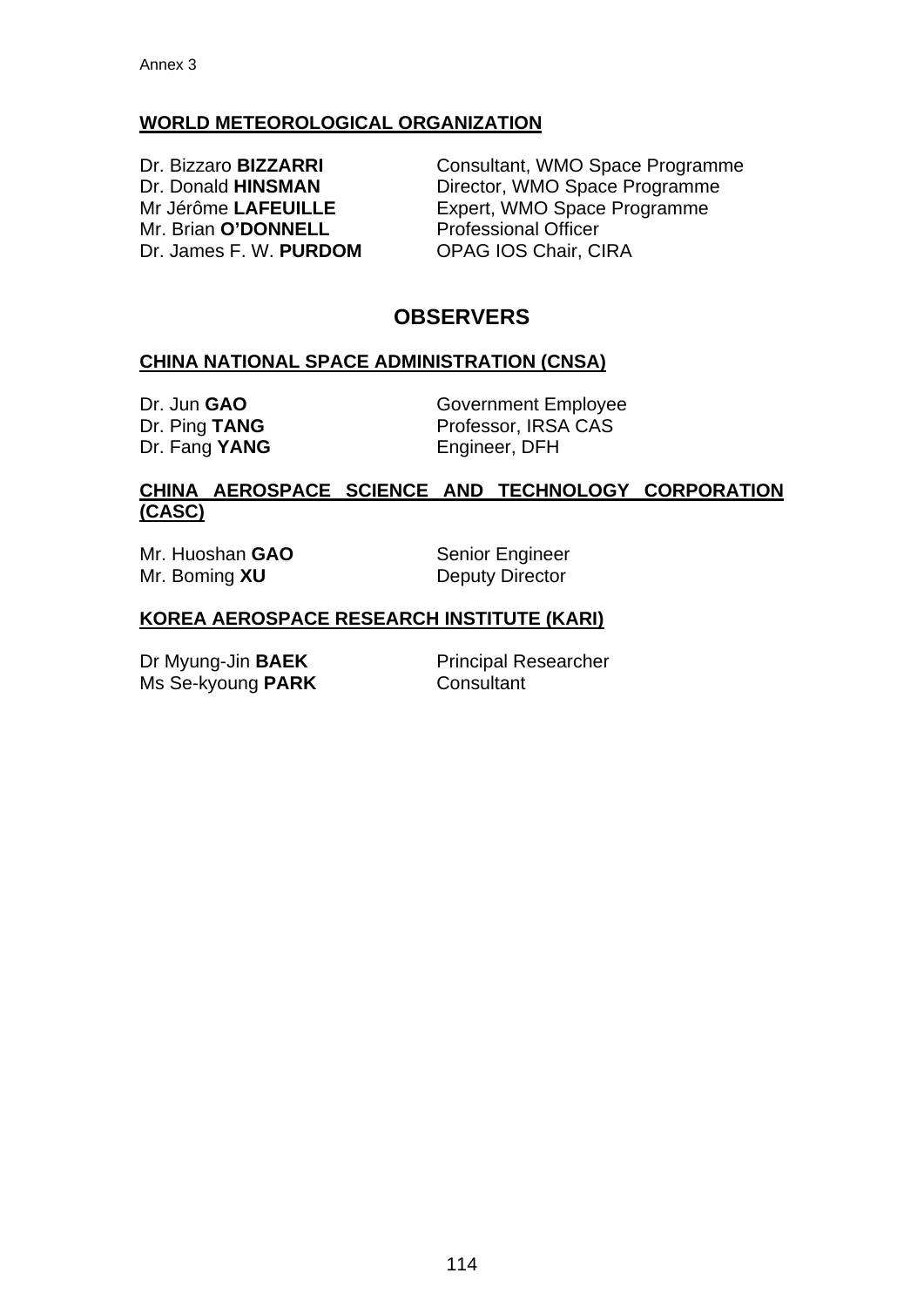**WORLD METEOROLOGICAL ORGANIZATION**

| | |
|---|---|
| Dr. Bizzaro **BIZZARRI** | Consultant, WMO Space Programme |
| Dr. Donald **HINSMAN** | Director, WMO Space Programme |
| Mr Jérôme **LAFEUILLE** | Expert, WMO Space Programme |
| Mr. Brian **O'DONNELL** | Professional Officer |
| Dr. James F. W. **PURDOM** | OPAG IOS Chair, CIRA |

## OBSERVERS

**CHINA NATIONAL SPACE ADMINISTRATION (CNSA)**

| | |
|---|---|
| Dr. Jun **GAO** | Government Employee |
| Dr. Ping **TANG** | Professor, IRSA CAS |
| Dr. Fang **YANG** | Engineer, DFH |

**CHINA AEROSPACE SCIENCE AND TECHNOLOGY CORPORATION (CASC)**

| | |
|---|---|
| Mr. Huoshan **GAO** | Senior Engineer |
| Mr. Boming **XU** | Deputy Director |

**KOREA AEROSPACE RESEARCH INSTITUTE (KARI)**

| | |
|---|---|
| Dr Myung-Jin **BAEK** | Principal Researcher |
| Ms Se-kyoung **PARK** | Consultant |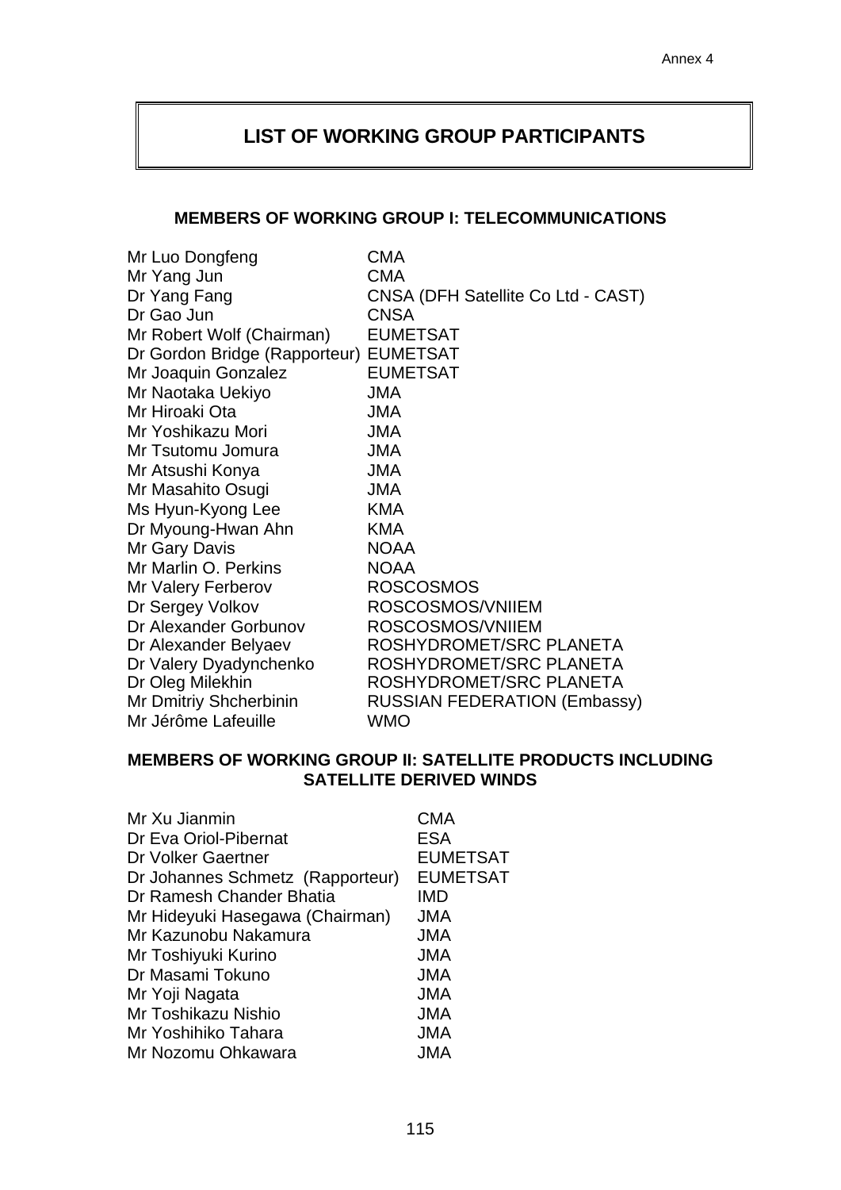# LIST OF WORKING GROUP PARTICIPANTS

### MEMBERS OF WORKING GROUP I: TELECOMMUNICATIONS

| | |
|---|---|
| Mr Luo Dongfeng | CMA |
| Mr Yang Jun | CMA |
| Dr Yang Fang | CNSA (DFH Satellite Co Ltd - CAST) |
| Dr Gao Jun | CNSA |
| Mr Robert Wolf (Chairman) | EUMETSAT |
| Dr Gordon Bridge (Rapporteur) | EUMETSAT |
| Mr Joaquin Gonzalez | EUMETSAT |
| Mr Naotaka Uekiyo | JMA |
| Mr Hiroaki Ota | JMA |
| Mr Yoshikazu Mori | JMA |
| Mr Tsutomu Jomura | JMA |
| Mr Atsushi Konya | JMA |
| Mr Masahito Osugi | JMA |
| Ms Hyun-Kyong Lee | KMA |
| Dr Myoung-Hwan Ahn | KMA |
| Mr Gary Davis | NOAA |
| Mr Marlin O. Perkins | NOAA |
| Mr Valery Ferberov | ROSCOSMOS |
| Dr Sergey Volkov | ROSCOSMOS/VNIIEM |
| Dr Alexander Gorbunov | ROSCOSMOS/VNIIEM |
| Dr Alexander Belyaev | ROSHYDROMET/SRC PLANETA |
| Dr Valery Dyadynchenko | ROSHYDROMET/SRC PLANETA |
| Dr Oleg Milekhin | ROSHYDROMET/SRC PLANETA |
| Mr Dmitriy Shcherbinin | RUSSIAN FEDERATION (Embassy) |
| Mr Jérôme Lafeuille | WMO |

### MEMBERS OF WORKING GROUP II: SATELLITE PRODUCTS INCLUDING SATELLITE DERIVED WINDS

| | |
|---|---|
| Mr Xu Jianmin | CMA |
| Dr Eva Oriol-Pibernat | ESA |
| Dr Volker Gaertner | EUMETSAT |
| Dr Johannes Schmetz (Rapporteur) | EUMETSAT |
| Dr Ramesh Chander Bhatia | IMD |
| Mr Hideyuki Hasegawa (Chairman) | JMA |
| Mr Kazunobu Nakamura | JMA |
| Mr Toshiyuki Kurino | JMA |
| Dr Masami Tokuno | JMA |
| Mr Yoji Nagata | JMA |
| Mr Toshikazu Nishio | JMA |
| Mr Yoshihiko Tahara | JMA |
| Mr Nozomu Ohkawara | JMA |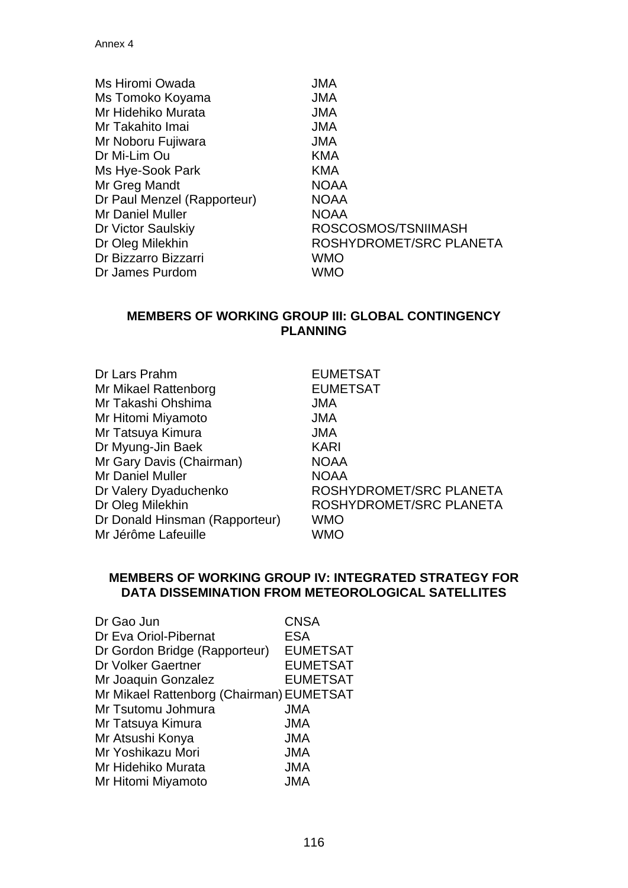| | |
|---|---|
| Ms Hiromi Owada | JMA |
| Ms Tomoko Koyama | JMA |
| Mr Hidehiko Murata | JMA |
| Mr Takahito Imai | JMA |
| Mr Noboru Fujiwara | JMA |
| Dr Mi-Lim Ou | KMA |
| Ms Hye-Sook Park | KMA |
| Mr Greg Mandt | NOAA |
| Dr Paul Menzel (Rapporteur) | NOAA |
| Mr Daniel Muller | NOAA |
| Dr Victor Saulskiy | ROSCOSMOS/TSNIIMASH |
| Dr Oleg Milekhin | ROSHYDROMET/SRC PLANETA |
| Dr Bizzarro Bizzarri | WMO |
| Dr James Purdom | WMO |

**MEMBERS OF WORKING GROUP III: GLOBAL CONTINGENCY PLANNING**

| | |
|---|---|
| Dr Lars Prahm | EUMETSAT |
| Mr Mikael Rattenborg | EUMETSAT |
| Mr Takashi Ohshima | JMA |
| Mr Hitomi Miyamoto | JMA |
| Mr Tatsuya Kimura | JMA |
| Dr Myung-Jin Baek | KARI |
| Mr Gary Davis (Chairman) | NOAA |
| Mr Daniel Muller | NOAA |
| Dr Valery Dyaduchenko | ROSHYDROMET/SRC PLANETA |
| Dr Oleg Milekhin | ROSHYDROMET/SRC PLANETA |
| Dr Donald Hinsman (Rapporteur) | WMO |
| Mr Jérôme Lafeuille | WMO |

**MEMBERS OF WORKING GROUP IV: INTEGRATED STRATEGY FOR DATA DISSEMINATION FROM METEOROLOGICAL SATELLITES**

| | |
|---|---|
| Dr Gao Jun | CNSA |
| Dr Eva Oriol-Pibernat | ESA |
| Dr Gordon Bridge (Rapporteur) | EUMETSAT |
| Dr Volker Gaertner | EUMETSAT |
| Mr Joaquin Gonzalez | EUMETSAT |
| Mr Mikael Rattenborg (Chairman) | EUMETSAT |
| Mr Tsutomu Johmura | JMA |
| Mr Tatsuya Kimura | JMA |
| Mr Atsushi Konya | JMA |
| Mr Yoshikazu Mori | JMA |
| Mr Hidehiko Murata | JMA |
| Mr Hitomi Miyamoto | JMA |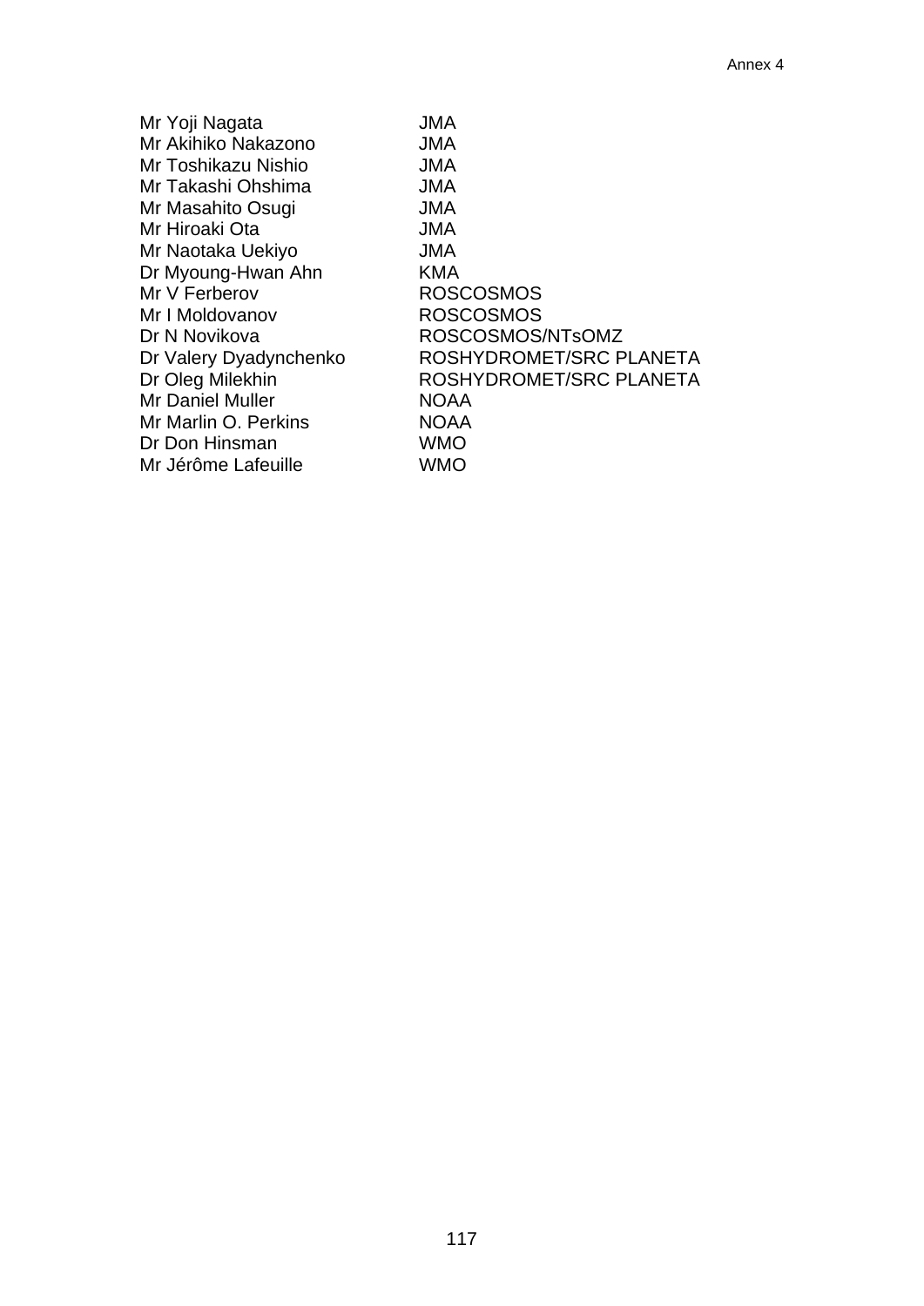| | |
|---|---|
| Mr Yoji Nagata | JMA |
| Mr Akihiko Nakazono | JMA |
| Mr Toshikazu Nishio | JMA |
| Mr Takashi Ohshima | JMA |
| Mr Masahito Osugi | JMA |
| Mr Hiroaki Ota | JMA |
| Mr Naotaka Uekiyo | JMA |
| Dr Myoung-Hwan Ahn | KMA |
| Mr V Ferberov | ROSCOSMOS |
| Mr I Moldovanov | ROSCOSMOS |
| Dr N Novikova | ROSCOSMOS/NTsOMZ |
| Dr Valery Dyadynchenko | ROSHYDROMET/SRC PLANETA |
| Dr Oleg Milekhin | ROSHYDROMET/SRC PLANETA |
| Mr Daniel Muller | NOAA |
| Mr Marlin O. Perkins | NOAA |
| Dr Don Hinsman | WMO |
| Mr Jérôme Lafeuille | WMO |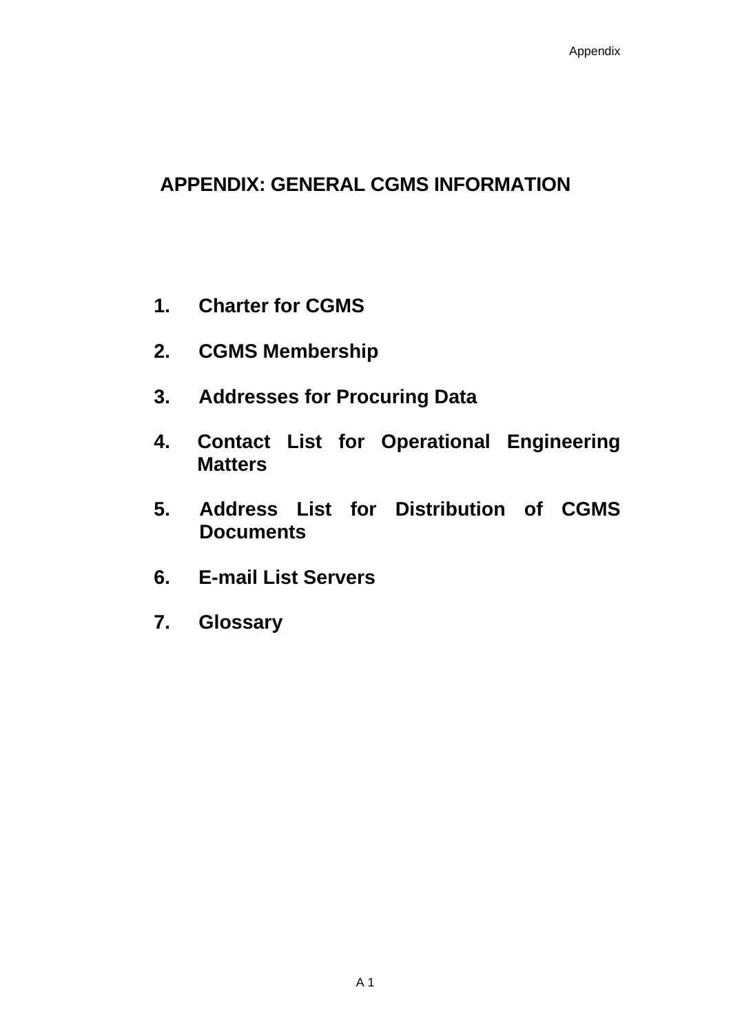# APPENDIX: GENERAL CGMS INFORMATION

1. **Charter for CGMS**
2. **CGMS Membership**
3. **Addresses for Procuring Data**
4. **Contact List for Operational Engineering Matters**
5. **Address List for Distribution of CGMS Documents**
6. **E-mail List Servers**
7. **Glossary**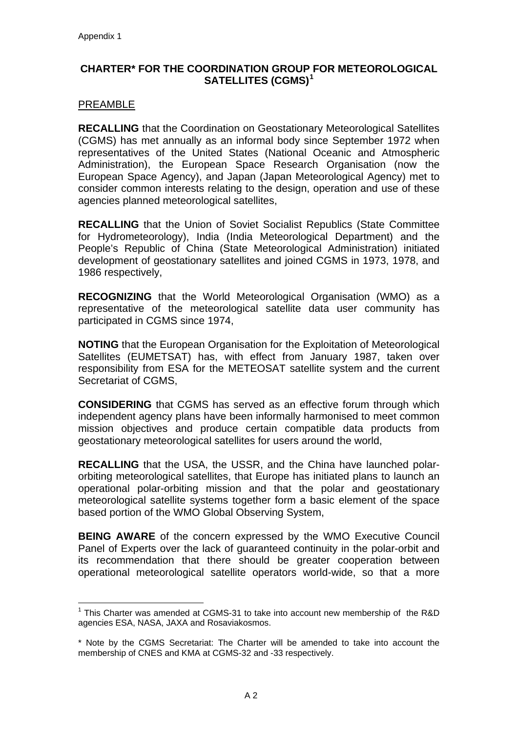Appendix 1

**CHARTER* FOR THE COORDINATION GROUP FOR METEOROLOGICAL SATELLITES (CGMS)[1]**

PREAMBLE

**RECALLING** that the Coordination on Geostationary Meteorological Satellites (CGMS) has met annually as an informal body since September 1972 when representatives of the United States (National Oceanic and Atmospheric Administration), the European Space Research Organisation (now the European Space Agency), and Japan (Japan Meteorological Agency) met to consider common interests relating to the design, operation and use of these agencies planned meteorological satellites,

**RECALLING** that the Union of Soviet Socialist Republics (State Committee for Hydrometeorology), India (India Meteorological Department) and the People's Republic of China (State Meteorological Administration) initiated development of geostationary satellites and joined CGMS in 1973, 1978, and 1986 respectively,

**RECOGNIZING** that the World Meteorological Organisation (WMO) as a representative of the meteorological satellite data user community has participated in CGMS since 1974,

**NOTING** that the European Organisation for the Exploitation of Meteorological Satellites (EUMETSAT) has, with effect from January 1987, taken over responsibility from ESA for the METEOSAT satellite system and the current Secretariat of CGMS,

**CONSIDERING** that CGMS has served as an effective forum through which independent agency plans have been informally harmonised to meet common mission objectives and produce certain compatible data products from geostationary meteorological satellites for users around the world,

**RECALLING** that the USA, the USSR, and the China have launched polar-orbiting meteorological satellites, that Europe has initiated plans to launch an operational polar-orbiting mission and that the polar and geostationary meteorological satellite systems together form a basic element of the space based portion of the WMO Global Observing System,

**BEING AWARE** of the concern expressed by the WMO Executive Council Panel of Experts over the lack of guaranteed continuity in the polar-orbit and its recommendation that there should be greater cooperation between operational meteorological satellite operators world-wide, so that a more

---

[1] This Charter was amended at CGMS-31 to take into account new membership of the R&D agencies ESA, NASA, JAXA and Rosaviakosmos.

* Note by the CGMS Secretariat: The Charter will be amended to take into account the membership of CNES and KMA at CGMS-32 and -33 respectively.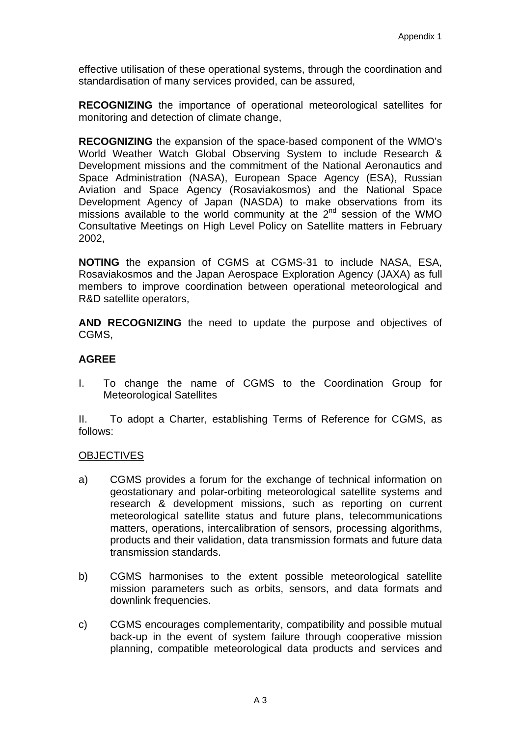effective utilisation of these operational systems, through the coordination and standardisation of many services provided, can be assured,

**RECOGNIZING** the importance of operational meteorological satellites for monitoring and detection of climate change,

**RECOGNIZING** the expansion of the space-based component of the WMO's World Weather Watch Global Observing System to include Research & Development missions and the commitment of the National Aeronautics and Space Administration (NASA), European Space Agency (ESA), Russian Aviation and Space Agency (Rosaviakosmos) and the National Space Development Agency of Japan (NASDA) to make observations from its missions available to the world community at the 2nd session of the WMO Consultative Meetings on High Level Policy on Satellite matters in February 2002,

**NOTING** the expansion of CGMS at CGMS-31 to include NASA, ESA, Rosaviakosmos and the Japan Aerospace Exploration Agency (JAXA) as full members to improve coordination between operational meteorological and R&D satellite operators,

**AND RECOGNIZING** the need to update the purpose and objectives of CGMS,

**AGREE**

I. To change the name of CGMS to the Coordination Group for Meteorological Satellites

II. To adopt a Charter, establishing Terms of Reference for CGMS, as follows:

<u>OBJECTIVES</u>

a) CGMS provides a forum for the exchange of technical information on geostationary and polar-orbiting meteorological satellite systems and research & development missions, such as reporting on current meteorological satellite status and future plans, telecommunications matters, operations, intercalibration of sensors, processing algorithms, products and their validation, data transmission formats and future data transmission standards.

b) CGMS harmonises to the extent possible meteorological satellite mission parameters such as orbits, sensors, and data formats and downlink frequencies.

c) CGMS encourages complementarity, compatibility and possible mutual back-up in the event of system failure through cooperative mission planning, compatible meteorological data products and services and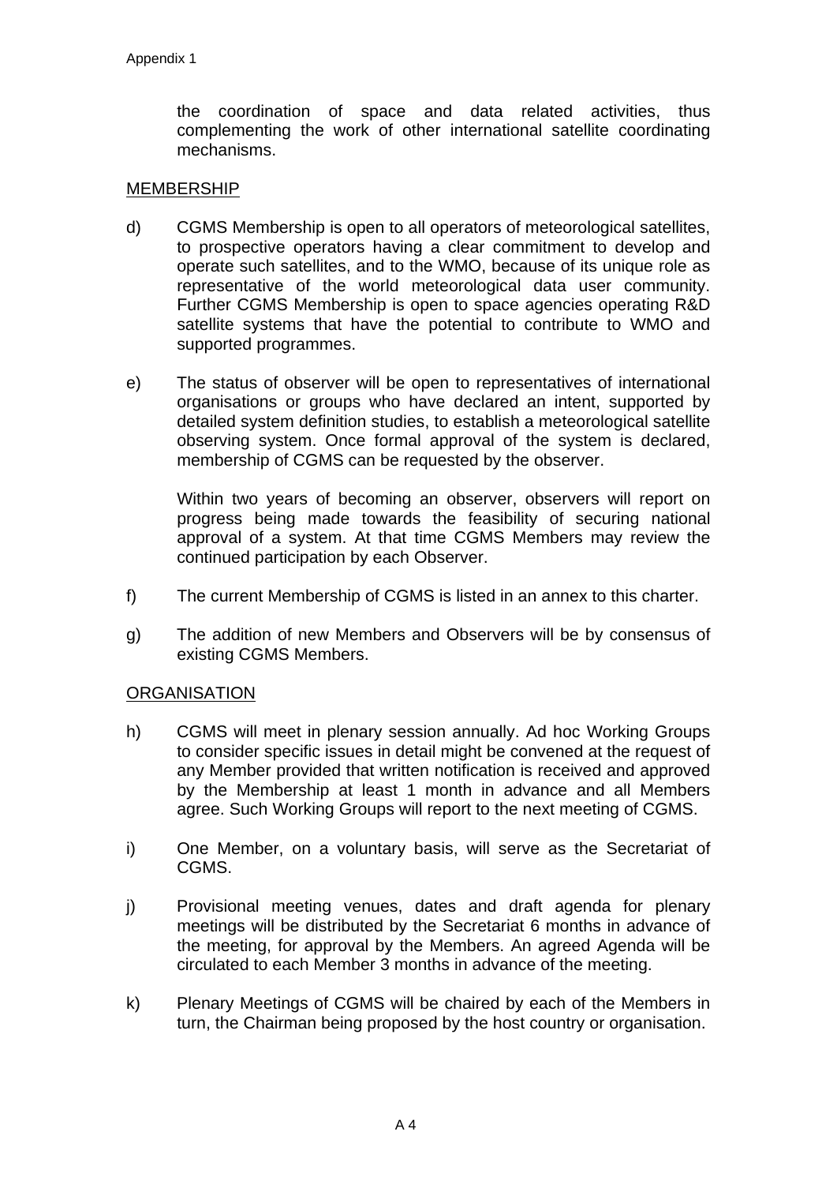the coordination of space and data related activities, thus complementing the work of other international satellite coordinating mechanisms.

MEMBERSHIP

d) CGMS Membership is open to all operators of meteorological satellites, to prospective operators having a clear commitment to develop and operate such satellites, and to the WMO, because of its unique role as representative of the world meteorological data user community. Further CGMS Membership is open to space agencies operating R&D satellite systems that have the potential to contribute to WMO and supported programmes.

e) The status of observer will be open to representatives of international organisations or groups who have declared an intent, supported by detailed system definition studies, to establish a meteorological satellite observing system. Once formal approval of the system is declared, membership of CGMS can be requested by the observer.

   Within two years of becoming an observer, observers will report on progress being made towards the feasibility of securing national approval of a system. At that time CGMS Members may review the continued participation by each Observer.

f) The current Membership of CGMS is listed in an annex to this charter.

g) The addition of new Members and Observers will be by consensus of existing CGMS Members.

ORGANISATION

h) CGMS will meet in plenary session annually. Ad hoc Working Groups to consider specific issues in detail might be convened at the request of any Member provided that written notification is received and approved by the Membership at least 1 month in advance and all Members agree. Such Working Groups will report to the next meeting of CGMS.

i) One Member, on a voluntary basis, will serve as the Secretariat of CGMS.

j) Provisional meeting venues, dates and draft agenda for plenary meetings will be distributed by the Secretariat 6 months in advance of the meeting, for approval by the Members. An agreed Agenda will be circulated to each Member 3 months in advance of the meeting.

k) Plenary Meetings of CGMS will be chaired by each of the Members in turn, the Chairman being proposed by the host country or organisation.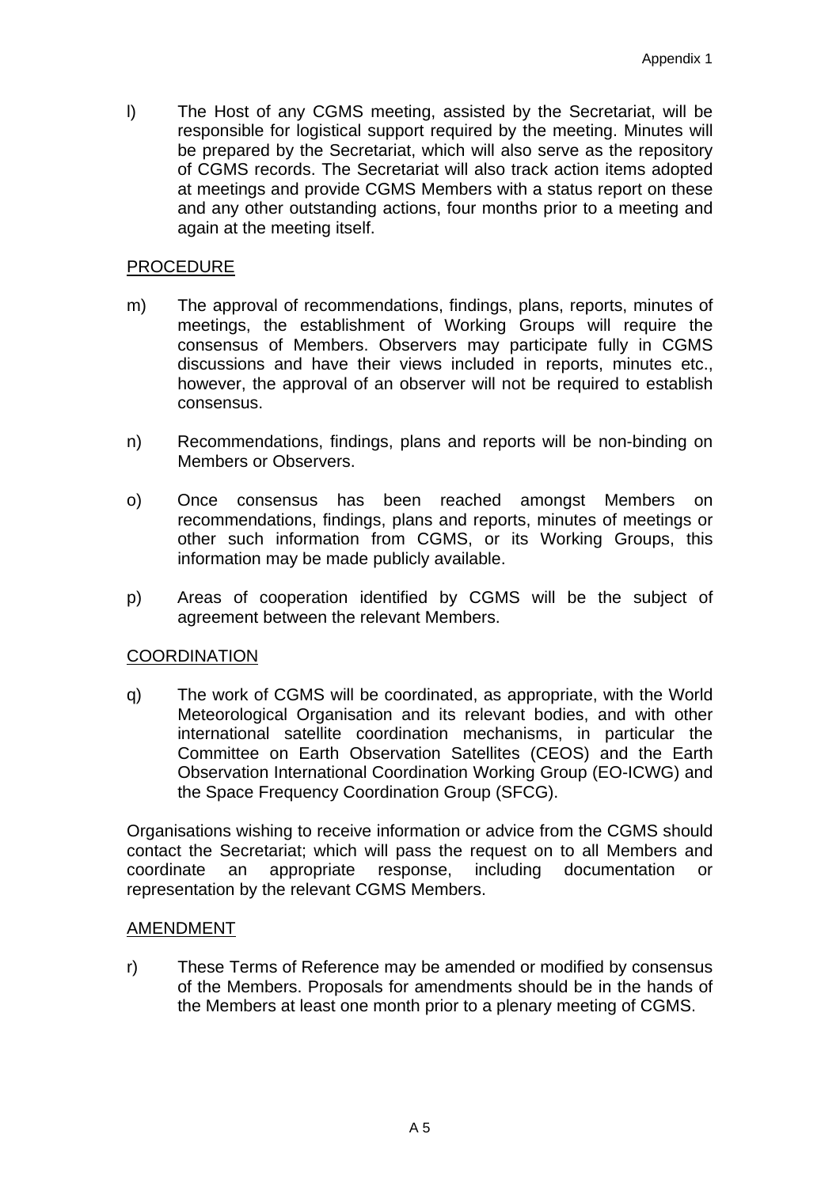l) The Host of any CGMS meeting, assisted by the Secretariat, will be responsible for logistical support required by the meeting. Minutes will be prepared by the Secretariat, which will also serve as the repository of CGMS records. The Secretariat will also track action items adopted at meetings and provide CGMS Members with a status report on these and any other outstanding actions, four months prior to a meeting and again at the meeting itself.

<u>PROCEDURE</u>

m) The approval of recommendations, findings, plans, reports, minutes of meetings, the establishment of Working Groups will require the consensus of Members. Observers may participate fully in CGMS discussions and have their views included in reports, minutes etc., however, the approval of an observer will not be required to establish consensus.

n) Recommendations, findings, plans and reports will be non-binding on Members or Observers.

o) Once consensus has been reached amongst Members on recommendations, findings, plans and reports, minutes of meetings or other such information from CGMS, or its Working Groups, this information may be made publicly available.

p) Areas of cooperation identified by CGMS will be the subject of agreement between the relevant Members.

<u>COORDINATION</u>

q) The work of CGMS will be coordinated, as appropriate, with the World Meteorological Organisation and its relevant bodies, and with other international satellite coordination mechanisms, in particular the Committee on Earth Observation Satellites (CEOS) and the Earth Observation International Coordination Working Group (EO-ICWG) and the Space Frequency Coordination Group (SFCG).

Organisations wishing to receive information or advice from the CGMS should contact the Secretariat; which will pass the request on to all Members and coordinate an appropriate response, including documentation or representation by the relevant CGMS Members.

<u>AMENDMENT</u>

r) These Terms of Reference may be amended or modified by consensus of the Members. Proposals for amendments should be in the hands of the Members at least one month prior to a plenary meeting of CGMS.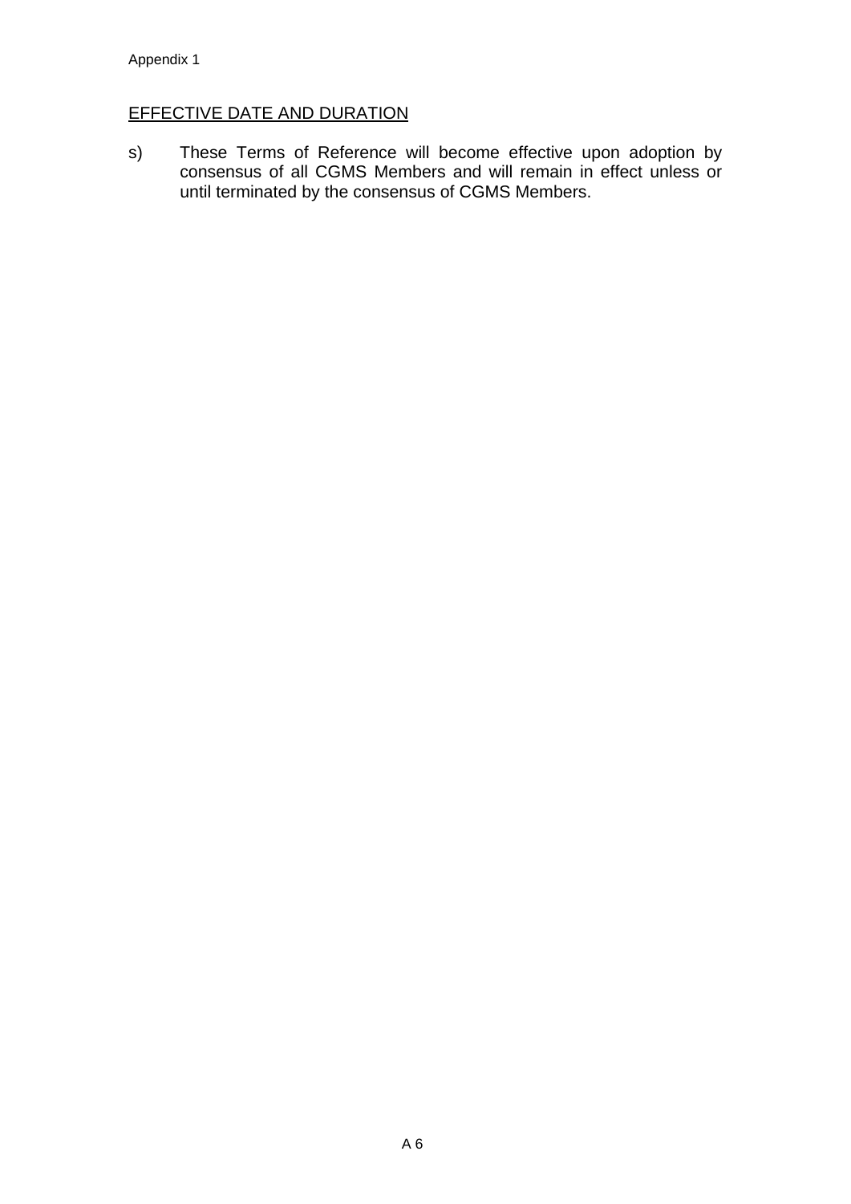## EFFECTIVE DATE AND DURATION

s) These Terms of Reference will become effective upon adoption by consensus of all CGMS Members and will remain in effect unless or until terminated by the consensus of CGMS Members.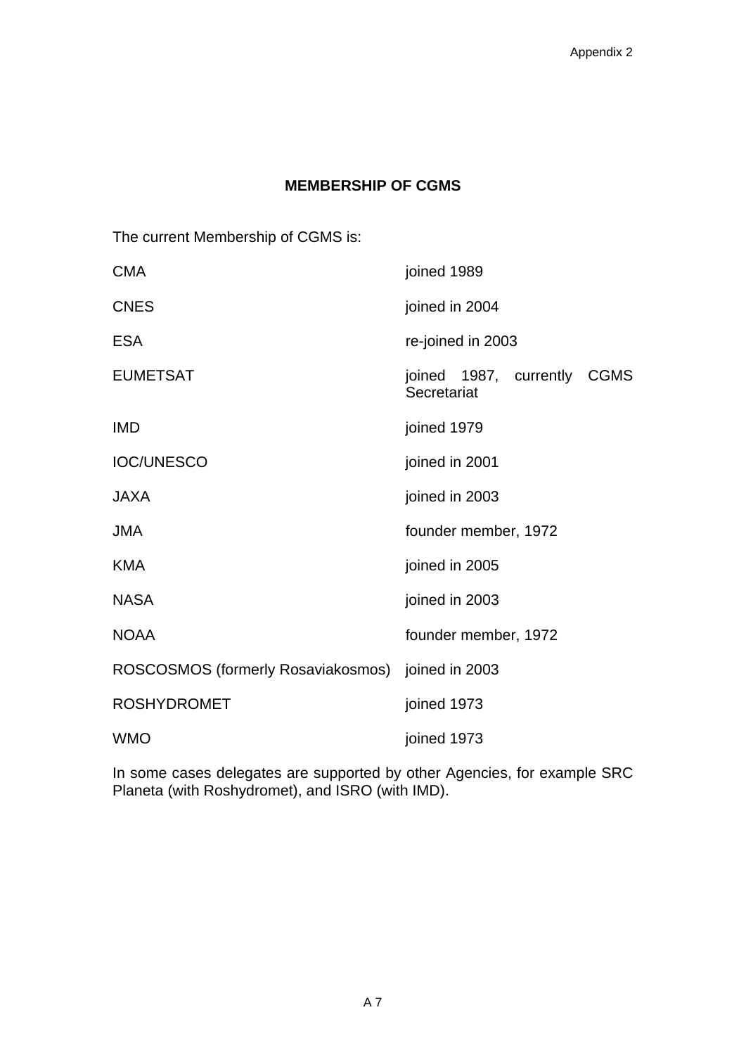Appendix 2

## MEMBERSHIP OF CGMS

The current Membership of CGMS is:

| | |
|---|---|
| CMA | joined 1989 |
| CNES | joined in 2004 |
| ESA | re-joined in 2003 |
| EUMETSAT | joined 1987, currently CGMS Secretariat |
| IMD | joined 1979 |
| IOC/UNESCO | joined in 2001 |
| JAXA | joined in 2003 |
| JMA | founder member, 1972 |
| KMA | joined in 2005 |
| NASA | joined in 2003 |
| NOAA | founder member, 1972 |
| ROSCOSMOS (formerly Rosaviakosmos) | joined in 2003 |
| ROSHYDROMET | joined 1973 |
| WMO | joined 1973 |

In some cases delegates are supported by other Agencies, for example SRC Planeta (with Roshydromet), and ISRO (with IMD).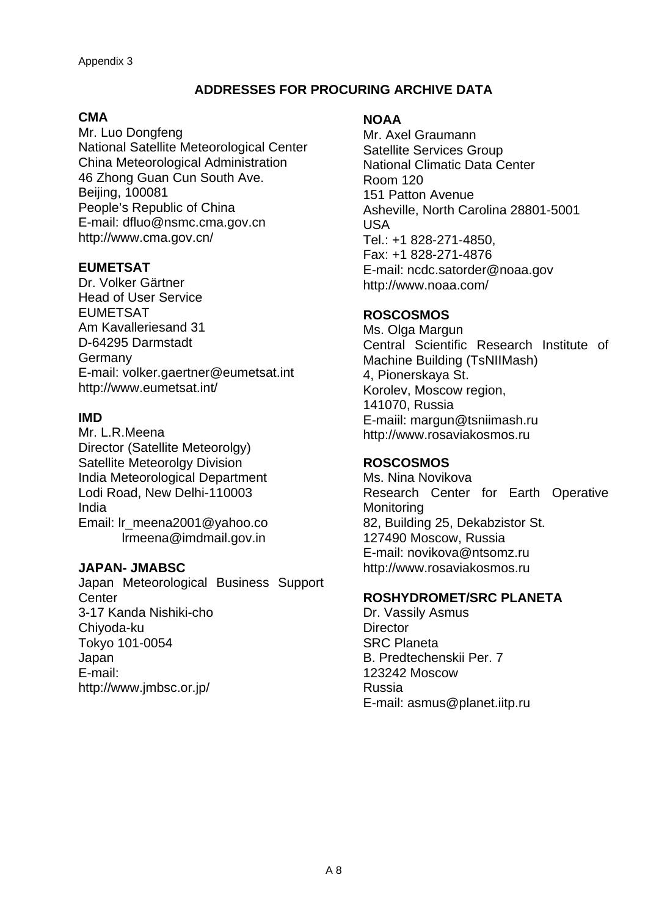Appendix 3

## ADDRESSES FOR PROCURING ARCHIVE DATA

**CMA**
Mr. Luo Dongfeng
National Satellite Meteorological Center
China Meteorological Administration
46 Zhong Guan Cun South Ave.
Beijing, 100081
People's Republic of China
E-mail: dfluo@nsmc.cma.gov.cn
http://www.cma.gov.cn/

**EUMETSAT**
Dr. Volker Gärtner
Head of User Service
EUMETSAT
Am Kavalleriesand 31
D-64295 Darmstadt
Germany
E-mail: volker.gaertner@eumetsat.int
http://www.eumetsat.int/

**IMD**
Mr. L.R.Meena
Director (Satellite Meteorolgy)
Satellite Meteorolgy Division
India Meteorological Department
Lodi Road, New Delhi-110003
India
Email: lr_meena2001@yahoo.co
lrmeena@imdmail.gov.in

**JAPAN- JMABSC**
Japan Meteorological Business Support Center
3-17 Kanda Nishiki-cho
Chiyoda-ku
Tokyo 101-0054
Japan
E-mail:
http://www.jmbsc.or.jp/

**NOAA**
Mr. Axel Graumann
Satellite Services Group
National Climatic Data Center
Room 120
151 Patton Avenue
Asheville, North Carolina 28801-5001
USA
Tel.: +1 828-271-4850,
Fax: +1 828-271-4876
E-mail: ncdc.satorder@noaa.gov
http://www.noaa.com/

**ROSCOSMOS**
Ms. Olga Margun
Central Scientific Research Institute of Machine Building (TsNIIMash)
4, Pionerskaya St.
Korolev, Moscow region,
141070, Russia
E-maiil: margun@tsniimash.ru
http://www.rosaviakosmos.ru

**ROSCOSMOS**
Ms. Nina Novikova
Research Center for Earth Operative Monitoring
82, Building 25, Dekabzistor St.
127490 Moscow, Russia
E-mail: novikova@ntsomz.ru
http://www.rosaviakosmos.ru

**ROSHYDROMET/SRC PLANETA**
Dr. Vassily Asmus
Director
SRC Planeta
B. Predtechenskii Per. 7
123242 Moscow
Russia
E-mail: asmus@planet.iitp.ru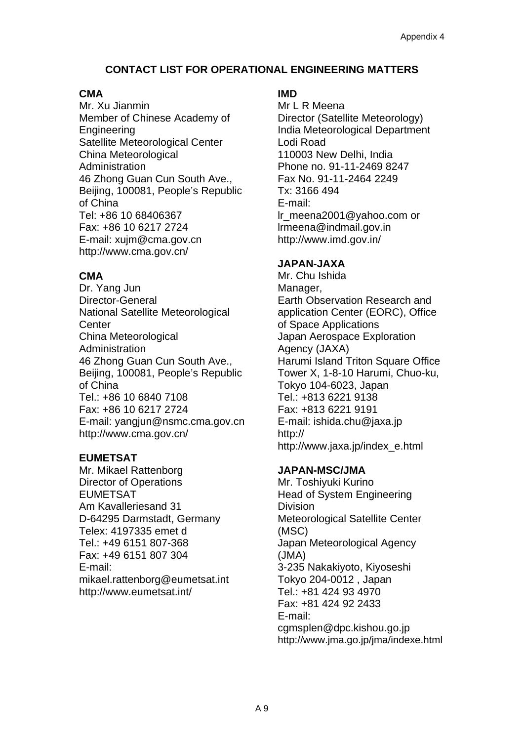Appendix 4

## CONTACT LIST FOR OPERATIONAL ENGINEERING MATTERS

**CMA**
Mr. Xu Jianmin
Member of Chinese Academy of Engineering
Satellite Meteorological Center
China Meteorological Administration
46 Zhong Guan Cun South Ave., Beijing, 100081, People's Republic of China
Tel: +86 10 68406367
Fax: +86 10 6217 2724
E-mail: xujm@cma.gov.cn
http://www.cma.gov.cn/

**CMA**
Dr. Yang Jun
Director-General
National Satellite Meteorological Center
China Meteorological Administration
46 Zhong Guan Cun South Ave., Beijing, 100081, People's Republic of China
Tel.: +86 10 6840 7108
Fax: +86 10 6217 2724
E-mail: yangjun@nsmc.cma.gov.cn
http://www.cma.gov.cn/

**EUMETSAT**
Mr. Mikael Rattenborg
Director of Operations
EUMETSAT
Am Kavalleriesand 31
D-64295 Darmstadt, Germany
Telex: 4197335 emet d
Tel.: +49 6151 807-368
Fax: +49 6151 807 304
E-mail: mikael.rattenborg@eumetsat.int
http://www.eumetsat.int/

**IMD**
Mr L R Meena
Director (Satellite Meteorology)
India Meteorological Department
Lodi Road
110003 New Delhi, India
Phone no. 91-11-2469 8247
Fax No. 91-11-2464 2249
Tx: 3166 494
E-mail: lr_meena2001@yahoo.com or lrmeena@indmail.gov.in
http://www.imd.gov.in/

**JAPAN-JAXA**
Mr. Chu Ishida
Manager,
Earth Observation Research and application Center (EORC), Office of Space Applications
Japan Aerospace Exploration Agency (JAXA)
Harumi Island Triton Square Office Tower X, 1-8-10 Harumi, Chuo-ku, Tokyo 104-6023, Japan
Tel.: +813 6221 9138
Fax: +813 6221 9191
E-mail: ishida.chu@jaxa.jp
http:// http://www.jaxa.jp/index_e.html

**JAPAN-MSC/JMA**
Mr. Toshiyuki Kurino
Head of System Engineering Division
Meteorological Satellite Center (MSC)
Japan Meteorological Agency (JMA)
3-235 Nakakiyoto, Kiyoseshi
Tokyo 204-0012 , Japan
Tel.: +81 424 93 4970
Fax: +81 424 92 2433
E-mail: cgmsplen@dpc.kishou.go.jp
http://www.jma.go.jp/jma/indexe.html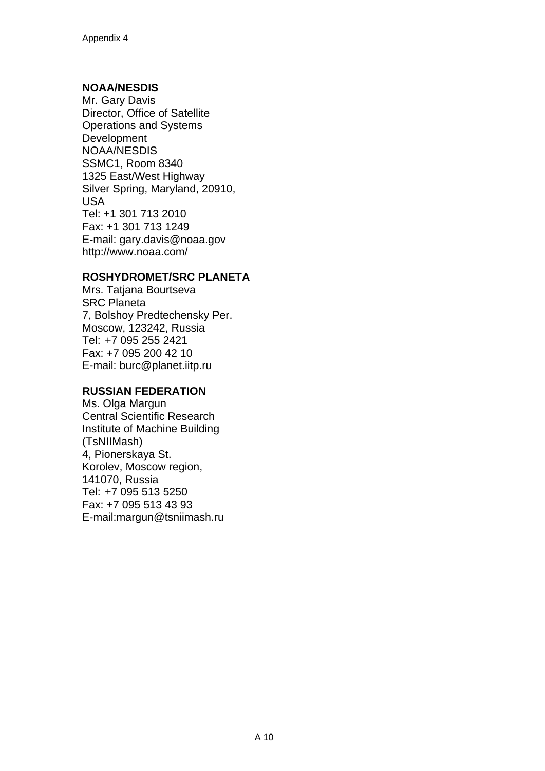**NOAA/NESDIS**
Mr. Gary Davis
Director, Office of Satellite
Operations and Systems
Development
NOAA/NESDIS
SSMC1, Room 8340
1325 East/West Highway
Silver Spring, Maryland, 20910,
USA
Tel: +1 301 713 2010
Fax: +1 301 713 1249
E-mail: gary.davis@noaa.gov
http://www.noaa.com/

**ROSHYDROMET/SRC PLANETA**
Mrs. Tatjana Bourtseva
SRC Planeta
7, Bolshoy Predtechensky Per.
Moscow, 123242, Russia
Tel: +7 095 255 2421
Fax: +7 095 200 42 10
E-mail: burc@planet.iitp.ru

**RUSSIAN FEDERATION**
Ms. Olga Margun
Central Scientific Research
Institute of Machine Building
(TsNIIMash)
4, Pionerskaya St.
Korolev, Moscow region,
141070, Russia
Tel: +7 095 513 5250
Fax: +7 095 513 43 93
E-mail:margun@tsniimash.ru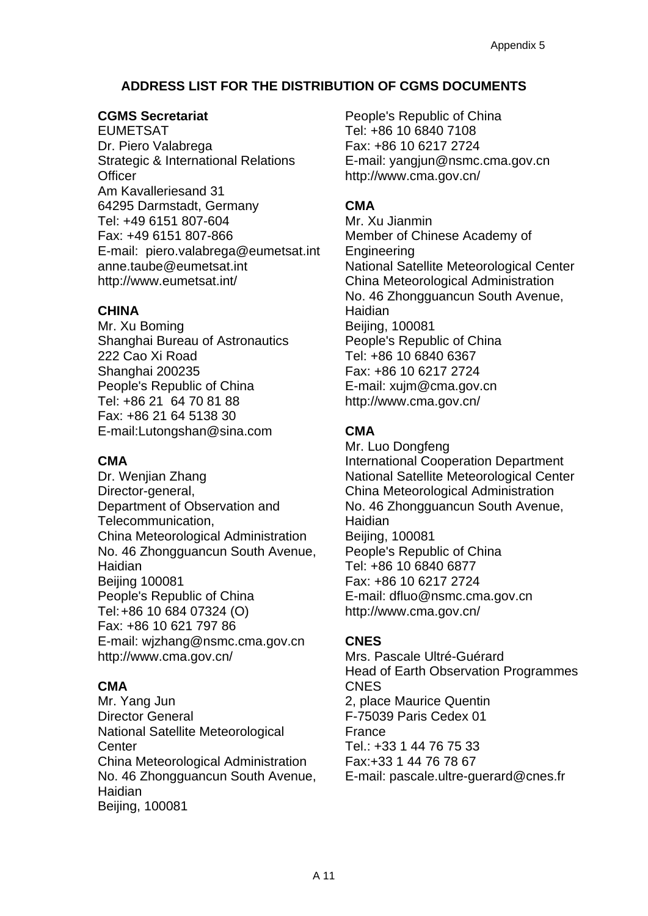## ADDRESS LIST FOR THE DISTRIBUTION OF CGMS DOCUMENTS

**CGMS Secretariat**
EUMETSAT
Dr. Piero Valabrega
Strategic & International Relations Officer
Am Kavalleriesand 31
64295 Darmstadt, Germany
Tel: +49 6151 807-604
Fax: +49 6151 807-866
E-mail: piero.valabrega@eumetsat.int
anne.taube@eumetsat.int
http://www.eumetsat.int/

**CHINA**
Mr. Xu Boming
Shanghai Bureau of Astronautics
222 Cao Xi Road
Shanghai 200235
People's Republic of China
Tel: +86 21 64 70 81 88
Fax: +86 21 64 5138 30
E-mail:Lutongshan@sina.com

**CMA**
Dr. Wenjian Zhang
Director-general,
Department of Observation and Telecommunication,
China Meteorological Administration
No. 46 Zhongguancun South Avenue, Haidian
Beijing 100081
People's Republic of China
Tel:+86 10 684 07324 (O)
Fax: +86 10 621 797 86
E-mail: wjzhang@nsmc.cma.gov.cn
http://www.cma.gov.cn/

**CMA**
Mr. Yang Jun
Director General
National Satellite Meteorological Center
China Meteorological Administration
No. 46 Zhongguancun South Avenue, Haidian
Beijing, 100081
People's Republic of China
Tel: +86 10 6840 7108
Fax: +86 10 6217 2724
E-mail: yangjun@nsmc.cma.gov.cn
http://www.cma.gov.cn/

**CMA**
Mr. Xu Jianmin
Member of Chinese Academy of Engineering
National Satellite Meteorological Center
China Meteorological Administration
No. 46 Zhongguancun South Avenue, Haidian
Beijing, 100081
People's Republic of China
Tel: +86 10 6840 6367
Fax: +86 10 6217 2724
E-mail: xujm@cma.gov.cn
http://www.cma.gov.cn/

**CMA**
Mr. Luo Dongfeng
International Cooperation Department
National Satellite Meteorological Center
China Meteorological Administration
No. 46 Zhongguancun South Avenue, Haidian
Beijing, 100081
People's Republic of China
Tel: +86 10 6840 6877
Fax: +86 10 6217 2724
E-mail: dfluo@nsmc.cma.gov.cn
http://www.cma.gov.cn/

**CNES**
Mrs. Pascale Ultré-Guérard
Head of Earth Observation Programmes
CNES
2, place Maurice Quentin
F-75039 Paris Cedex 01
France
Tel.: +33 1 44 76 75 33
Fax:+33 1 44 76 78 67
E-mail: pascale.ultre-guerard@cnes.fr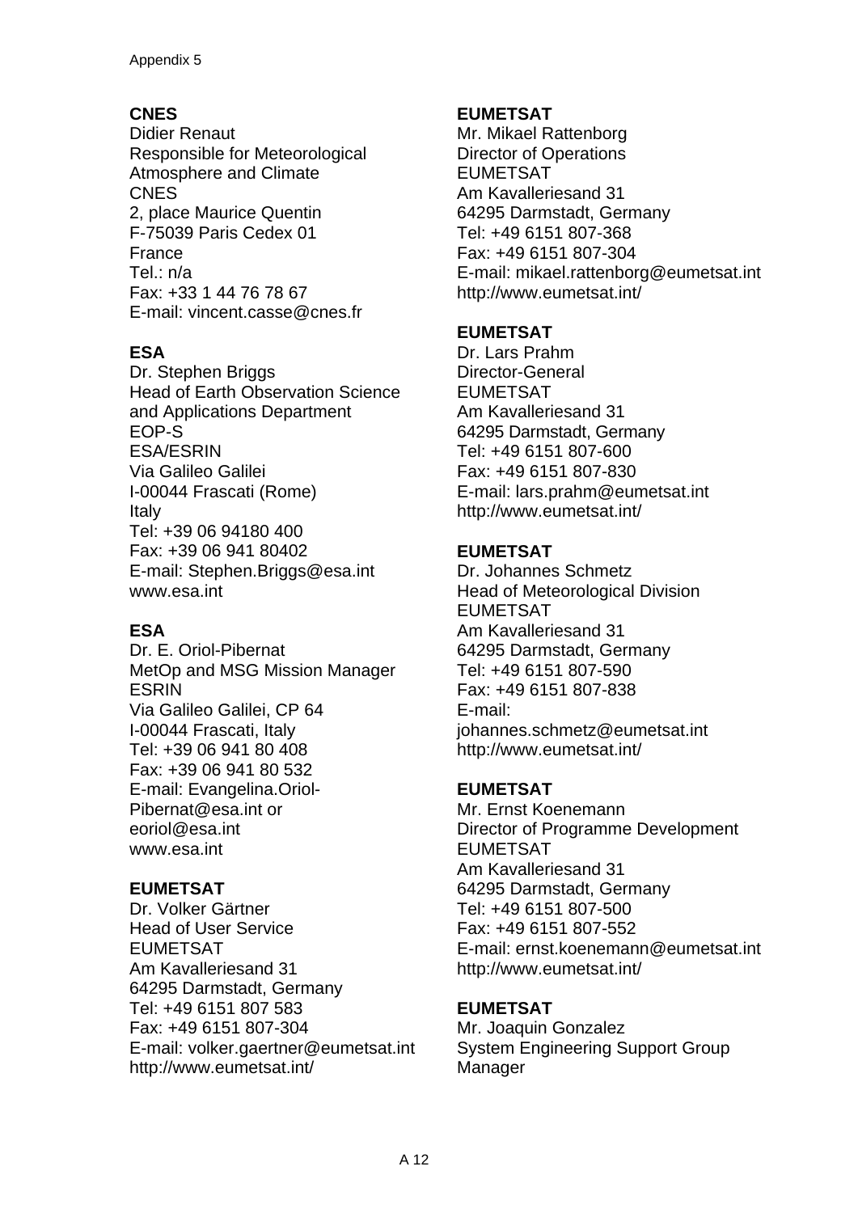**CNES**
Didier Renaut
Responsible for Meteorological Atmosphere and Climate
CNES
2, place Maurice Quentin
F-75039 Paris Cedex 01
France
Tel.: n/a
Fax: +33 1 44 76 78 67
E-mail: vincent.casse@cnes.fr

**ESA**
Dr. Stephen Briggs
Head of Earth Observation Science and Applications Department
EOP-S
ESA/ESRIN
Via Galileo Galilei
I-00044 Frascati (Rome)
Italy
Tel: +39 06 94180 400
Fax: +39 06 941 80402
E-mail: Stephen.Briggs@esa.int
www.esa.int

**ESA**
Dr. E. Oriol-Pibernat
MetOp and MSG Mission Manager
ESRIN
Via Galileo Galilei, CP 64
I-00044 Frascati, Italy
Tel: +39 06 941 80 408
Fax: +39 06 941 80 532
E-mail: Evangelina.Oriol-Pibernat@esa.int or eoriol@esa.int
www.esa.int

**EUMETSAT**
Dr. Volker Gärtner
Head of User Service
EUMETSAT
Am Kavalleriesand 31
64295 Darmstadt, Germany
Tel: +49 6151 807 583
Fax: +49 6151 807-304
E-mail: volker.gaertner@eumetsat.int
http://www.eumetsat.int/

**EUMETSAT**
Mr. Mikael Rattenborg
Director of Operations
EUMETSAT
Am Kavalleriesand 31
64295 Darmstadt, Germany
Tel: +49 6151 807-368
Fax: +49 6151 807-304
E-mail: mikael.rattenborg@eumetsat.int
http://www.eumetsat.int/

**EUMETSAT**
Dr. Lars Prahm
Director-General
EUMETSAT
Am Kavalleriesand 31
64295 Darmstadt, Germany
Tel: +49 6151 807-600
Fax: +49 6151 807-830
E-mail: lars.prahm@eumetsat.int
http://www.eumetsat.int/

**EUMETSAT**
Dr. Johannes Schmetz
Head of Meteorological Division
EUMETSAT
Am Kavalleriesand 31
64295 Darmstadt, Germany
Tel: +49 6151 807-590
Fax: +49 6151 807-838
E-mail: johannes.schmetz@eumetsat.int
http://www.eumetsat.int/

**EUMETSAT**
Mr. Ernst Koenemann
Director of Programme Development
EUMETSAT
Am Kavalleriesand 31
64295 Darmstadt, Germany
Tel: +49 6151 807-500
Fax: +49 6151 807-552
E-mail: ernst.koenemann@eumetsat.int
http://www.eumetsat.int/

**EUMETSAT**
Mr. Joaquin Gonzalez
System Engineering Support Group Manager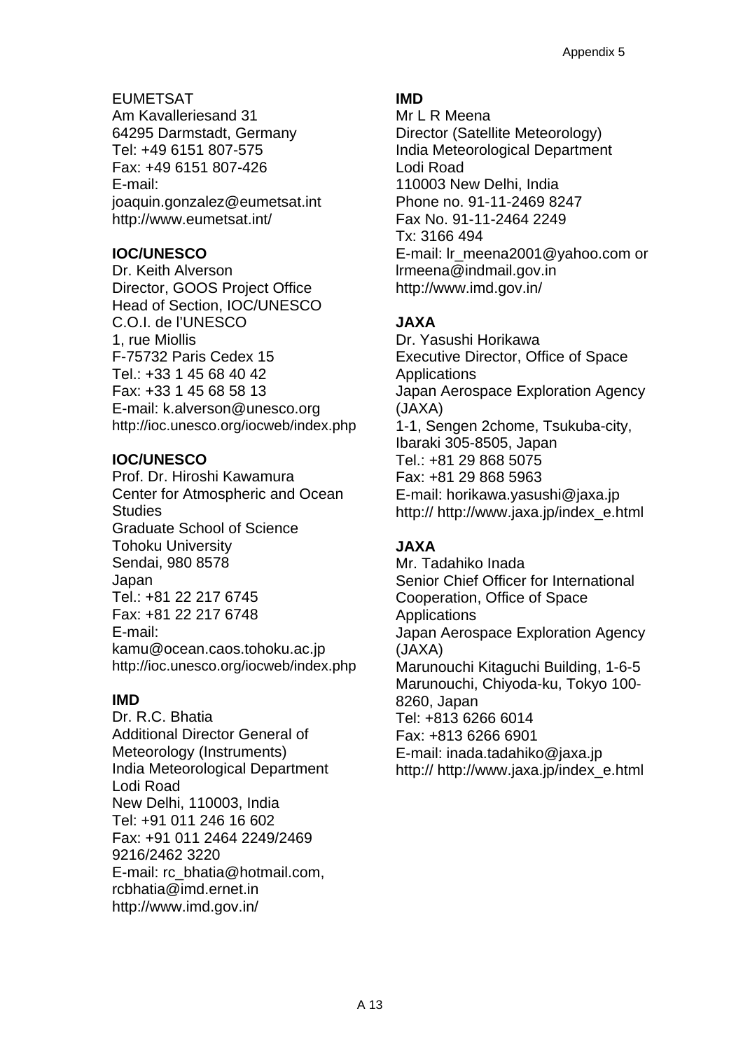EUMETSAT
Am Kavalleriesand 31
64295 Darmstadt, Germany
Tel: +49 6151 807-575
Fax: +49 6151 807-426
E-mail:
joaquin.gonzalez@eumetsat.int
http://www.eumetsat.int/

**IOC/UNESCO**
Dr. Keith Alverson
Director, GOOS Project Office
Head of Section, IOC/UNESCO
C.O.I. de l'UNESCO
1, rue Miollis
F-75732 Paris Cedex 15
Tel.: +33 1 45 68 40 42
Fax: +33 1 45 68 58 13
E-mail: k.alverson@unesco.org
http://ioc.unesco.org/iocweb/index.php

**IOC/UNESCO**
Prof. Dr. Hiroshi Kawamura
Center for Atmospheric and Ocean Studies
Graduate School of Science
Tohoku University
Sendai, 980 8578
Japan
Tel.: +81 22 217 6745
Fax: +81 22 217 6748
E-mail:
kamu@ocean.caos.tohoku.ac.jp
http://ioc.unesco.org/iocweb/index.php

**IMD**
Dr. R.C. Bhatia
Additional Director General of Meteorology (Instruments)
India Meteorological Department
Lodi Road
New Delhi, 110003, India
Tel: +91 011 246 16 602
Fax: +91 011 2464 2249/2469 9216/2462 3220
E-mail: rc_bhatia@hotmail.com,
rcbhatia@imd.ernet.in
http://www.imd.gov.in/

**IMD**
Mr L R Meena
Director (Satellite Meteorology)
India Meteorological Department
Lodi Road
110003 New Delhi, India
Phone no. 91-11-2469 8247
Fax No. 91-11-2464 2249
Tx: 3166 494
E-mail: lr_meena2001@yahoo.com or lrmeena@indmail.gov.in
http://www.imd.gov.in/

**JAXA**
Dr. Yasushi Horikawa
Executive Director, Office of Space Applications
Japan Aerospace Exploration Agency (JAXA)
1-1, Sengen 2chome, Tsukuba-city, Ibaraki 305-8505, Japan
Tel.: +81 29 868 5075
Fax: +81 29 868 5963
E-mail: horikawa.yasushi@jaxa.jp
http:// http://www.jaxa.jp/index_e.html

**JAXA**
Mr. Tadahiko Inada
Senior Chief Officer for International Cooperation, Office of Space Applications
Japan Aerospace Exploration Agency (JAXA)
Marunouchi Kitaguchi Building, 1-6-5 Marunouchi, Chiyoda-ku, Tokyo 100-8260, Japan
Tel: +813 6266 6014
Fax: +813 6266 6901
E-mail: inada.tadahiko@jaxa.jp
http:// http://www.jaxa.jp/index_e.html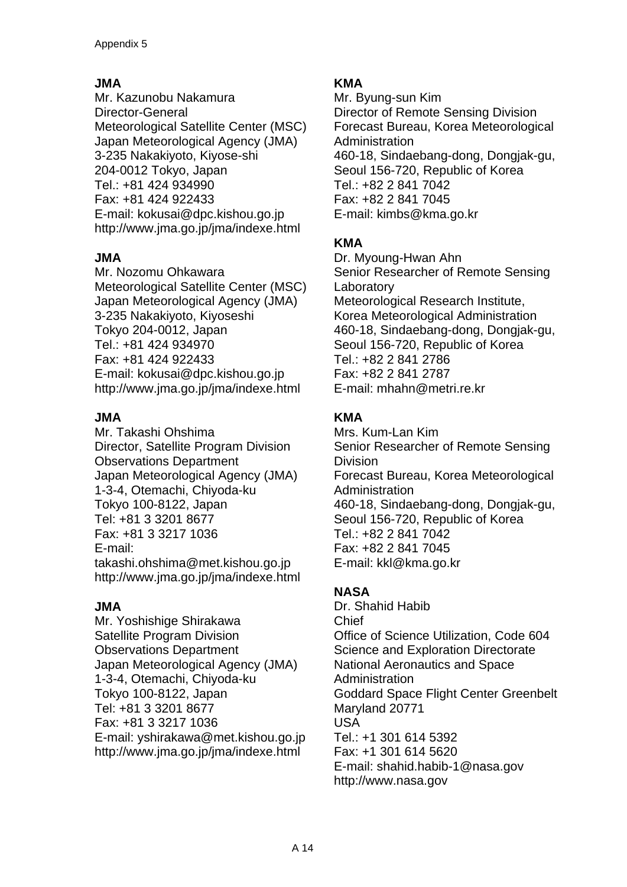**JMA**
Mr. Kazunobu Nakamura
Director-General
Meteorological Satellite Center (MSC)
Japan Meteorological Agency (JMA)
3-235 Nakakiyoto, Kiyose-shi
204-0012 Tokyo, Japan
Tel.: +81 424 934990
Fax: +81 424 922433
E-mail: kokusai@dpc.kishou.go.jp
http://www.jma.go.jp/jma/indexe.html

**JMA**
Mr. Nozomu Ohkawara
Meteorological Satellite Center (MSC)
Japan Meteorological Agency (JMA)
3-235 Nakakiyoto, Kiyoseshi
Tokyo 204-0012, Japan
Tel.: +81 424 934970
Fax: +81 424 922433
E-mail: kokusai@dpc.kishou.go.jp
http://www.jma.go.jp/jma/indexe.html

**JMA**
Mr. Takashi Ohshima
Director, Satellite Program Division
Observations Department
Japan Meteorological Agency (JMA)
1-3-4, Otemachi, Chiyoda-ku
Tokyo 100-8122, Japan
Tel: +81 3 3201 8677
Fax: +81 3 3217 1036
E-mail:
takashi.ohshima@met.kishou.go.jp
http://www.jma.go.jp/jma/indexe.html

**JMA**
Mr. Yoshishige Shirakawa
Satellite Program Division
Observations Department
Japan Meteorological Agency (JMA)
1-3-4, Otemachi, Chiyoda-ku
Tokyo 100-8122, Japan
Tel: +81 3 3201 8677
Fax: +81 3 3217 1036
E-mail: yshirakawa@met.kishou.go.jp
http://www.jma.go.jp/jma/indexe.html

**KMA**
Mr. Byung-sun Kim
Director of Remote Sensing Division
Forecast Bureau, Korea Meteorological Administration
460-18, Sindaebang-dong, Dongjak-gu,
Seoul 156-720, Republic of Korea
Tel.: +82 2 841 7042
Fax: +82 2 841 7045
E-mail: kimbs@kma.go.kr

**KMA**
Dr. Myoung-Hwan Ahn
Senior Researcher of Remote Sensing Laboratory
Meteorological Research Institute,
Korea Meteorological Administration
460-18, Sindaebang-dong, Dongjak-gu,
Seoul 156-720, Republic of Korea
Tel.: +82 2 841 2786
Fax: +82 2 841 2787
E-mail: mhahn@metri.re.kr

**KMA**
Mrs. Kum-Lan Kim
Senior Researcher of Remote Sensing Division
Forecast Bureau, Korea Meteorological Administration
460-18, Sindaebang-dong, Dongjak-gu,
Seoul 156-720, Republic of Korea
Tel.: +82 2 841 7042
Fax: +82 2 841 7045
E-mail: kkl@kma.go.kr

**NASA**
Dr. Shahid Habib
Chief
Office of Science Utilization, Code 604
Science and Exploration Directorate
National Aeronautics and Space Administration
Goddard Space Flight Center Greenbelt
Maryland 20771
USA
Tel.: +1 301 614 5392
Fax: +1 301 614 5620
E-mail: shahid.habib-1@nasa.gov
http://www.nasa.gov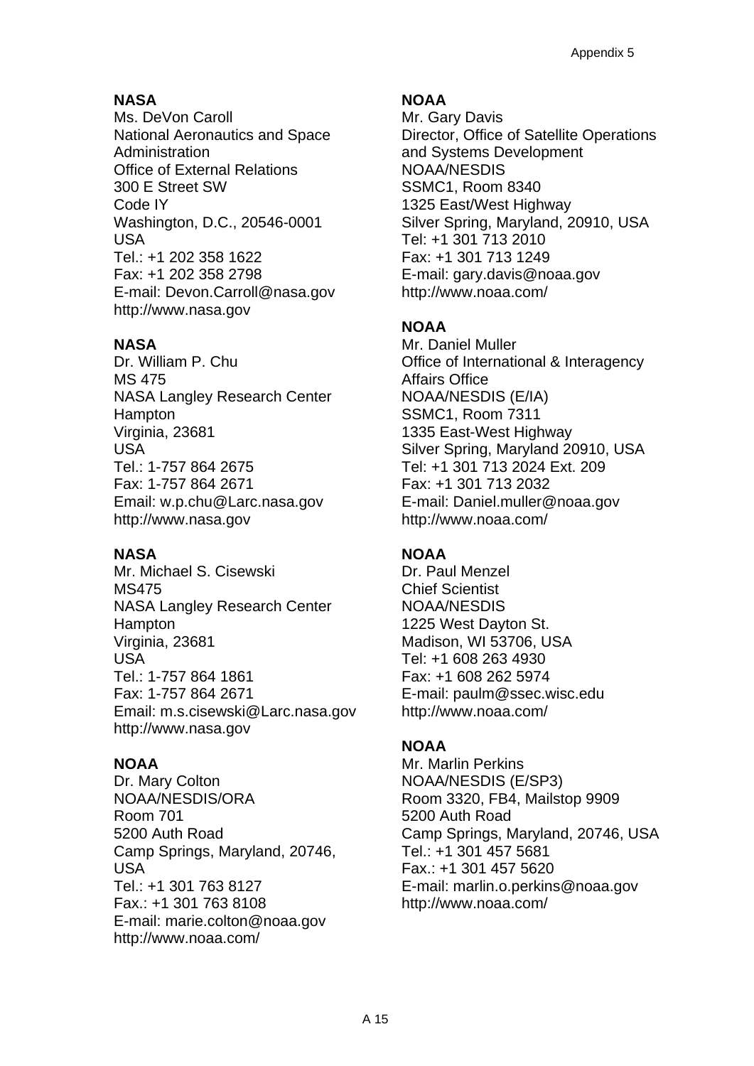**NASA**
Ms. DeVon Caroll
National Aeronautics and Space Administration
Office of External Relations
300 E Street SW
Code IY
Washington, D.C., 20546-0001
USA
Tel.: +1 202 358 1622
Fax: +1 202 358 2798
E-mail: Devon.Carroll@nasa.gov
http://www.nasa.gov

**NASA**
Dr. William P. Chu
MS 475
NASA Langley Research Center
Hampton
Virginia, 23681
USA
Tel.: 1-757 864 2675
Fax: 1-757 864 2671
Email: w.p.chu@Larc.nasa.gov
http://www.nasa.gov

**NASA**
Mr. Michael S. Cisewski
MS475
NASA Langley Research Center
Hampton
Virginia, 23681
USA
Tel.: 1-757 864 1861
Fax: 1-757 864 2671
Email: m.s.cisewski@Larc.nasa.gov
http://www.nasa.gov

**NOAA**
Dr. Mary Colton
NOAA/NESDIS/ORA
Room 701
5200 Auth Road
Camp Springs, Maryland, 20746, USA
Tel.: +1 301 763 8127
Fax.: +1 301 763 8108
E-mail: marie.colton@noaa.gov
http://www.noaa.com/

**NOAA**
Mr. Gary Davis
Director, Office of Satellite Operations and Systems Development
NOAA/NESDIS
SSMC1, Room 8340
1325 East/West Highway
Silver Spring, Maryland, 20910, USA
Tel: +1 301 713 2010
Fax: +1 301 713 1249
E-mail: gary.davis@noaa.gov
http://www.noaa.com/

**NOAA**
Mr. Daniel Muller
Office of International & Interagency Affairs Office
NOAA/NESDIS (E/IA)
SSMC1, Room 7311
1335 East-West Highway
Silver Spring, Maryland 20910, USA
Tel: +1 301 713 2024 Ext. 209
Fax: +1 301 713 2032
E-mail: Daniel.muller@noaa.gov
http://www.noaa.com/

**NOAA**
Dr. Paul Menzel
Chief Scientist
NOAA/NESDIS
1225 West Dayton St.
Madison, WI 53706, USA
Tel: +1 608 263 4930
Fax: +1 608 262 5974
E-mail: paulm@ssec.wisc.edu
http://www.noaa.com/

**NOAA**
Mr. Marlin Perkins
NOAA/NESDIS (E/SP3)
Room 3320, FB4, Mailstop 9909
5200 Auth Road
Camp Springs, Maryland, 20746, USA
Tel.: +1 301 457 5681
Fax.: +1 301 457 5620
E-mail: marlin.o.perkins@noaa.gov
http://www.noaa.com/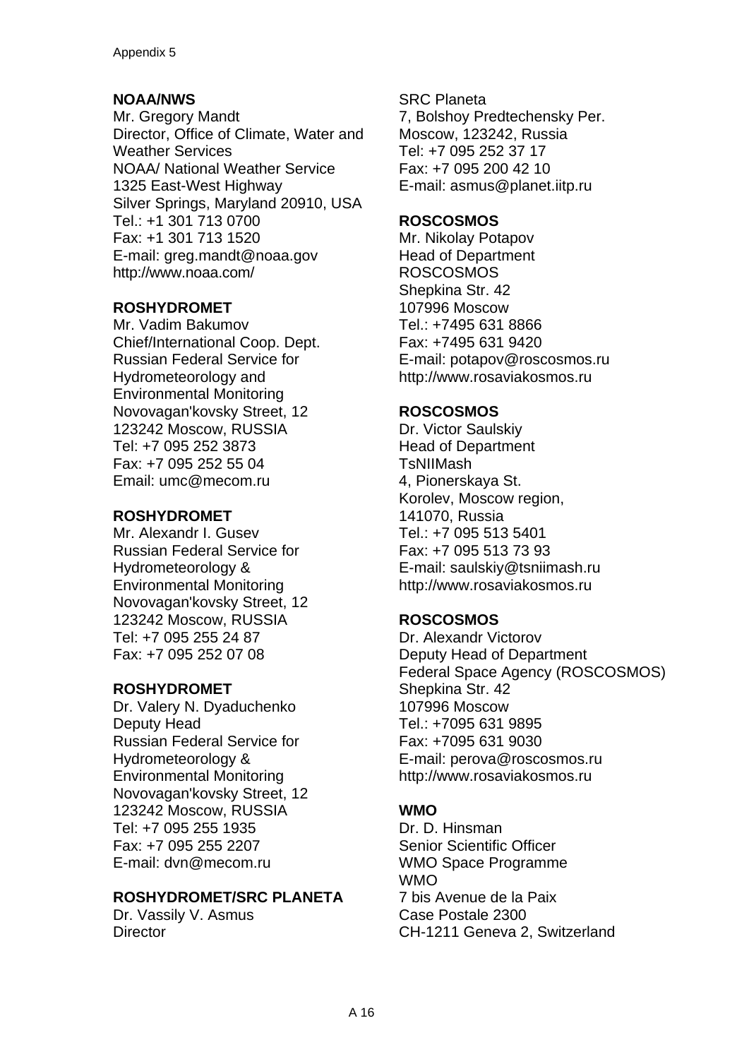**NOAA/NWS**
Mr. Gregory Mandt
Director, Office of Climate, Water and Weather Services
NOAA/ National Weather Service
1325 East-West Highway
Silver Springs, Maryland 20910, USA
Tel.: +1 301 713 0700
Fax: +1 301 713 1520
E-mail: greg.mandt@noaa.gov
http://www.noaa.com/

**ROSHYDROMET**
Mr. Vadim Bakumov
Chief/International Coop. Dept.
Russian Federal Service for Hydrometeorology and Environmental Monitoring
Novovagan'kovsky Street, 12
123242 Moscow, RUSSIA
Tel: +7 095 252 3873
Fax: +7 095 252 55 04
Email: umc@mecom.ru

**ROSHYDROMET**
Mr. Alexandr I. Gusev
Russian Federal Service for Hydrometeorology & Environmental Monitoring
Novovagan'kovsky Street, 12
123242 Moscow, RUSSIA
Tel: +7 095 255 24 87
Fax: +7 095 252 07 08

**ROSHYDROMET**
Dr. Valery N. Dyaduchenko
Deputy Head
Russian Federal Service for Hydrometeorology & Environmental Monitoring
Novovagan'kovsky Street, 12
123242 Moscow, RUSSIA
Tel: +7 095 255 1935
Fax: +7 095 255 2207
E-mail: dvn@mecom.ru

**ROSHYDROMET/SRC PLANETA**
Dr. Vassily V. Asmus
Director
SRC Planeta
7, Bolshoy Predtechensky Per.
Moscow, 123242, Russia
Tel: +7 095 252 37 17
Fax: +7 095 200 42 10
E-mail: asmus@planet.iitp.ru

**ROSCOSMOS**
Mr. Nikolay Potapov
Head of Department
ROSCOSMOS
Shepkina Str. 42
107996 Moscow
Tel.: +7495 631 8866
Fax: +7495 631 9420
E-mail: potapov@roscosmos.ru
http://www.rosaviakosmos.ru

**ROSCOSMOS**
Dr. Victor Saulskiy
Head of Department
TsNIIMash
4, Pionerskaya St.
Korolev, Moscow region,
141070, Russia
Tel.: +7 095 513 5401
Fax: +7 095 513 73 93
E-mail: saulskiy@tsniimash.ru
http://www.rosaviakosmos.ru

**ROSCOSMOS**
Dr. Alexandr Victorov
Deputy Head of Department
Federal Space Agency (ROSCOSMOS)
Shepkina Str. 42
107996 Moscow
Tel.: +7095 631 9895
Fax: +7095 631 9030
E-mail: perova@roscosmos.ru
http://www.rosaviakosmos.ru

**WMO**
Dr. D. Hinsman
Senior Scientific Officer
WMO Space Programme
WMO
7 bis Avenue de la Paix
Case Postale 2300
CH-1211 Geneva 2, Switzerland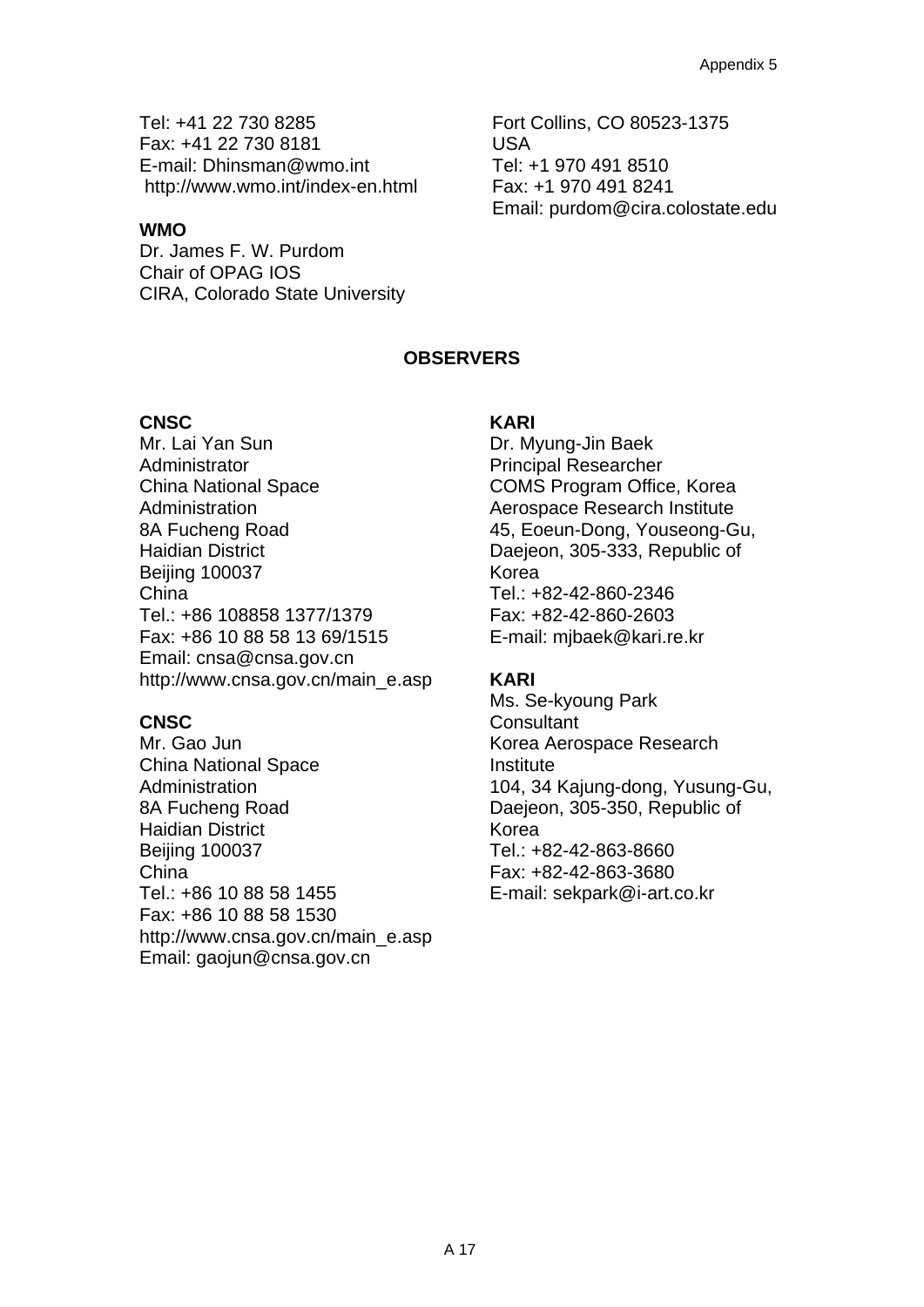Tel: +41 22 730 8285
Fax: +41 22 730 8181
E-mail: Dhinsman@wmo.int
http://www.wmo.int/index-en.html

**WMO**
Dr. James F. W. Purdom
Chair of OPAG IOS
CIRA, Colorado State University
Fort Collins, CO 80523-1375
USA
Tel: +1 970 491 8510
Fax: +1 970 491 8241
Email: purdom@cira.colostate.edu

## OBSERVERS

**CNSC**
Mr. Lai Yan Sun
Administrator
China National Space Administration
8A Fucheng Road
Haidian District
Beijing 100037
China
Tel.: +86 108858 1377/1379
Fax: +86 10 88 58 13 69/1515
Email: cnsa@cnsa.gov.cn
http://www.cnsa.gov.cn/main_e.asp

**CNSC**
Mr. Gao Jun
China National Space Administration
8A Fucheng Road
Haidian District
Beijing 100037
China
Tel.: +86 10 88 58 1455
Fax: +86 10 88 58 1530
http://www.cnsa.gov.cn/main_e.asp
Email: gaojun@cnsa.gov.cn

**KARI**
Dr. Myung-Jin Baek
Principal Researcher
COMS Program Office, Korea Aerospace Research Institute
45, Eoeun-Dong, Youseong-Gu, Daejeon, 305-333, Republic of Korea
Tel.: +82-42-860-2346
Fax: +82-42-860-2603
E-mail: mjbaek@kari.re.kr

**KARI**
Ms. Se-kyoung Park
Consultant
Korea Aerospace Research Institute
104, 34 Kajung-dong, Yusung-Gu, Daejeon, 305-350, Republic of Korea
Tel.: +82-42-863-8660
Fax: +82-42-863-3680
E-mail: sekpark@i-art.co.kr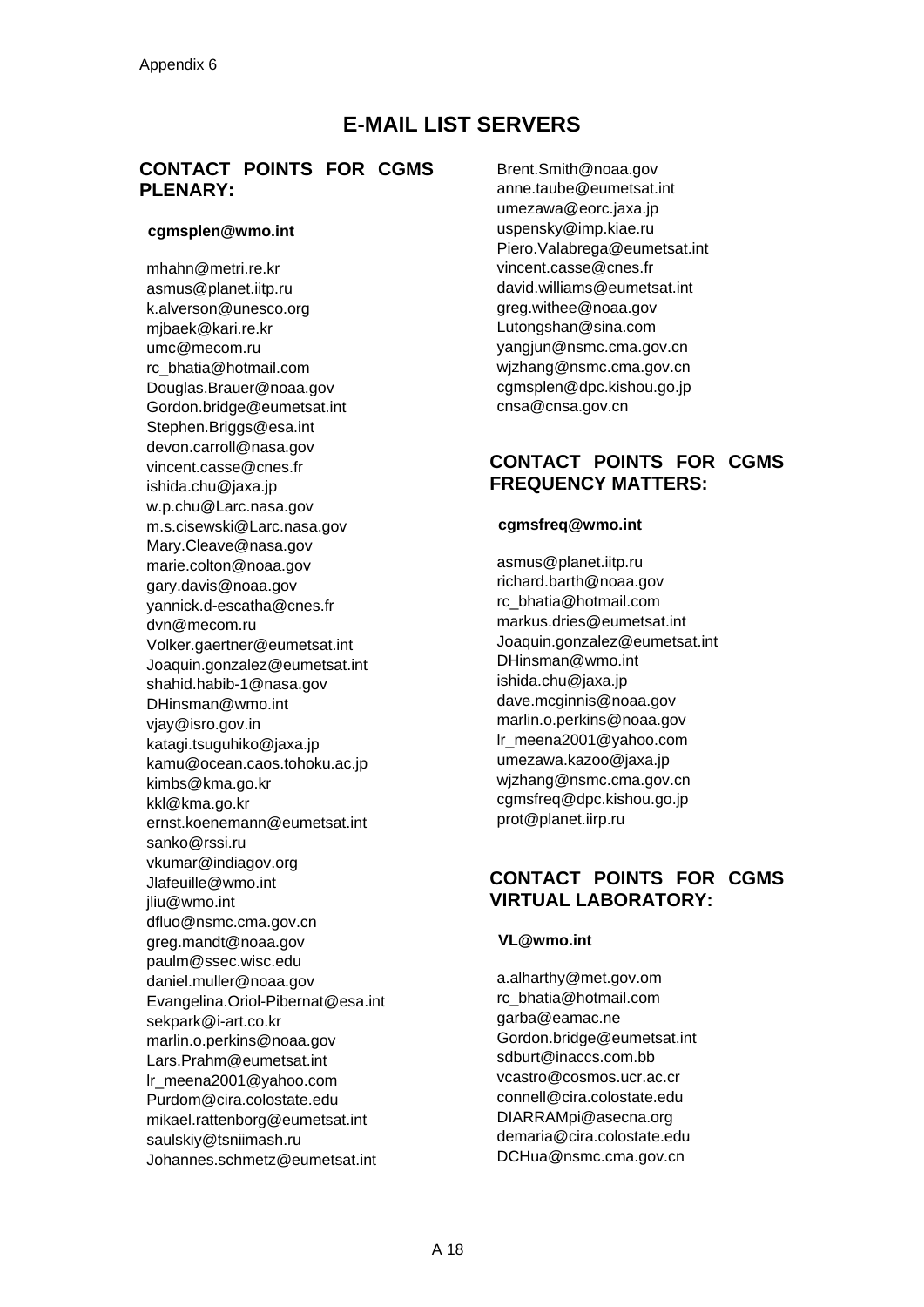Appendix 6

# E-MAIL LIST SERVERS

## CONTACT POINTS FOR CGMS PLENARY:

**cgmsplen@wmo.int**

mhahn@metri.re.kr
asmus@planet.iitp.ru
k.alverson@unesco.org
mjbaek@kari.re.kr
umc@mecom.ru
rc_bhatia@hotmail.com
Douglas.Brauer@noaa.gov
Gordon.bridge@eumetsat.int
Stephen.Briggs@esa.int
devon.carroll@nasa.gov
vincent.casse@cnes.fr
ishida.chu@jaxa.jp
w.p.chu@Larc.nasa.gov
m.s.cisewski@Larc.nasa.gov
Mary.Cleave@nasa.gov
marie.colton@noaa.gov
gary.davis@noaa.gov
yannick.d-escatha@cnes.fr
dvn@mecom.ru
Volker.gaertner@eumetsat.int
Joaquin.gonzalez@eumetsat.int
shahid.habib-1@nasa.gov
DHinsman@wmo.int
vjay@isro.gov.in
katagi.tsuguhiko@jaxa.jp
kamu@ocean.caos.tohoku.ac.jp
kimbs@kma.go.kr
kkl@kma.go.kr
ernst.koenemann@eumetsat.int
sanko@rssi.ru
vkumar@indiagov.org
Jlafeuille@wmo.int
jliu@wmo.int
dfluo@nsmc.cma.gov.cn
greg.mandt@noaa.gov
paulm@ssec.wisc.edu
daniel.muller@noaa.gov
Evangelina.Oriol-Pibernat@esa.int
sekpark@i-art.co.kr
marlin.o.perkins@noaa.gov
Lars.Prahm@eumetsat.int
lr_meena2001@yahoo.com
Purdom@cira.colostate.edu
mikael.rattenborg@eumetsat.int
saulskiy@tsniimash.ru
Johannes.schmetz@eumetsat.int
Brent.Smith@noaa.gov
anne.taube@eumetsat.int
umezawa@eorc.jaxa.jp
uspensky@imp.kiae.ru
Piero.Valabrega@eumetsat.int
vincent.casse@cnes.fr
david.williams@eumetsat.int
greg.withee@noaa.gov
Lutongshan@sina.com
yangjun@nsmc.cma.gov.cn
wjzhang@nsmc.cma.gov.cn
cgmsplen@dpc.kishou.go.jp
cnsa@cnsa.gov.cn

## CONTACT POINTS FOR CGMS FREQUENCY MATTERS:

**cgmsfreq@wmo.int**

asmus@planet.iitp.ru
richard.barth@noaa.gov
rc_bhatia@hotmail.com
markus.dries@eumetsat.int
Joaquin.gonzalez@eumetsat.int
DHinsman@wmo.int
ishida.chu@jaxa.jp
dave.mcginnis@noaa.gov
marlin.o.perkins@noaa.gov
lr_meena2001@yahoo.com
umezawa.kazoo@jaxa.jp
wjzhang@nsmc.cma.gov.cn
cgmsfreq@dpc.kishou.go.jp
prot@planet.iirp.ru

## CONTACT POINTS FOR CGMS VIRTUAL LABORATORY:

**VL@wmo.int**

a.alharthy@met.gov.om
rc_bhatia@hotmail.com
garba@eamac.ne
Gordon.bridge@eumetsat.int
sdburt@inaccs.com.bb
vcastro@cosmos.ucr.ac.cr
connell@cira.colostate.edu
DIARRAMpi@asecna.org
demaria@cira.colostate.edu
DCHua@nsmc.cma.gov.cn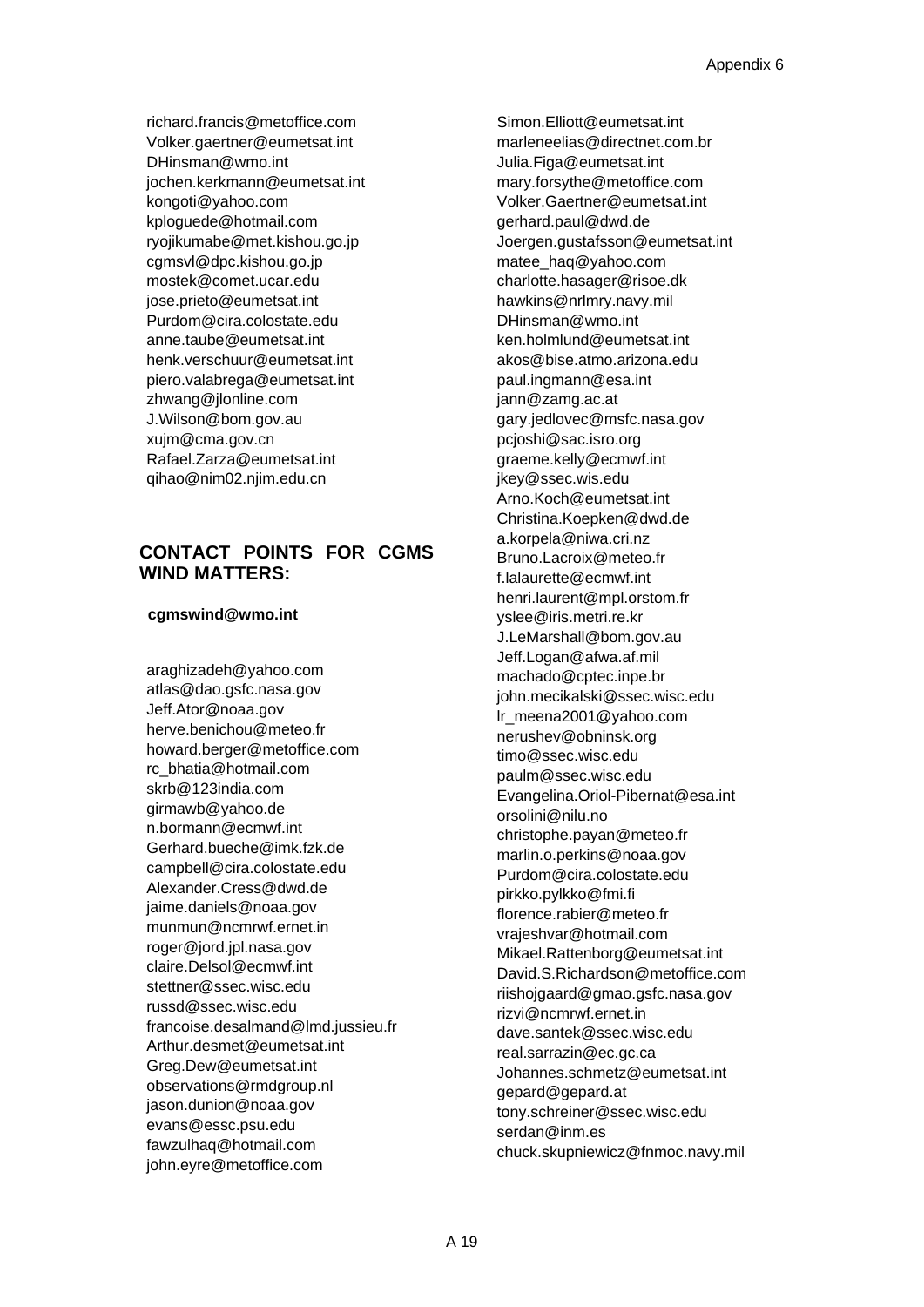richard.francis@metoffice.com
Volker.gaertner@eumetsat.int
DHinsman@wmo.int
jochen.kerkmann@eumetsat.int
kongoti@yahoo.com
kploguede@hotmail.com
ryojikumabe@met.kishou.go.jp
cgmsvl@dpc.kishou.go.jp
mostek@comet.ucar.edu
jose.prieto@eumetsat.int
Purdom@cira.colostate.edu
anne.taube@eumetsat.int
henk.verschuur@eumetsat.int
piero.valabrega@eumetsat.int
zhwang@jlonline.com
J.Wilson@bom.gov.au
xujm@cma.gov.cn
Rafael.Zarza@eumetsat.int
qihao@nim02.njim.edu.cn

## CONTACT POINTS FOR CGMS WIND MATTERS:

**cgmswind@wmo.int**

araghizadeh@yahoo.com
atlas@dao.gsfc.nasa.gov
Jeff.Ator@noaa.gov
herve.benichou@meteo.fr
howard.berger@metoffice.com
rc_bhatia@hotmail.com
skrb@123india.com
girmawb@yahoo.de
n.bormann@ecmwf.int
Gerhard.bueche@imk.fzk.de
campbell@cira.colostate.edu
Alexander.Cress@dwd.de
jaime.daniels@noaa.gov
munmun@ncmrwf.ernet.in
roger@jord.jpl.nasa.gov
claire.Delsol@ecmwf.int
stettner@ssec.wisc.edu
russd@ssec.wisc.edu
francoise.desalmand@lmd.jussieu.fr
Arthur.desmet@eumetsat.int
Greg.Dew@eumetsat.int
observations@rmdgroup.nl
jason.dunion@noaa.gov
evans@essc.psu.edu
fawzulhaq@hotmail.com
john.eyre@metoffice.com
Simon.Elliott@eumetsat.int
marleneelias@directnet.com.br
Julia.Figa@eumetsat.int
mary.forsythe@metoffice.com
Volker.Gaertner@eumetsat.int
gerhard.paul@dwd.de
Joergen.gustafsson@eumetsat.int
matee_haq@yahoo.com
charlotte.hasager@risoe.dk
hawkins@nrlmry.navy.mil
DHinsman@wmo.int
ken.holmlund@eumetsat.int
akos@bise.atmo.arizona.edu
paul.ingmann@esa.int
jann@zamg.ac.at
gary.jedlovec@msfc.nasa.gov
pcjoshi@sac.isro.org
graeme.kelly@ecmwf.int
jkey@ssec.wis.edu
Arno.Koch@eumetsat.int
Christina.Koepken@dwd.de
a.korpela@niwa.cri.nz
Bruno.Lacroix@meteo.fr
f.lalaurette@ecmwf.int
henri.laurent@mpl.orstom.fr
yslee@iris.metri.re.kr
J.LeMarshall@bom.gov.au
Jeff.Logan@afwa.af.mil
machado@cptec.inpe.br
john.mecikalski@ssec.wisc.edu
lr_meena2001@yahoo.com
nerushev@obninsk.org
timo@ssec.wisc.edu
paulm@ssec.wisc.edu
Evangelina.Oriol-Pibernat@esa.int
orsolini@nilu.no
christophe.payan@meteo.fr
marlin.o.perkins@noaa.gov
Purdom@cira.colostate.edu
pirkko.pylkko@fmi.fi
florence.rabier@meteo.fr
vrajeshvar@hotmail.com
Mikael.Rattenborg@eumetsat.int
David.S.Richardson@metoffice.com
riishojgaard@gmao.gsfc.nasa.gov
rizvi@ncmrwf.ernet.in
dave.santek@ssec.wisc.edu
real.sarrazin@ec.gc.ca
Johannes.schmetz@eumetsat.int
gepard@gepard.at
tony.schreiner@ssec.wisc.edu
serdan@inm.es
chuck.skupniewicz@fnmoc.navy.mil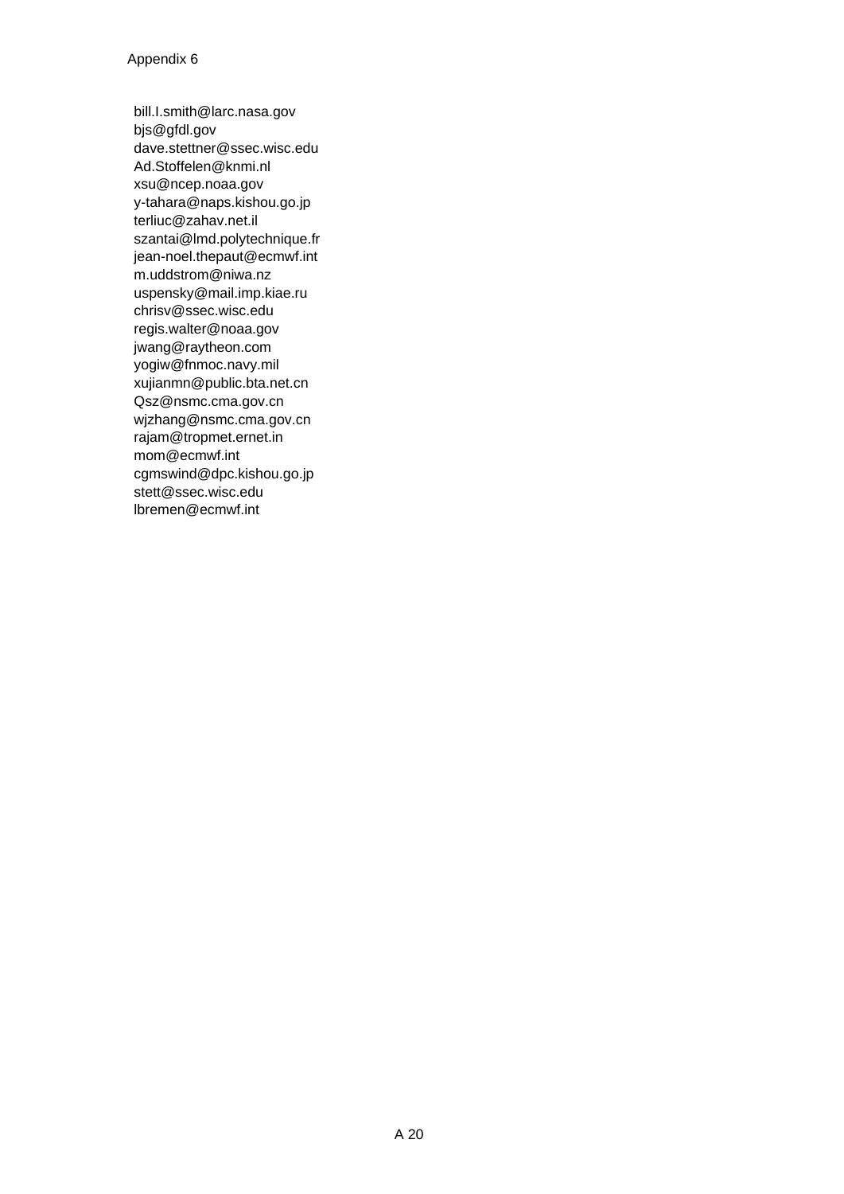Appendix 6

bill.l.smith@larc.nasa.gov
bjs@gfdl.gov
dave.stettner@ssec.wisc.edu
Ad.Stoffelen@knmi.nl
xsu@ncep.noaa.gov
y-tahara@naps.kishou.go.jp
terliuc@zahav.net.il
szantai@lmd.polytechnique.fr
jean-noel.thepaut@ecmwf.int
m.uddstrom@niwa.nz
uspensky@mail.imp.kiae.ru
chrisv@ssec.wisc.edu
regis.walter@noaa.gov
jwang@raytheon.com
yogiw@fnmoc.navy.mil
xujianmn@public.bta.net.cn
Qsz@nsmc.cma.gov.cn
wjzhang@nsmc.cma.gov.cn
rajam@tropmet.ernet.in
mom@ecmwf.int
cgmswind@dpc.kishou.go.jp
stett@ssec.wisc.edu
lbremen@ecmwf.int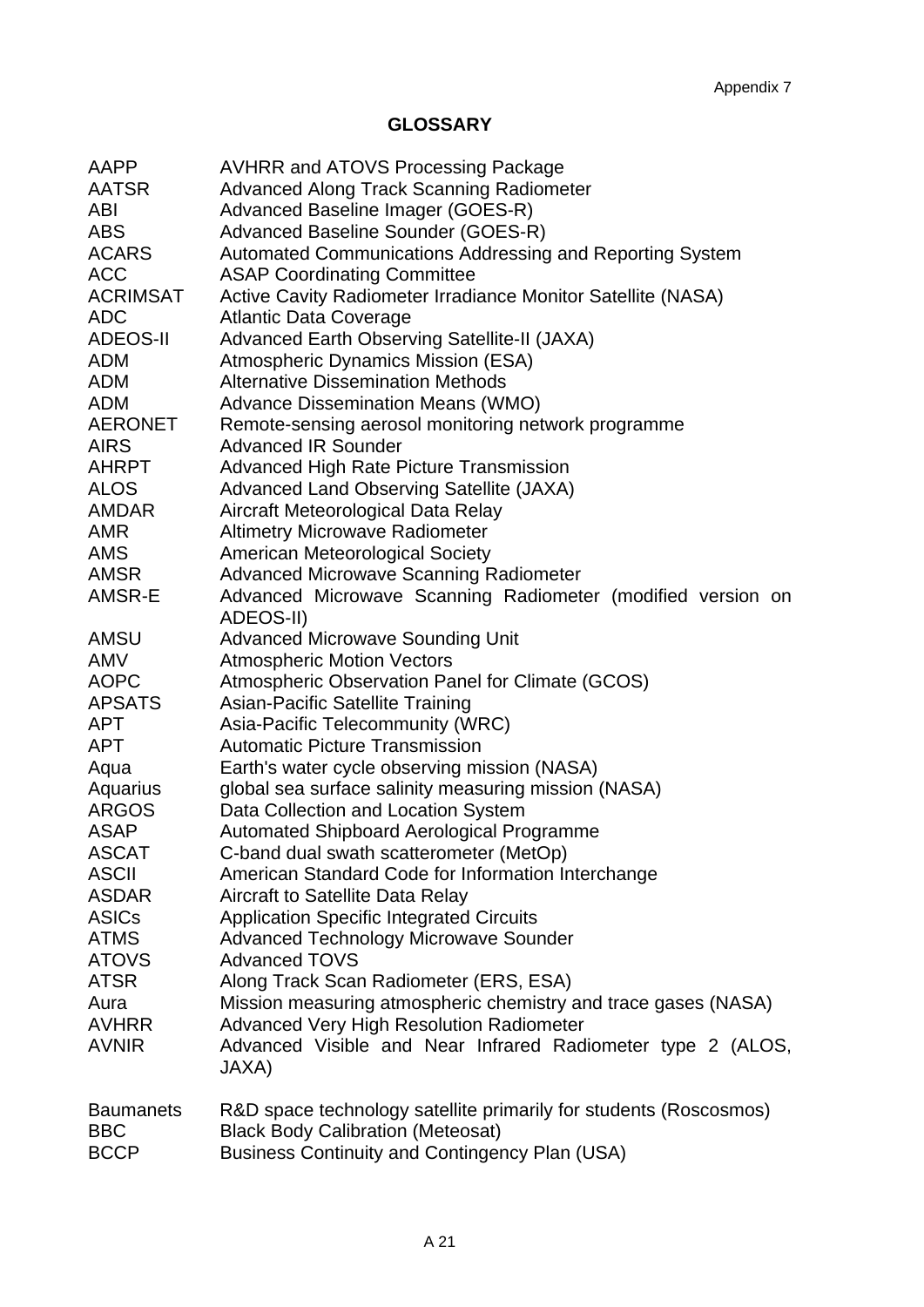Appendix 7

## GLOSSARY

| | |
|---|---|
| AAPP | AVHRR and ATOVS Processing Package |
| AATSR | Advanced Along Track Scanning Radiometer |
| ABI | Advanced Baseline Imager (GOES-R) |
| ABS | Advanced Baseline Sounder (GOES-R) |
| ACARS | Automated Communications Addressing and Reporting System |
| ACC | ASAP Coordinating Committee |
| ACRIMSAT | Active Cavity Radiometer Irradiance Monitor Satellite (NASA) |
| ADC | Atlantic Data Coverage |
| ADEOS-II | Advanced Earth Observing Satellite-II (JAXA) |
| ADM | Atmospheric Dynamics Mission (ESA) |
| ADM | Alternative Dissemination Methods |
| ADM | Advance Dissemination Means (WMO) |
| AERONET | Remote-sensing aerosol monitoring network programme |
| AIRS | Advanced IR Sounder |
| AHRPT | Advanced High Rate Picture Transmission |
| ALOS | Advanced Land Observing Satellite (JAXA) |
| AMDAR | Aircraft Meteorological Data Relay |
| AMR | Altimetry Microwave Radiometer |
| AMS | American Meteorological Society |
| AMSR | Advanced Microwave Scanning Radiometer |
| AMSR-E | Advanced Microwave Scanning Radiometer (modified version on ADEOS-II) |
| AMSU | Advanced Microwave Sounding Unit |
| AMV | Atmospheric Motion Vectors |
| AOPC | Atmospheric Observation Panel for Climate (GCOS) |
| APSATS | Asian-Pacific Satellite Training |
| APT | Asia-Pacific Telecommunity (WRC) |
| APT | Automatic Picture Transmission |
| Aqua | Earth's water cycle observing mission (NASA) |
| Aquarius | global sea surface salinity measuring mission (NASA) |
| ARGOS | Data Collection and Location System |
| ASAP | Automated Shipboard Aerological Programme |
| ASCAT | C-band dual swath scatterometer (MetOp) |
| ASCII | American Standard Code for Information Interchange |
| ASDAR | Aircraft to Satellite Data Relay |
| ASICs | Application Specific Integrated Circuits |
| ATMS | Advanced Technology Microwave Sounder |
| ATOVS | Advanced TOVS |
| ATSR | Along Track Scan Radiometer (ERS, ESA) |
| Aura | Mission measuring atmospheric chemistry and trace gases (NASA) |
| AVHRR | Advanced Very High Resolution Radiometer |
| AVNIR | Advanced Visible and Near Infrared Radiometer type 2 (ALOS, JAXA) |
| Baumanets | R&D space technology satellite primarily for students (Roscosmos) |
| BBC | Black Body Calibration (Meteosat) |
| BCCP | Business Continuity and Contingency Plan (USA) |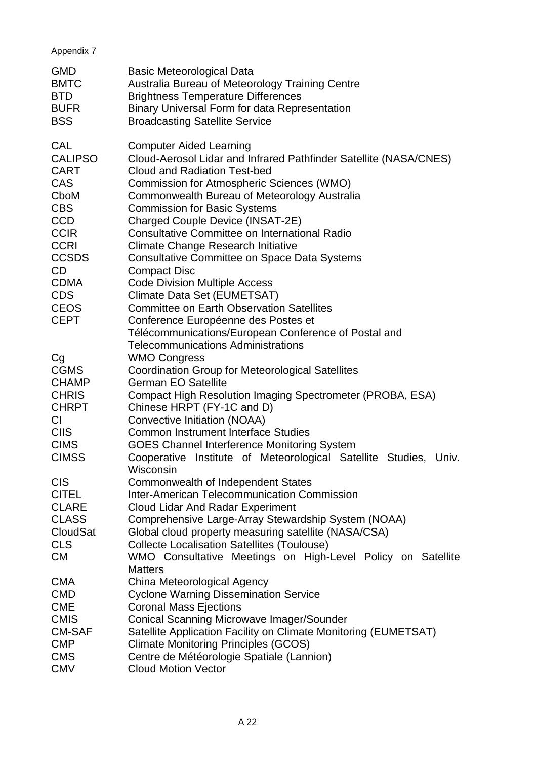Appendix 7

| | |
|---|---|
| GMD | Basic Meteorological Data |
| BMTC | Australia Bureau of Meteorology Training Centre |
| BTD | Brightness Temperature Differences |
| BUFR | Binary Universal Form for data Representation |
| BSS | Broadcasting Satellite Service |
| | |
| CAL | Computer Aided Learning |
| CALIPSO | Cloud-Aerosol Lidar and Infrared Pathfinder Satellite (NASA/CNES) |
| CART | Cloud and Radiation Test-bed |
| CAS | Commission for Atmospheric Sciences (WMO) |
| CboM | Commonwealth Bureau of Meteorology Australia |
| CBS | Commission for Basic Systems |
| CCD | Charged Couple Device (INSAT-2E) |
| CCIR | Consultative Committee on International Radio |
| CCRI | Climate Change Research Initiative |
| CCSDS | Consultative Committee on Space Data Systems |
| CD | Compact Disc |
| CDMA | Code Division Multiple Access |
| CDS | Climate Data Set (EUMETSAT) |
| CEOS | Committee on Earth Observation Satellites |
| CEPT | Conference Européenne des Postes et Télécommunications/European Conference of Postal and Telecommunications Administrations |
| Cg | WMO Congress |
| CGMS | Coordination Group for Meteorological Satellites |
| CHAMP | German EO Satellite |
| CHRIS | Compact High Resolution Imaging Spectrometer (PROBA, ESA) |
| CHRPT | Chinese HRPT (FY-1C and D) |
| CI | Convective Initiation (NOAA) |
| CIIS | Common Instrument Interface Studies |
| CIMS | GOES Channel Interference Monitoring System |
| CIMSS | Cooperative Institute of Meteorological Satellite Studies, Univ. Wisconsin |
| CIS | Commonwealth of Independent States |
| CITEL | Inter-American Telecommunication Commission |
| CLARE | Cloud Lidar And Radar Experiment |
| CLASS | Comprehensive Large-Array Stewardship System (NOAA) |
| CloudSat | Global cloud property measuring satellite (NASA/CSA) |
| CLS | Collecte Localisation Satellites (Toulouse) |
| CM | WMO Consultative Meetings on High-Level Policy on Satellite Matters |
| CMA | China Meteorological Agency |
| CMD | Cyclone Warning Dissemination Service |
| CME | Coronal Mass Ejections |
| CMIS | Conical Scanning Microwave Imager/Sounder |
| CM-SAF | Satellite Application Facility on Climate Monitoring (EUMETSAT) |
| CMP | Climate Monitoring Principles (GCOS) |
| CMS | Centre de Météorologie Spatiale (Lannion) |
| CMV | Cloud Motion Vector |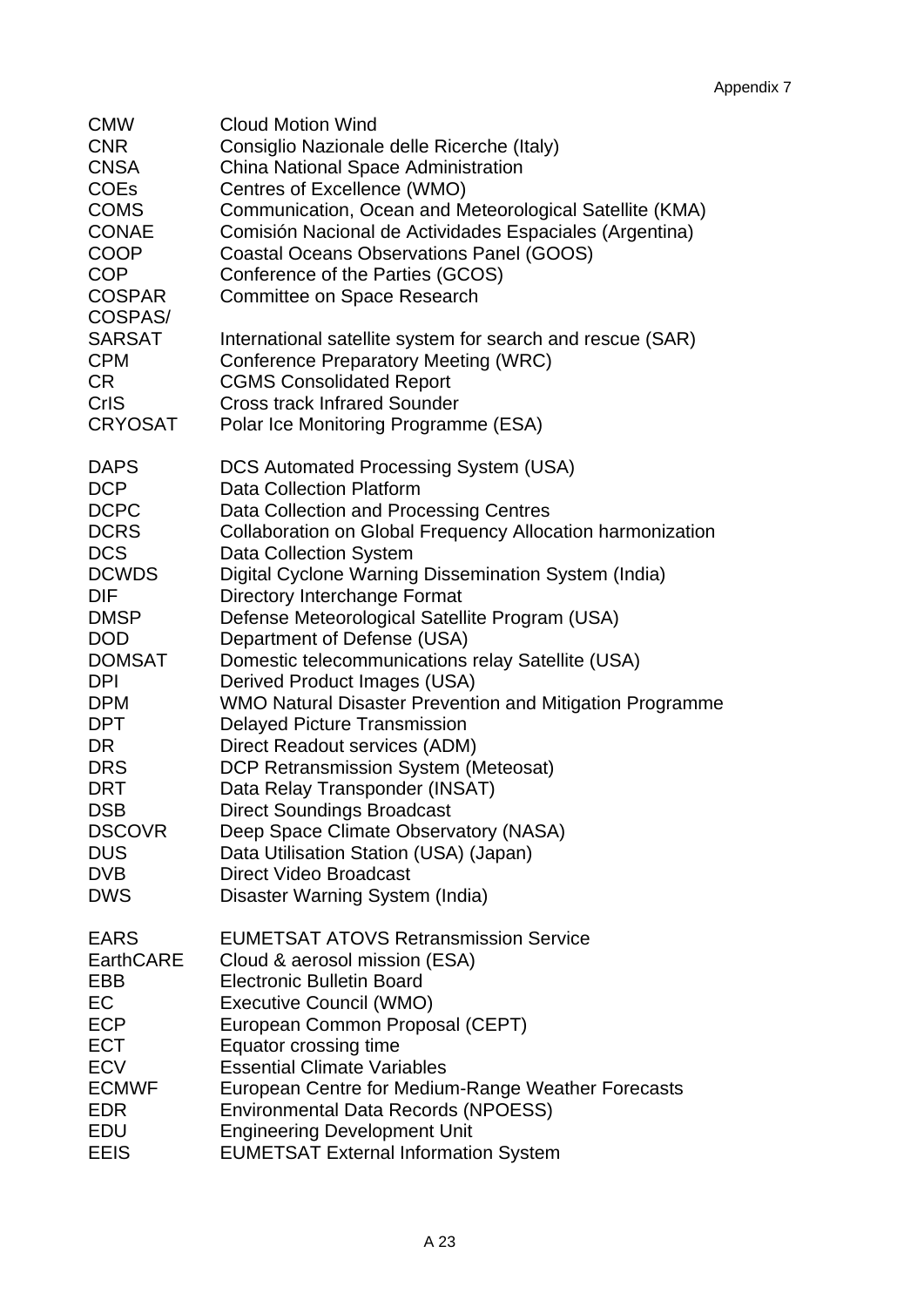| | |
|---|---|
| CMW | Cloud Motion Wind |
| CNR | Consiglio Nazionale delle Ricerche (Italy) |
| CNSA | China National Space Administration |
| COEs | Centres of Excellence (WMO) |
| COMS | Communication, Ocean and Meteorological Satellite (KMA) |
| CONAE | Comisión Nacional de Actividades Espaciales (Argentina) |
| COOP | Coastal Oceans Observations Panel (GOOS) |
| COP | Conference of the Parties (GCOS) |
| COSPAR | Committee on Space Research |
| COSPAS/ SARSAT | International satellite system for search and rescue (SAR) |
| CPM | Conference Preparatory Meeting (WRC) |
| CR | CGMS Consolidated Report |
| CrIS | Cross track Infrared Sounder |
| CRYOSAT | Polar Ice Monitoring Programme (ESA) |
| | |
| DAPS | DCS Automated Processing System (USA) |
| DCP | Data Collection Platform |
| DCPC | Data Collection and Processing Centres |
| DCRS | Collaboration on Global Frequency Allocation harmonization |
| DCS | Data Collection System |
| DCWDS | Digital Cyclone Warning Dissemination System (India) |
| DIF | Directory Interchange Format |
| DMSP | Defense Meteorological Satellite Program (USA) |
| DOD | Department of Defense (USA) |
| DOMSAT | Domestic telecommunications relay Satellite (USA) |
| DPI | Derived Product Images (USA) |
| DPM | WMO Natural Disaster Prevention and Mitigation Programme |
| DPT | Delayed Picture Transmission |
| DR | Direct Readout services (ADM) |
| DRS | DCP Retransmission System (Meteosat) |
| DRT | Data Relay Transponder (INSAT) |
| DSB | Direct Soundings Broadcast |
| DSCOVR | Deep Space Climate Observatory (NASA) |
| DUS | Data Utilisation Station (USA) (Japan) |
| DVB | Direct Video Broadcast |
| DWS | Disaster Warning System (India) |
| | |
| EARS | EUMETSAT ATOVS Retransmission Service |
| EarthCARE | Cloud & aerosol mission (ESA) |
| EBB | Electronic Bulletin Board |
| EC | Executive Council (WMO) |
| ECP | European Common Proposal (CEPT) |
| ECT | Equator crossing time |
| ECV | Essential Climate Variables |
| ECMWF | European Centre for Medium-Range Weather Forecasts |
| EDR | Environmental Data Records (NPOESS) |
| EDU | Engineering Development Unit |
| EEIS | EUMETSAT External Information System |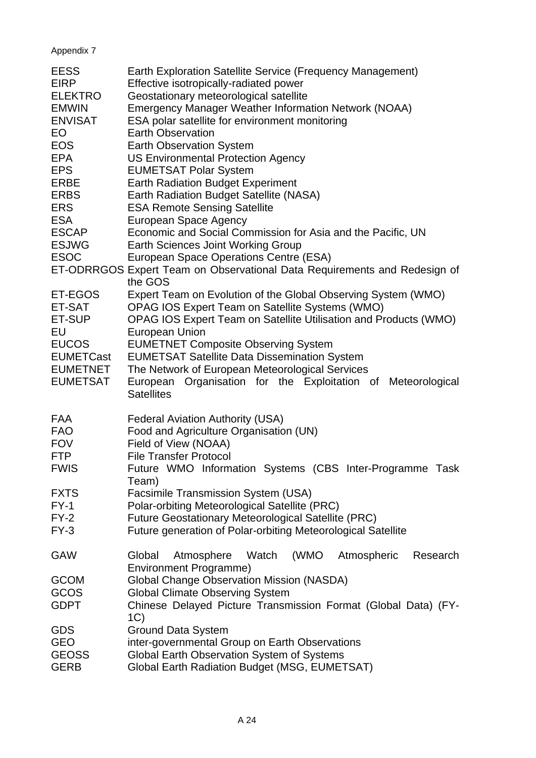Appendix 7

| | |
|---|---|
| EESS | Earth Exploration Satellite Service (Frequency Management) |
| EIRP | Effective isotropically-radiated power |
| ELEKTRO | Geostationary meteorological satellite |
| EMWIN | Emergency Manager Weather Information Network (NOAA) |
| ENVISAT | ESA polar satellite for environment monitoring |
| EO | Earth Observation |
| EOS | Earth Observation System |
| EPA | US Environmental Protection Agency |
| EPS | EUMETSAT Polar System |
| ERBE | Earth Radiation Budget Experiment |
| ERBS | Earth Radiation Budget Satellite (NASA) |
| ERS | ESA Remote Sensing Satellite |
| ESA | European Space Agency |
| ESCAP | Economic and Social Commission for Asia and the Pacific, UN |
| ESJWG | Earth Sciences Joint Working Group |
| ESOC | European Space Operations Centre (ESA) |
| ET-ODRRGOS | Expert Team on Observational Data Requirements and Redesign of the GOS |
| ET-EGOS | Expert Team on Evolution of the Global Observing System (WMO) |
| ET-SAT | OPAG IOS Expert Team on Satellite Systems (WMO) |
| ET-SUP | OPAG IOS Expert Team on Satellite Utilisation and Products (WMO) |
| EU | European Union |
| EUCOS | EUMETNET Composite Observing System |
| EUMETCast | EUMETSAT Satellite Data Dissemination System |
| EUMETNET | The Network of European Meteorological Services |
| EUMETSAT | European Organisation for the Exploitation of Meteorological Satellites |
| | |
| FAA | Federal Aviation Authority (USA) |
| FAO | Food and Agriculture Organisation (UN) |
| FOV | Field of View (NOAA) |
| FTP | File Transfer Protocol |
| FWIS | Future WMO Information Systems (CBS Inter-Programme Task Team) |
| FXTS | Facsimile Transmission System (USA) |
| FY-1 | Polar-orbiting Meteorological Satellite (PRC) |
| FY-2 | Future Geostationary Meteorological Satellite (PRC) |
| FY-3 | Future generation of Polar-orbiting Meteorological Satellite |
| | |
| GAW | Global Atmosphere Watch (WMO Atmospheric Research Environment Programme) |
| GCOM | Global Change Observation Mission (NASDA) |
| GCOS | Global Climate Observing System |
| GDPT | Chinese Delayed Picture Transmission Format (Global Data) (FY-1C) |
| GDS | Ground Data System |
| GEO | inter-governmental Group on Earth Observations |
| GEOSS | Global Earth Observation System of Systems |
| GERB | Global Earth Radiation Budget (MSG, EUMETSAT) |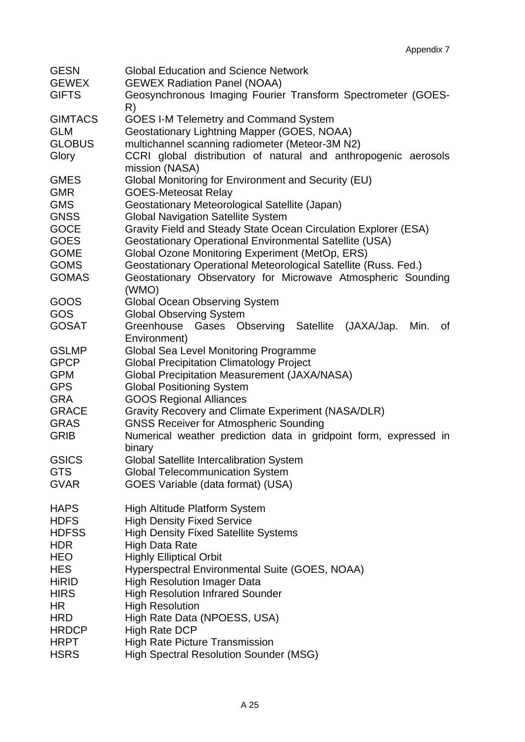| | |
|---|---|
| GESN | Global Education and Science Network |
| GEWEX | GEWEX Radiation Panel (NOAA) |
| GIFTS | Geosynchronous Imaging Fourier Transform Spectrometer (GOES-R) |
| GIMTACS | GOES I-M Telemetry and Command System |
| GLM | Geostationary Lightning Mapper (GOES, NOAA) |
| GLOBUS | multichannel scanning radiometer (Meteor-3M N2) |
| Glory | CCRI global distribution of natural and anthropogenic aerosols mission (NASA) |
| GMES | Global Monitoring for Environment and Security (EU) |
| GMR | GOES-Meteosat Relay |
| GMS | Geostationary Meteorological Satellite (Japan) |
| GNSS | Global Navigation Satellite System |
| GOCE | Gravity Field and Steady State Ocean Circulation Explorer (ESA) |
| GOES | Geostationary Operational Environmental Satellite (USA) |
| GOME | Global Ozone Monitoring Experiment (MetOp, ERS) |
| GOMS | Geostationary Operational Meteorological Satellite (Russ. Fed.) |
| GOMAS | Geostationary Observatory for Microwave Atmospheric Sounding (WMO) |
| GOOS | Global Ocean Observing System |
| GOS | Global Observing System |
| GOSAT | Greenhouse Gases Observing Satellite (JAXA/Jap. Min. of Environment) |
| GSLMP | Global Sea Level Monitoring Programme |
| GPCP | Global Precipitation Climatology Project |
| GPM | Global Precipitation Measurement (JAXA/NASA) |
| GPS | Global Positioning System |
| GRA | GOOS Regional Alliances |
| GRACE | Gravity Recovery and Climate Experiment (NASA/DLR) |
| GRAS | GNSS Receiver for Atmospheric Sounding |
| GRIB | Numerical weather prediction data in gridpoint form, expressed in binary |
| GSICS | Global Satellite Intercalibration System |
| GTS | Global Telecommunication System |
| GVAR | GOES Variable (data format) (USA) |
| | |
| HAPS | High Altitude Platform System |
| HDFS | High Density Fixed Service |
| HDFSS | High Density Fixed Satellite Systems |
| HDR | High Data Rate |
| HEO | Highly Elliptical Orbit |
| HES | Hyperspectral Environmental Suite (GOES, NOAA) |
| HiRID | High Resolution Imager Data |
| HIRS | High Resolution Infrared Sounder |
| HR | High Resolution |
| HRD | High Rate Data (NPOESS, USA) |
| HRDCP | High Rate DCP |
| HRPT | High Rate Picture Transmission |
| HSRS | High Spectral Resolution Sounder (MSG) |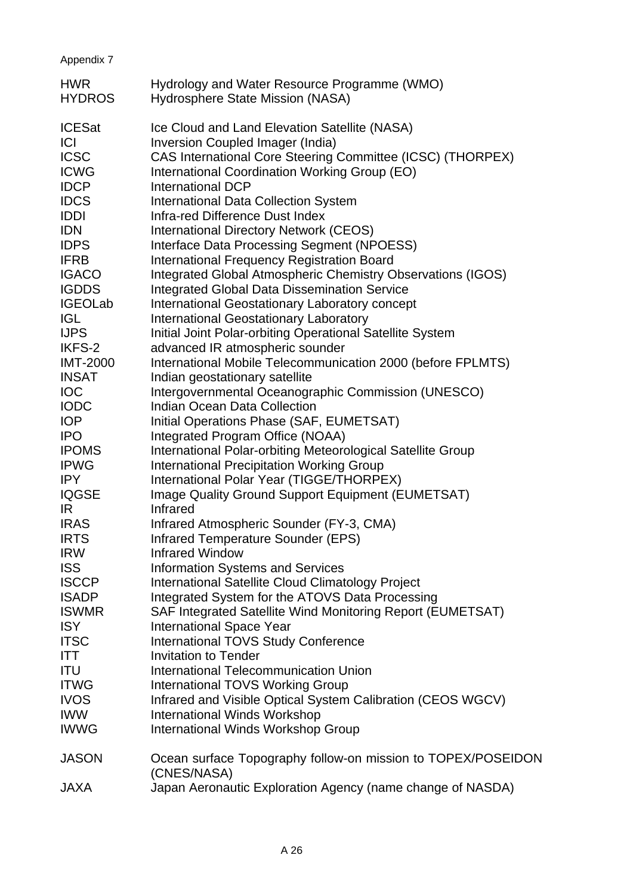Appendix 7

| | |
|---|---|
| HWR | Hydrology and Water Resource Programme (WMO) |
| HYDROS | Hydrosphere State Mission (NASA) |
| | |
| ICESat | Ice Cloud and Land Elevation Satellite (NASA) |
| ICI | Inversion Coupled Imager (India) |
| ICSC | CAS International Core Steering Committee (ICSC) (THORPEX) |
| ICWG | International Coordination Working Group (EO) |
| IDCP | International DCP |
| IDCS | International Data Collection System |
| IDDI | Infra-red Difference Dust Index |
| IDN | International Directory Network (CEOS) |
| IDPS | Interface Data Processing Segment (NPOESS) |
| IFRB | International Frequency Registration Board |
| IGACO | Integrated Global Atmospheric Chemistry Observations (IGOS) |
| IGDDS | Integrated Global Data Dissemination Service |
| IGEOLab | International Geostationary Laboratory concept |
| IGL | International Geostationary Laboratory |
| IJPS | Initial Joint Polar-orbiting Operational Satellite System |
| IKFS-2 | advanced IR atmospheric sounder |
| IMT-2000 | International Mobile Telecommunication 2000 (before FPLMTS) |
| INSAT | Indian geostationary satellite |
| IOC | Intergovernmental Oceanographic Commission (UNESCO) |
| IODC | Indian Ocean Data Collection |
| IOP | Initial Operations Phase (SAF, EUMETSAT) |
| IPO | Integrated Program Office (NOAA) |
| IPOMS | International Polar-orbiting Meteorological Satellite Group |
| IPWG | International Precipitation Working Group |
| IPY | International Polar Year (TIGGE/THORPEX) |
| IQGSE | Image Quality Ground Support Equipment (EUMETSAT) |
| IR | Infrared |
| IRAS | Infrared Atmospheric Sounder (FY-3, CMA) |
| IRTS | Infrared Temperature Sounder (EPS) |
| IRW | Infrared Window |
| ISS | Information Systems and Services |
| ISCCP | International Satellite Cloud Climatology Project |
| ISADP | Integrated System for the ATOVS Data Processing |
| ISWMR | SAF Integrated Satellite Wind Monitoring Report (EUMETSAT) |
| ISY | International Space Year |
| ITSC | International TOVS Study Conference |
| ITT | Invitation to Tender |
| ITU | International Telecommunication Union |
| ITWG | International TOVS Working Group |
| IVOS | Infrared and Visible Optical System Calibration (CEOS WGCV) |
| IWW | International Winds Workshop |
| IWWG | International Winds Workshop Group |
| | |
| JASON | Ocean surface Topography follow-on mission to TOPEX/POSEIDON (CNES/NASA) |
| JAXA | Japan Aeronautic Exploration Agency (name change of NASDA) |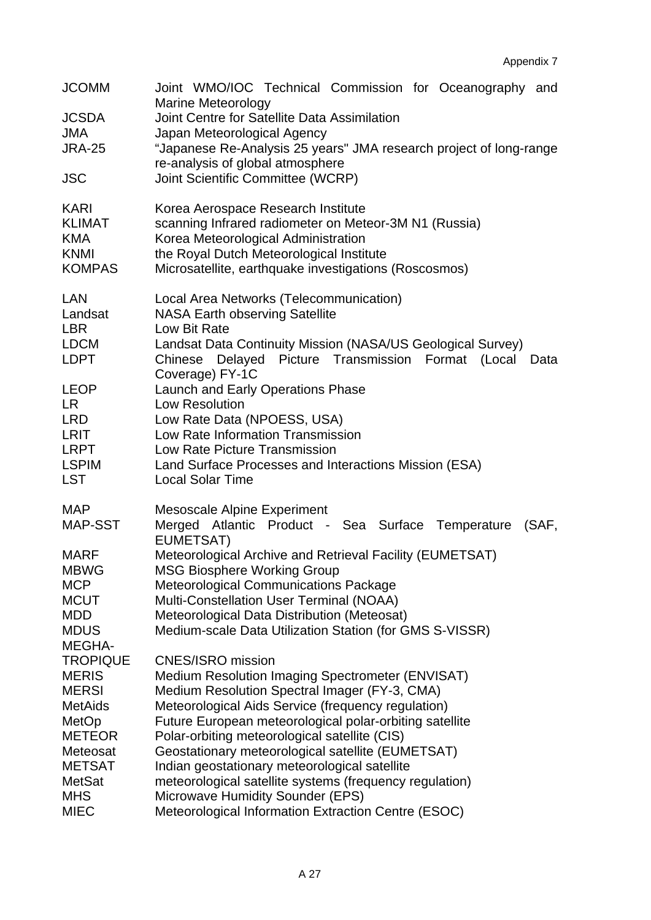| | |
|---|---|
| JCOMM | Joint WMO/IOC Technical Commission for Oceanography and Marine Meteorology |
| JCSDA | Joint Centre for Satellite Data Assimilation |
| JMA | Japan Meteorological Agency |
| JRA-25 | "Japanese Re-Analysis 25 years" JMA research project of long-range re-analysis of global atmosphere |
| JSC | Joint Scientific Committee (WCRP) |
| | |
| KARI | Korea Aerospace Research Institute |
| KLIMAT | scanning Infrared radiometer on Meteor-3M N1 (Russia) |
| KMA | Korea Meteorological Administration |
| KNMI | the Royal Dutch Meteorological Institute |
| KOMPAS | Microsatellite, earthquake investigations (Roscosmos) |
| | |
| LAN | Local Area Networks (Telecommunication) |
| Landsat | NASA Earth observing Satellite |
| LBR | Low Bit Rate |
| LDCM | Landsat Data Continuity Mission (NASA/US Geological Survey) |
| LDPT | Chinese Delayed Picture Transmission Format (Local Data Coverage) FY-1C |
| LEOP | Launch and Early Operations Phase |
| LR | Low Resolution |
| LRD | Low Rate Data (NPOESS, USA) |
| LRIT | Low Rate Information Transmission |
| LRPT | Low Rate Picture Transmission |
| LSPIM | Land Surface Processes and Interactions Mission (ESA) |
| LST | Local Solar Time |
| | |
| MAP | Mesoscale Alpine Experiment |
| MAP-SST | Merged Atlantic Product - Sea Surface Temperature (SAF, EUMETSAT) |
| MARF | Meteorological Archive and Retrieval Facility (EUMETSAT) |
| MBWG | MSG Biosphere Working Group |
| MCP | Meteorological Communications Package |
| MCUT | Multi-Constellation User Terminal (NOAA) |
| MDD | Meteorological Data Distribution (Meteosat) |
| MDUS | Medium-scale Data Utilization Station (for GMS S-VISSR) |
| MEGHA-TROPIQUE | CNES/ISRO mission |
| MERIS | Medium Resolution Imaging Spectrometer (ENVISAT) |
| MERSI | Medium Resolution Spectral Imager (FY-3, CMA) |
| MetAids | Meteorological Aids Service (frequency regulation) |
| MetOp | Future European meteorological polar-orbiting satellite |
| METEOR | Polar-orbiting meteorological satellite (CIS) |
| Meteosat | Geostationary meteorological satellite (EUMETSAT) |
| METSAT | Indian geostationary meteorological satellite |
| MetSat | meteorological satellite systems (frequency regulation) |
| MHS | Microwave Humidity Sounder (EPS) |
| MIEC | Meteorological Information Extraction Centre (ESOC) |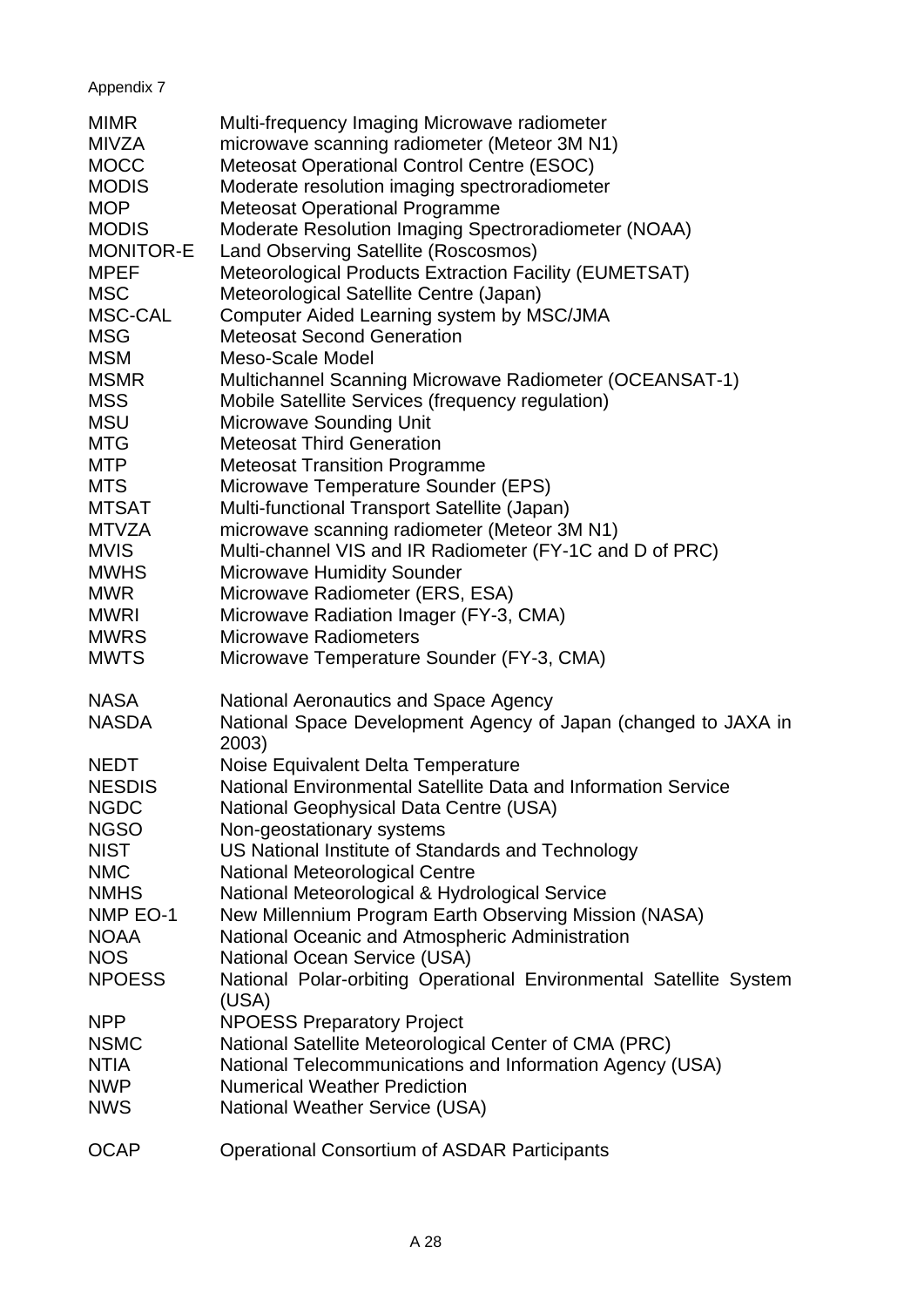Appendix 7

| | |
|---|---|
| MIMR | Multi-frequency Imaging Microwave radiometer |
| MIVZA | microwave scanning radiometer (Meteor 3M N1) |
| MOCC | Meteosat Operational Control Centre (ESOC) |
| MODIS | Moderate resolution imaging spectroradiometer |
| MOP | Meteosat Operational Programme |
| MODIS | Moderate Resolution Imaging Spectroradiometer (NOAA) |
| MONITOR-E | Land Observing Satellite (Roscosmos) |
| MPEF | Meteorological Products Extraction Facility (EUMETSAT) |
| MSC | Meteorological Satellite Centre (Japan) |
| MSC-CAL | Computer Aided Learning system by MSC/JMA |
| MSG | Meteosat Second Generation |
| MSM | Meso-Scale Model |
| MSMR | Multichannel Scanning Microwave Radiometer (OCEANSAT-1) |
| MSS | Mobile Satellite Services (frequency regulation) |
| MSU | Microwave Sounding Unit |
| MTG | Meteosat Third Generation |
| MTP | Meteosat Transition Programme |
| MTS | Microwave Temperature Sounder (EPS) |
| MTSAT | Multi-functional Transport Satellite (Japan) |
| MTVZA | microwave scanning radiometer (Meteor 3M N1) |
| MVIS | Multi-channel VIS and IR Radiometer (FY-1C and D of PRC) |
| MWHS | Microwave Humidity Sounder |
| MWR | Microwave Radiometer (ERS, ESA) |
| MWRI | Microwave Radiation Imager (FY-3, CMA) |
| MWRS | Microwave Radiometers |
| MWTS | Microwave Temperature Sounder (FY-3, CMA) |
| | |
| NASA | National Aeronautics and Space Agency |
| NASDA | National Space Development Agency of Japan (changed to JAXA in 2003) |
| NEDT | Noise Equivalent Delta Temperature |
| NESDIS | National Environmental Satellite Data and Information Service |
| NGDC | National Geophysical Data Centre (USA) |
| NGSO | Non-geostationary systems |
| NIST | US National Institute of Standards and Technology |
| NMC | National Meteorological Centre |
| NMHS | National Meteorological & Hydrological Service |
| NMP EO-1 | New Millennium Program Earth Observing Mission (NASA) |
| NOAA | National Oceanic and Atmospheric Administration |
| NOS | National Ocean Service (USA) |
| NPOESS | National Polar-orbiting Operational Environmental Satellite System (USA) |
| NPP | NPOESS Preparatory Project |
| NSMC | National Satellite Meteorological Center of CMA (PRC) |
| NTIA | National Telecommunications and Information Agency (USA) |
| NWP | Numerical Weather Prediction |
| NWS | National Weather Service (USA) |
| | |
| OCAP | Operational Consortium of ASDAR Participants |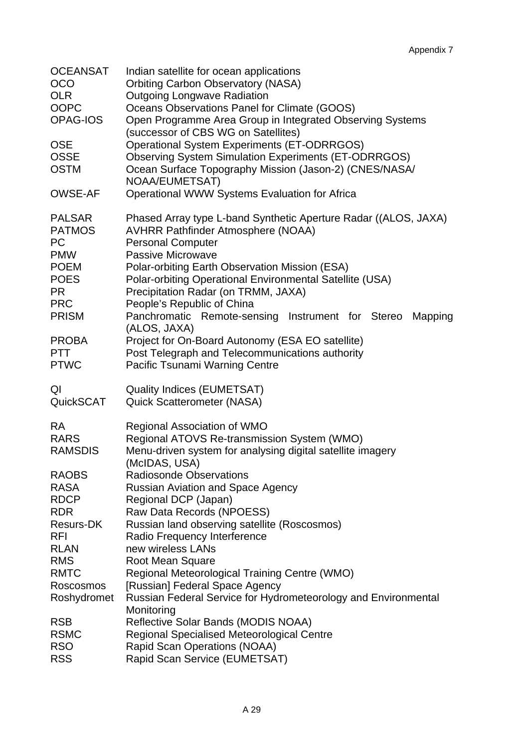| | |
|---|---|
| OCEANSAT | Indian satellite for ocean applications |
| OCO | Orbiting Carbon Observatory (NASA) |
| OLR | Outgoing Longwave Radiation |
| OOPC | Oceans Observations Panel for Climate (GOOS) |
| OPAG-IOS | Open Programme Area Group in Integrated Observing Systems (successor of CBS WG on Satellites) |
| OSE | Operational System Experiments (ET-ODRRGOS) |
| OSSE | Observing System Simulation Experiments (ET-ODRRGOS) |
| OSTM | Ocean Surface Topography Mission (Jason-2) (CNES/NASA/ NOAA/EUMETSAT) |
| OWSE-AF | Operational WWW Systems Evaluation for Africa |
| | |
| PALSAR | Phased Array type L-band Synthetic Aperture Radar ((ALOS, JAXA) |
| PATMOS | AVHRR Pathfinder Atmosphere (NOAA) |
| PC | Personal Computer |
| PMW | Passive Microwave |
| POEM | Polar-orbiting Earth Observation Mission (ESA) |
| POES | Polar-orbiting Operational Environmental Satellite (USA) |
| PR | Precipitation Radar (on TRMM, JAXA) |
| PRC | People's Republic of China |
| PRISM | Panchromatic Remote-sensing Instrument for Stereo Mapping (ALOS, JAXA) |
| PROBA | Project for On-Board Autonomy (ESA EO satellite) |
| PTT | Post Telegraph and Telecommunications authority |
| PTWC | Pacific Tsunami Warning Centre |
| | |
| QI | Quality Indices (EUMETSAT) |
| QuickSCAT | Quick Scatterometer (NASA) |
| | |
| RA | Regional Association of WMO |
| RARS | Regional ATOVS Re-transmission System (WMO) |
| RAMSDIS | Menu-driven system for analysing digital satellite imagery (McIDAS, USA) |
| RAOBS | Radiosonde Observations |
| RASA | Russian Aviation and Space Agency |
| RDCP | Regional DCP (Japan) |
| RDR | Raw Data Records (NPOESS) |
| Resurs-DK | Russian land observing satellite (Roscosmos) |
| RFI | Radio Frequency Interference |
| RLAN | new wireless LANs |
| RMS | Root Mean Square |
| RMTC | Regional Meteorological Training Centre (WMO) |
| Roscosmos | [Russian] Federal Space Agency |
| Roshydromet | Russian Federal Service for Hydrometeorology and Environmental Monitoring |
| RSB | Reflective Solar Bands (MODIS NOAA) |
| RSMC | Regional Specialised Meteorological Centre |
| RSO | Rapid Scan Operations (NOAA) |
| RSS | Rapid Scan Service (EUMETSAT) |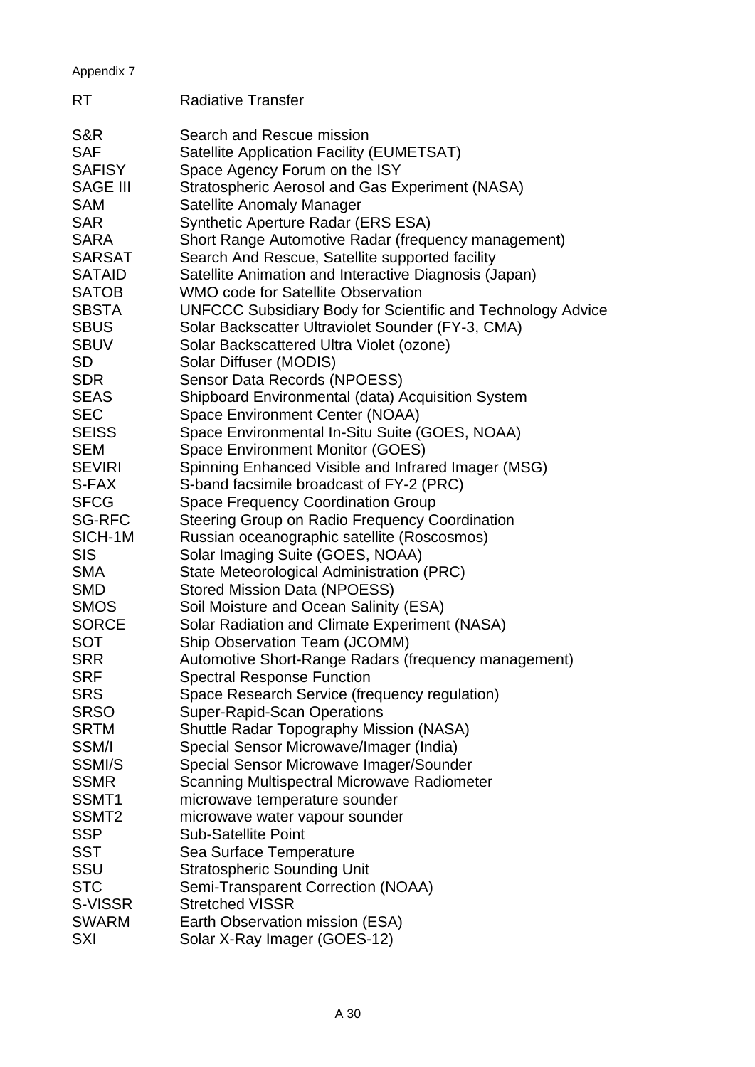Appendix 7

| | |
|---|---|
| RT | Radiative Transfer |
| S&R | Search and Rescue mission |
| SAF | Satellite Application Facility (EUMETSAT) |
| SAFISY | Space Agency Forum on the ISY |
| SAGE III | Stratospheric Aerosol and Gas Experiment (NASA) |
| SAM | Satellite Anomaly Manager |
| SAR | Synthetic Aperture Radar (ERS ESA) |
| SARA | Short Range Automotive Radar (frequency management) |
| SARSAT | Search And Rescue, Satellite supported facility |
| SATAID | Satellite Animation and Interactive Diagnosis (Japan) |
| SATOB | WMO code for Satellite Observation |
| SBSTA | UNFCCC Subsidiary Body for Scientific and Technology Advice |
| SBUS | Solar Backscatter Ultraviolet Sounder (FY-3, CMA) |
| SBUV | Solar Backscattered Ultra Violet (ozone) |
| SD | Solar Diffuser (MODIS) |
| SDR | Sensor Data Records (NPOESS) |
| SEAS | Shipboard Environmental (data) Acquisition System |
| SEC | Space Environment Center (NOAA) |
| SEISS | Space Environmental In-Situ Suite (GOES, NOAA) |
| SEM | Space Environment Monitor (GOES) |
| SEVIRI | Spinning Enhanced Visible and Infrared Imager (MSG) |
| S-FAX | S-band facsimile broadcast of FY-2 (PRC) |
| SFCG | Space Frequency Coordination Group |
| SG-RFC | Steering Group on Radio Frequency Coordination |
| SICH-1M | Russian oceanographic satellite (Roscosmos) |
| SIS | Solar Imaging Suite (GOES, NOAA) |
| SMA | State Meteorological Administration (PRC) |
| SMD | Stored Mission Data (NPOESS) |
| SMOS | Soil Moisture and Ocean Salinity (ESA) |
| SORCE | Solar Radiation and Climate Experiment (NASA) |
| SOT | Ship Observation Team (JCOMM) |
| SRR | Automotive Short-Range Radars (frequency management) |
| SRF | Spectral Response Function |
| SRS | Space Research Service (frequency regulation) |
| SRSO | Super-Rapid-Scan Operations |
| SRTM | Shuttle Radar Topography Mission (NASA) |
| SSM/I | Special Sensor Microwave/Imager (India) |
| SSMI/S | Special Sensor Microwave Imager/Sounder |
| SSMR | Scanning Multispectral Microwave Radiometer |
| SSMT1 | microwave temperature sounder |
| SSMT2 | microwave water vapour sounder |
| SSP | Sub-Satellite Point |
| SST | Sea Surface Temperature |
| SSU | Stratospheric Sounding Unit |
| STC | Semi-Transparent Correction (NOAA) |
| S-VISSR | Stretched VISSR |
| SWARM | Earth Observation mission (ESA) |
| SXI | Solar X-Ray Imager (GOES-12) |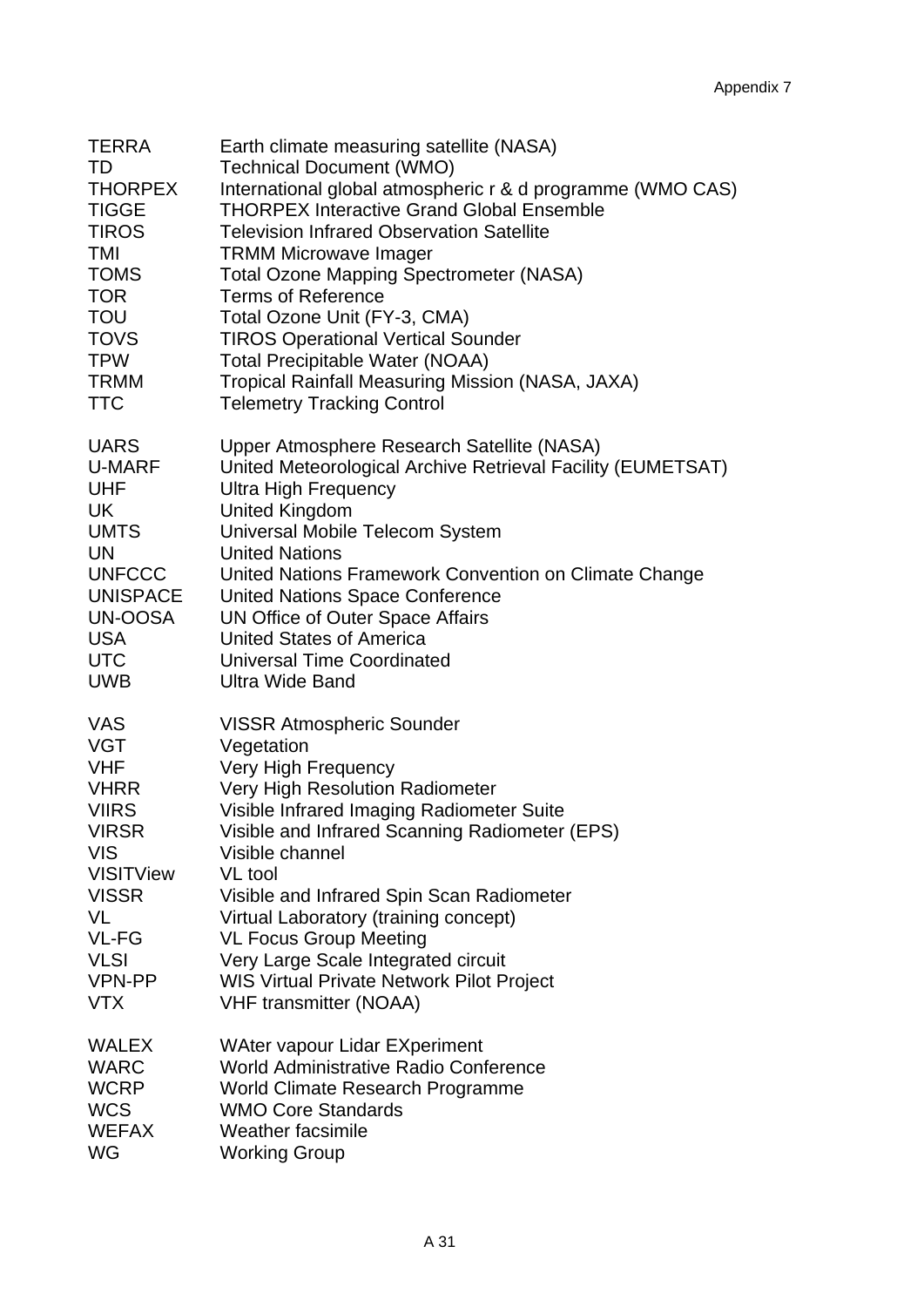| | |
|---|---|
| TERRA | Earth climate measuring satellite (NASA) |
| TD | Technical Document (WMO) |
| THORPEX | International global atmospheric r & d programme (WMO CAS) |
| TIGGE | THORPEX Interactive Grand Global Ensemble |
| TIROS | Television Infrared Observation Satellite |
| TMI | TRMM Microwave Imager |
| TOMS | Total Ozone Mapping Spectrometer (NASA) |
| TOR | Terms of Reference |
| TOU | Total Ozone Unit (FY-3, CMA) |
| TOVS | TIROS Operational Vertical Sounder |
| TPW | Total Precipitable Water (NOAA) |
| TRMM | Tropical Rainfall Measuring Mission (NASA, JAXA) |
| TTC | Telemetry Tracking Control |
| | |
| UARS | Upper Atmosphere Research Satellite (NASA) |
| U-MARF | United Meteorological Archive Retrieval Facility (EUMETSAT) |
| UHF | Ultra High Frequency |
| UK | United Kingdom |
| UMTS | Universal Mobile Telecom System |
| UN | United Nations |
| UNFCCC | United Nations Framework Convention on Climate Change |
| UNISPACE | United Nations Space Conference |
| UN-OOSA | UN Office of Outer Space Affairs |
| USA | United States of America |
| UTC | Universal Time Coordinated |
| UWB | Ultra Wide Band |
| | |
| VAS | VISSR Atmospheric Sounder |
| VGT | Vegetation |
| VHF | Very High Frequency |
| VHRR | Very High Resolution Radiometer |
| VIIRS | Visible Infrared Imaging Radiometer Suite |
| VIRSR | Visible and Infrared Scanning Radiometer (EPS) |
| VIS | Visible channel |
| VISITView | VL tool |
| VISSR | Visible and Infrared Spin Scan Radiometer |
| VL | Virtual Laboratory (training concept) |
| VL-FG | VL Focus Group Meeting |
| VLSI | Very Large Scale Integrated circuit |
| VPN-PP | WIS Virtual Private Network Pilot Project |
| VTX | VHF transmitter (NOAA) |
| | |
| WALEX | WAter vapour Lidar EXperiment |
| WARC | World Administrative Radio Conference |
| WCRP | World Climate Research Programme |
| WCS | WMO Core Standards |
| WEFAX | Weather facsimile |
| WG | Working Group |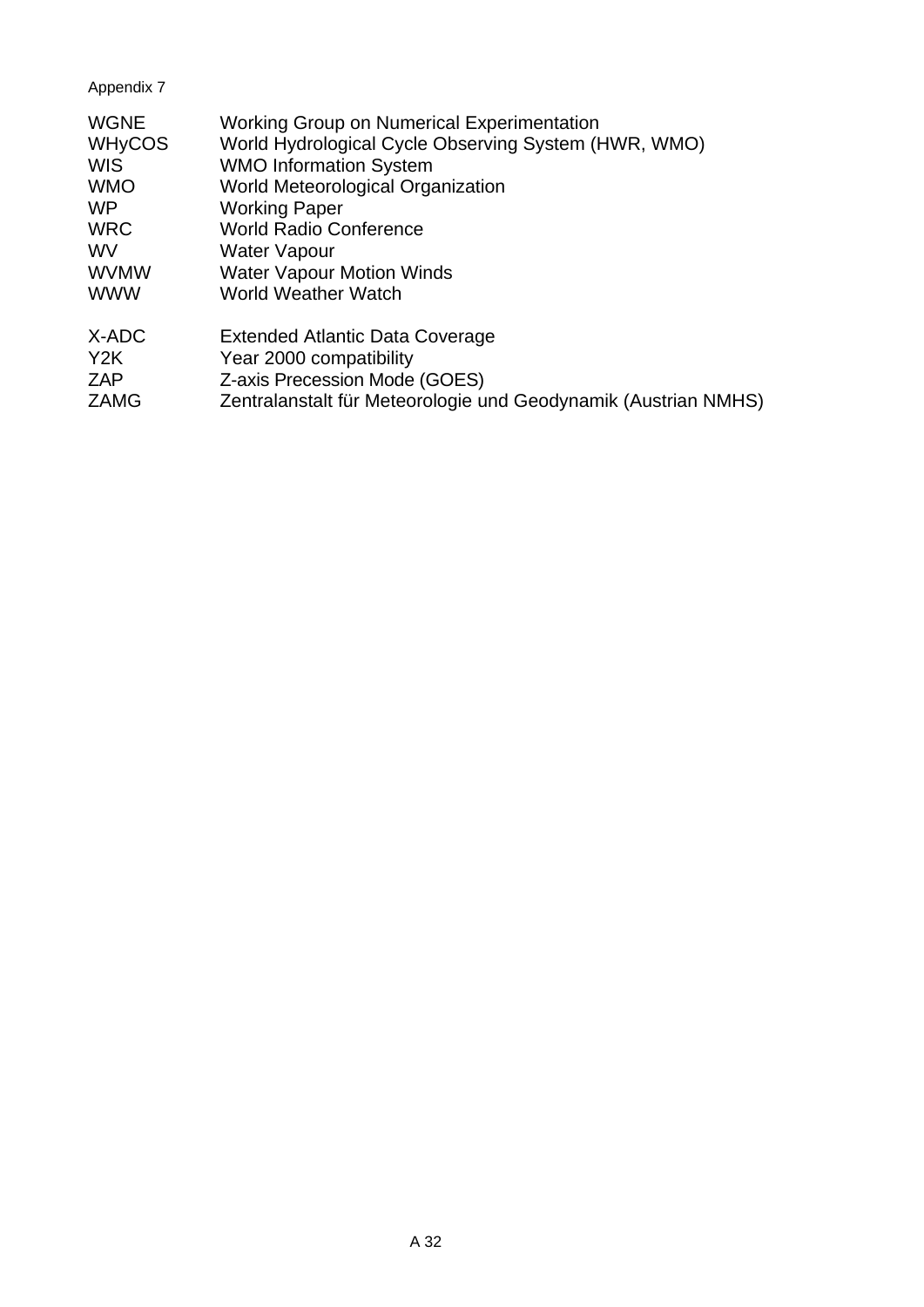Appendix 7

| | |
|---|---|
| WGNE | Working Group on Numerical Experimentation |
| WHyCOS | World Hydrological Cycle Observing System (HWR, WMO) |
| WIS | WMO Information System |
| WMO | World Meteorological Organization |
| WP | Working Paper |
| WRC | World Radio Conference |
| WV | Water Vapour |
| WVMW | Water Vapour Motion Winds |
| WWW | World Weather Watch |
| X-ADC | Extended Atlantic Data Coverage |
| Y2K | Year 2000 compatibility |
| ZAP | Z-axis Precession Mode (GOES) |
| ZAMG | Zentralanstalt für Meteorologie und Geodynamik (Austrian NMHS) |